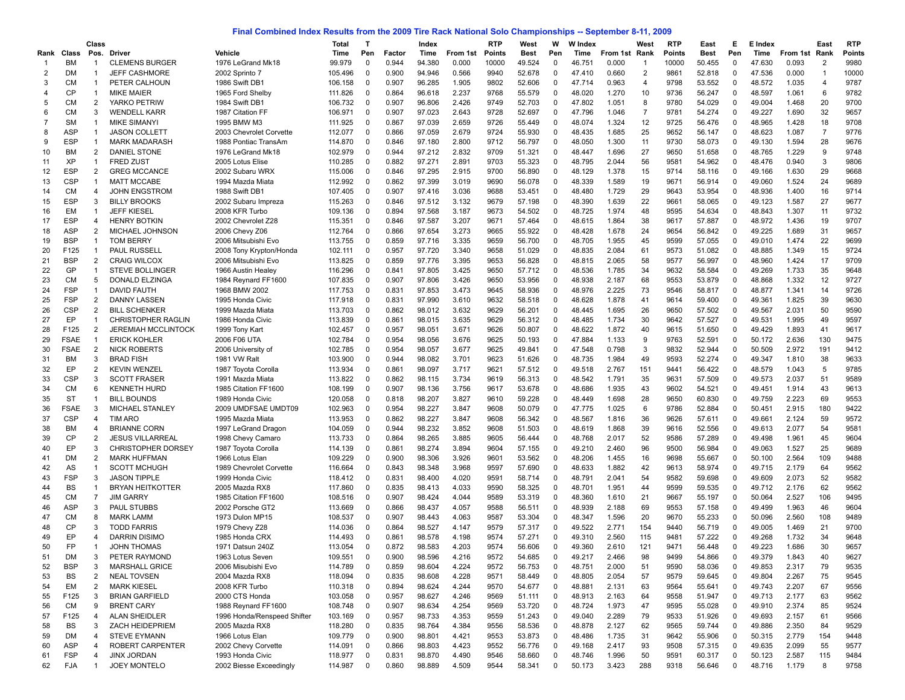# Final Combined Index Results from the 2009 Tire Rack National Solo Championships -- September 8-11, 2009

| Rank | Class | Class Pos. | Driver | Vehicle | Total Time | T Pen | Factor | Index Time | From 1st | RTP Points | West Best | W Pen | W Index Time | From 1st | West Rank | RTP Points | East Best | E Pen | E Index Time | From 1st | East Rank | RTP Points |
|---|---|---|---|---|---|---|---|---|---|---|---|---|---|---|---|---|---|---|---|---|---|---|
| 1 | BM | 1 | CLEMENS BURGER | 1976 LeGrand Mk18 | 99.979 | 0 | 0.944 | 94.380 | 0.000 | 10000 | 49.524 | 0 | 46.751 | 0.000 | 1 | 10000 | 50.455 | 0 | 47.630 | 0.093 | 2 | 9980 |
| 2 | DM | 1 | JEFF CASHMORE | 2002 Sprinto 7 | 105.496 | 0 | 0.900 | 94.946 | 0.566 | 9940 | 52.678 | 0 | 47.410 | 0.660 | 2 | 9861 | 52.818 | 0 | 47.536 | 0.000 | 1 | 10000 |
| 3 | CM | 1 | PETER CALHOUN | 1986 Swift DB1 | 106.158 | 0 | 0.907 | 96.285 | 1.905 | 9802 | 52.606 | 0 | 47.714 | 0.963 | 4 | 9798 | 53.552 | 0 | 48.572 | 1.035 | 4 | 9787 |
| 4 | CP | 1 | MIKE MAIER | 1965 Ford Shelby | 111.826 | 0 | 0.864 | 96.618 | 2.237 | 9768 | 55.579 | 0 | 48.020 | 1.270 | 10 | 9736 | 56.247 | 0 | 48.597 | 1.061 | 6 | 9782 |
| 5 | CM | 2 | YARKO PETRIW | 1984 Swift DB1 | 106.732 | 0 | 0.907 | 96.806 | 2.426 | 9749 | 52.703 | 0 | 47.802 | 1.051 | 8 | 9780 | 54.029 | 0 | 49.004 | 1.468 | 20 | 9700 |
| 6 | CM | 3 | WENDELL KARR | 1987 Citation FF | 106.971 | 0 | 0.907 | 97.023 | 2.643 | 9728 | 52.697 | 0 | 47.796 | 1.046 | 7 | 9781 | 54.274 | 0 | 49.227 | 1.690 | 32 | 9657 |
| 7 | SM | 1 | MIKE SIMANYI | 1995 BMW M3 | 111.925 | 0 | 0.867 | 97.039 | 2.659 | 9726 | 55.449 | 0 | 48.074 | 1.324 | 12 | 9725 | 56.476 | 0 | 48.965 | 1.428 | 18 | 9708 |
| 8 | ASP | 1 | JASON COLLETT | 2003 Chevrolet Corvette | 112.077 | 0 | 0.866 | 97.059 | 2.679 | 9724 | 55.930 | 0 | 48.435 | 1.685 | 25 | 9652 | 56.147 | 0 | 48.623 | 1.087 | 7 | 9776 |
| 9 | ESP | 1 | MARK MADARASH | 1988 Pontiac TransAm | 114.870 | 0 | 0.846 | 97.180 | 2.800 | 9712 | 56.797 | 0 | 48.050 | 1.300 | 11 | 9730 | 58.073 | 0 | 49.130 | 1.594 | 28 | 9676 |
| 10 | BM | 2 | DANIEL STONE | 1976 LeGrand Mk18 | 102.979 | 0 | 0.944 | 97.212 | 2.832 | 9709 | 51.321 | 0 | 48.447 | 1.696 | 27 | 9650 | 51.658 | 0 | 48.765 | 1.229 | 9 | 9748 |
| 11 | XP | 1 | FRED ZUST | 2005 Lotus Elise | 110.285 | 0 | 0.882 | 97.271 | 2.891 | 9703 | 55.323 | 0 | 48.795 | 2.044 | 56 | 9581 | 54.962 | 0 | 48.476 | 0.940 | 3 | 9806 |
| 12 | ESP | 2 | GREG MCCANCE | 2002 Subaru WRX | 115.006 | 0 | 0.846 | 97.295 | 2.915 | 9700 | 56.890 | 0 | 48.129 | 1.378 | 15 | 9714 | 58.116 | 0 | 49.166 | 1.630 | 29 | 9668 |
| 13 | CSP | 1 | MATT MCCABE | 1994 Mazda Miata | 112.992 | 0 | 0.862 | 97.399 | 3.019 | 9690 | 56.078 | 0 | 48.339 | 1.589 | 19 | 9671 | 56.914 | 0 | 49.060 | 1.524 | 24 | 9689 |
| 14 | CM | 4 | JOHN ENGSTROM | 1988 Swift DB1 | 107.405 | 0 | 0.907 | 97.416 | 3.036 | 9688 | 53.451 | 0 | 48.480 | 1.729 | 29 | 9643 | 53.954 | 0 | 48.936 | 1.400 | 16 | 9714 |
| 15 | ESP | 3 | BILLY BROOKS | 2002 Subaru Impreza | 115.263 | 0 | 0.846 | 97.512 | 3.132 | 9679 | 57.198 | 0 | 48.390 | 1.639 | 22 | 9661 | 58.065 | 0 | 49.123 | 1.587 | 27 | 9677 |
| 16 | EM | 1 | JEFF KIESEL | 2008 KFR Turbo | 109.136 | 0 | 0.894 | 97.568 | 3.187 | 9673 | 54.502 | 0 | 48.725 | 1.974 | 48 | 9595 | 54.634 | 0 | 48.843 | 1.307 | 11 | 9732 |
| 17 | ESP | 4 | HENRY BOTKIN | 2002 Chevrolet Z28 | 115.351 | 0 | 0.846 | 97.587 | 3.207 | 9671 | 57.464 | 0 | 48.615 | 1.864 | 38 | 9617 | 57.887 | 0 | 48.972 | 1.436 | 19 | 9707 |
| 18 | ASP | 2 | MICHAEL JOHNSON | 2006 Chevy Z06 | 112.764 | 0 | 0.866 | 97.654 | 3.273 | 9665 | 55.922 | 0 | 48.428 | 1.678 | 24 | 9654 | 56.842 | 0 | 49.225 | 1.689 | 31 | 9657 |
| 19 | BSP | 1 | TOM BERRY | 2006 Mitsubishi Evo | 113.755 | 0 | 0.859 | 97.716 | 3.335 | 9659 | 56.700 | 0 | 48.705 | 1.955 | 45 | 9599 | 57.055 | 0 | 49.010 | 1.474 | 22 | 9699 |
| 20 | F125 | 1 | PAUL RUSSELL | 2008 Tony Krypton/Honda | 102.111 | 0 | 0.957 | 97.720 | 3.340 | 9658 | 51.029 | 0 | 48.835 | 2.084 | 61 | 9573 | 51.082 | 0 | 48.885 | 1.349 | 15 | 9724 |
| 21 | BSP | 2 | CRAIG WILCOX | 2006 Mitsubishi Evo | 113.825 | 0 | 0.859 | 97.776 | 3.395 | 9653 | 56.828 | 0 | 48.815 | 2.065 | 58 | 9577 | 56.997 | 0 | 48.960 | 1.424 | 17 | 9709 |
| 22 | GP | 1 | STEVE BOLLINGER | 1966 Austin Healey | 116.296 | 0 | 0.841 | 97.805 | 3.425 | 9650 | 57.712 | 0 | 48.536 | 1.785 | 34 | 9632 | 58.584 | 0 | 49.269 | 1.733 | 35 | 9648 |
| 23 | CM | 5 | DONALD ELZINGA | 1984 Reynard FF1600 | 107.835 | 0 | 0.907 | 97.806 | 3.426 | 9650 | 53.956 | 0 | 48.938 | 2.187 | 68 | 9553 | 53.879 | 0 | 48.868 | 1.332 | 12 | 9727 |
| 24 | FSP | 1 | DAVID FAUTH | 1968 BMW 2002 | 117.753 | 0 | 0.831 | 97.853 | 3.473 | 9645 | 58.936 | 0 | 48.976 | 2.225 | 73 | 9546 | 58.817 | 0 | 48.877 | 1.341 | 14 | 9726 |
| 25 | FSP | 2 | DANNY LASSEN | 1995 Honda Civic | 117.918 | 0 | 0.831 | 97.990 | 3.610 | 9632 | 58.518 | 0 | 48.628 | 1.878 | 41 | 9614 | 59.400 | 0 | 49.361 | 1.825 | 39 | 9630 |
| 26 | CSP | 2 | BILL SCHENKER | 1999 Mazda Miata | 113.703 | 0 | 0.862 | 98.012 | 3.632 | 9629 | 56.201 | 0 | 48.445 | 1.695 | 26 | 9650 | 57.502 | 0 | 49.567 | 2.031 | 50 | 9590 |
| 27 | EP | 1 | CHRISTOPHER RAGLIN | 1986 Honda Civic | 113.839 | 0 | 0.861 | 98.015 | 3.635 | 9629 | 56.312 | 0 | 48.485 | 1.734 | 30 | 9642 | 57.527 | 0 | 49.531 | 1.995 | 49 | 9597 |
| 28 | F125 | 2 | JEREMIAH MCCLINTOCK | 1999 Tony Kart | 102.457 | 0 | 0.957 | 98.051 | 3.671 | 9626 | 50.807 | 0 | 48.622 | 1.872 | 40 | 9615 | 51.650 | 0 | 49.429 | 1.893 | 41 | 9617 |
| 29 | FSAE | 1 | ERICK KOHLER | 2006 F06 UTA | 102.784 | 0 | 0.954 | 98.056 | 3.676 | 9625 | 50.193 | 0 | 47.884 | 1.133 | 9 | 9763 | 52.591 | 0 | 50.172 | 2.636 | 130 | 9475 |
| 30 | FSAE | 2 | NICK ROBERTS | 2006 University of | 102.785 | 0 | 0.954 | 98.057 | 3.677 | 9625 | 49.841 | 0 | 47.548 | 0.798 | 3 | 9832 | 52.944 | 0 | 50.509 | 2.972 | 191 | 9412 |
| 31 | BM | 3 | BRAD FISH | 1981 VW Ralt | 103.900 | 0 | 0.944 | 98.082 | 3.701 | 9623 | 51.626 | 0 | 48.735 | 1.984 | 49 | 9593 | 52.274 | 0 | 49.347 | 1.810 | 38 | 9633 |
| 32 | EP | 2 | KEVIN WENZEL | 1987 Toyota Corolla | 113.934 | 0 | 0.861 | 98.097 | 3.717 | 9621 | 57.512 | 0 | 49.518 | 2.767 | 151 | 9441 | 56.422 | 0 | 48.579 | 1.043 | 5 | 9785 |
| 33 | CSP | 3 | SCOTT FRASER | 1991 Mazda Miata | 113.822 | 0 | 0.862 | 98.115 | 3.734 | 9619 | 56.313 | 0 | 48.542 | 1.791 | 35 | 9631 | 57.509 | 0 | 49.573 | 2.037 | 51 | 9589 |
| 34 | CM | 6 | KENNETH HURD | 1985 Citation FF1600 | 108.199 | 0 | 0.907 | 98.136 | 3.756 | 9617 | 53.678 | 0 | 48.686 | 1.935 | 43 | 9602 | 54.521 | 0 | 49.451 | 1.914 | 43 | 9613 |
| 35 | ST | 1 | BILL BOUNDS | 1989 Honda Civic | 120.058 | 0 | 0.818 | 98.207 | 3.827 | 9610 | 59.228 | 0 | 48.449 | 1.698 | 28 | 9650 | 60.830 | 0 | 49.759 | 2.223 | 69 | 9553 |
| 36 | FSAE | 3 | MICHAEL STANLEY | 2009 UMDFSAE UMDT09 | 102.963 | 0 | 0.954 | 98.227 | 3.847 | 9608 | 50.079 | 0 | 47.775 | 1.025 | 6 | 9786 | 52.884 | 0 | 50.451 | 2.915 | 180 | 9422 |
| 37 | CSP | 4 | TIM ARO | 1995 Mazda Miata | 113.953 | 0 | 0.862 | 98.227 | 3.847 | 9608 | 56.342 | 0 | 48.567 | 1.816 | 36 | 9626 | 57.611 | 0 | 49.661 | 2.124 | 59 | 9572 |
| 38 | BM | 4 | BRIANNE CORN | 1997 LeGrand Dragon | 104.059 | 0 | 0.944 | 98.232 | 3.852 | 9608 | 51.503 | 0 | 48.619 | 1.868 | 39 | 9616 | 52.556 | 0 | 49.613 | 2.077 | 54 | 9581 |
| 39 | CP | 2 | JESUS VILLARREAL | 1998 Chevy Camaro | 113.733 | 0 | 0.864 | 98.265 | 3.885 | 9605 | 56.444 | 0 | 48.768 | 2.017 | 52 | 9586 | 57.289 | 0 | 49.498 | 1.961 | 45 | 9604 |
| 40 | EP | 3 | CHRISTOPHER DORSEY | 1987 Toyota Corolla | 114.139 | 0 | 0.861 | 98.274 | 3.894 | 9604 | 57.155 | 0 | 49.210 | 2.460 | 96 | 9500 | 56.984 | 0 | 49.063 | 1.527 | 25 | 9689 |
| 41 | DM | 2 | MARK HUFFMAN | 1966 Lotus Elan | 109.229 | 0 | 0.900 | 98.306 | 3.926 | 9601 | 53.562 | 0 | 48.206 | 1.455 | 16 | 9698 | 55.667 | 0 | 50.100 | 2.564 | 109 | 9488 |
| 42 | AS | 1 | SCOTT MCHUGH | 1989 Chevrolet Corvette | 116.664 | 0 | 0.843 | 98.348 | 3.968 | 9597 | 57.690 | 0 | 48.633 | 1.882 | 42 | 9613 | 58.974 | 0 | 49.715 | 2.179 | 64 | 9562 |
| 43 | FSP | 3 | JASON TIPPLE | 1999 Honda Civic | 118.412 | 0 | 0.831 | 98.400 | 4.020 | 9591 | 58.714 | 0 | 48.791 | 2.041 | 54 | 9582 | 59.698 | 0 | 49.609 | 2.073 | 52 | 9582 |
| 44 | BS | 1 | BRYAN HEITKOTTER | 2005 Mazda RX8 | 117.860 | 0 | 0.835 | 98.413 | 4.033 | 9590 | 58.325 | 0 | 48.701 | 1.951 | 44 | 9599 | 59.535 | 0 | 49.712 | 2.176 | 62 | 9562 |
| 45 | CM | 7 | JIM GARRY | 1985 Citation FF1600 | 108.516 | 0 | 0.907 | 98.424 | 4.044 | 9589 | 53.319 | 0 | 48.360 | 1.610 | 21 | 9667 | 55.197 | 0 | 50.064 | 2.527 | 106 | 9495 |
| 46 | ASP | 3 | PAUL STUBBS | 2002 Porsche GT2 | 113.669 | 0 | 0.866 | 98.437 | 4.057 | 9588 | 56.511 | 0 | 48.939 | 2.188 | 69 | 9553 | 57.158 | 0 | 49.499 | 1.963 | 46 | 9604 |
| 47 | CM | 8 | MARK LAMM | 1973 Dulon MP15 | 108.537 | 0 | 0.907 | 98.443 | 4.063 | 9587 | 53.304 | 0 | 48.347 | 1.596 | 20 | 9670 | 55.233 | 0 | 50.096 | 2.560 | 108 | 9489 |
| 48 | CP | 3 | TODD FARRIS | 1979 Chevy Z28 | 114.036 | 0 | 0.864 | 98.527 | 4.147 | 9579 | 57.317 | 0 | 49.522 | 2.771 | 154 | 9440 | 56.719 | 0 | 49.005 | 1.469 | 21 | 9700 |
| 49 | EP | 4 | DARRIN DISIMO | 1985 Honda CRX | 114.493 | 0 | 0.861 | 98.578 | 4.198 | 9574 | 57.271 | 0 | 49.310 | 2.560 | 115 | 9481 | 57.222 | 0 | 49.268 | 1.732 | 34 | 9648 |
| 50 | FP | 1 | JOHN THOMAS | 1971 Datsun 240Z | 113.054 | 0 | 0.872 | 98.583 | 4.203 | 9574 | 56.606 | 0 | 49.360 | 2.610 | 121 | 9471 | 56.448 | 0 | 49.223 | 1.686 | 30 | 9657 |
| 51 | DM | 3 | PETER RAYMOND | 1963 Lotus Seven | 109.551 | 0 | 0.900 | 98.596 | 4.216 | 9572 | 54.685 | 0 | 49.217 | 2.466 | 98 | 9499 | 54.866 | 0 | 49.379 | 1.843 | 40 | 9627 |
| 52 | BSP | 3 | MARSHALL GRICE | 2006 Misubishi Evo | 114.789 | 0 | 0.859 | 98.604 | 4.224 | 9572 | 56.753 | 0 | 48.751 | 2.000 | 51 | 9590 | 58.036 | 0 | 49.853 | 2.317 | 79 | 9535 |
| 53 | BS | 2 | NEAL TOVSEN | 2004 Mazda RX8 | 118.094 | 0 | 0.835 | 98.608 | 4.228 | 9571 | 58.449 | 0 | 48.805 | 2.054 | 57 | 9579 | 59.645 | 0 | 49.804 | 2.267 | 75 | 9545 |
| 54 | EM | 2 | MARK KIESEL | 2008 KFR Turbo | 110.318 | 0 | 0.894 | 98.624 | 4.244 | 9570 | 54.677 | 0 | 48.881 | 2.131 | 63 | 9564 | 55.641 | 0 | 49.743 | 2.207 | 67 | 9556 |
| 55 | F125 | 3 | BRIAN GARFIELD | 2000 CTS Honda | 103.058 | 0 | 0.957 | 98.627 | 4.246 | 9569 | 51.111 | 0 | 48.913 | 2.163 | 64 | 9558 | 51.947 | 0 | 49.713 | 2.177 | 63 | 9562 |
| 56 | CM | 9 | BRENT CARY | 1988 Reynard FF1600 | 108.748 | 0 | 0.907 | 98.634 | 4.254 | 9569 | 53.720 | 0 | 48.724 | 1.973 | 47 | 9595 | 55.028 | 0 | 49.910 | 2.374 | 85 | 9524 |
| 57 | F125 | 4 | ALAN SHEIDLER | 1996 Honda/Renspeed Shifter | 103.169 | 0 | 0.957 | 98.733 | 4.353 | 9559 | 51.243 | 0 | 49.040 | 2.289 | 79 | 9533 | 51.926 | 0 | 49.693 | 2.157 | 61 | 9566 |
| 58 | BS | 3 | ZACH HEIDEPRIEM | 2005 Mazda RX8 | 118.280 | 0 | 0.835 | 98.764 | 4.384 | 9556 | 58.536 | 0 | 48.878 | 2.127 | 62 | 9565 | 59.744 | 0 | 49.886 | 2.350 | 84 | 9529 |
| 59 | DM | 4 | STEVE EYMANN | 1966 Lotus Elan | 109.779 | 0 | 0.900 | 98.801 | 4.421 | 9553 | 53.873 | 0 | 48.486 | 1.735 | 31 | 9642 | 55.906 | 0 | 50.315 | 2.779 | 154 | 9448 |
| 60 | ASP | 4 | ROBERT CARPENTER | 2002 Chevy Corvette | 114.091 | 0 | 0.866 | 98.803 | 4.423 | 9552 | 56.776 | 0 | 49.168 | 2.417 | 93 | 9508 | 57.315 | 0 | 49.635 | 2.099 | 55 | 9577 |
| 61 | FSP | 4 | JINX JORDAN | 1993 Honda Civic | 118.977 | 0 | 0.831 | 98.870 | 4.490 | 9546 | 58.660 | 0 | 48.746 | 1.996 | 50 | 9591 | 60.317 | 0 | 50.123 | 2.587 | 115 | 9484 |
| 62 | FJA | 1 | JOEY MONTELO | 2002 Biesse Exceedingly | 114.987 | 0 | 0.860 | 98.889 | 4.509 | 9544 | 58.341 | 0 | 50.173 | 3.423 | 288 | 9318 | 56.646 | 0 | 48.716 | 1.179 | 8 | 9758 |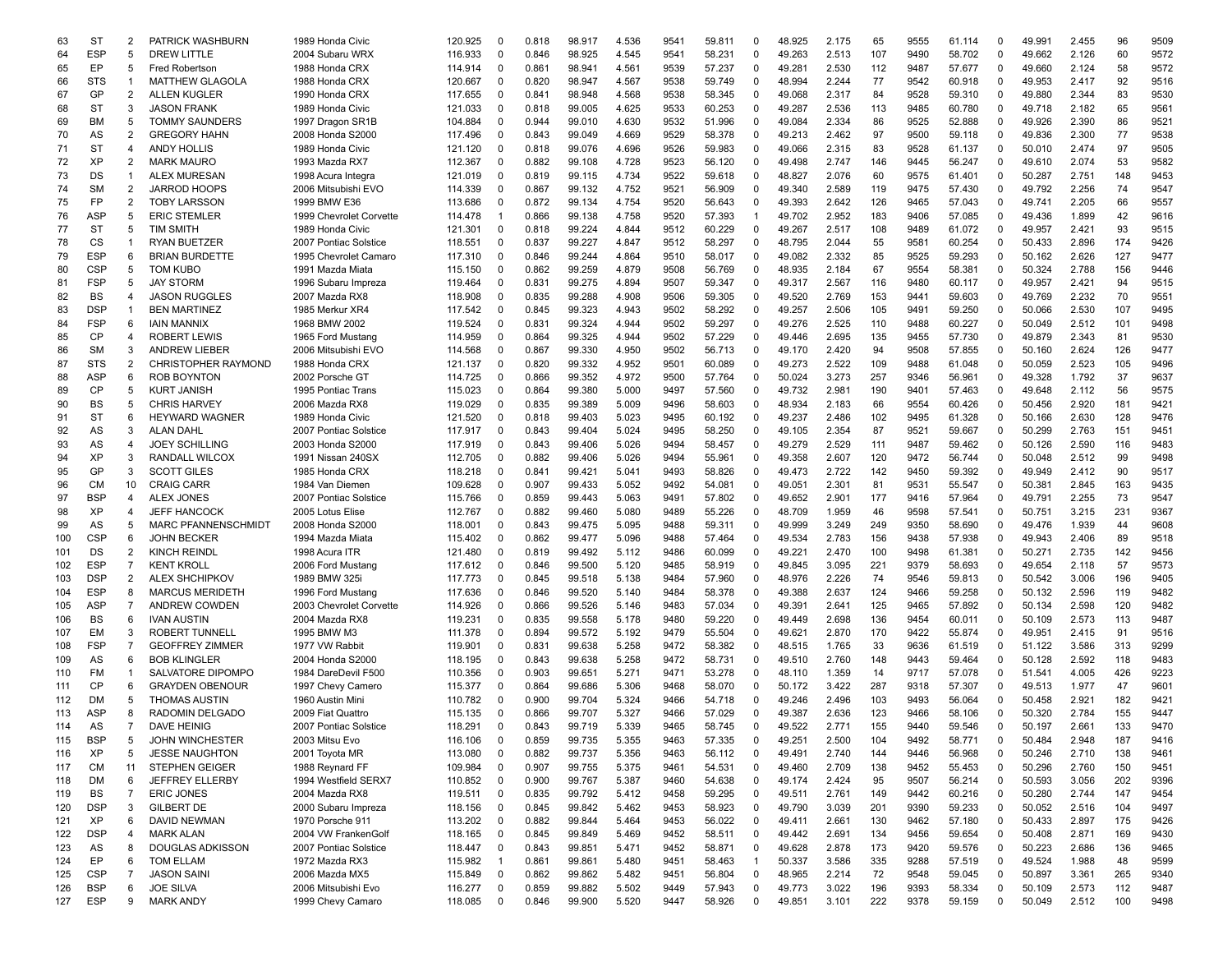| | | | | | | | | | | | | | | | | | | | | | | | |
|---|---|---|---|---|---|---|---|---|---|---|---|---|---|---|---|---|---|---|---|---|---|---|---|
| 63 | ST | 2 | PATRICK WASHBURN | 1989 Honda Civic | 120.925 | 0 | 0.818 | 98.917 | 4.536 | 9541 | 59.811 | 0 | 48.925 | 2.175 | 65 | 9555 | 61.114 | 0 | 49.991 | 2.455 | 96 | 9509 |
| 64 | ESP | 5 | DREW LITTLE | 2004 Subaru WRX | 116.933 | 0 | 0.846 | 98.925 | 4.545 | 9541 | 58.231 | 0 | 49.263 | 2.513 | 107 | 9490 | 58.702 | 0 | 49.662 | 2.126 | 60 | 9572 |
| 65 | EP | 5 | Fred Robertson | 1988 Honda CRX | 114.914 | 0 | 0.861 | 98.941 | 4.561 | 9539 | 57.237 | 0 | 49.281 | 2.530 | 112 | 9487 | 57.677 | 0 | 49.660 | 2.124 | 58 | 9572 |
| 66 | STS | 1 | MATTHEW GLAGOLA | 1988 Honda CRX | 120.667 | 0 | 0.820 | 98.947 | 4.567 | 9538 | 59.749 | 0 | 48.994 | 2.244 | 77 | 9542 | 60.918 | 0 | 49.953 | 2.417 | 92 | 9516 |
| 67 | GP | 2 | ALLEN KUGLER | 1990 Honda CRX | 117.655 | 0 | 0.841 | 98.948 | 4.568 | 9538 | 58.345 | 0 | 49.068 | 2.317 | 84 | 9528 | 59.310 | 0 | 49.880 | 2.344 | 83 | 9530 |
| 68 | ST | 3 | JASON FRANK | 1989 Honda Civic | 121.033 | 0 | 0.818 | 99.005 | 4.625 | 9533 | 60.253 | 0 | 49.287 | 2.536 | 113 | 9485 | 60.780 | 0 | 49.718 | 2.182 | 65 | 9561 |
| 69 | BM | 5 | TOMMY SAUNDERS | 1997 Dragon SR1B | 104.884 | 0 | 0.944 | 99.010 | 4.630 | 9532 | 51.996 | 0 | 49.084 | 2.334 | 86 | 9525 | 52.888 | 0 | 49.926 | 2.390 | 86 | 9521 |
| 70 | AS | 2 | GREGORY HAHN | 2008 Honda S2000 | 117.496 | 0 | 0.843 | 99.049 | 4.669 | 9529 | 58.378 | 0 | 49.213 | 2.462 | 97 | 9500 | 59.118 | 0 | 49.836 | 2.300 | 77 | 9538 |
| 71 | ST | 4 | ANDY HOLLIS | 1989 Honda Civic | 121.120 | 0 | 0.818 | 99.076 | 4.696 | 9526 | 59.983 | 0 | 49.066 | 2.315 | 83 | 9528 | 61.137 | 0 | 50.010 | 2.474 | 97 | 9505 |
| 72 | XP | 2 | MARK MAURO | 1993 Mazda RX7 | 112.367 | 0 | 0.882 | 99.108 | 4.728 | 9523 | 56.120 | 0 | 49.498 | 2.747 | 146 | 9445 | 56.247 | 0 | 49.610 | 2.074 | 53 | 9582 |
| 73 | DS | 1 | ALEX MURESAN | 1998 Acura Integra | 121.019 | 0 | 0.819 | 99.115 | 4.734 | 9522 | 59.618 | 0 | 48.827 | 2.076 | 60 | 9575 | 61.401 | 0 | 50.287 | 2.751 | 148 | 9453 |
| 74 | SM | 2 | JARROD HOOPS | 2006 Mitsubishi EVO | 114.339 | 0 | 0.867 | 99.132 | 4.752 | 9521 | 56.909 | 0 | 49.340 | 2.589 | 119 | 9475 | 57.430 | 0 | 49.792 | 2.256 | 74 | 9547 |
| 75 | FP | 2 | TOBY LARSSON | 1999 BMW E36 | 113.686 | 0 | 0.872 | 99.134 | 4.754 | 9520 | 56.643 | 0 | 49.393 | 2.642 | 126 | 9465 | 57.043 | 0 | 49.741 | 2.205 | 66 | 9557 |
| 76 | ASP | 5 | ERIC STEMLER | 1999 Chevrolet Corvette | 114.478 | 1 | 0.866 | 99.138 | 4.758 | 9520 | 57.393 | 1 | 49.702 | 2.952 | 183 | 9406 | 57.085 | 0 | 49.436 | 1.899 | 42 | 9616 |
| 77 | ST | 5 | TIM SMITH | 1989 Honda Civic | 121.301 | 0 | 0.818 | 99.224 | 4.844 | 9512 | 60.229 | 0 | 49.267 | 2.517 | 108 | 9489 | 61.072 | 0 | 49.957 | 2.421 | 93 | 9515 |
| 78 | CS | 1 | RYAN BUETZER | 2007 Pontiac Solstice | 118.551 | 0 | 0.837 | 99.227 | 4.847 | 9512 | 58.297 | 0 | 48.795 | 2.044 | 55 | 9581 | 60.254 | 0 | 50.433 | 2.896 | 174 | 9426 |
| 79 | ESP | 6 | BRIAN BURDETTE | 1995 Chevrolet Camaro | 117.310 | 0 | 0.846 | 99.244 | 4.864 | 9510 | 58.017 | 0 | 49.082 | 2.332 | 85 | 9525 | 59.293 | 0 | 50.162 | 2.626 | 127 | 9477 |
| 80 | CSP | 5 | TOM KUBO | 1991 Mazda Miata | 115.150 | 0 | 0.862 | 99.259 | 4.879 | 9508 | 56.769 | 0 | 48.935 | 2.184 | 67 | 9554 | 58.381 | 0 | 50.324 | 2.788 | 156 | 9446 |
| 81 | FSP | 5 | JAY STORM | 1996 Subaru Impreza | 119.464 | 0 | 0.831 | 99.275 | 4.894 | 9507 | 59.347 | 0 | 49.317 | 2.567 | 116 | 9480 | 60.117 | 0 | 49.957 | 2.421 | 94 | 9515 |
| 82 | BS | 4 | JASON RUGGLES | 2007 Mazda RX8 | 118.908 | 0 | 0.835 | 99.288 | 4.908 | 9506 | 59.305 | 0 | 49.520 | 2.769 | 153 | 9441 | 59.603 | 0 | 49.769 | 2.232 | 70 | 9551 |
| 83 | DSP | 1 | BEN MARTINEZ | 1985 Merkur XR4 | 117.542 | 0 | 0.845 | 99.323 | 4.943 | 9502 | 58.292 | 0 | 49.257 | 2.506 | 105 | 9491 | 59.250 | 0 | 50.066 | 2.530 | 107 | 9495 |
| 84 | FSP | 6 | IAIN MANNIX | 1968 BMW 2002 | 119.524 | 0 | 0.831 | 99.324 | 4.944 | 9502 | 59.297 | 0 | 49.276 | 2.525 | 110 | 9488 | 60.227 | 0 | 50.049 | 2.512 | 101 | 9498 |
| 85 | CP | 4 | ROBERT LEWIS | 1965 Ford Mustang | 114.959 | 0 | 0.864 | 99.325 | 4.944 | 9502 | 57.229 | 0 | 49.446 | 2.695 | 135 | 9455 | 57.730 | 0 | 49.879 | 2.343 | 81 | 9530 |
| 86 | SM | 3 | ANDREW LIEBER | 2006 Mitsubishi EVO | 114.568 | 0 | 0.867 | 99.330 | 4.950 | 9502 | 56.713 | 0 | 49.170 | 2.420 | 94 | 9508 | 57.855 | 0 | 50.160 | 2.624 | 126 | 9477 |
| 87 | STS | 2 | CHRISTOPHER RAYMOND | 1988 Honda CRX | 121.137 | 0 | 0.820 | 99.332 | 4.952 | 9501 | 60.089 | 0 | 49.273 | 2.522 | 109 | 9488 | 61.048 | 0 | 50.059 | 2.523 | 105 | 9496 |
| 88 | ASP | 6 | ROB BOYNTON | 2002 Porsche GT | 114.725 | 0 | 0.866 | 99.352 | 4.972 | 9500 | 57.764 | 0 | 50.024 | 3.273 | 257 | 9346 | 56.961 | 0 | 49.328 | 1.792 | 37 | 9637 |
| 89 | CP | 5 | KURT JANISH | 1995 Pontiac Trans | 115.023 | 0 | 0.864 | 99.380 | 5.000 | 9497 | 57.560 | 0 | 49.732 | 2.981 | 190 | 9401 | 57.463 | 0 | 49.648 | 2.112 | 56 | 9575 |
| 90 | BS | 5 | CHRIS HARVEY | 2006 Mazda RX8 | 119.029 | 0 | 0.835 | 99.389 | 5.009 | 9496 | 58.603 | 0 | 48.934 | 2.183 | 66 | 9554 | 60.426 | 0 | 50.456 | 2.920 | 181 | 9421 |
| 91 | ST | 6 | HEYWARD WAGNER | 1989 Honda Civic | 121.520 | 0 | 0.818 | 99.403 | 5.023 | 9495 | 60.192 | 0 | 49.237 | 2.486 | 102 | 9495 | 61.328 | 0 | 50.166 | 2.630 | 128 | 9476 |
| 92 | AS | 3 | ALAN DAHL | 2007 Pontiac Solstice | 117.917 | 0 | 0.843 | 99.404 | 5.024 | 9495 | 58.250 | 0 | 49.105 | 2.354 | 87 | 9521 | 59.667 | 0 | 50.299 | 2.763 | 151 | 9451 |
| 93 | AS | 4 | JOEY SCHILLING | 2003 Honda S2000 | 117.919 | 0 | 0.843 | 99.406 | 5.026 | 9494 | 58.457 | 0 | 49.279 | 2.529 | 111 | 9487 | 59.462 | 0 | 50.126 | 2.590 | 116 | 9483 |
| 94 | XP | 3 | RANDALL WILCOX | 1991 Nissan 240SX | 112.705 | 0 | 0.882 | 99.406 | 5.026 | 9494 | 55.961 | 0 | 49.358 | 2.607 | 120 | 9472 | 56.744 | 0 | 50.048 | 2.512 | 99 | 9498 |
| 95 | GP | 3 | SCOTT GILES | 1985 Honda CRX | 118.218 | 0 | 0.841 | 99.421 | 5.041 | 9493 | 58.826 | 0 | 49.473 | 2.722 | 142 | 9450 | 59.392 | 0 | 49.949 | 2.412 | 90 | 9517 |
| 96 | CM | 10 | CRAIG CARR | 1984 Van Diemen | 109.628 | 0 | 0.907 | 99.433 | 5.052 | 9492 | 54.081 | 0 | 49.051 | 2.301 | 81 | 9531 | 55.547 | 0 | 50.381 | 2.845 | 163 | 9435 |
| 97 | BSP | 4 | ALEX JONES | 2007 Pontiac Solstice | 115.766 | 0 | 0.859 | 99.443 | 5.063 | 9491 | 57.802 | 0 | 49.652 | 2.901 | 177 | 9416 | 57.964 | 0 | 49.791 | 2.255 | 73 | 9547 |
| 98 | XP | 4 | JEFF HANCOCK | 2005 Lotus Elise | 112.767 | 0 | 0.882 | 99.460 | 5.080 | 9489 | 55.226 | 0 | 48.709 | 1.959 | 46 | 9598 | 57.541 | 0 | 50.751 | 3.215 | 231 | 9367 |
| 99 | AS | 5 | MARC PFANNENSCHMIDT | 2008 Honda S2000 | 118.001 | 0 | 0.843 | 99.475 | 5.095 | 9488 | 59.311 | 0 | 49.999 | 3.249 | 249 | 9350 | 58.690 | 0 | 49.476 | 1.939 | 44 | 9608 |
| 100 | CSP | 6 | JOHN BECKER | 1994 Mazda Miata | 115.402 | 0 | 0.862 | 99.477 | 5.096 | 9488 | 57.464 | 0 | 49.534 | 2.783 | 156 | 9438 | 57.938 | 0 | 49.943 | 2.406 | 89 | 9518 |
| 101 | DS | 2 | KINCH REINDL | 1998 Acura ITR | 121.480 | 0 | 0.819 | 99.492 | 5.112 | 9486 | 60.099 | 0 | 49.221 | 2.470 | 100 | 9498 | 61.381 | 0 | 50.271 | 2.735 | 142 | 9456 |
| 102 | ESP | 7 | KENT KROLL | 2006 Ford Mustang | 117.612 | 0 | 0.846 | 99.500 | 5.120 | 9485 | 58.919 | 0 | 49.845 | 3.095 | 221 | 9379 | 58.693 | 0 | 49.654 | 2.118 | 57 | 9573 |
| 103 | DSP | 2 | ALEX SHCHIPKOV | 1989 BMW 325i | 117.773 | 0 | 0.845 | 99.518 | 5.138 | 9484 | 57.960 | 0 | 48.976 | 2.226 | 74 | 9546 | 59.813 | 0 | 50.542 | 3.006 | 196 | 9405 |
| 104 | ESP | 8 | MARCUS MERIDETH | 1996 Ford Mustang | 117.636 | 0 | 0.846 | 99.520 | 5.140 | 9484 | 58.378 | 0 | 49.388 | 2.637 | 124 | 9466 | 59.258 | 0 | 50.132 | 2.596 | 119 | 9482 |
| 105 | ASP | 7 | ANDREW COWDEN | 2003 Chevrolet Corvette | 114.926 | 0 | 0.866 | 99.526 | 5.146 | 9483 | 57.034 | 0 | 49.391 | 2.641 | 125 | 9465 | 57.892 | 0 | 50.134 | 2.598 | 120 | 9482 |
| 106 | BS | 6 | IVAN AUSTIN | 2004 Mazda RX8 | 119.231 | 0 | 0.835 | 99.558 | 5.178 | 9480 | 59.220 | 0 | 49.449 | 2.698 | 136 | 9454 | 60.011 | 0 | 50.109 | 2.573 | 113 | 9487 |
| 107 | EM | 3 | ROBERT TUNNELL | 1995 BMW M3 | 111.378 | 0 | 0.894 | 99.572 | 5.192 | 9479 | 55.504 | 0 | 49.621 | 2.870 | 170 | 9422 | 55.874 | 0 | 49.951 | 2.415 | 91 | 9516 |
| 108 | FSP | 7 | GEOFFREY ZIMMER | 1977 VW Rabbit | 119.901 | 0 | 0.831 | 99.638 | 5.258 | 9472 | 58.382 | 0 | 48.515 | 1.765 | 33 | 9636 | 61.519 | 0 | 51.122 | 3.586 | 313 | 9299 |
| 109 | AS | 6 | BOB KLINGLER | 2004 Honda S2000 | 118.195 | 0 | 0.843 | 99.638 | 5.258 | 9472 | 58.731 | 0 | 49.510 | 2.760 | 148 | 9443 | 59.464 | 0 | 50.128 | 2.592 | 118 | 9483 |
| 110 | FM | 1 | SALVATORE DIPOMPO | 1984 DareDevil F500 | 110.356 | 0 | 0.903 | 99.651 | 5.271 | 9471 | 53.278 | 0 | 48.110 | 1.359 | 14 | 9717 | 57.078 | 0 | 51.541 | 4.005 | 426 | 9223 |
| 111 | CP | 6 | GRAYDEN OBENOUR | 1997 Chevy Camero | 115.377 | 0 | 0.864 | 99.686 | 5.306 | 9468 | 58.070 | 0 | 50.172 | 3.422 | 287 | 9318 | 57.307 | 0 | 49.513 | 1.977 | 47 | 9601 |
| 112 | DM | 5 | THOMAS AUSTIN | 1960 Austin Mini | 110.782 | 0 | 0.900 | 99.704 | 5.324 | 9466 | 54.718 | 0 | 49.246 | 2.496 | 103 | 9493 | 56.064 | 0 | 50.458 | 2.921 | 182 | 9421 |
| 113 | ASP | 8 | RADOMIN DELGADO | 2009 Fiat Quattro | 115.135 | 0 | 0.866 | 99.707 | 5.327 | 9466 | 57.029 | 0 | 49.387 | 2.636 | 123 | 9466 | 58.106 | 0 | 50.320 | 2.784 | 155 | 9447 |
| 114 | AS | 7 | DAVE HEINIG | 2007 Pontiac Solstice | 118.291 | 0 | 0.843 | 99.719 | 5.339 | 9465 | 58.745 | 0 | 49.522 | 2.771 | 155 | 9440 | 59.546 | 0 | 50.197 | 2.661 | 133 | 9470 |
| 115 | BSP | 5 | JOHN WINCHESTER | 2003 Mitsu Evo | 116.106 | 0 | 0.859 | 99.735 | 5.355 | 9463 | 57.335 | 0 | 49.251 | 2.500 | 104 | 9492 | 58.771 | 0 | 50.484 | 2.948 | 187 | 9416 |
| 116 | XP | 5 | JESSE NAUGHTON | 2001 Toyota MR | 113.080 | 0 | 0.882 | 99.737 | 5.356 | 9463 | 56.112 | 0 | 49.491 | 2.740 | 144 | 9446 | 56.968 | 0 | 50.246 | 2.710 | 138 | 9461 |
| 117 | CM | 11 | STEPHEN GEIGER | 1988 Reynard FF | 109.984 | 0 | 0.907 | 99.755 | 5.375 | 9461 | 54.531 | 0 | 49.460 | 2.709 | 138 | 9452 | 55.453 | 0 | 50.296 | 2.760 | 150 | 9451 |
| 118 | DM | 6 | JEFFREY ELLERBY | 1994 Westfield SERX7 | 110.852 | 0 | 0.900 | 99.767 | 5.387 | 9460 | 54.638 | 0 | 49.174 | 2.424 | 95 | 9507 | 56.214 | 0 | 50.593 | 3.056 | 202 | 9396 |
| 119 | BS | 7 | ERIC JONES | 2004 Mazda RX8 | 119.511 | 0 | 0.835 | 99.792 | 5.412 | 9458 | 59.295 | 0 | 49.511 | 2.761 | 149 | 9442 | 60.216 | 0 | 50.280 | 2.744 | 147 | 9454 |
| 120 | DSP | 3 | GILBERT DE | 2000 Subaru Impreza | 118.156 | 0 | 0.845 | 99.842 | 5.462 | 9453 | 58.923 | 0 | 49.790 | 3.039 | 201 | 9390 | 59.233 | 0 | 50.052 | 2.516 | 104 | 9497 |
| 121 | XP | 6 | DAVID NEWMAN | 1970 Porsche 911 | 113.202 | 0 | 0.882 | 99.844 | 5.464 | 9453 | 56.022 | 0 | 49.411 | 2.661 | 130 | 9462 | 57.180 | 0 | 50.433 | 2.897 | 175 | 9426 |
| 122 | DSP | 4 | MARK ALAN | 2004 VW FrankenGolf | 118.165 | 0 | 0.845 | 99.849 | 5.469 | 9452 | 58.511 | 0 | 49.442 | 2.691 | 134 | 9456 | 59.654 | 0 | 50.408 | 2.871 | 169 | 9430 |
| 123 | AS | 8 | DOUGLAS ADKISSON | 2007 Pontiac Solstice | 118.447 | 0 | 0.843 | 99.851 | 5.471 | 9452 | 58.871 | 0 | 49.628 | 2.878 | 173 | 9420 | 59.576 | 0 | 50.223 | 2.686 | 136 | 9465 |
| 124 | EP | 6 | TOM ELLAM | 1972 Mazda RX3 | 115.982 | 1 | 0.861 | 99.861 | 5.480 | 9451 | 58.463 | 1 | 50.337 | 3.586 | 335 | 9288 | 57.519 | 0 | 49.524 | 1.988 | 48 | 9599 |
| 125 | CSP | 7 | JASON SAINI | 2006 Mazda MX5 | 115.849 | 0 | 0.862 | 99.862 | 5.482 | 9451 | 56.804 | 0 | 48.965 | 2.214 | 72 | 9548 | 59.045 | 0 | 50.897 | 3.361 | 265 | 9340 |
| 126 | BSP | 6 | JOE SILVA | 2006 Mitsubishi Evo | 116.277 | 0 | 0.859 | 99.882 | 5.502 | 9449 | 57.943 | 0 | 49.773 | 3.022 | 196 | 9393 | 58.334 | 0 | 50.109 | 2.573 | 112 | 9487 |
| 127 | ESP | 9 | MARK ANDY | 1999 Chevy Camaro | 118.085 | 0 | 0.846 | 99.900 | 5.520 | 9447 | 58.926 | 0 | 49.851 | 3.101 | 222 | 9378 | 59.159 | 0 | 50.049 | 2.512 | 100 | 9498 |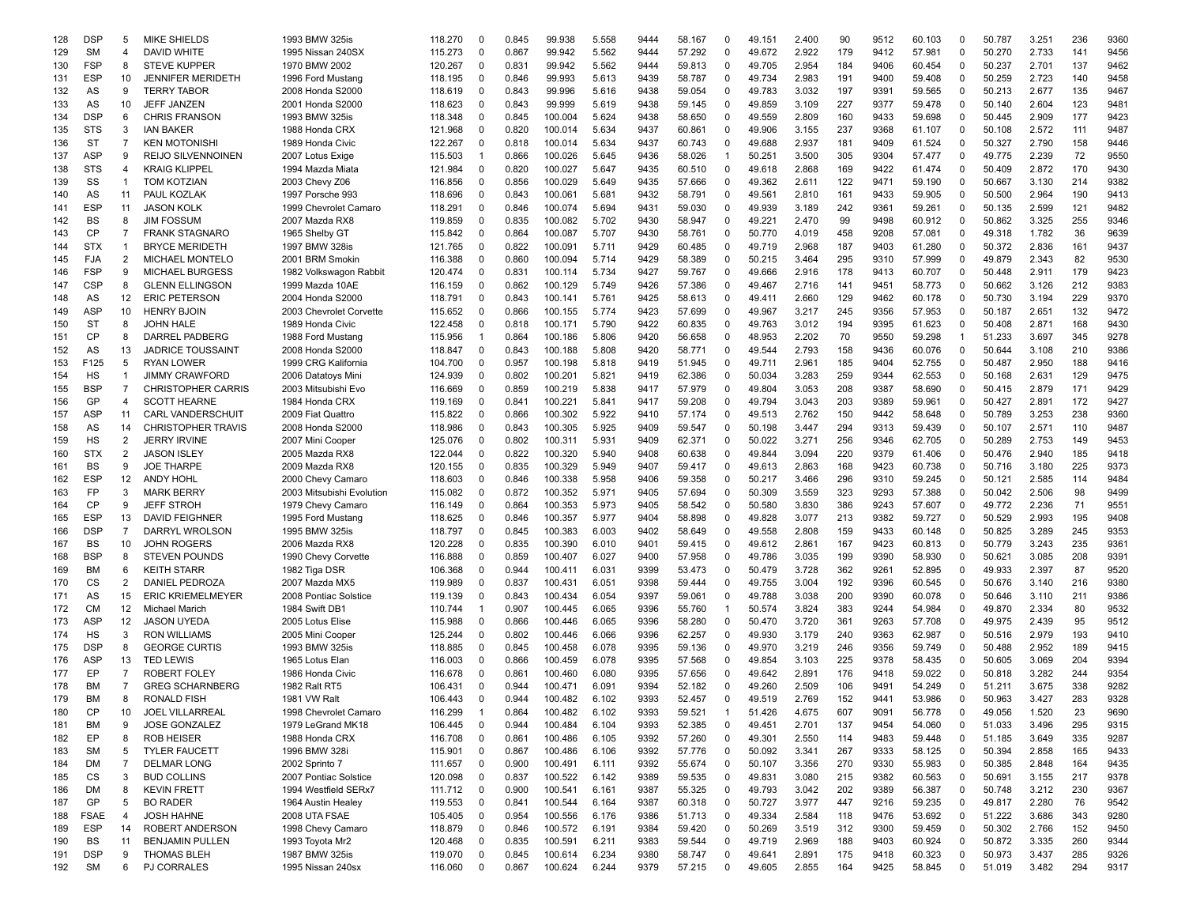| | | | | | | | | | | | | | | | | | | | | | | | |
|---|---|---|---|---|---|---|---|---|---|---|---|---|---|---|---|---|---|---|---|---|---|---|---|
| 128 | DSP | 5 | MIKE SHIELDS | 1993 BMW 325is | 118.270 | 0 | 0.845 | 99.938 | 5.558 | 9444 | 58.167 | 0 | 49.151 | 2.400 | 90 | 9512 | 60.103 | 0 | 50.787 | 3.251 | 236 | 9360 |
| 129 | SM | 4 | DAVID WHITE | 1995 Nissan 240SX | 115.273 | 0 | 0.867 | 99.942 | 5.562 | 9444 | 57.292 | 0 | 49.672 | 2.922 | 179 | 9412 | 57.981 | 0 | 50.270 | 2.733 | 141 | 9456 |
| 130 | FSP | 8 | STEVE KUPPER | 1970 BMW 2002 | 120.267 | 0 | 0.831 | 99.942 | 5.562 | 9444 | 59.813 | 0 | 49.705 | 2.954 | 184 | 9406 | 60.454 | 0 | 50.237 | 2.701 | 137 | 9462 |
| 131 | ESP | 10 | JENNIFER MERIDETH | 1996 Ford Mustang | 118.195 | 0 | 0.846 | 99.993 | 5.613 | 9439 | 58.787 | 0 | 49.734 | 2.983 | 191 | 9400 | 59.408 | 0 | 50.259 | 2.723 | 140 | 9458 |
| 132 | AS | 9 | TERRY TABOR | 2008 Honda S2000 | 118.619 | 0 | 0.843 | 99.996 | 5.616 | 9438 | 59.054 | 0 | 49.783 | 3.032 | 197 | 9391 | 59.565 | 0 | 50.213 | 2.677 | 135 | 9467 |
| 133 | AS | 10 | JEFF JANZEN | 2001 Honda S2000 | 118.623 | 0 | 0.843 | 99.999 | 5.619 | 9438 | 59.145 | 0 | 49.859 | 3.109 | 227 | 9377 | 59.478 | 0 | 50.140 | 2.604 | 123 | 9481 |
| 134 | DSP | 6 | CHRIS FRANSON | 1993 BMW 325is | 118.348 | 0 | 0.845 | 100.004 | 5.624 | 9438 | 58.650 | 0 | 49.559 | 2.809 | 160 | 9433 | 59.698 | 0 | 50.445 | 2.909 | 177 | 9423 |
| 135 | STS | 3 | IAN BAKER | 1988 Honda CRX | 121.968 | 0 | 0.820 | 100.014 | 5.634 | 9437 | 60.861 | 0 | 49.906 | 3.155 | 237 | 9368 | 61.107 | 0 | 50.108 | 2.572 | 111 | 9487 |
| 136 | ST | 7 | KEN MOTONISHI | 1989 Honda Civic | 122.267 | 0 | 0.818 | 100.014 | 5.634 | 9437 | 60.743 | 0 | 49.688 | 2.937 | 181 | 9409 | 61.524 | 0 | 50.327 | 2.790 | 158 | 9446 |
| 137 | ASP | 9 | REIJO SILVENNOINEN | 2007 Lotus Exige | 115.503 | 1 | 0.866 | 100.026 | 5.645 | 9436 | 58.026 | 1 | 50.251 | 3.500 | 305 | 9304 | 57.477 | 0 | 49.775 | 2.239 | 72 | 9550 |
| 138 | STS | 4 | KRAIG KLIPPEL | 1994 Mazda Miata | 121.984 | 0 | 0.820 | 100.027 | 5.647 | 9435 | 60.510 | 0 | 49.618 | 2.868 | 169 | 9422 | 61.474 | 0 | 50.409 | 2.872 | 170 | 9430 |
| 139 | SS | 1 | TOM KOTZIAN | 2003 Chevy Z06 | 116.856 | 0 | 0.856 | 100.029 | 5.649 | 9435 | 57.666 | 0 | 49.362 | 2.611 | 122 | 9471 | 59.190 | 0 | 50.667 | 3.130 | 214 | 9382 |
| 140 | AS | 11 | PAUL KOZLAK | 1997 Porsche 993 | 118.696 | 0 | 0.843 | 100.061 | 5.681 | 9432 | 58.791 | 0 | 49.561 | 2.810 | 161 | 9433 | 59.905 | 0 | 50.500 | 2.964 | 190 | 9413 |
| 141 | ESP | 11 | JASON KOLK | 1999 Chevrolet Camaro | 118.291 | 0 | 0.846 | 100.074 | 5.694 | 9431 | 59.030 | 0 | 49.939 | 3.189 | 242 | 9361 | 59.261 | 0 | 50.135 | 2.599 | 121 | 9482 |
| 142 | BS | 8 | JIM FOSSUM | 2007 Mazda RX8 | 119.859 | 0 | 0.835 | 100.082 | 5.702 | 9430 | 58.947 | 0 | 49.221 | 2.470 | 99 | 9498 | 60.912 | 0 | 50.862 | 3.325 | 255 | 9346 |
| 143 | CP | 7 | FRANK STAGNARO | 1965 Shelby GT | 115.842 | 0 | 0.864 | 100.087 | 5.707 | 9430 | 58.761 | 0 | 50.770 | 4.019 | 458 | 9208 | 57.081 | 0 | 49.318 | 1.782 | 36 | 9639 |
| 144 | STX | 1 | BRYCE MERIDETH | 1997 BMW 328is | 121.765 | 0 | 0.822 | 100.091 | 5.711 | 9429 | 60.485 | 0 | 49.719 | 2.968 | 187 | 9403 | 61.280 | 0 | 50.372 | 2.836 | 161 | 9437 |
| 145 | FJA | 2 | MICHAEL MONTELO | 2001 BRM Smokin | 116.388 | 0 | 0.860 | 100.094 | 5.714 | 9429 | 58.389 | 0 | 50.215 | 3.464 | 295 | 9310 | 57.999 | 0 | 49.879 | 2.343 | 82 | 9530 |
| 146 | FSP | 9 | MICHAEL BURGESS | 1982 Volkswagon Rabbit | 120.474 | 0 | 0.831 | 100.114 | 5.734 | 9427 | 59.767 | 0 | 49.666 | 2.916 | 178 | 9413 | 60.707 | 0 | 50.448 | 2.911 | 179 | 9423 |
| 147 | CSP | 8 | GLENN ELLINGSON | 1999 Mazda 10AE | 116.159 | 0 | 0.862 | 100.129 | 5.749 | 9426 | 57.386 | 0 | 49.467 | 2.716 | 141 | 9451 | 58.773 | 0 | 50.662 | 3.126 | 212 | 9383 |
| 148 | AS | 12 | ERIC PETERSON | 2004 Honda S2000 | 118.791 | 0 | 0.843 | 100.141 | 5.761 | 9425 | 58.613 | 0 | 49.411 | 2.660 | 129 | 9462 | 60.178 | 0 | 50.730 | 3.194 | 229 | 9370 |
| 149 | ASP | 10 | HENRY BJOIN | 2003 Chevrolet Corvette | 115.652 | 0 | 0.866 | 100.155 | 5.774 | 9423 | 57.699 | 0 | 49.967 | 3.217 | 245 | 9356 | 57.953 | 0 | 50.187 | 2.651 | 132 | 9472 |
| 150 | ST | 8 | JOHN HALE | 1989 Honda Civic | 122.458 | 0 | 0.818 | 100.171 | 5.790 | 9422 | 60.835 | 0 | 49.763 | 3.012 | 194 | 9395 | 61.623 | 0 | 50.408 | 2.871 | 168 | 9430 |
| 151 | CP | 8 | DARREL PADBERG | 1988 Ford Mustang | 115.956 | 1 | 0.864 | 100.186 | 5.806 | 9420 | 56.658 | 0 | 48.953 | 2.202 | 70 | 9550 | 59.298 | 1 | 51.233 | 3.697 | 345 | 9278 |
| 152 | AS | 13 | JADRICE TOUSSAINT | 2008 Honda S2000 | 118.847 | 0 | 0.843 | 100.188 | 5.808 | 9420 | 58.771 | 0 | 49.544 | 2.793 | 158 | 9436 | 60.076 | 0 | 50.644 | 3.108 | 210 | 9386 |
| 153 | F125 | 5 | RYAN LOWER | 1999 CRG Kalifornia | 104.700 | 0 | 0.957 | 100.198 | 5.818 | 9419 | 51.945 | 0 | 49.711 | 2.961 | 185 | 9404 | 52.755 | 0 | 50.487 | 2.950 | 188 | 9416 |
| 154 | HS | 1 | JIMMY CRAWFORD | 2006 Datatoys Mini | 124.939 | 0 | 0.802 | 100.201 | 5.821 | 9419 | 62.386 | 0 | 50.034 | 3.283 | 259 | 9344 | 62.553 | 0 | 50.168 | 2.631 | 129 | 9475 |
| 155 | BSP | 7 | CHRISTOPHER CARRIS | 2003 Mitsubishi Evo | 116.669 | 0 | 0.859 | 100.219 | 5.838 | 9417 | 57.979 | 0 | 49.804 | 3.053 | 208 | 9387 | 58.690 | 0 | 50.415 | 2.879 | 171 | 9429 |
| 156 | GP | 4 | SCOTT HEARNE | 1984 Honda CRX | 119.169 | 0 | 0.841 | 100.221 | 5.841 | 9417 | 59.208 | 0 | 49.794 | 3.043 | 203 | 9389 | 59.961 | 0 | 50.427 | 2.891 | 172 | 9427 |
| 157 | ASP | 11 | CARL VANDERSCHUIT | 2009 Fiat Quattro | 115.822 | 0 | 0.866 | 100.302 | 5.922 | 9410 | 57.174 | 0 | 49.513 | 2.762 | 150 | 9442 | 58.648 | 0 | 50.789 | 3.253 | 238 | 9360 |
| 158 | AS | 14 | CHRISTOPHER TRAVIS | 2008 Honda S2000 | 118.986 | 0 | 0.843 | 100.305 | 5.925 | 9409 | 59.547 | 0 | 50.198 | 3.447 | 294 | 9313 | 59.439 | 0 | 50.107 | 2.571 | 110 | 9487 |
| 159 | HS | 2 | JERRY IRVINE | 2007 Mini Cooper | 125.076 | 0 | 0.802 | 100.311 | 5.931 | 9409 | 62.371 | 0 | 50.022 | 3.271 | 256 | 9346 | 62.705 | 0 | 50.289 | 2.753 | 149 | 9453 |
| 160 | STX | 2 | JASON ISLEY | 2005 Mazda RX8 | 122.044 | 0 | 0.822 | 100.320 | 5.940 | 9408 | 60.638 | 0 | 49.844 | 3.094 | 220 | 9379 | 61.406 | 0 | 50.476 | 2.940 | 185 | 9418 |
| 161 | BS | 9 | JOE THARPE | 2009 Mazda RX8 | 120.155 | 0 | 0.835 | 100.329 | 5.949 | 9407 | 59.417 | 0 | 49.613 | 2.863 | 168 | 9423 | 60.738 | 0 | 50.716 | 3.180 | 225 | 9373 |
| 162 | ESP | 12 | ANDY HOHL | 2000 Chevy Camaro | 118.603 | 0 | 0.846 | 100.338 | 5.958 | 9406 | 59.358 | 0 | 50.217 | 3.466 | 296 | 9310 | 59.245 | 0 | 50.121 | 2.585 | 114 | 9484 |
| 163 | FP | 3 | MARK BERRY | 2003 Mitsubishi Evolution | 115.082 | 0 | 0.872 | 100.352 | 5.971 | 9405 | 57.694 | 0 | 50.309 | 3.559 | 323 | 9293 | 57.388 | 0 | 50.042 | 2.506 | 98 | 9499 |
| 164 | CP | 9 | JEFF STROH | 1979 Chevy Camaro | 116.149 | 0 | 0.864 | 100.353 | 5.973 | 9405 | 58.542 | 0 | 50.580 | 3.830 | 386 | 9243 | 57.607 | 0 | 49.772 | 2.236 | 71 | 9551 |
| 165 | ESP | 13 | DAVID FEIGHNER | 1995 Ford Mustang | 118.625 | 0 | 0.846 | 100.357 | 5.977 | 9404 | 58.898 | 0 | 49.828 | 3.077 | 213 | 9382 | 59.727 | 0 | 50.529 | 2.993 | 195 | 9408 |
| 166 | DSP | 7 | DARRYL WROLSON | 1995 BMW 325is | 118.797 | 0 | 0.845 | 100.383 | 6.003 | 9402 | 58.649 | 0 | 49.558 | 2.808 | 159 | 9433 | 60.148 | 0 | 50.825 | 3.289 | 245 | 9353 |
| 167 | BS | 10 | JOHN ROGERS | 2006 Mazda RX8 | 120.228 | 0 | 0.835 | 100.390 | 6.010 | 9401 | 59.415 | 0 | 49.612 | 2.861 | 167 | 9423 | 60.813 | 0 | 50.779 | 3.243 | 235 | 9361 |
| 168 | BSP | 8 | STEVEN POUNDS | 1990 Chevy Corvette | 116.888 | 0 | 0.859 | 100.407 | 6.027 | 9400 | 57.958 | 0 | 49.786 | 3.035 | 199 | 9390 | 58.930 | 0 | 50.621 | 3.085 | 208 | 9391 |
| 169 | BM | 6 | KEITH STARR | 1982 Tiga DSR | 106.368 | 0 | 0.944 | 100.411 | 6.031 | 9399 | 53.473 | 0 | 50.479 | 3.728 | 362 | 9261 | 52.895 | 0 | 49.933 | 2.397 | 87 | 9520 |
| 170 | CS | 2 | DANIEL PEDROZA | 2007 Mazda MX5 | 119.989 | 0 | 0.837 | 100.431 | 6.051 | 9398 | 59.444 | 0 | 49.755 | 3.004 | 192 | 9396 | 60.545 | 0 | 50.676 | 3.140 | 216 | 9380 |
| 171 | AS | 15 | ERIC KRIEMELMEYER | 2008 Pontiac Solstice | 119.139 | 0 | 0.843 | 100.434 | 6.054 | 9397 | 59.061 | 0 | 49.788 | 3.038 | 200 | 9390 | 60.078 | 0 | 50.646 | 3.110 | 211 | 9386 |
| 172 | CM | 12 | Michael Marich | 1984 Swift DB1 | 110.744 | 1 | 0.907 | 100.445 | 6.065 | 9396 | 55.760 | 1 | 50.574 | 3.824 | 383 | 9244 | 54.984 | 0 | 49.870 | 2.334 | 80 | 9532 |
| 173 | ASP | 12 | JASON UYEDA | 2005 Lotus Elise | 115.988 | 0 | 0.866 | 100.446 | 6.065 | 9396 | 58.280 | 0 | 50.470 | 3.720 | 361 | 9263 | 57.708 | 0 | 49.975 | 2.439 | 95 | 9512 |
| 174 | HS | 3 | RON WILLIAMS | 2005 Mini Cooper | 125.244 | 0 | 0.802 | 100.446 | 6.066 | 9396 | 62.257 | 0 | 49.930 | 3.179 | 240 | 9363 | 62.987 | 0 | 50.516 | 2.979 | 193 | 9410 |
| 175 | DSP | 8 | GEORGE CURTIS | 1993 BMW 325is | 118.885 | 0 | 0.845 | 100.458 | 6.078 | 9395 | 59.136 | 0 | 49.970 | 3.219 | 246 | 9356 | 59.749 | 0 | 50.488 | 2.952 | 189 | 9415 |
| 176 | ASP | 13 | TED LEWIS | 1965 Lotus Elan | 116.003 | 0 | 0.866 | 100.459 | 6.078 | 9395 | 57.568 | 0 | 49.854 | 3.103 | 225 | 9378 | 58.435 | 0 | 50.605 | 3.069 | 204 | 9394 |
| 177 | EP | 7 | ROBERT FOLEY | 1986 Honda Civic | 116.678 | 0 | 0.861 | 100.460 | 6.080 | 9395 | 57.656 | 0 | 49.642 | 2.891 | 176 | 9418 | 59.022 | 0 | 50.818 | 3.282 | 244 | 9354 |
| 178 | BM | 7 | GREG SCHARNBERG | 1982 Ralt RT5 | 106.431 | 0 | 0.944 | 100.471 | 6.091 | 9394 | 52.182 | 0 | 49.260 | 2.509 | 106 | 9491 | 54.249 | 0 | 51.211 | 3.675 | 338 | 9282 |
| 179 | BM | 8 | RONALD FISH | 1981 VW Ralt | 106.443 | 0 | 0.944 | 100.482 | 6.102 | 9393 | 52.457 | 0 | 49.519 | 2.769 | 152 | 9441 | 53.986 | 0 | 50.963 | 3.427 | 283 | 9328 |
| 180 | CP | 10 | JOEL VILLARREAL | 1998 Chevrolet Camaro | 116.299 | 1 | 0.864 | 100.482 | 6.102 | 9393 | 59.521 | 1 | 51.426 | 4.675 | 607 | 9091 | 56.778 | 0 | 49.056 | 1.520 | 23 | 9690 |
| 181 | BM | 9 | JOSE GONZALEZ | 1979 LeGrand MK18 | 106.445 | 0 | 0.944 | 100.484 | 6.104 | 9393 | 52.385 | 0 | 49.451 | 2.701 | 137 | 9454 | 54.060 | 0 | 51.033 | 3.496 | 295 | 9315 |
| 182 | EP | 8 | ROB HEISER | 1988 Honda CRX | 116.708 | 0 | 0.861 | 100.486 | 6.105 | 9392 | 57.260 | 0 | 49.301 | 2.550 | 114 | 9483 | 59.448 | 0 | 51.185 | 3.649 | 335 | 9287 |
| 183 | SM | 5 | TYLER FAUCETT | 1996 BMW 328i | 115.901 | 0 | 0.867 | 100.486 | 6.106 | 9392 | 57.776 | 0 | 50.092 | 3.341 | 267 | 9333 | 58.125 | 0 | 50.394 | 2.858 | 165 | 9433 |
| 184 | DM | 7 | DELMAR LONG | 2002 Sprinto 7 | 111.657 | 0 | 0.900 | 100.491 | 6.111 | 9392 | 55.674 | 0 | 50.107 | 3.356 | 270 | 9330 | 55.983 | 0 | 50.385 | 2.848 | 164 | 9435 |
| 185 | CS | 3 | BUD COLLINS | 2007 Pontiac Solstice | 120.098 | 0 | 0.837 | 100.522 | 6.142 | 9389 | 59.535 | 0 | 49.831 | 3.080 | 215 | 9382 | 60.563 | 0 | 50.691 | 3.155 | 217 | 9378 |
| 186 | DM | 8 | KEVIN FRETT | 1994 Westfield SERx7 | 111.712 | 0 | 0.900 | 100.541 | 6.161 | 9387 | 55.325 | 0 | 49.793 | 3.042 | 202 | 9389 | 56.387 | 0 | 50.748 | 3.212 | 230 | 9367 |
| 187 | GP | 5 | BO RADER | 1964 Austin Healey | 119.553 | 0 | 0.841 | 100.544 | 6.164 | 9387 | 60.318 | 0 | 50.727 | 3.977 | 447 | 9216 | 59.235 | 0 | 49.817 | 2.280 | 76 | 9542 |
| 188 | FSAE | 4 | JOSH HAHNE | 2008 UTA FSAE | 105.405 | 0 | 0.954 | 100.556 | 6.176 | 9386 | 51.713 | 0 | 49.334 | 2.584 | 118 | 9476 | 53.692 | 0 | 51.222 | 3.686 | 343 | 9280 |
| 189 | ESP | 14 | ROBERT ANDERSON | 1998 Chevy Camaro | 118.879 | 0 | 0.846 | 100.572 | 6.191 | 9384 | 59.420 | 0 | 50.269 | 3.519 | 312 | 9300 | 59.459 | 0 | 50.302 | 2.766 | 152 | 9450 |
| 190 | BS | 11 | BENJAMIN PULLEN | 1993 Toyota Mr2 | 120.468 | 0 | 0.835 | 100.591 | 6.211 | 9383 | 59.544 | 0 | 49.719 | 2.969 | 188 | 9403 | 60.924 | 0 | 50.872 | 3.335 | 260 | 9344 |
| 191 | DSP | 9 | THOMAS BLEH | 1987 BMW 325is | 119.070 | 0 | 0.845 | 100.614 | 6.234 | 9380 | 58.747 | 0 | 49.641 | 2.891 | 175 | 9418 | 60.323 | 0 | 50.973 | 3.437 | 285 | 9326 |
| 192 | SM | 6 | PJ CORRALES | 1995 Nissan 240sx | 116.060 | 0 | 0.867 | 100.624 | 6.244 | 9379 | 57.215 | 0 | 49.605 | 2.855 | 164 | 9425 | 58.845 | 0 | 51.019 | 3.482 | 294 | 9317 |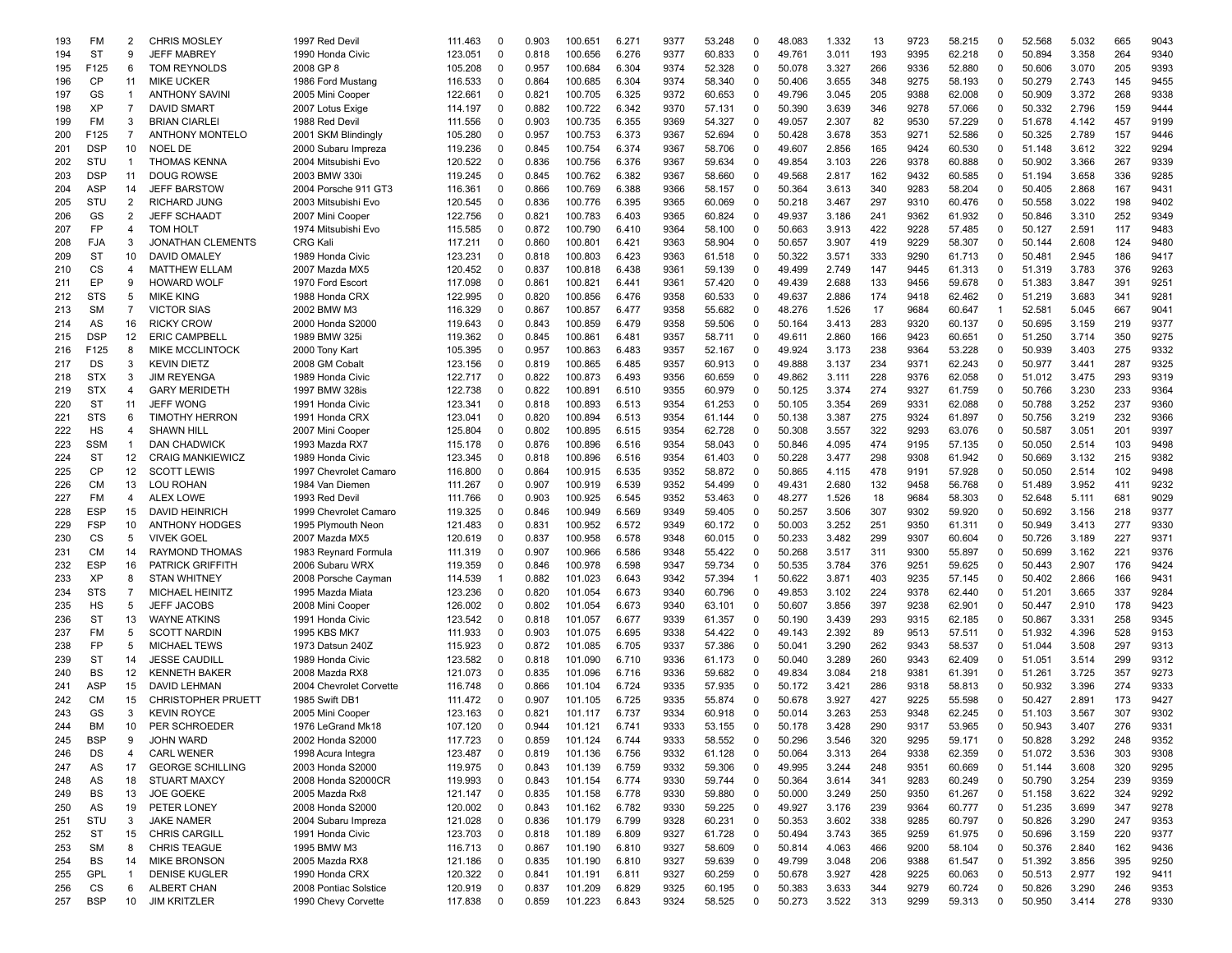| | | | | | | | | | | | | | | | | | | | | | | | | |
|---|---|---|---|---|---|---|---|---|---|---|---|---|---|---|---|---|---|---|---|---|---|---|---|---|
| 193 | FM | 2 | CHRIS MOSLEY | 1997 Red Devil | 111.463 | 0 | 0.903 | 100.651 | 6.271 | 9377 | 53.248 | 0 | 48.083 | 1.332 | 13 | 9723 | 58.215 | 0 | 52.568 | 5.032 | 665 | 9043 |
| 194 | ST | 9 | JEFF MABREY | 1990 Honda Civic | 123.051 | 0 | 0.818 | 100.656 | 6.276 | 9377 | 60.833 | 0 | 49.761 | 3.011 | 193 | 9395 | 62.218 | 0 | 50.894 | 3.358 | 264 | 9340 |
| 195 | F125 | 6 | TOM REYNOLDS | 2008 GP 8 | 105.208 | 0 | 0.957 | 100.684 | 6.304 | 9374 | 52.328 | 0 | 50.078 | 3.327 | 266 | 9336 | 52.880 | 0 | 50.606 | 3.070 | 205 | 9393 |
| 196 | CP | 11 | MIKE UCKER | 1986 Ford Mustang | 116.533 | 0 | 0.864 | 100.685 | 6.304 | 9374 | 58.340 | 0 | 50.406 | 3.655 | 348 | 9275 | 58.193 | 0 | 50.279 | 2.743 | 145 | 9455 |
| 197 | GS | 1 | ANTHONY SAVINI | 2005 Mini Cooper | 122.661 | 0 | 0.821 | 100.705 | 6.325 | 9372 | 60.653 | 0 | 49.796 | 3.045 | 205 | 9388 | 62.008 | 0 | 50.909 | 3.372 | 268 | 9338 |
| 198 | XP | 7 | DAVID SMART | 2007 Lotus Exige | 114.197 | 0 | 0.882 | 100.722 | 6.342 | 9370 | 57.131 | 0 | 50.390 | 3.639 | 346 | 9278 | 57.066 | 0 | 50.332 | 2.796 | 159 | 9444 |
| 199 | FM | 3 | BRIAN CIARLEI | 1988 Red Devil | 111.556 | 0 | 0.903 | 100.735 | 6.355 | 9369 | 54.327 | 0 | 49.057 | 2.307 | 82 | 9530 | 57.229 | 0 | 51.678 | 4.142 | 457 | 9199 |
| 200 | F125 | 7 | ANTHONY MONTELO | 2001 SKM Blindingly | 105.280 | 0 | 0.957 | 100.753 | 6.373 | 9367 | 52.694 | 0 | 50.428 | 3.678 | 353 | 9271 | 52.586 | 0 | 50.325 | 2.789 | 157 | 9446 |
| 201 | DSP | 10 | NOEL DE | 2000 Subaru Impreza | 119.236 | 0 | 0.845 | 100.754 | 6.374 | 9367 | 58.706 | 0 | 49.607 | 2.856 | 165 | 9424 | 60.530 | 0 | 51.148 | 3.612 | 322 | 9294 |
| 202 | STU | 1 | THOMAS KENNA | 2004 Mitsubishi Evo | 120.522 | 0 | 0.836 | 100.756 | 6.376 | 9367 | 59.634 | 0 | 49.854 | 3.103 | 226 | 9378 | 60.888 | 0 | 50.902 | 3.366 | 267 | 9339 |
| 203 | DSP | 11 | DOUG ROWSE | 2003 BMW 330i | 119.245 | 0 | 0.845 | 100.762 | 6.382 | 9367 | 58.660 | 0 | 49.568 | 2.817 | 162 | 9432 | 60.585 | 0 | 51.194 | 3.658 | 336 | 9285 |
| 204 | ASP | 14 | JEFF BARSTOW | 2004 Porsche 911 GT3 | 116.361 | 0 | 0.866 | 100.769 | 6.388 | 9366 | 58.157 | 0 | 50.364 | 3.613 | 340 | 9283 | 58.204 | 0 | 50.405 | 2.868 | 167 | 9431 |
| 205 | STU | 2 | RICHARD JUNG | 2003 Mitsubishi Evo | 120.545 | 0 | 0.836 | 100.776 | 6.395 | 9365 | 60.069 | 0 | 50.218 | 3.467 | 297 | 9310 | 60.476 | 0 | 50.558 | 3.022 | 198 | 9402 |
| 206 | GS | 2 | JEFF SCHAADT | 2007 Mini Cooper | 122.756 | 0 | 0.821 | 100.783 | 6.403 | 9365 | 60.824 | 0 | 49.937 | 3.186 | 241 | 9362 | 61.932 | 0 | 50.846 | 3.310 | 252 | 9349 |
| 207 | FP | 4 | TOM HOLT | 1974 Mitsubishi Evo | 115.585 | 0 | 0.872 | 100.790 | 6.410 | 9364 | 58.100 | 0 | 50.663 | 3.913 | 422 | 9228 | 57.485 | 0 | 50.127 | 2.591 | 117 | 9483 |
| 208 | FJA | 3 | JONATHAN CLEMENTS | CRG Kali | 117.211 | 0 | 0.860 | 100.801 | 6.421 | 9363 | 58.904 | 0 | 50.657 | 3.907 | 419 | 9229 | 58.307 | 0 | 50.144 | 2.608 | 124 | 9480 |
| 209 | ST | 10 | DAVID OMALEY | 1989 Honda Civic | 123.231 | 0 | 0.818 | 100.803 | 6.423 | 9363 | 61.518 | 0 | 50.322 | 3.571 | 333 | 9290 | 61.713 | 0 | 50.481 | 2.945 | 186 | 9417 |
| 210 | CS | 4 | MATTHEW ELLAM | 2007 Mazda MX5 | 120.452 | 0 | 0.837 | 100.818 | 6.438 | 9361 | 59.139 | 0 | 49.499 | 2.749 | 147 | 9445 | 61.313 | 0 | 51.319 | 3.783 | 376 | 9263 |
| 211 | EP | 9 | HOWARD WOLF | 1970 Ford Escort | 117.098 | 0 | 0.861 | 100.821 | 6.441 | 9361 | 57.420 | 0 | 49.439 | 2.688 | 133 | 9456 | 59.678 | 0 | 51.383 | 3.847 | 391 | 9251 |
| 212 | STS | 5 | MIKE KING | 1988 Honda CRX | 122.995 | 0 | 0.820 | 100.856 | 6.476 | 9358 | 60.533 | 0 | 49.637 | 2.886 | 174 | 9418 | 62.462 | 0 | 51.219 | 3.683 | 341 | 9281 |
| 213 | SM | 7 | VICTOR SIAS | 2002 BMW M3 | 116.329 | 0 | 0.867 | 100.857 | 6.477 | 9358 | 55.682 | 0 | 48.276 | 1.526 | 17 | 9684 | 60.647 | 1 | 52.581 | 5.045 | 667 | 9041 |
| 214 | AS | 16 | RICKY CROW | 2000 Honda S2000 | 119.643 | 0 | 0.843 | 100.859 | 6.479 | 9358 | 59.506 | 0 | 50.164 | 3.413 | 283 | 9320 | 60.137 | 0 | 50.695 | 3.159 | 219 | 9377 |
| 215 | DSP | 12 | ERIC CAMPBELL | 1989 BMW 325i | 119.362 | 0 | 0.845 | 100.861 | 6.481 | 9357 | 58.711 | 0 | 49.611 | 2.860 | 166 | 9423 | 60.651 | 0 | 51.250 | 3.714 | 350 | 9275 |
| 216 | F125 | 8 | MIKE MCCLINTOCK | 2000 Tony Kart | 105.395 | 0 | 0.957 | 100.863 | 6.483 | 9357 | 52.167 | 0 | 49.924 | 3.173 | 238 | 9364 | 53.228 | 0 | 50.939 | 3.403 | 275 | 9332 |
| 217 | DS | 3 | KEVIN DIETZ | 2008 GM Cobalt | 123.156 | 0 | 0.819 | 100.865 | 6.485 | 9357 | 60.913 | 0 | 49.888 | 3.137 | 234 | 9371 | 62.243 | 0 | 50.977 | 3.441 | 287 | 9325 |
| 218 | STX | 3 | JIM REYENGA | 1989 Honda Civic | 122.717 | 0 | 0.822 | 100.873 | 6.493 | 9356 | 60.659 | 0 | 49.862 | 3.111 | 228 | 9376 | 62.058 | 0 | 51.012 | 3.475 | 293 | 9319 |
| 219 | STX | 4 | GARY MERIDETH | 1997 BMW 328is | 122.738 | 0 | 0.822 | 100.891 | 6.510 | 9355 | 60.979 | 0 | 50.125 | 3.374 | 274 | 9327 | 61.759 | 0 | 50.766 | 3.230 | 233 | 9364 |
| 220 | ST | 11 | JEFF WONG | 1991 Honda Civic | 123.341 | 0 | 0.818 | 100.893 | 6.513 | 9354 | 61.253 | 0 | 50.105 | 3.354 | 269 | 9331 | 62.088 | 0 | 50.788 | 3.252 | 237 | 9360 |
| 221 | STS | 6 | TIMOTHY HERRON | 1991 Honda CRX | 123.041 | 0 | 0.820 | 100.894 | 6.513 | 9354 | 61.144 | 0 | 50.138 | 3.387 | 275 | 9324 | 61.897 | 0 | 50.756 | 3.219 | 232 | 9366 |
| 222 | HS | 4 | SHAWN HILL | 2007 Mini Cooper | 125.804 | 0 | 0.802 | 100.895 | 6.515 | 9354 | 62.728 | 0 | 50.308 | 3.557 | 322 | 9293 | 63.076 | 0 | 50.587 | 3.051 | 201 | 9397 |
| 223 | SSM | 1 | DAN CHADWICK | 1993 Mazda RX7 | 115.178 | 0 | 0.876 | 100.896 | 6.516 | 9354 | 58.043 | 0 | 50.846 | 4.095 | 474 | 9195 | 57.135 | 0 | 50.050 | 2.514 | 103 | 9498 |
| 224 | ST | 12 | CRAIG MANKIEWICZ | 1989 Honda Civic | 123.345 | 0 | 0.818 | 100.896 | 6.516 | 9354 | 61.403 | 0 | 50.228 | 3.477 | 298 | 9308 | 61.942 | 0 | 50.669 | 3.132 | 215 | 9382 |
| 225 | CP | 12 | SCOTT LEWIS | 1997 Chevrolet Camaro | 116.800 | 0 | 0.864 | 100.915 | 6.535 | 9352 | 58.872 | 0 | 50.865 | 4.115 | 478 | 9191 | 57.928 | 0 | 50.050 | 2.514 | 102 | 9498 |
| 226 | CM | 13 | LOU ROHAN | 1984 Van Diemen | 111.267 | 0 | 0.907 | 100.919 | 6.539 | 9352 | 54.499 | 0 | 49.431 | 2.680 | 132 | 9458 | 56.768 | 0 | 51.489 | 3.952 | 411 | 9232 |
| 227 | FM | 4 | ALEX LOWE | 1993 Red Devil | 111.766 | 0 | 0.903 | 100.925 | 6.545 | 9352 | 53.463 | 0 | 48.277 | 1.526 | 18 | 9684 | 58.303 | 0 | 52.648 | 5.111 | 681 | 9029 |
| 228 | ESP | 15 | DAVID HEINRICH | 1999 Chevrolet Camaro | 119.325 | 0 | 0.846 | 100.949 | 6.569 | 9349 | 59.405 | 0 | 50.257 | 3.506 | 307 | 9302 | 59.920 | 0 | 50.692 | 3.156 | 218 | 9377 |
| 229 | FSP | 10 | ANTHONY HODGES | 1995 Plymouth Neon | 121.483 | 0 | 0.831 | 100.952 | 6.572 | 9349 | 60.172 | 0 | 50.003 | 3.252 | 251 | 9350 | 61.311 | 0 | 50.949 | 3.413 | 277 | 9330 |
| 230 | CS | 5 | VIVEK GOEL | 2007 Mazda MX5 | 120.619 | 0 | 0.837 | 100.958 | 6.578 | 9348 | 60.015 | 0 | 50.233 | 3.482 | 299 | 9307 | 60.604 | 0 | 50.726 | 3.189 | 227 | 9371 |
| 231 | CM | 14 | RAYMOND THOMAS | 1983 Reynard Formula | 111.319 | 0 | 0.907 | 100.966 | 6.586 | 9348 | 55.422 | 0 | 50.268 | 3.517 | 311 | 9300 | 55.897 | 0 | 50.699 | 3.162 | 221 | 9376 |
| 232 | ESP | 16 | PATRICK GRIFFITH | 2006 Subaru WRX | 119.359 | 0 | 0.846 | 100.978 | 6.598 | 9347 | 59.734 | 0 | 50.535 | 3.784 | 376 | 9251 | 59.625 | 0 | 50.443 | 2.907 | 176 | 9424 |
| 233 | XP | 8 | STAN WHITNEY | 2008 Porsche Cayman | 114.539 | 1 | 0.882 | 101.023 | 6.643 | 9342 | 57.394 | 1 | 50.622 | 3.871 | 403 | 9235 | 57.145 | 0 | 50.402 | 2.866 | 166 | 9431 |
| 234 | STS | 7 | MICHAEL HEINITZ | 1995 Mazda Miata | 123.236 | 0 | 0.820 | 101.054 | 6.673 | 9340 | 60.796 | 0 | 49.853 | 3.102 | 224 | 9378 | 62.440 | 0 | 51.201 | 3.665 | 337 | 9284 |
| 235 | HS | 5 | JEFF JACOBS | 2008 Mini Cooper | 126.002 | 0 | 0.802 | 101.054 | 6.673 | 9340 | 63.101 | 0 | 50.607 | 3.856 | 397 | 9238 | 62.901 | 0 | 50.447 | 2.910 | 178 | 9423 |
| 236 | ST | 13 | WAYNE ATKINS | 1991 Honda Civic | 123.542 | 0 | 0.818 | 101.057 | 6.677 | 9339 | 61.357 | 0 | 50.190 | 3.439 | 293 | 9315 | 62.185 | 0 | 50.867 | 3.331 | 258 | 9345 |
| 237 | FM | 5 | SCOTT NARDIN | 1995 KBS MK7 | 111.933 | 0 | 0.903 | 101.075 | 6.695 | 9338 | 54.422 | 0 | 49.143 | 2.392 | 89 | 9513 | 57.511 | 0 | 51.932 | 4.396 | 528 | 9153 |
| 238 | FP | 5 | MICHAEL TEWS | 1973 Datsun 240Z | 115.923 | 0 | 0.872 | 101.085 | 6.705 | 9337 | 57.386 | 0 | 50.041 | 3.290 | 262 | 9343 | 58.537 | 0 | 51.044 | 3.508 | 297 | 9313 |
| 239 | ST | 14 | JESSE CAUDILL | 1989 Honda Civic | 123.582 | 0 | 0.818 | 101.090 | 6.710 | 9336 | 61.173 | 0 | 50.040 | 3.289 | 260 | 9343 | 62.409 | 0 | 51.051 | 3.514 | 299 | 9312 |
| 240 | BS | 12 | KENNETH BAKER | 2008 Mazda RX8 | 121.073 | 0 | 0.835 | 101.096 | 6.716 | 9336 | 59.682 | 0 | 49.834 | 3.084 | 218 | 9381 | 61.391 | 0 | 51.261 | 3.725 | 357 | 9273 |
| 241 | ASP | 15 | DAVID LEHMAN | 2004 Chevrolet Corvette | 116.748 | 0 | 0.866 | 101.104 | 6.724 | 9335 | 57.935 | 0 | 50.172 | 3.421 | 286 | 9318 | 58.813 | 0 | 50.932 | 3.396 | 274 | 9333 |
| 242 | CM | 15 | CHRISTOPHER PRUETT | 1985 Swift DB1 | 111.472 | 0 | 0.907 | 101.105 | 6.725 | 9335 | 55.874 | 0 | 50.678 | 3.927 | 427 | 9225 | 55.598 | 0 | 50.427 | 2.891 | 173 | 9427 |
| 243 | GS | 3 | KEVIN ROYCE | 2005 Mini Cooper | 123.163 | 0 | 0.821 | 101.117 | 6.737 | 9334 | 60.918 | 0 | 50.014 | 3.263 | 253 | 9348 | 62.245 | 0 | 51.103 | 3.567 | 307 | 9302 |
| 244 | BM | 10 | PER SCHROEDER | 1976 LeGrand Mk18 | 107.120 | 0 | 0.944 | 101.121 | 6.741 | 9333 | 53.155 | 0 | 50.178 | 3.428 | 290 | 9317 | 53.965 | 0 | 50.943 | 3.407 | 276 | 9331 |
| 245 | BSP | 9 | JOHN WARD | 2002 Honda S2000 | 117.723 | 0 | 0.859 | 101.124 | 6.744 | 9333 | 58.552 | 0 | 50.296 | 3.546 | 320 | 9295 | 59.171 | 0 | 50.828 | 3.292 | 248 | 9352 |
| 246 | DS | 4 | CARL WENER | 1998 Acura Integra | 123.487 | 0 | 0.819 | 101.136 | 6.756 | 9332 | 61.128 | 0 | 50.064 | 3.313 | 264 | 9338 | 62.359 | 0 | 51.072 | 3.536 | 303 | 9308 |
| 247 | AS | 17 | GEORGE SCHILLING | 2003 Honda S2000 | 119.975 | 0 | 0.843 | 101.139 | 6.759 | 9332 | 59.306 | 0 | 49.995 | 3.244 | 248 | 9351 | 60.669 | 0 | 51.144 | 3.608 | 320 | 9295 |
| 248 | AS | 18 | STUART MAXCY | 2008 Honda S2000CR | 119.993 | 0 | 0.843 | 101.154 | 6.774 | 9330 | 59.744 | 0 | 50.364 | 3.614 | 341 | 9283 | 60.249 | 0 | 50.790 | 3.254 | 239 | 9359 |
| 249 | BS | 13 | JOE GOEKE | 2005 Mazda Rx8 | 121.147 | 0 | 0.835 | 101.158 | 6.778 | 9330 | 59.880 | 0 | 50.000 | 3.249 | 250 | 9350 | 61.267 | 0 | 51.158 | 3.622 | 324 | 9292 |
| 250 | AS | 19 | PETER LONEY | 2008 Honda S2000 | 120.002 | 0 | 0.843 | 101.162 | 6.782 | 9330 | 59.225 | 0 | 49.927 | 3.176 | 239 | 9364 | 60.777 | 0 | 51.235 | 3.699 | 347 | 9278 |
| 251 | STU | 3 | JAKE NAMER | 2004 Subaru Impreza | 121.028 | 0 | 0.836 | 101.179 | 6.799 | 9328 | 60.231 | 0 | 50.353 | 3.602 | 338 | 9285 | 60.797 | 0 | 50.826 | 3.290 | 247 | 9353 |
| 252 | ST | 15 | CHRIS CARGILL | 1991 Honda Civic | 123.703 | 0 | 0.818 | 101.189 | 6.809 | 9327 | 61.728 | 0 | 50.494 | 3.743 | 365 | 9259 | 61.975 | 0 | 50.696 | 3.159 | 220 | 9377 |
| 253 | SM | 8 | CHRIS TEAGUE | 1995 BMW M3 | 116.713 | 0 | 0.867 | 101.190 | 6.810 | 9327 | 58.609 | 0 | 50.814 | 4.063 | 466 | 9200 | 58.104 | 0 | 50.376 | 2.840 | 162 | 9436 |
| 254 | BS | 14 | MIKE BRONSON | 2005 Mazda RX8 | 121.186 | 0 | 0.835 | 101.190 | 6.810 | 9327 | 59.639 | 0 | 49.799 | 3.048 | 206 | 9388 | 61.547 | 0 | 51.392 | 3.856 | 395 | 9250 |
| 255 | GPL | 1 | DENISE KUGLER | 1990 Honda CRX | 120.322 | 0 | 0.841 | 101.191 | 6.811 | 9327 | 60.259 | 0 | 50.678 | 3.927 | 428 | 9225 | 60.063 | 0 | 50.513 | 2.977 | 192 | 9411 |
| 256 | CS | 6 | ALBERT CHAN | 2008 Pontiac Solstice | 120.919 | 0 | 0.837 | 101.209 | 6.829 | 9325 | 60.195 | 0 | 50.383 | 3.633 | 344 | 9279 | 60.724 | 0 | 50.826 | 3.290 | 246 | 9353 |
| 257 | BSP | 10 | JIM KRITZLER | 1990 Chevy Corvette | 117.838 | 0 | 0.859 | 101.223 | 6.843 | 9324 | 58.525 | 0 | 50.273 | 3.522 | 313 | 9299 | 59.313 | 0 | 50.950 | 3.414 | 278 | 9330 |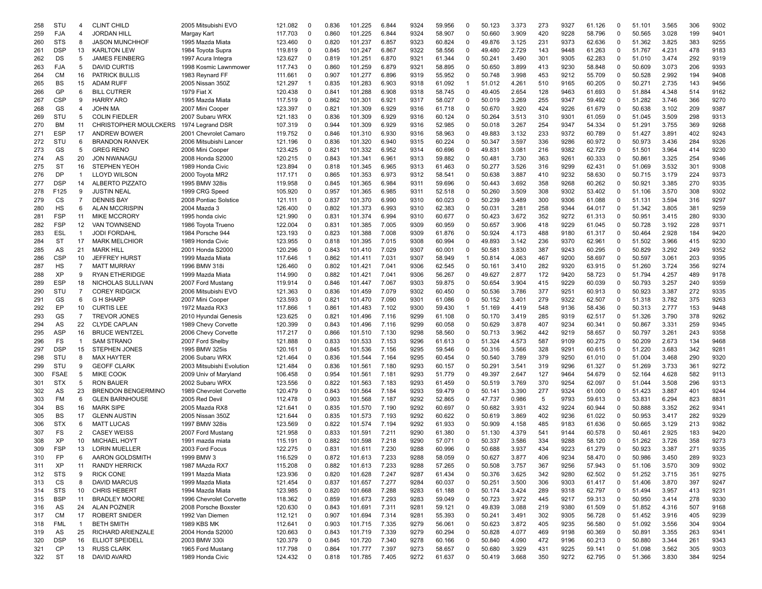| | | | | | | | | | | | | | | | | | | | | | | |
|---|---|---|---|---|---|---|---|---|---|---|---|---|---|---|---|---|---|---|---|---|---|---|
| 258 | STU | 4 | CLINT CHILD | 2005 Mitsubishi EVO | 121.082 | 0 | 0.836 | 101.225 | 6.844 | 9324 | 59.956 | 0 | 50.123 | 3.373 | 273 | 9327 | 61.126 | 0 | 51.101 | 3.565 | 306 | 9302 |
| 259 | FJA | 4 | JORDAN HILL | Margay Kart | 117.703 | 0 | 0.860 | 101.225 | 6.844 | 9324 | 58.907 | 0 | 50.660 | 3.909 | 420 | 9228 | 58.796 | 0 | 50.565 | 3.028 | 199 | 9401 |
| 260 | STS | 8 | JASON MUNCHHOF | 1995 Mazda Miata | 123.460 | 0 | 0.820 | 101.237 | 6.857 | 9323 | 60.824 | 0 | 49.876 | 3.125 | 231 | 9373 | 62.636 | 0 | 51.362 | 3.825 | 383 | 9255 |
| 261 | DSP | 13 | KARLTON LEW | 1984 Toyota Supra | 119.819 | 0 | 0.845 | 101.247 | 6.867 | 9322 | 58.556 | 0 | 49.480 | 2.729 | 143 | 9448 | 61.263 | 0 | 51.767 | 4.231 | 478 | 9183 |
| 262 | DS | 5 | JAMES FEINBERG | 1997 Acura Integra | 123.627 | 0 | 0.819 | 101.251 | 6.870 | 9321 | 61.344 | 0 | 50.241 | 3.490 | 301 | 9305 | 62.283 | 0 | 51.010 | 3.474 | 292 | 9319 |
| 263 | FJA | 5 | DAVID CURTIS | 1998 Kosmic Lawnmower | 117.743 | 0 | 0.860 | 101.259 | 6.879 | 9321 | 58.895 | 0 | 50.650 | 3.899 | 413 | 9230 | 58.848 | 0 | 50.609 | 3.073 | 206 | 9393 |
| 264 | CM | 16 | PATRICK BULLIS | 1983 Reynard FF | 111.661 | 0 | 0.907 | 101.277 | 6.896 | 9319 | 55.952 | 0 | 50.748 | 3.998 | 453 | 9212 | 55.709 | 0 | 50.528 | 2.992 | 194 | 9408 |
| 265 | BS | 15 | ADAM RUFF | 2005 Nissan 350Z | 121.297 | 1 | 0.835 | 101.283 | 6.903 | 9318 | 61.092 | 1 | 51.012 | 4.261 | 510 | 9165 | 60.205 | 0 | 50.271 | 2.735 | 143 | 9456 |
| 266 | GP | 6 | BILL CUTRER | 1979 Fiat X | 120.438 | 0 | 0.841 | 101.288 | 6.908 | 9318 | 58.745 | 0 | 49.405 | 2.654 | 128 | 9463 | 61.693 | 0 | 51.884 | 4.348 | 514 | 9162 |
| 267 | CSP | 9 | HARRY ARO | 1995 Mazda Miata | 117.519 | 0 | 0.862 | 101.301 | 6.921 | 9317 | 58.027 | 0 | 50.019 | 3.269 | 255 | 9347 | 59.492 | 0 | 51.282 | 3.746 | 366 | 9270 |
| 268 | GS | 4 | JOHN MA | 2007 Mini Cooper | 123.397 | 0 | 0.821 | 101.309 | 6.929 | 9316 | 61.718 | 0 | 50.670 | 3.920 | 424 | 9226 | 61.679 | 0 | 50.638 | 3.102 | 209 | 9387 |
| 269 | STU | 5 | COLIN FIEDLER | 2007 Subaru WRX | 121.183 | 0 | 0.836 | 101.309 | 6.929 | 9316 | 60.124 | 0 | 50.264 | 3.513 | 310 | 9301 | 61.059 | 0 | 51.045 | 3.509 | 298 | 9313 |
| 270 | BM | 11 | CHRISTOPHER MOULCKERS | 1974 Legrand DSR | 107.319 | 0 | 0.944 | 101.309 | 6.929 | 9316 | 52.985 | 0 | 50.018 | 3.267 | 254 | 9347 | 54.334 | 0 | 51.291 | 3.755 | 369 | 9268 |
| 271 | ESP | 17 | ANDREW BOWER | 2001 Chevrolet Camaro | 119.752 | 0 | 0.846 | 101.310 | 6.930 | 9316 | 58.963 | 0 | 49.883 | 3.132 | 233 | 9372 | 60.789 | 0 | 51.427 | 3.891 | 402 | 9243 |
| 272 | STU | 6 | BRANDON RANVEK | 2006 Mitsubishi Lancer | 121.196 | 0 | 0.836 | 101.320 | 6.940 | 9315 | 60.224 | 0 | 50.347 | 3.597 | 336 | 9286 | 60.972 | 0 | 50.973 | 3.436 | 284 | 9326 |
| 273 | GS | 5 | GREG RENO | 2006 Mini Cooper | 123.425 | 0 | 0.821 | 101.332 | 6.952 | 9314 | 60.696 | 0 | 49.831 | 3.081 | 216 | 9382 | 62.729 | 0 | 51.501 | 3.964 | 414 | 9230 |
| 274 | AS | 20 | JON NWANAGU | 2008 Honda S2000 | 120.215 | 0 | 0.843 | 101.341 | 6.961 | 9313 | 59.882 | 0 | 50.481 | 3.730 | 363 | 9261 | 60.333 | 0 | 50.861 | 3.325 | 254 | 9346 |
| 275 | ST | 16 | STEPHEN YEOH | 1989 Honda Civic | 123.894 | 0 | 0.818 | 101.345 | 6.965 | 9313 | 61.463 | 0 | 50.277 | 3.526 | 316 | 9299 | 62.431 | 0 | 51.069 | 3.532 | 301 | 9308 |
| 276 | DP | 1 | LLOYD WILSON | 2000 Toyota MR2 | 117.171 | 0 | 0.865 | 101.353 | 6.973 | 9312 | 58.541 | 0 | 50.638 | 3.887 | 410 | 9232 | 58.630 | 0 | 50.715 | 3.179 | 224 | 9373 |
| 277 | DSP | 14 | ALBERTO PIZZATO | 1995 BMW 328is | 119.958 | 0 | 0.845 | 101.365 | 6.984 | 9311 | 59.696 | 0 | 50.443 | 3.692 | 358 | 9268 | 60.262 | 0 | 50.921 | 3.385 | 270 | 9335 |
| 278 | F125 | 9 | JUSTIN NEAL | 1999 CRG Speed | 105.920 | 0 | 0.957 | 101.365 | 6.985 | 9311 | 52.518 | 0 | 50.260 | 3.509 | 308 | 9302 | 53.402 | 0 | 51.106 | 3.570 | 308 | 9302 |
| 279 | CS | 7 | DENNIS BAY | 2008 Pontiac Solstice | 121.111 | 0 | 0.837 | 101.370 | 6.990 | 9310 | 60.023 | 0 | 50.239 | 3.489 | 300 | 9306 | 61.088 | 0 | 51.131 | 3.594 | 316 | 9297 |
| 280 | HS | 6 | ALAN MCCRISPIN | 2004 Mazda 3 | 126.400 | 0 | 0.802 | 101.373 | 6.993 | 9310 | 62.383 | 0 | 50.031 | 3.281 | 258 | 9344 | 64.017 | 0 | 51.342 | 3.805 | 381 | 9259 |
| 281 | FSP | 11 | MIKE MCCRORY | 1995 honda civic | 121.990 | 0 | 0.831 | 101.374 | 6.994 | 9310 | 60.677 | 0 | 50.423 | 3.672 | 352 | 9272 | 61.313 | 0 | 50.951 | 3.415 | 280 | 9330 |
| 282 | FSP | 12 | VAN TOWNSEND | 1986 Toyota Trueno | 122.004 | 0 | 0.831 | 101.385 | 7.005 | 9309 | 60.959 | 0 | 50.657 | 3.906 | 418 | 9229 | 61.045 | 0 | 50.728 | 3.192 | 228 | 9371 |
| 283 | ESL | 1 | JODI FORDAHL | 1984 Porsche 944 | 123.193 | 0 | 0.823 | 101.388 | 7.008 | 9309 | 61.876 | 0 | 50.924 | 4.173 | 488 | 9180 | 61.317 | 0 | 50.464 | 2.928 | 184 | 9420 |
| 284 | ST | 17 | MARK MELCHIOR | 1989 Honda Civic | 123.955 | 0 | 0.818 | 101.395 | 7.015 | 9308 | 60.994 | 0 | 49.893 | 3.142 | 236 | 9370 | 62.961 | 0 | 51.502 | 3.966 | 415 | 9230 |
| 285 | AS | 21 | MARK HILL | 2001 Honda S2000 | 120.296 | 0 | 0.843 | 101.410 | 7.029 | 9307 | 60.001 | 0 | 50.581 | 3.830 | 387 | 9243 | 60.295 | 0 | 50.829 | 3.292 | 249 | 9352 |
| 286 | CSP | 10 | JEFFREY HURST | 1999 Mazda Miata | 117.646 | 1 | 0.862 | 101.411 | 7.031 | 9307 | 58.949 | 1 | 50.814 | 4.063 | 467 | 9200 | 58.697 | 0 | 50.597 | 3.061 | 203 | 9395 |
| 287 | HS | 7 | MATT MURRAY | 1996 BMW 318i | 126.460 | 0 | 0.802 | 101.421 | 7.041 | 9306 | 62.545 | 0 | 50.161 | 3.410 | 282 | 9320 | 63.915 | 0 | 51.260 | 3.724 | 356 | 9274 |
| 288 | XP | 9 | RYAN ETHERIDGE | 1999 Mazda Miata | 114.990 | 0 | 0.882 | 101.421 | 7.041 | 9306 | 56.267 | 0 | 49.627 | 2.877 | 172 | 9420 | 58.723 | 0 | 51.794 | 4.257 | 489 | 9178 |
| 289 | ESP | 18 | NICHOLAS SULLIVAN | 2007 Ford Mustang | 119.914 | 0 | 0.846 | 101.447 | 7.067 | 9303 | 59.875 | 0 | 50.654 | 3.904 | 415 | 9229 | 60.039 | 0 | 50.793 | 3.257 | 240 | 9359 |
| 290 | STU | 7 | COREY RIDGICK | 2006 Mitsubishi EVO | 121.363 | 0 | 0.836 | 101.459 | 7.079 | 9302 | 60.450 | 0 | 50.536 | 3.786 | 377 | 9251 | 60.913 | 0 | 50.923 | 3.387 | 272 | 9335 |
| 291 | GS | 6 | G H SHARP | 2007 Mini Cooper | 123.593 | 0 | 0.821 | 101.470 | 7.090 | 9301 | 61.086 | 0 | 50.152 | 3.401 | 279 | 9322 | 62.507 | 0 | 51.318 | 3.782 | 375 | 9263 |
| 292 | EP | 10 | CURTIS LEE | 1972 Mazda RX3 | 117.866 | 1 | 0.861 | 101.483 | 7.102 | 9300 | 59.430 | 1 | 51.169 | 4.419 | 548 | 9136 | 58.436 | 0 | 50.313 | 2.777 | 153 | 9448 |
| 293 | GS | 7 | TREVOR JONES | 2010 Hyundai Genesis | 123.625 | 0 | 0.821 | 101.496 | 7.116 | 9299 | 61.108 | 0 | 50.170 | 3.419 | 285 | 9319 | 62.517 | 0 | 51.326 | 3.790 | 378 | 9262 |
| 294 | AS | 22 | CLYDE CAPLAN | 1989 Chevy Corvette | 120.399 | 0 | 0.843 | 101.496 | 7.116 | 9299 | 60.058 | 0 | 50.629 | 3.878 | 407 | 9234 | 60.341 | 0 | 50.867 | 3.331 | 259 | 9345 |
| 295 | ASP | 16 | BRUCE WENTZEL | 2006 Chevy Corvette | 117.217 | 0 | 0.866 | 101.510 | 7.130 | 9298 | 58.560 | 0 | 50.713 | 3.962 | 442 | 9219 | 58.657 | 0 | 50.797 | 3.261 | 243 | 9358 |
| 296 | FS | 1 | SAM STRANO | 2007 Ford Shelby | 121.888 | 0 | 0.833 | 101.533 | 7.153 | 9296 | 61.613 | 0 | 51.324 | 4.573 | 587 | 9109 | 60.275 | 0 | 50.209 | 2.673 | 134 | 9468 |
| 297 | DSP | 15 | STEPHEN JONES | 1995 BMW 325is | 120.161 | 0 | 0.845 | 101.536 | 7.156 | 9295 | 59.546 | 0 | 50.316 | 3.566 | 328 | 9291 | 60.615 | 0 | 51.220 | 3.683 | 342 | 9281 |
| 298 | STU | 8 | MAX HAYTER | 2006 Subaru WRX | 121.464 | 0 | 0.836 | 101.544 | 7.164 | 9295 | 60.454 | 0 | 50.540 | 3.789 | 379 | 9250 | 61.010 | 0 | 51.004 | 3.468 | 290 | 9320 |
| 299 | STU | 9 | GEOFF CLARK | 2003 Mitsubishi Evolution | 121.484 | 0 | 0.836 | 101.561 | 7.180 | 9293 | 60.157 | 0 | 50.291 | 3.541 | 319 | 9296 | 61.327 | 0 | 51.269 | 3.733 | 361 | 9272 |
| 300 | FSAE | 5 | MIKE COOK | 2009 Univ of Maryland | 106.458 | 0 | 0.954 | 101.561 | 7.181 | 9293 | 51.779 | 0 | 49.397 | 2.647 | 127 | 9464 | 54.679 | 0 | 52.164 | 4.628 | 582 | 9113 |
| 301 | STX | 5 | RON BAUER | 2002 Subaru WRX | 123.556 | 0 | 0.822 | 101.563 | 7.183 | 9293 | 61.459 | 0 | 50.519 | 3.769 | 370 | 9254 | 62.097 | 0 | 51.044 | 3.508 | 296 | 9313 |
| 302 | AS | 23 | BRENDON BENGERMINO | 1989 Chevrolet Corvette | 120.479 | 0 | 0.843 | 101.564 | 7.184 | 9293 | 59.479 | 0 | 50.141 | 3.390 | 277 | 9324 | 61.000 | 0 | 51.423 | 3.887 | 401 | 9244 |
| 303 | FM | 6 | GLEN BARNHOUSE | 2005 Red Devil | 112.478 | 0 | 0.903 | 101.568 | 7.187 | 9292 | 52.865 | 0 | 47.737 | 0.986 | 5 | 9793 | 59.613 | 0 | 53.831 | 6.294 | 823 | 8831 |
| 304 | BS | 16 | MARK SIPE | 2005 Mazda RX8 | 121.641 | 0 | 0.835 | 101.570 | 7.190 | 9292 | 60.697 | 0 | 50.682 | 3.931 | 432 | 9224 | 60.944 | 0 | 50.888 | 3.352 | 262 | 9341 |
| 305 | BS | 17 | GLENN AUSTIN | 2005 Nissan 350Z | 121.644 | 0 | 0.835 | 101.573 | 7.193 | 9292 | 60.622 | 0 | 50.619 | 3.869 | 402 | 9236 | 61.022 | 0 | 50.953 | 3.417 | 282 | 9329 |
| 306 | STX | 6 | MATT LUCAS | 1997 BMW 328is | 123.569 | 0 | 0.822 | 101.574 | 7.194 | 9292 | 61.933 | 0 | 50.909 | 4.158 | 485 | 9183 | 61.636 | 0 | 50.665 | 3.129 | 213 | 9382 |
| 307 | FS | 2 | CASEY WEISS | 2007 Ford Mustang | 121.958 | 0 | 0.833 | 101.591 | 7.211 | 9290 | 61.380 | 0 | 51.130 | 4.379 | 541 | 9144 | 60.578 | 0 | 50.461 | 2.925 | 183 | 9420 |
| 308 | XP | 10 | MICHAEL HOYT | 1991 mazda miata | 115.191 | 0 | 0.882 | 101.598 | 7.218 | 9290 | 57.071 | 0 | 50.337 | 3.586 | 334 | 9288 | 58.120 | 0 | 51.262 | 3.726 | 358 | 9273 |
| 309 | FSP | 13 | LORIN MUELLER | 2003 Ford Focus | 122.275 | 0 | 0.831 | 101.611 | 7.230 | 9288 | 60.996 | 0 | 50.688 | 3.937 | 434 | 9223 | 61.279 | 0 | 50.923 | 3.387 | 271 | 9335 |
| 310 | FP | 6 | AARON GOLDSMITH | 1999 BMW 3 | 116.529 | 0 | 0.872 | 101.613 | 7.233 | 9288 | 58.059 | 0 | 50.627 | 3.877 | 406 | 9234 | 58.470 | 0 | 50.986 | 3.450 | 289 | 9323 |
| 311 | XP | 11 | RANDY HERRICK | 1987 MAzda RX7 | 115.208 | 0 | 0.882 | 101.613 | 7.233 | 9288 | 57.265 | 0 | 50.508 | 3.757 | 367 | 9256 | 57.943 | 0 | 51.106 | 3.570 | 309 | 9302 |
| 312 | STS | 9 | RICK CONE | 1991 Mazda Miata | 123.936 | 0 | 0.820 | 101.628 | 7.247 | 9287 | 61.434 | 0 | 50.376 | 3.625 | 342 | 9280 | 62.502 | 0 | 51.252 | 3.715 | 351 | 9275 |
| 313 | CS | 8 | DAVID MARCUS | 1999 Mazda Miata | 121.454 | 0 | 0.837 | 101.657 | 7.277 | 9284 | 60.037 | 0 | 50.251 | 3.500 | 306 | 9303 | 61.417 | 0 | 51.406 | 3.870 | 397 | 9247 |
| 314 | STS | 10 | CHRIS HEBERT | 1994 Mazda Miata | 123.985 | 0 | 0.820 | 101.668 | 7.288 | 9283 | 61.188 | 0 | 50.174 | 3.424 | 289 | 9318 | 62.797 | 0 | 51.494 | 3.957 | 413 | 9231 |
| 315 | BSP | 11 | BRADLEY MOORE | 1996 Chevrolet Corvette | 118.362 | 0 | 0.859 | 101.673 | 7.293 | 9283 | 59.049 | 0 | 50.723 | 3.972 | 445 | 9217 | 59.313 | 0 | 50.950 | 3.414 | 278 | 9330 |
| 316 | AS | 24 | ALAN POZNER | 2008 Porsche Boxster | 120.630 | 0 | 0.843 | 101.691 | 7.311 | 9281 | 59.121 | 0 | 49.839 | 3.088 | 219 | 9380 | 61.509 | 0 | 51.852 | 4.316 | 507 | 9168 |
| 317 | CM | 17 | ROBERT SNIDER | 1992 Van Diemen | 112.121 | 0 | 0.907 | 101.694 | 7.314 | 9281 | 55.393 | 0 | 50.241 | 3.491 | 302 | 9305 | 56.728 | 0 | 51.452 | 3.916 | 405 | 9239 |
| 318 | FML | 1 | BETH SMITH | 1989 KBS MK | 112.641 | 0 | 0.903 | 101.715 | 7.335 | 9279 | 56.061 | 0 | 50.623 | 3.872 | 405 | 9235 | 56.580 | 0 | 51.092 | 3.556 | 304 | 9304 |
| 319 | AS | 25 | RICHARD ARIENZALE | 2004 Honda S2000 | 120.663 | 0 | 0.843 | 101.719 | 7.339 | 9279 | 60.294 | 0 | 50.828 | 4.077 | 469 | 9198 | 60.369 | 0 | 50.891 | 3.355 | 263 | 9341 |
| 320 | DSP | 16 | ELLIOT SPEIDELL | 2003 BMW 330i | 120.379 | 0 | 0.845 | 101.720 | 7.340 | 9278 | 60.166 | 0 | 50.840 | 4.090 | 472 | 9196 | 60.213 | 0 | 50.880 | 3.344 | 261 | 9343 |
| 321 | CP | 13 | RUSS CLARK | 1965 Ford Mustang | 117.798 | 0 | 0.864 | 101.777 | 7.397 | 9273 | 58.657 | 0 | 50.680 | 3.929 | 431 | 9225 | 59.141 | 0 | 51.098 | 3.562 | 305 | 9303 |
| 322 | ST | 18 | DAVID AVARD | 1989 Honda Civic | 124.432 | 0 | 0.818 | 101.785 | 7.405 | 9272 | 61.637 | 0 | 50.419 | 3.668 | 350 | 9272 | 62.795 | 0 | 51.366 | 3.830 | 384 | 9254 |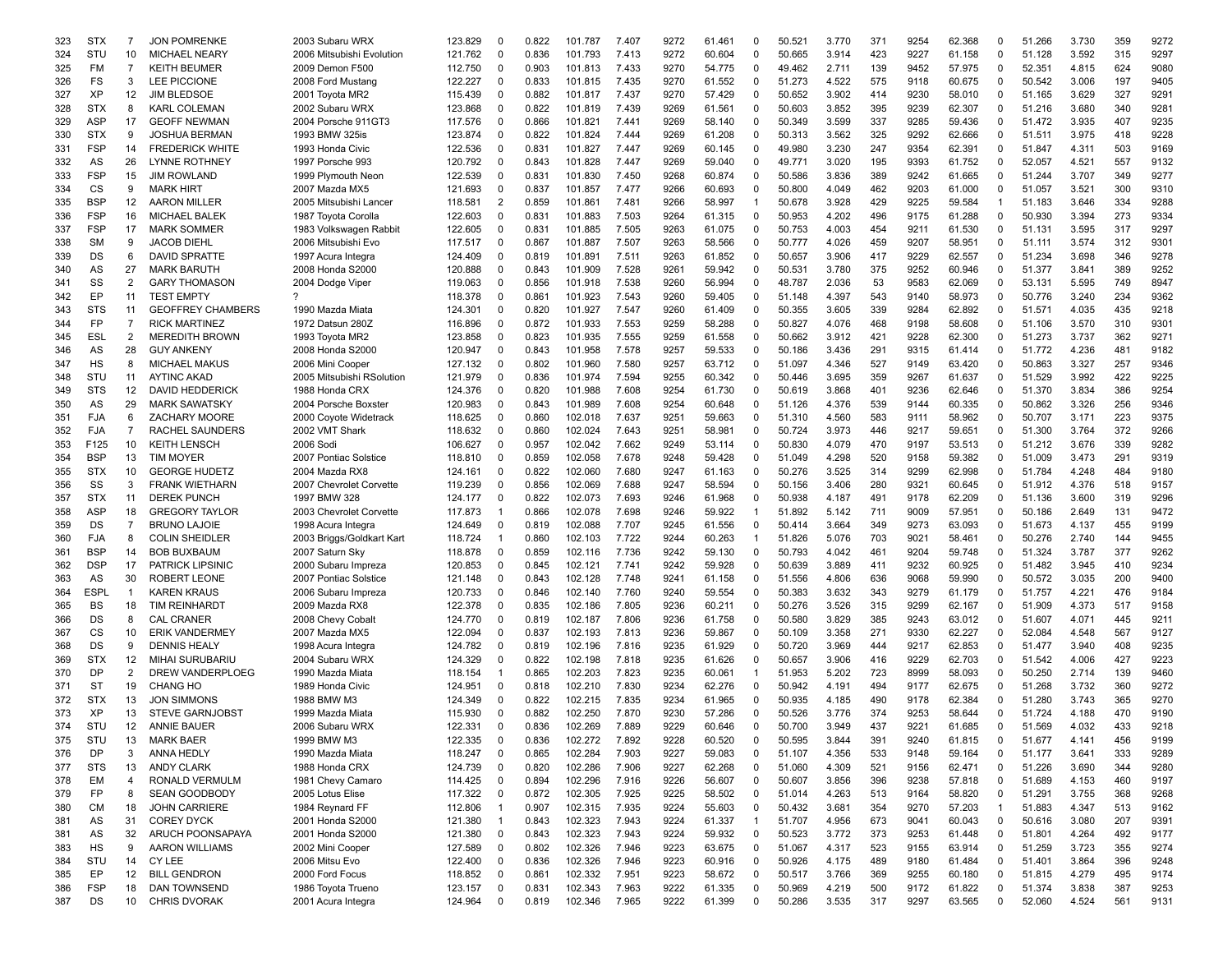| 323 | STX | 7 | JON POMRENKE | 2003 Subaru WRX | 123.829 | 0 | 0.822 | 101.787 | 7.407 | 9272 | 61.461 | 0 | 50.521 | 3.770 | 371 | 9254 | 62.368 | 0 | 51.266 | 3.730 | 359 | 9272 |
|---|---|---|---|---|---|---|---|---|---|---|---|---|---|---|---|---|---|---|---|---|---|---|
| 324 | STU | 10 | MICHAEL NEARY | 2006 Mitsubishi Evolution | 121.762 | 0 | 0.836 | 101.793 | 7.413 | 9272 | 60.604 | 0 | 50.665 | 3.914 | 423 | 9227 | 61.158 | 0 | 51.128 | 3.592 | 315 | 9297 |
| 325 | FM | 7 | KEITH BEUMER | 2009 Demon F500 | 112.750 | 0 | 0.903 | 101.813 | 7.433 | 9270 | 54.775 | 0 | 49.462 | 2.711 | 139 | 9452 | 57.975 | 0 | 52.351 | 4.815 | 624 | 9080 |
| 326 | FS | 3 | LEE PICCIONE | 2008 Ford Mustang | 122.227 | 0 | 0.833 | 101.815 | 7.435 | 9270 | 61.552 | 0 | 51.273 | 4.522 | 575 | 9118 | 60.675 | 0 | 50.542 | 3.006 | 197 | 9405 |
| 327 | XP | 12 | JIM BLEDSOE | 2001 Toyota MR2 | 115.439 | 0 | 0.882 | 101.817 | 7.437 | 9270 | 57.429 | 0 | 50.652 | 3.902 | 414 | 9230 | 58.010 | 0 | 51.165 | 3.629 | 327 | 9291 |
| 328 | STX | 8 | KARL COLEMAN | 2002 Subaru WRX | 123.868 | 0 | 0.822 | 101.819 | 7.439 | 9269 | 61.561 | 0 | 50.603 | 3.852 | 395 | 9239 | 62.307 | 0 | 51.216 | 3.680 | 340 | 9281 |
| 329 | ASP | 17 | GEOFF NEWMAN | 2004 Porsche 911GT3 | 117.576 | 0 | 0.866 | 101.821 | 7.441 | 9269 | 58.140 | 0 | 50.349 | 3.599 | 337 | 9285 | 59.436 | 0 | 51.472 | 3.935 | 407 | 9235 |
| 330 | STX | 9 | JOSHUA BERMAN | 1993 BMW 325is | 123.874 | 0 | 0.822 | 101.824 | 7.444 | 9269 | 61.208 | 0 | 50.313 | 3.562 | 325 | 9292 | 62.666 | 0 | 51.511 | 3.975 | 418 | 9228 |
| 331 | FSP | 14 | FREDERICK WHITE | 1993 Honda Civic | 122.536 | 0 | 0.831 | 101.827 | 7.447 | 9269 | 60.145 | 0 | 49.980 | 3.230 | 247 | 9354 | 62.391 | 0 | 51.847 | 4.311 | 503 | 9169 |
| 332 | AS | 26 | LYNNE ROTHNEY | 1997 Porsche 993 | 120.792 | 0 | 0.843 | 101.828 | 7.447 | 9269 | 59.040 | 0 | 49.771 | 3.020 | 195 | 9393 | 61.752 | 0 | 52.057 | 4.521 | 557 | 9132 |
| 333 | FSP | 15 | JIM ROWLAND | 1999 Plymouth Neon | 122.539 | 0 | 0.831 | 101.830 | 7.450 | 9268 | 60.874 | 0 | 50.586 | 3.836 | 389 | 9242 | 61.665 | 0 | 51.244 | 3.707 | 349 | 9277 |
| 334 | CS | 9 | MARK HIRT | 2007 Mazda MX5 | 121.693 | 0 | 0.837 | 101.857 | 7.477 | 9266 | 60.693 | 0 | 50.800 | 4.049 | 462 | 9203 | 61.000 | 0 | 51.057 | 3.521 | 300 | 9310 |
| 335 | BSP | 12 | AARON MILLER | 2005 Mitsubishi Lancer | 118.581 | 2 | 0.859 | 101.861 | 7.481 | 9266 | 58.997 | 1 | 50.678 | 3.928 | 429 | 9225 | 59.584 | 1 | 51.183 | 3.646 | 334 | 9288 |
| 336 | FSP | 16 | MICHAEL BALEK | 1987 Toyota Corolla | 122.603 | 0 | 0.831 | 101.883 | 7.503 | 9264 | 61.315 | 0 | 50.953 | 4.202 | 496 | 9175 | 61.288 | 0 | 50.930 | 3.394 | 273 | 9334 |
| 337 | FSP | 17 | MARK SOMMER | 1983 Volkswagen Rabbit | 122.605 | 0 | 0.831 | 101.885 | 7.505 | 9263 | 61.075 | 0 | 50.753 | 4.003 | 454 | 9211 | 61.530 | 0 | 51.131 | 3.595 | 317 | 9297 |
| 338 | SM | 9 | JACOB DIEHL | 2006 Mitsubishi Evo | 117.517 | 0 | 0.867 | 101.887 | 7.507 | 9263 | 58.566 | 0 | 50.777 | 4.026 | 459 | 9207 | 58.951 | 0 | 51.111 | 3.574 | 312 | 9301 |
| 339 | DS | 6 | DAVID SPRATTE | 1997 Acura Integra | 124.409 | 0 | 0.819 | 101.891 | 7.511 | 9263 | 61.852 | 0 | 50.657 | 3.906 | 417 | 9229 | 62.557 | 0 | 51.234 | 3.698 | 346 | 9278 |
| 340 | AS | 27 | MARK BARUTH | 2008 Honda S2000 | 120.888 | 0 | 0.843 | 101.909 | 7.528 | 9261 | 59.942 | 0 | 50.531 | 3.780 | 375 | 9252 | 60.946 | 0 | 51.377 | 3.841 | 389 | 9252 |
| 341 | SS | 2 | GARY THOMASON | 2004 Dodge Viper | 119.063 | 0 | 0.856 | 101.918 | 7.538 | 9260 | 56.994 | 0 | 48.787 | 2.036 | 53 | 9583 | 62.069 | 0 | 53.131 | 5.595 | 749 | 8947 |
| 342 | EP | 11 | TEST EMPTY | ? | 118.378 | 0 | 0.861 | 101.923 | 7.543 | 9260 | 59.405 | 0 | 51.148 | 4.397 | 543 | 9140 | 58.973 | 0 | 50.776 | 3.240 | 234 | 9362 |
| 343 | STS | 11 | GEOFFREY CHAMBERS | 1990 Mazda Miata | 124.301 | 0 | 0.820 | 101.927 | 7.547 | 9260 | 61.409 | 0 | 50.355 | 3.605 | 339 | 9284 | 62.892 | 0 | 51.571 | 4.035 | 435 | 9218 |
| 344 | FP | 7 | RICK MARTINEZ | 1972 Datsun 280Z | 116.896 | 0 | 0.872 | 101.933 | 7.553 | 9259 | 58.288 | 0 | 50.827 | 4.076 | 468 | 9198 | 58.608 | 0 | 51.106 | 3.570 | 310 | 9301 |
| 345 | ESL | 2 | MEREDITH BROWN | 1993 Toyota MR2 | 123.858 | 0 | 0.823 | 101.935 | 7.555 | 9259 | 61.558 | 0 | 50.662 | 3.912 | 421 | 9228 | 62.300 | 0 | 51.273 | 3.737 | 362 | 9271 |
| 346 | AS | 28 | GUY ANKENY | 2008 Honda S2000 | 120.947 | 0 | 0.843 | 101.958 | 7.578 | 9257 | 59.533 | 0 | 50.186 | 3.436 | 291 | 9315 | 61.414 | 0 | 51.772 | 4.236 | 481 | 9182 |
| 347 | HS | 8 | MICHAEL MAKUS | 2006 Mini Cooper | 127.132 | 0 | 0.802 | 101.960 | 7.580 | 9257 | 63.712 | 0 | 51.097 | 4.346 | 527 | 9149 | 63.420 | 0 | 50.863 | 3.327 | 257 | 9346 |
| 348 | STU | 11 | AYTINC AKAD | 2005 Mitsubishi RSolution | 121.979 | 0 | 0.836 | 101.974 | 7.594 | 9255 | 60.342 | 0 | 50.446 | 3.695 | 359 | 9267 | 61.637 | 0 | 51.529 | 3.992 | 422 | 9225 |
| 349 | STS | 12 | DAVID HEDDERICK | 1988 Honda CRX | 124.376 | 0 | 0.820 | 101.988 | 7.608 | 9254 | 61.730 | 0 | 50.619 | 3.868 | 401 | 9236 | 62.646 | 0 | 51.370 | 3.834 | 386 | 9254 |
| 350 | AS | 29 | MARK SAWATSKY | 2004 Porsche Boxster | 120.983 | 0 | 0.843 | 101.989 | 7.608 | 9254 | 60.648 | 0 | 51.126 | 4.376 | 539 | 9144 | 60.335 | 0 | 50.862 | 3.326 | 256 | 9346 |
| 351 | FJA | 6 | ZACHARY MOORE | 2000 Coyote Widetrack | 118.625 | 0 | 0.860 | 102.018 | 7.637 | 9251 | 59.663 | 0 | 51.310 | 4.560 | 583 | 9111 | 58.962 | 0 | 50.707 | 3.171 | 223 | 9375 |
| 352 | FJA | 7 | RACHEL SAUNDERS | 2002 VMT Shark | 118.632 | 0 | 0.860 | 102.024 | 7.643 | 9251 | 58.981 | 0 | 50.724 | 3.973 | 446 | 9217 | 59.651 | 0 | 51.300 | 3.764 | 372 | 9266 |
| 353 | F125 | 10 | KEITH LENSCH | 2006 Sodi | 106.627 | 0 | 0.957 | 102.042 | 7.662 | 9249 | 53.114 | 0 | 50.830 | 4.079 | 470 | 9197 | 53.513 | 0 | 51.212 | 3.676 | 339 | 9282 |
| 354 | BSP | 13 | TIM MOYER | 2007 Pontiac Solstice | 118.810 | 0 | 0.859 | 102.058 | 7.678 | 9248 | 59.428 | 0 | 51.049 | 4.298 | 520 | 9158 | 59.382 | 0 | 51.009 | 3.473 | 291 | 9319 |
| 355 | STX | 10 | GEORGE HUDETZ | 2004 Mazda RX8 | 124.161 | 0 | 0.822 | 102.060 | 7.680 | 9247 | 61.163 | 0 | 50.276 | 3.525 | 314 | 9299 | 62.998 | 0 | 51.784 | 4.248 | 484 | 9180 |
| 356 | SS | 3 | FRANK WIETHARN | 2007 Chevrolet Corvette | 119.239 | 0 | 0.856 | 102.069 | 7.688 | 9247 | 58.594 | 0 | 50.156 | 3.406 | 280 | 9321 | 60.645 | 0 | 51.912 | 4.376 | 518 | 9157 |
| 357 | STX | 11 | DEREK PUNCH | 1997 BMW 328 | 124.177 | 0 | 0.822 | 102.073 | 7.693 | 9246 | 61.968 | 0 | 50.938 | 4.187 | 491 | 9178 | 62.209 | 0 | 51.136 | 3.600 | 319 | 9296 |
| 358 | ASP | 18 | GREGORY TAYLOR | 2003 Chevrolet Corvette | 117.873 | 1 | 0.866 | 102.078 | 7.698 | 9246 | 59.922 | 1 | 51.892 | 5.142 | 711 | 9009 | 57.951 | 0 | 50.186 | 2.649 | 131 | 9472 |
| 359 | DS | 7 | BRUNO LAJOIE | 1998 Acura Integra | 124.649 | 0 | 0.819 | 102.088 | 7.707 | 9245 | 61.556 | 0 | 50.414 | 3.664 | 349 | 9273 | 63.093 | 0 | 51.673 | 4.137 | 455 | 9199 |
| 360 | FJA | 8 | COLIN SHEIDLER | 2003 Briggs/Goldkart Kart | 118.724 | 1 | 0.860 | 102.103 | 7.722 | 9244 | 60.263 | 1 | 51.826 | 5.076 | 703 | 9021 | 58.461 | 0 | 50.276 | 2.740 | 144 | 9455 |
| 361 | BSP | 14 | BOB BUXBAUM | 2007 Saturn Sky | 118.878 | 0 | 0.859 | 102.116 | 7.736 | 9242 | 59.130 | 0 | 50.793 | 4.042 | 461 | 9204 | 59.748 | 0 | 51.324 | 3.787 | 377 | 9262 |
| 362 | DSP | 17 | PATRICK LIPSINIC | 2000 Subaru Impreza | 120.853 | 0 | 0.845 | 102.121 | 7.741 | 9242 | 59.928 | 0 | 50.639 | 3.889 | 411 | 9232 | 60.925 | 0 | 51.482 | 3.945 | 410 | 9234 |
| 363 | AS | 30 | ROBERT LEONE | 2007 Pontiac Solstice | 121.148 | 0 | 0.843 | 102.128 | 7.748 | 9241 | 61.158 | 0 | 51.556 | 4.806 | 636 | 9068 | 59.990 | 0 | 50.572 | 3.035 | 200 | 9400 |
| 364 | ESPL | 1 | KAREN KRAUS | 2006 Subaru Impreza | 120.733 | 0 | 0.846 | 102.140 | 7.760 | 9240 | 59.554 | 0 | 50.383 | 3.632 | 343 | 9279 | 61.179 | 0 | 51.757 | 4.221 | 476 | 9184 |
| 365 | BS | 18 | TIM REINHARDT | 2009 Mazda RX8 | 122.378 | 0 | 0.835 | 102.186 | 7.805 | 9236 | 60.211 | 0 | 50.276 | 3.526 | 315 | 9299 | 62.167 | 0 | 51.909 | 4.373 | 517 | 9158 |
| 366 | DS | 8 | CAL CRANER | 2008 Chevy Cobalt | 124.770 | 0 | 0.819 | 102.187 | 7.806 | 9236 | 61.758 | 0 | 50.580 | 3.829 | 385 | 9243 | 63.012 | 0 | 51.607 | 4.071 | 445 | 9211 |
| 367 | CS | 10 | ERIK VANDERMEY | 2007 Mazda MX5 | 122.094 | 0 | 0.837 | 102.193 | 7.813 | 9236 | 59.867 | 0 | 50.109 | 3.358 | 271 | 9330 | 62.227 | 0 | 52.084 | 4.548 | 567 | 9127 |
| 368 | DS | 9 | DENNIS HEALY | 1998 Acura Integra | 124.782 | 0 | 0.819 | 102.196 | 7.816 | 9235 | 61.929 | 0 | 50.720 | 3.969 | 444 | 9217 | 62.853 | 0 | 51.477 | 3.940 | 408 | 9235 |
| 369 | STX | 12 | MIHAI SURUBARIU | 2004 Subaru WRX | 124.329 | 0 | 0.822 | 102.198 | 7.818 | 9235 | 61.626 | 0 | 50.657 | 3.906 | 416 | 9229 | 62.703 | 0 | 51.542 | 4.006 | 427 | 9223 |
| 370 | DP | 2 | DREW VANDERPLOEG | 1990 Mazda Miata | 118.154 | 1 | 0.865 | 102.203 | 7.823 | 9235 | 60.061 | 1 | 51.953 | 5.202 | 723 | 8999 | 58.093 | 0 | 50.250 | 2.714 | 139 | 9460 |
| 371 | ST | 19 | CHANG HO | 1989 Honda Civic | 124.951 | 0 | 0.818 | 102.210 | 7.830 | 9234 | 62.276 | 0 | 50.942 | 4.191 | 494 | 9177 | 62.675 | 0 | 51.268 | 3.732 | 360 | 9272 |
| 372 | STX | 13 | JON SIMMONS | 1988 BMW M3 | 124.349 | 0 | 0.822 | 102.215 | 7.835 | 9234 | 61.965 | 0 | 50.935 | 4.185 | 490 | 9178 | 62.384 | 0 | 51.280 | 3.743 | 365 | 9270 |
| 373 | XP | 13 | STEVE GARNJOBST | 1999 Mazda Miata | 115.930 | 0 | 0.882 | 102.250 | 7.870 | 9230 | 57.286 | 0 | 50.526 | 3.776 | 374 | 9253 | 58.644 | 0 | 51.724 | 4.188 | 470 | 9190 |
| 374 | STU | 12 | ANNIE BAUER | 2006 Subaru WRX | 122.331 | 0 | 0.836 | 102.269 | 7.889 | 9229 | 60.646 | 0 | 50.700 | 3.949 | 437 | 9221 | 61.685 | 0 | 51.569 | 4.032 | 433 | 9218 |
| 375 | STU | 13 | MARK BAER | 1999 BMW M3 | 122.335 | 0 | 0.836 | 102.272 | 7.892 | 9228 | 60.520 | 0 | 50.595 | 3.844 | 391 | 9240 | 61.815 | 0 | 51.677 | 4.141 | 456 | 9199 |
| 376 | DP | 3 | ANNA HEDLY | 1990 Mazda Miata | 118.247 | 0 | 0.865 | 102.284 | 7.903 | 9227 | 59.083 | 0 | 51.107 | 4.356 | 533 | 9148 | 59.164 | 0 | 51.177 | 3.641 | 333 | 9289 |
| 377 | STS | 13 | ANDY CLARK | 1988 Honda CRX | 124.739 | 0 | 0.820 | 102.286 | 7.906 | 9227 | 62.268 | 0 | 51.060 | 4.309 | 521 | 9156 | 62.471 | 0 | 51.226 | 3.690 | 344 | 9280 |
| 378 | EM | 4 | RONALD VERMULM | 1981 Chevy Camaro | 114.425 | 0 | 0.894 | 102.296 | 7.916 | 9226 | 56.607 | 0 | 50.607 | 3.856 | 396 | 9238 | 57.818 | 0 | 51.689 | 4.153 | 460 | 9197 |
| 379 | FP | 8 | SEAN GOODBODY | 2005 Lotus Elise | 117.322 | 0 | 0.872 | 102.305 | 7.925 | 9225 | 58.502 | 0 | 51.014 | 4.263 | 513 | 9164 | 58.820 | 0 | 51.291 | 3.755 | 368 | 9268 |
| 380 | CM | 18 | JOHN CARRIERE | 1984 Reynard FF | 112.806 | 1 | 0.907 | 102.315 | 7.935 | 9224 | 55.603 | 0 | 50.432 | 3.681 | 354 | 9270 | 57.203 | 1 | 51.883 | 4.347 | 513 | 9162 |
| 381 | AS | 31 | COREY DYCK | 2001 Honda S2000 | 121.380 | 1 | 0.843 | 102.323 | 7.943 | 9224 | 61.337 | 1 | 51.707 | 4.956 | 673 | 9041 | 60.043 | 0 | 50.616 | 3.080 | 207 | 9391 |
| 381 | AS | 32 | ARUCH POONSAPAYA | 2001 Honda S2000 | 121.380 | 0 | 0.843 | 102.323 | 7.943 | 9224 | 59.932 | 0 | 50.523 | 3.772 | 373 | 9253 | 61.448 | 0 | 51.801 | 4.264 | 492 | 9177 |
| 383 | HS | 9 | AARON WILLIAMS | 2002 Mini Cooper | 127.589 | 0 | 0.802 | 102.326 | 7.946 | 9223 | 63.675 | 0 | 51.067 | 4.317 | 523 | 9155 | 63.914 | 0 | 51.259 | 3.723 | 355 | 9274 |
| 384 | STU | 14 | CY LEE | 2006 Mitsu Evo | 122.400 | 0 | 0.836 | 102.326 | 7.946 | 9223 | 60.916 | 0 | 50.926 | 4.175 | 489 | 9180 | 61.484 | 0 | 51.401 | 3.864 | 396 | 9248 |
| 385 | EP | 12 | BILL GENDRON | 2000 Ford Focus | 118.852 | 0 | 0.861 | 102.332 | 7.951 | 9223 | 58.672 | 0 | 50.517 | 3.766 | 369 | 9255 | 60.180 | 0 | 51.815 | 4.279 | 495 | 9174 |
| 386 | FSP | 18 | DAN TOWNSEND | 1986 Toyota Trueno | 123.157 | 0 | 0.831 | 102.343 | 7.963 | 9222 | 61.335 | 0 | 50.969 | 4.219 | 500 | 9172 | 61.822 | 0 | 51.374 | 3.838 | 387 | 9253 |
| 387 | DS | 10 | CHRIS DVORAK | 2001 Acura Integra | 124.964 | 0 | 0.819 | 102.346 | 7.965 | 9222 | 61.399 | 0 | 50.286 | 3.535 | 317 | 9297 | 63.565 | 0 | 52.060 | 4.524 | 561 | 9131 |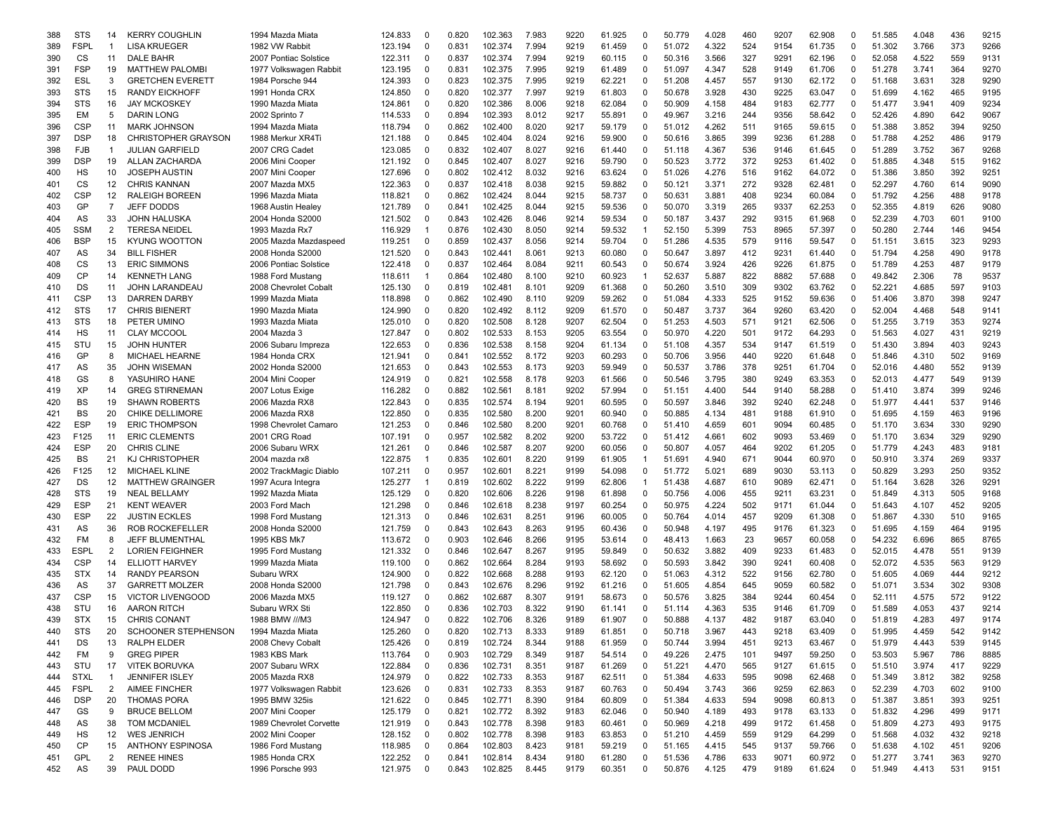| 388 | STS | 14 | KERRY COUGHLIN | 1994 Mazda Miata | 124.833 | 0 | 0.820 | 102.363 | 7.983 | 9220 | 61.925 | 0 | 50.779 | 4.028 | 460 | 9207 | 62.908 | 0 | 51.585 | 4.048 | 436 | 9215 |
|---|---|---|---|---|---|---|---|---|---|---|---|---|---|---|---|---|---|---|---|---|---|---|
| 389 | FSPL | 1 | LISA KRUEGER | 1982 VW Rabbit | 123.194 | 0 | 0.831 | 102.374 | 7.994 | 9219 | 61.459 | 0 | 51.072 | 4.322 | 524 | 9154 | 61.735 | 0 | 51.302 | 3.766 | 373 | 9266 |
| 390 | CS | 11 | DALE BAHR | 2007 Pontiac Solstice | 122.311 | 0 | 0.837 | 102.374 | 7.994 | 9219 | 60.115 | 0 | 50.316 | 3.566 | 327 | 9291 | 62.196 | 0 | 52.058 | 4.522 | 559 | 9131 |
| 391 | FSP | 19 | MATTHEW PALOMBI | 1977 Volkswagen Rabbit | 123.195 | 0 | 0.831 | 102.375 | 7.995 | 9219 | 61.489 | 0 | 51.097 | 4.347 | 528 | 9149 | 61.706 | 0 | 51.278 | 3.741 | 364 | 9270 |
| 392 | ESL | 3 | GRETCHEN EVERETT | 1984 Porsche 944 | 124.393 | 0 | 0.823 | 102.375 | 7.995 | 9219 | 62.221 | 0 | 51.208 | 4.457 | 557 | 9130 | 62.172 | 0 | 51.168 | 3.631 | 328 | 9290 |
| 393 | STS | 15 | RANDY EICKHOFF | 1991 Honda CRX | 124.850 | 0 | 0.820 | 102.377 | 7.997 | 9219 | 61.803 | 0 | 50.678 | 3.928 | 430 | 9225 | 63.047 | 0 | 51.699 | 4.162 | 465 | 9195 |
| 394 | STS | 16 | JAY MCKOSKEY | 1990 Mazda Miata | 124.861 | 0 | 0.820 | 102.386 | 8.006 | 9218 | 62.084 | 0 | 50.909 | 4.158 | 484 | 9183 | 62.777 | 0 | 51.477 | 3.941 | 409 | 9234 |
| 395 | EM | 5 | DARIN LONG | 2002 Sprinto 7 | 114.533 | 0 | 0.894 | 102.393 | 8.012 | 9217 | 55.891 | 0 | 49.967 | 3.216 | 244 | 9356 | 58.642 | 0 | 52.426 | 4.890 | 642 | 9067 |
| 396 | CSP | 11 | MARK JOHNSON | 1994 Mazda Miata | 118.794 | 0 | 0.862 | 102.400 | 8.020 | 9217 | 59.179 | 0 | 51.012 | 4.262 | 511 | 9165 | 59.615 | 0 | 51.388 | 3.852 | 394 | 9250 |
| 397 | DSP | 18 | CHRISTOPHER GRAYSON | 1988 Merkur XR4Ti | 121.188 | 0 | 0.845 | 102.404 | 8.024 | 9216 | 59.900 | 0 | 50.616 | 3.865 | 399 | 9236 | 61.288 | 0 | 51.788 | 4.252 | 486 | 9179 |
| 398 | FJB | 1 | JULIAN GARFIELD | 2007 CRG Cadet | 123.085 | 0 | 0.832 | 102.407 | 8.027 | 9216 | 61.440 | 0 | 51.118 | 4.367 | 536 | 9146 | 61.645 | 0 | 51.289 | 3.752 | 367 | 9268 |
| 399 | DSP | 19 | ALLAN ZACHARDA | 2006 Mini Cooper | 121.192 | 0 | 0.845 | 102.407 | 8.027 | 9216 | 59.790 | 0 | 50.523 | 3.772 | 372 | 9253 | 61.402 | 0 | 51.885 | 4.348 | 515 | 9162 |
| 400 | HS | 10 | JOSEPH AUSTIN | 2007 Mini Cooper | 127.696 | 0 | 0.802 | 102.412 | 8.032 | 9216 | 63.624 | 0 | 51.026 | 4.276 | 516 | 9162 | 64.072 | 0 | 51.386 | 3.850 | 392 | 9251 |
| 401 | CS | 12 | CHRIS KANNAN | 2007 Mazda MX5 | 122.363 | 0 | 0.837 | 102.418 | 8.038 | 9215 | 59.882 | 0 | 50.121 | 3.371 | 272 | 9328 | 62.481 | 0 | 52.297 | 4.760 | 614 | 9090 |
| 402 | CSP | 12 | RALEIGH BOREEN | 1996 Mazda Miata | 118.821 | 0 | 0.862 | 102.424 | 8.044 | 9215 | 58.737 | 0 | 50.631 | 3.881 | 408 | 9234 | 60.084 | 0 | 51.792 | 4.256 | 488 | 9178 |
| 403 | GP | 7 | JEFF DODDS | 1968 Austin Healey | 121.789 | 0 | 0.841 | 102.425 | 8.044 | 9215 | 59.536 | 0 | 50.070 | 3.319 | 265 | 9337 | 62.253 | 0 | 52.355 | 4.819 | 626 | 9080 |
| 404 | AS | 33 | JOHN HALUSKA | 2004 Honda S2000 | 121.502 | 0 | 0.843 | 102.426 | 8.046 | 9214 | 59.534 | 0 | 50.187 | 3.437 | 292 | 9315 | 61.968 | 0 | 52.239 | 4.703 | 601 | 9100 |
| 405 | SSM | 2 | TERESA NEIDEL | 1993 Mazda Rx7 | 116.929 | 1 | 0.876 | 102.430 | 8.050 | 9214 | 59.532 | 1 | 52.150 | 5.399 | 753 | 8965 | 57.397 | 0 | 50.280 | 2.744 | 146 | 9454 |
| 406 | BSP | 15 | KYUNG WOOTTON | 2005 Mazda Mazdaspeed | 119.251 | 0 | 0.859 | 102.437 | 8.056 | 9214 | 59.704 | 0 | 51.286 | 4.535 | 579 | 9116 | 59.547 | 0 | 51.151 | 3.615 | 323 | 9293 |
| 407 | AS | 34 | BILL FISHER | 2008 Honda S2000 | 121.520 | 0 | 0.843 | 102.441 | 8.061 | 9213 | 60.080 | 0 | 50.647 | 3.897 | 412 | 9231 | 61.440 | 0 | 51.794 | 4.258 | 490 | 9178 |
| 408 | CS | 13 | ERIC SIMMONS | 2006 Pontiac Solstice | 122.418 | 0 | 0.837 | 102.464 | 8.084 | 9211 | 60.543 | 0 | 50.674 | 3.924 | 426 | 9226 | 61.875 | 0 | 51.789 | 4.253 | 487 | 9179 |
| 409 | CP | 14 | KENNETH LANG | 1988 Ford Mustang | 118.611 | 1 | 0.864 | 102.480 | 8.100 | 9210 | 60.923 | 1 | 52.637 | 5.887 | 822 | 8882 | 57.688 | 0 | 49.842 | 2.306 | 78 | 9537 |
| 410 | DS | 11 | JOHN LARANDEAU | 2008 Chevrolet Cobalt | 125.130 | 0 | 0.819 | 102.481 | 8.101 | 9209 | 61.368 | 0 | 50.260 | 3.510 | 309 | 9302 | 63.762 | 0 | 52.221 | 4.685 | 597 | 9103 |
| 411 | CSP | 13 | DARREN DARBY | 1999 Mazda Miata | 118.898 | 0 | 0.862 | 102.490 | 8.110 | 9209 | 59.262 | 0 | 51.084 | 4.333 | 525 | 9152 | 59.636 | 0 | 51.406 | 3.870 | 398 | 9247 |
| 412 | STS | 17 | CHRIS BIENERT | 1990 Mazda Miata | 124.990 | 0 | 0.820 | 102.492 | 8.112 | 9209 | 61.570 | 0 | 50.487 | 3.737 | 364 | 9260 | 63.420 | 0 | 52.004 | 4.468 | 548 | 9141 |
| 413 | STS | 18 | PETER UMINO | 1993 Mazda Miata | 125.010 | 0 | 0.820 | 102.508 | 8.128 | 9207 | 62.504 | 0 | 51.253 | 4.503 | 571 | 9121 | 62.506 | 0 | 51.255 | 3.719 | 353 | 9274 |
| 414 | HS | 11 | CLAY MCCOOL | 2004 Mazda 3 | 127.847 | 0 | 0.802 | 102.533 | 8.153 | 9205 | 63.554 | 0 | 50.970 | 4.220 | 501 | 9172 | 64.293 | 0 | 51.563 | 4.027 | 431 | 9219 |
| 415 | STU | 15 | JOHN HUNTER | 2006 Subaru Impreza | 122.653 | 0 | 0.836 | 102.538 | 8.158 | 9204 | 61.134 | 0 | 51.108 | 4.357 | 534 | 9147 | 61.519 | 0 | 51.430 | 3.894 | 403 | 9243 |
| 416 | GP | 8 | MICHAEL HEARNE | 1984 Honda CRX | 121.941 | 0 | 0.841 | 102.552 | 8.172 | 9203 | 60.293 | 0 | 50.706 | 3.956 | 440 | 9220 | 61.648 | 0 | 51.846 | 4.310 | 502 | 9169 |
| 417 | AS | 35 | JOHN WISEMAN | 2002 Honda S2000 | 121.653 | 0 | 0.843 | 102.553 | 8.173 | 9203 | 59.949 | 0 | 50.537 | 3.786 | 378 | 9251 | 61.704 | 0 | 52.016 | 4.480 | 552 | 9139 |
| 418 | GS | 8 | YASUHIRO HANE | 2004 Mini Cooper | 124.919 | 0 | 0.821 | 102.558 | 8.178 | 9203 | 61.566 | 0 | 50.546 | 3.795 | 380 | 9249 | 63.353 | 0 | 52.013 | 4.477 | 549 | 9139 |
| 419 | XP | 14 | GREG STIRNEMAN | 2007 Lotus Exige | 116.282 | 0 | 0.882 | 102.561 | 8.181 | 9202 | 57.994 | 0 | 51.151 | 4.400 | 544 | 9140 | 58.288 | 0 | 51.410 | 3.874 | 399 | 9246 |
| 420 | BS | 19 | SHAWN ROBERTS | 2006 Mazda RX8 | 122.843 | 0 | 0.835 | 102.574 | 8.194 | 9201 | 60.595 | 0 | 50.597 | 3.846 | 392 | 9240 | 62.248 | 0 | 51.977 | 4.441 | 537 | 9146 |
| 421 | BS | 20 | CHIKE DELLIMORE | 2006 Mazda RX8 | 122.850 | 0 | 0.835 | 102.580 | 8.200 | 9201 | 60.940 | 0 | 50.885 | 4.134 | 481 | 9188 | 61.910 | 0 | 51.695 | 4.159 | 463 | 9196 |
| 422 | ESP | 19 | ERIC THOMPSON | 1998 Chevrolet Camaro | 121.253 | 0 | 0.846 | 102.580 | 8.200 | 9201 | 60.768 | 0 | 51.410 | 4.659 | 601 | 9094 | 60.485 | 0 | 51.170 | 3.634 | 330 | 9290 |
| 423 | F125 | 11 | ERIC CLEMENTS | 2001 CRG Road | 107.191 | 0 | 0.957 | 102.582 | 8.202 | 9200 | 53.722 | 0 | 51.412 | 4.661 | 602 | 9093 | 53.469 | 0 | 51.170 | 3.634 | 329 | 9290 |
| 424 | ESP | 20 | CHRIS CLINE | 2006 Subaru WRX | 121.261 | 0 | 0.846 | 102.587 | 8.207 | 9200 | 60.056 | 0 | 50.807 | 4.057 | 464 | 9202 | 61.205 | 0 | 51.779 | 4.243 | 483 | 9181 |
| 425 | BS | 21 | KJ CHRISTOPHER | 2004 mazda rx8 | 122.875 | 1 | 0.835 | 102.601 | 8.220 | 9199 | 61.905 | 1 | 51.691 | 4.940 | 671 | 9044 | 60.970 | 0 | 50.910 | 3.374 | 269 | 9337 |
| 426 | F125 | 12 | MICHAEL KLINE | 2002 TrackMagic Diablo | 107.211 | 0 | 0.957 | 102.601 | 8.221 | 9199 | 54.098 | 0 | 51.772 | 5.021 | 689 | 9030 | 53.113 | 0 | 50.829 | 3.293 | 250 | 9352 |
| 427 | DS | 12 | MATTHEW GRAINGER | 1997 Acura Integra | 125.277 | 1 | 0.819 | 102.602 | 8.222 | 9199 | 62.806 | 1 | 51.438 | 4.687 | 610 | 9089 | 62.471 | 0 | 51.164 | 3.628 | 326 | 9291 |
| 428 | STS | 19 | NEAL BELLAMY | 1992 Mazda Miata | 125.129 | 0 | 0.820 | 102.606 | 8.226 | 9198 | 61.898 | 0 | 50.756 | 4.006 | 455 | 9211 | 63.231 | 0 | 51.849 | 4.313 | 505 | 9168 |
| 429 | ESP | 21 | KENT WEAVER | 2003 Ford Mach | 121.298 | 0 | 0.846 | 102.618 | 8.238 | 9197 | 60.254 | 0 | 50.975 | 4.224 | 502 | 9171 | 61.044 | 0 | 51.643 | 4.107 | 452 | 9205 |
| 430 | ESP | 22 | JUSTIN ECKLES | 1998 Ford Mustang | 121.313 | 0 | 0.846 | 102.631 | 8.251 | 9196 | 60.005 | 0 | 50.764 | 4.014 | 457 | 9209 | 61.308 | 0 | 51.867 | 4.330 | 510 | 9165 |
| 431 | AS | 36 | ROB ROCKEFELLER | 2008 Honda S2000 | 121.759 | 0 | 0.843 | 102.643 | 8.263 | 9195 | 60.436 | 0 | 50.948 | 4.197 | 495 | 9176 | 61.323 | 0 | 51.695 | 4.159 | 464 | 9195 |
| 432 | FM | 8 | JEFF BLUMENTHAL | 1995 KBS Mk7 | 113.672 | 0 | 0.903 | 102.646 | 8.266 | 9195 | 53.614 | 0 | 48.413 | 1.663 | 23 | 9657 | 60.058 | 0 | 54.232 | 6.696 | 865 | 8765 |
| 433 | ESPL | 2 | LORIEN FEIGHNER | 1995 Ford Mustang | 121.332 | 0 | 0.846 | 102.647 | 8.267 | 9195 | 59.849 | 0 | 50.632 | 3.882 | 409 | 9233 | 61.483 | 0 | 52.015 | 4.478 | 551 | 9139 |
| 434 | CSP | 14 | ELLIOTT HARVEY | 1999 Mazda Miata | 119.100 | 0 | 0.862 | 102.664 | 8.284 | 9193 | 58.692 | 0 | 50.593 | 3.842 | 390 | 9241 | 60.408 | 0 | 52.072 | 4.535 | 563 | 9129 |
| 435 | STX | 14 | RANDY PEARSON | Subaru WRX | 124.900 | 0 | 0.822 | 102.668 | 8.288 | 9193 | 62.120 | 0 | 51.063 | 4.312 | 522 | 9156 | 62.780 | 0 | 51.605 | 4.069 | 444 | 9212 |
| 436 | AS | 37 | GARRETT MOLZER | 2008 Honda S2000 | 121.798 | 0 | 0.843 | 102.676 | 8.296 | 9192 | 61.216 | 0 | 51.605 | 4.854 | 645 | 9059 | 60.582 | 0 | 51.071 | 3.534 | 302 | 9308 |
| 437 | CSP | 15 | VICTOR LIVENGOOD | 2006 Mazda MX5 | 119.127 | 0 | 0.862 | 102.687 | 8.307 | 9191 | 58.673 | 0 | 50.576 | 3.825 | 384 | 9244 | 60.454 | 0 | 52.111 | 4.575 | 572 | 9122 |
| 438 | STU | 16 | AARON RITCH | Subaru WRX Sti | 122.850 | 0 | 0.836 | 102.703 | 8.322 | 9190 | 61.141 | 0 | 51.114 | 4.363 | 535 | 9146 | 61.709 | 0 | 51.589 | 4.053 | 437 | 9214 |
| 439 | STX | 15 | CHRIS CONANT | 1988 BMW ///M3 | 124.947 | 0 | 0.822 | 102.706 | 8.326 | 9189 | 61.907 | 0 | 50.888 | 4.137 | 482 | 9187 | 63.040 | 0 | 51.819 | 4.283 | 497 | 9174 |
| 440 | STS | 20 | SCHOONER STEPHENSON | 1994 Mazda Miata | 125.260 | 0 | 0.820 | 102.713 | 8.333 | 9189 | 61.851 | 0 | 50.718 | 3.967 | 443 | 9218 | 63.409 | 0 | 51.995 | 4.459 | 542 | 9142 |
| 441 | DS | 13 | RALPH ELDER | 2008 Chevy Cobalt | 125.426 | 0 | 0.819 | 102.724 | 8.344 | 9188 | 61.959 | 0 | 50.744 | 3.994 | 451 | 9213 | 63.467 | 0 | 51.979 | 4.443 | 539 | 9145 |
| 442 | FM | 9 | GREG PIPER | 1983 KBS Mark | 113.764 | 0 | 0.903 | 102.729 | 8.349 | 9187 | 54.514 | 0 | 49.226 | 2.475 | 101 | 9497 | 59.250 | 0 | 53.503 | 5.967 | 786 | 8885 |
| 443 | STU | 17 | VITEK BORUVKA | 2007 Subaru WRX | 122.884 | 0 | 0.836 | 102.731 | 8.351 | 9187 | 61.269 | 0 | 51.221 | 4.470 | 565 | 9127 | 61.615 | 0 | 51.510 | 3.974 | 417 | 9229 |
| 444 | STXL | 1 | JENNIFER ISLEY | 2005 Mazda RX8 | 124.979 | 0 | 0.822 | 102.733 | 8.353 | 9187 | 62.511 | 0 | 51.384 | 4.633 | 595 | 9098 | 62.468 | 0 | 51.349 | 3.812 | 382 | 9258 |
| 445 | FSPL | 2 | AIMEE FINCHER | 1977 Volkswagen Rabbit | 123.626 | 0 | 0.831 | 102.733 | 8.353 | 9187 | 60.763 | 0 | 50.494 | 3.743 | 366 | 9259 | 62.863 | 0 | 52.239 | 4.703 | 602 | 9100 |
| 446 | DSP | 20 | THOMAS PORA | 1995 BMW 325is | 121.622 | 0 | 0.845 | 102.771 | 8.390 | 9184 | 60.809 | 0 | 51.384 | 4.633 | 594 | 9098 | 60.813 | 0 | 51.387 | 3.851 | 393 | 9251 |
| 447 | GS | 9 | BRUCE BELLOM | 2007 Mini Cooper | 125.179 | 0 | 0.821 | 102.772 | 8.392 | 9183 | 62.046 | 0 | 50.940 | 4.189 | 493 | 9178 | 63.133 | 0 | 51.832 | 4.296 | 499 | 9171 |
| 448 | AS | 38 | TOM MCDANIEL | 1989 Chevrolet Corvette | 121.919 | 0 | 0.843 | 102.778 | 8.398 | 9183 | 60.461 | 0 | 50.969 | 4.218 | 499 | 9172 | 61.458 | 0 | 51.809 | 4.273 | 493 | 9175 |
| 449 | HS | 12 | WES JENRICH | 2002 Mini Cooper | 128.152 | 0 | 0.802 | 102.778 | 8.398 | 9183 | 63.853 | 0 | 51.210 | 4.459 | 559 | 9129 | 64.299 | 0 | 51.568 | 4.032 | 432 | 9218 |
| 450 | CP | 15 | ANTHONY ESPINOSA | 1986 Ford Mustang | 118.985 | 0 | 0.864 | 102.803 | 8.423 | 9181 | 59.219 | 0 | 51.165 | 4.415 | 545 | 9137 | 59.766 | 0 | 51.638 | 4.102 | 451 | 9206 |
| 451 | GPL | 2 | RENEE HINES | 1985 Honda CRX | 122.252 | 0 | 0.841 | 102.814 | 8.434 | 9180 | 61.280 | 0 | 51.536 | 4.786 | 633 | 9071 | 60.972 | 0 | 51.277 | 3.741 | 363 | 9270 |
| 452 | AS | 39 | PAUL DODD | 1996 Porsche 993 | 121.975 | 0 | 0.843 | 102.825 | 8.445 | 9179 | 60.351 | 0 | 50.876 | 4.125 | 479 | 9189 | 61.624 | 0 | 51.949 | 4.413 | 531 | 9151 |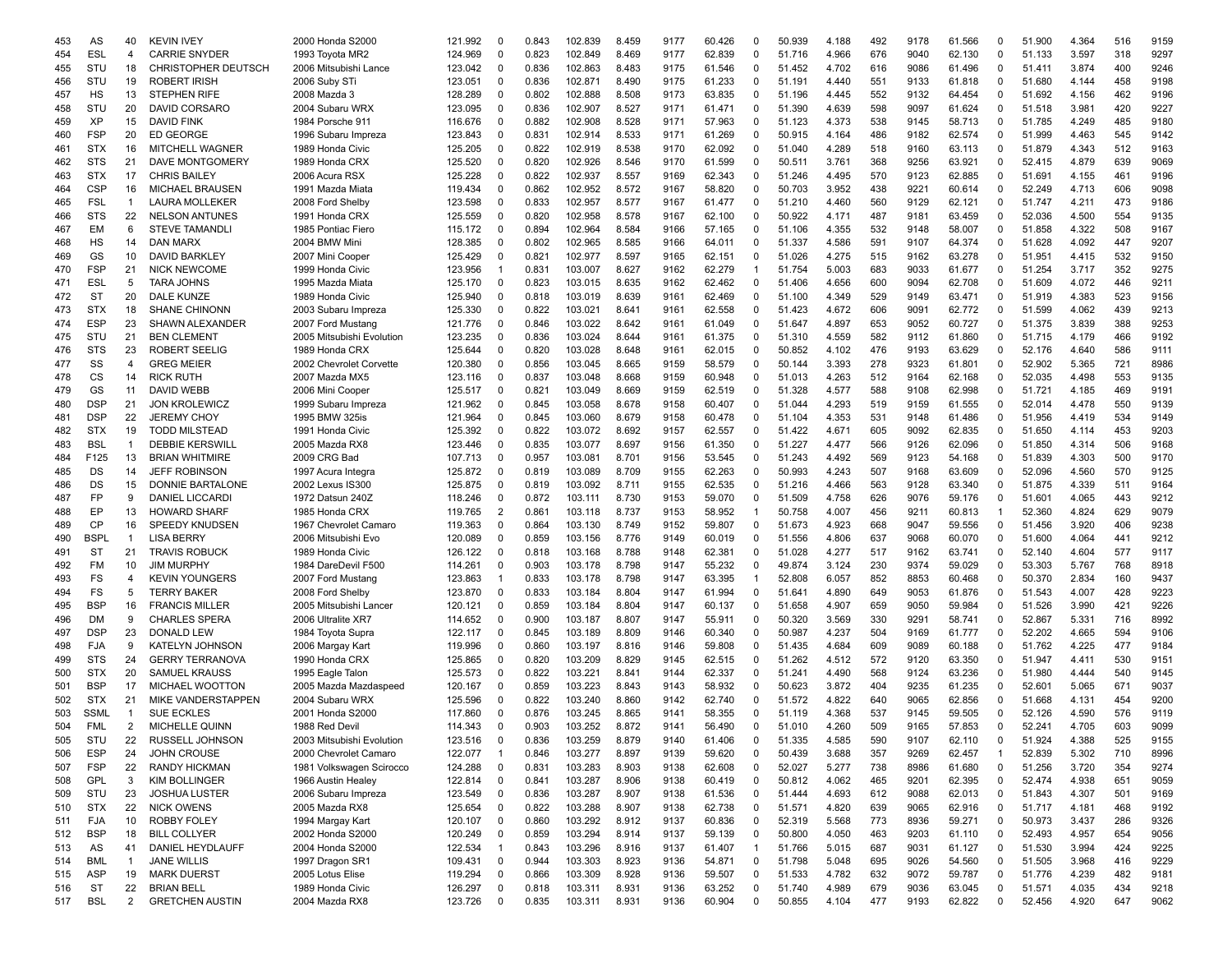| 453 | AS | 40 | KEVIN IVEY | 2000 Honda S2000 | 121.992 | 0 | 0.843 | 102.839 | 8.459 | 9177 | 60.426 | 0 | 50.939 | 4.188 | 492 | 9178 | 61.566 | 0 | 51.900 | 4.364 | 516 | 9159 |
|---|---|---|---|---|---|---|---|---|---|---|---|---|---|---|---|---|---|---|---|---|---|---|
| 454 | ESL | 4 | CARRIE SNYDER | 1993 Toyota MR2 | 124.969 | 0 | 0.823 | 102.849 | 8.469 | 9177 | 62.839 | 0 | 51.716 | 4.966 | 676 | 9040 | 62.130 | 0 | 51.133 | 3.597 | 318 | 9297 |
| 455 | STU | 18 | CHRISTOPHER DEUTSCH | 2006 Mitsubishi Lance | 123.042 | 0 | 0.836 | 102.863 | 8.483 | 9175 | 61.546 | 0 | 51.452 | 4.702 | 616 | 9086 | 61.496 | 0 | 51.411 | 3.874 | 400 | 9246 |
| 456 | STU | 19 | ROBERT IRISH | 2006 Suby STi | 123.051 | 0 | 0.836 | 102.871 | 8.490 | 9175 | 61.233 | 0 | 51.191 | 4.440 | 551 | 9133 | 61.818 | 0 | 51.680 | 4.144 | 458 | 9198 |
| 457 | HS | 13 | STEPHEN RIFE | 2008 Mazda 3 | 128.289 | 0 | 0.802 | 102.888 | 8.508 | 9173 | 63.835 | 0 | 51.196 | 4.445 | 552 | 9132 | 64.454 | 0 | 51.692 | 4.156 | 462 | 9196 |
| 458 | STU | 20 | DAVID CORSARO | 2004 Subaru WRX | 123.095 | 0 | 0.836 | 102.907 | 8.527 | 9171 | 61.471 | 0 | 51.390 | 4.639 | 598 | 9097 | 61.624 | 0 | 51.518 | 3.981 | 420 | 9227 |
| 459 | XP | 15 | DAVID FINK | 1984 Porsche 911 | 116.676 | 0 | 0.882 | 102.908 | 8.528 | 9171 | 57.963 | 0 | 51.123 | 4.373 | 538 | 9145 | 58.713 | 0 | 51.785 | 4.249 | 485 | 9180 |
| 460 | FSP | 20 | ED GEORGE | 1996 Subaru Impreza | 123.843 | 0 | 0.831 | 102.914 | 8.533 | 9171 | 61.269 | 0 | 50.915 | 4.164 | 486 | 9182 | 62.574 | 0 | 51.999 | 4.463 | 545 | 9142 |
| 461 | STX | 16 | MITCHELL WAGNER | 1989 Honda Civic | 125.205 | 0 | 0.822 | 102.919 | 8.538 | 9170 | 62.092 | 0 | 51.040 | 4.289 | 518 | 9160 | 63.113 | 0 | 51.879 | 4.343 | 512 | 9163 |
| 462 | STS | 21 | DAVE MONTGOMERY | 1989 Honda CRX | 125.520 | 0 | 0.820 | 102.926 | 8.546 | 9170 | 61.599 | 0 | 50.511 | 3.761 | 368 | 9256 | 63.921 | 0 | 52.415 | 4.879 | 639 | 9069 |
| 463 | STX | 17 | CHRIS BAILEY | 2006 Acura RSX | 125.228 | 0 | 0.822 | 102.937 | 8.557 | 9169 | 62.343 | 0 | 51.246 | 4.495 | 570 | 9123 | 62.885 | 0 | 51.691 | 4.155 | 461 | 9196 |
| 464 | CSP | 16 | MICHAEL BRAUSEN | 1991 Mazda Miata | 119.434 | 0 | 0.862 | 102.952 | 8.572 | 9167 | 58.820 | 0 | 50.703 | 3.952 | 438 | 9221 | 60.614 | 0 | 52.249 | 4.713 | 606 | 9098 |
| 465 | FSL | 1 | LAURA MOLLEKER | 2008 Ford Shelby | 123.598 | 0 | 0.833 | 102.957 | 8.577 | 9167 | 61.477 | 0 | 51.210 | 4.460 | 560 | 9129 | 62.121 | 0 | 51.747 | 4.211 | 473 | 9186 |
| 466 | STS | 22 | NELSON ANTUNES | 1991 Honda CRX | 125.559 | 0 | 0.820 | 102.958 | 8.578 | 9167 | 62.100 | 0 | 50.922 | 4.171 | 487 | 9181 | 63.459 | 0 | 52.036 | 4.500 | 554 | 9135 |
| 467 | EM | 6 | STEVE TAMANDLI | 1985 Pontiac Fiero | 115.172 | 0 | 0.894 | 102.964 | 8.584 | 9166 | 57.165 | 0 | 51.106 | 4.355 | 532 | 9148 | 58.007 | 0 | 51.858 | 4.322 | 508 | 9167 |
| 468 | HS | 14 | DAN MARX | 2004 BMW Mini | 128.385 | 0 | 0.802 | 102.965 | 8.585 | 9166 | 64.011 | 0 | 51.337 | 4.586 | 591 | 9107 | 64.374 | 0 | 51.628 | 4.092 | 447 | 9207 |
| 469 | GS | 10 | DAVID BARKLEY | 2007 Mini Cooper | 125.429 | 0 | 0.821 | 102.977 | 8.597 | 9165 | 62.151 | 0 | 51.026 | 4.275 | 515 | 9162 | 63.278 | 0 | 51.951 | 4.415 | 532 | 9150 |
| 470 | FSP | 21 | NICK NEWCOME | 1999 Honda Civic | 123.956 | 1 | 0.831 | 103.007 | 8.627 | 9162 | 62.279 | 1 | 51.754 | 5.003 | 683 | 9033 | 61.677 | 0 | 51.254 | 3.717 | 352 | 9275 |
| 471 | ESL | 5 | TARA JOHNS | 1995 Mazda Miata | 125.170 | 0 | 0.823 | 103.015 | 8.635 | 9162 | 62.462 | 0 | 51.406 | 4.656 | 600 | 9094 | 62.708 | 0 | 51.609 | 4.072 | 446 | 9211 |
| 472 | ST | 20 | DALE KUNZE | 1989 Honda Civic | 125.940 | 0 | 0.818 | 103.019 | 8.639 | 9161 | 62.469 | 0 | 51.100 | 4.349 | 529 | 9149 | 63.471 | 0 | 51.919 | 4.383 | 523 | 9156 |
| 473 | STX | 18 | SHANE CHINONN | 2003 Subaru Impreza | 125.330 | 0 | 0.822 | 103.021 | 8.641 | 9161 | 62.558 | 0 | 51.423 | 4.672 | 606 | 9091 | 62.772 | 0 | 51.599 | 4.062 | 439 | 9213 |
| 474 | ESP | 23 | SHAWN ALEXANDER | 2007 Ford Mustang | 121.776 | 0 | 0.846 | 103.022 | 8.642 | 9161 | 61.049 | 0 | 51.647 | 4.897 | 653 | 9052 | 60.727 | 0 | 51.375 | 3.839 | 388 | 9253 |
| 475 | STU | 21 | BEN CLEMENT | 2005 Mitsubishi Evolution | 123.235 | 0 | 0.836 | 103.024 | 8.644 | 9161 | 61.375 | 0 | 51.310 | 4.559 | 582 | 9112 | 61.860 | 0 | 51.715 | 4.179 | 466 | 9192 |
| 476 | STS | 23 | ROBERT SEELIG | 1989 Honda CRX | 125.644 | 0 | 0.820 | 103.028 | 8.648 | 9161 | 62.015 | 0 | 50.852 | 4.102 | 476 | 9193 | 63.629 | 0 | 52.176 | 4.640 | 586 | 9111 |
| 477 | SS | 4 | GREG MEIER | 2002 Chevrolet Corvette | 120.380 | 0 | 0.856 | 103.045 | 8.665 | 9159 | 58.579 | 0 | 50.144 | 3.393 | 278 | 9323 | 61.801 | 0 | 52.902 | 5.365 | 721 | 8986 |
| 478 | CS | 14 | RICK RUTH | 2007 Mazda MX5 | 123.116 | 0 | 0.837 | 103.048 | 8.668 | 9159 | 60.948 | 0 | 51.013 | 4.263 | 512 | 9164 | 62.168 | 0 | 52.035 | 4.498 | 553 | 9135 |
| 479 | GS | 11 | DAVID WEBB | 2006 Mini Cooper | 125.517 | 0 | 0.821 | 103.049 | 8.669 | 9159 | 62.519 | 0 | 51.328 | 4.577 | 588 | 9108 | 62.998 | 0 | 51.721 | 4.185 | 469 | 9191 |
| 480 | DSP | 21 | JON KROLEWICZ | 1999 Subaru Impreza | 121.962 | 0 | 0.845 | 103.058 | 8.678 | 9158 | 60.407 | 0 | 51.044 | 4.293 | 519 | 9159 | 61.555 | 0 | 52.014 | 4.478 | 550 | 9139 |
| 481 | DSP | 22 | JEREMY CHOY | 1995 BMW 325is | 121.964 | 0 | 0.845 | 103.060 | 8.679 | 9158 | 60.478 | 0 | 51.104 | 4.353 | 531 | 9148 | 61.486 | 0 | 51.956 | 4.419 | 534 | 9149 |
| 482 | STX | 19 | TODD MILSTEAD | 1991 Honda Civic | 125.392 | 0 | 0.822 | 103.072 | 8.692 | 9157 | 62.557 | 0 | 51.422 | 4.671 | 605 | 9092 | 62.835 | 0 | 51.650 | 4.114 | 453 | 9203 |
| 483 | BSL | 1 | DEBBIE KERSWILL | 2005 Mazda RX8 | 123.446 | 0 | 0.835 | 103.077 | 8.697 | 9156 | 61.350 | 0 | 51.227 | 4.477 | 566 | 9126 | 62.096 | 0 | 51.850 | 4.314 | 506 | 9168 |
| 484 | F125 | 13 | BRIAN WHITMIRE | 2009 CRG Bad | 107.713 | 0 | 0.957 | 103.081 | 8.701 | 9156 | 53.545 | 0 | 51.243 | 4.492 | 569 | 9123 | 54.168 | 0 | 51.839 | 4.303 | 500 | 9170 |
| 485 | DS | 14 | JEFF ROBINSON | 1997 Acura Integra | 125.872 | 0 | 0.819 | 103.089 | 8.709 | 9155 | 62.263 | 0 | 50.993 | 4.243 | 507 | 9168 | 63.609 | 0 | 52.096 | 4.560 | 570 | 9125 |
| 486 | DS | 15 | DONNIE BARTALONE | 2002 Lexus IS300 | 125.875 | 0 | 0.819 | 103.092 | 8.711 | 9155 | 62.535 | 0 | 51.216 | 4.466 | 563 | 9128 | 63.340 | 0 | 51.875 | 4.339 | 511 | 9164 |
| 487 | FP | 9 | DANIEL LICCARDI | 1972 Datsun 240Z | 118.246 | 0 | 0.872 | 103.111 | 8.730 | 9153 | 59.070 | 0 | 51.509 | 4.758 | 626 | 9076 | 59.176 | 0 | 51.601 | 4.065 | 443 | 9212 |
| 488 | EP | 13 | HOWARD SHARF | 1985 Honda CRX | 119.765 | 2 | 0.861 | 103.118 | 8.737 | 9153 | 58.952 | 1 | 50.758 | 4.007 | 456 | 9211 | 60.813 | 1 | 52.360 | 4.824 | 629 | 9079 |
| 489 | CP | 16 | SPEEDY KNUDSEN | 1967 Chevrolet Camaro | 119.363 | 0 | 0.864 | 103.130 | 8.749 | 9152 | 59.807 | 0 | 51.673 | 4.923 | 668 | 9047 | 59.556 | 0 | 51.456 | 3.920 | 406 | 9238 |
| 490 | BSPL | 1 | LISA BERRY | 2006 Mitsubishi Evo | 120.089 | 0 | 0.859 | 103.156 | 8.776 | 9149 | 60.019 | 0 | 51.556 | 4.806 | 637 | 9068 | 60.070 | 0 | 51.600 | 4.064 | 441 | 9212 |
| 491 | ST | 21 | TRAVIS ROBUCK | 1989 Honda Civic | 126.122 | 0 | 0.818 | 103.168 | 8.788 | 9148 | 62.381 | 0 | 51.028 | 4.277 | 517 | 9162 | 63.741 | 0 | 52.140 | 4.604 | 577 | 9117 |
| 492 | FM | 10 | JIM MURPHY | 1984 DareDevil F500 | 114.261 | 0 | 0.903 | 103.178 | 8.798 | 9147 | 55.232 | 0 | 49.874 | 3.124 | 230 | 9374 | 59.029 | 0 | 53.303 | 5.767 | 768 | 8918 |
| 493 | FS | 4 | KEVIN YOUNGERS | 2007 Ford Mustang | 123.863 | 1 | 0.833 | 103.178 | 8.798 | 9147 | 63.395 | 1 | 52.808 | 6.057 | 852 | 8853 | 60.468 | 0 | 50.370 | 2.834 | 160 | 9437 |
| 494 | FS | 5 | TERRY BAKER | 2008 Ford Shelby | 123.870 | 0 | 0.833 | 103.184 | 8.804 | 9147 | 61.994 | 0 | 51.641 | 4.890 | 649 | 9053 | 61.876 | 0 | 51.543 | 4.007 | 428 | 9223 |
| 495 | BSP | 16 | FRANCIS MILLER | 2005 Mitsubishi Lancer | 120.121 | 0 | 0.859 | 103.184 | 8.804 | 9147 | 60.137 | 0 | 51.658 | 4.907 | 659 | 9050 | 59.984 | 0 | 51.526 | 3.990 | 421 | 9226 |
| 496 | DM | 9 | CHARLES SPERA | 2006 Ultralite XR7 | 114.652 | 0 | 0.900 | 103.187 | 8.807 | 9147 | 55.911 | 0 | 50.320 | 3.569 | 330 | 9291 | 58.741 | 0 | 52.867 | 5.331 | 716 | 8992 |
| 497 | DSP | 23 | DONALD LEW | 1984 Toyota Supra | 122.117 | 0 | 0.845 | 103.189 | 8.809 | 9146 | 60.340 | 0 | 50.987 | 4.237 | 504 | 9169 | 61.777 | 0 | 52.202 | 4.665 | 594 | 9106 |
| 498 | FJA | 9 | KATELYN JOHNSON | 2006 Margay Kart | 119.996 | 0 | 0.860 | 103.197 | 8.816 | 9146 | 59.808 | 0 | 51.435 | 4.684 | 609 | 9089 | 60.188 | 0 | 51.762 | 4.225 | 477 | 9184 |
| 499 | STS | 24 | GERRY TERRANOVA | 1990 Honda CRX | 125.865 | 0 | 0.820 | 103.209 | 8.829 | 9145 | 62.515 | 0 | 51.262 | 4.512 | 572 | 9120 | 63.350 | 0 | 51.947 | 4.411 | 530 | 9151 |
| 500 | STX | 20 | SAMUEL KRAUSS | 1995 Eagle Talon | 125.573 | 0 | 0.822 | 103.221 | 8.841 | 9144 | 62.337 | 0 | 51.241 | 4.490 | 568 | 9124 | 63.236 | 0 | 51.980 | 4.444 | 540 | 9145 |
| 501 | BSP | 17 | MICHAEL WOOTTON | 2005 Mazda Mazdaspeed | 120.167 | 0 | 0.859 | 103.223 | 8.843 | 9143 | 58.932 | 0 | 50.623 | 3.872 | 404 | 9235 | 61.235 | 0 | 52.601 | 5.065 | 671 | 9037 |
| 502 | STX | 21 | MIKE VANDERSTAPPEN | 2004 Subaru WRX | 125.596 | 0 | 0.822 | 103.240 | 8.860 | 9142 | 62.740 | 0 | 51.572 | 4.822 | 640 | 9065 | 62.856 | 0 | 51.668 | 4.131 | 454 | 9200 |
| 503 | SSML | 1 | SUE ECKLES | 2001 Honda S2000 | 117.860 | 0 | 0.876 | 103.245 | 8.865 | 9141 | 58.355 | 0 | 51.119 | 4.368 | 537 | 9145 | 59.505 | 0 | 52.126 | 4.590 | 576 | 9119 |
| 504 | FML | 2 | MICHELLE QUINN | 1988 Red Devil | 114.343 | 0 | 0.903 | 103.252 | 8.872 | 9141 | 56.490 | 0 | 51.010 | 4.260 | 509 | 9165 | 57.853 | 0 | 52.241 | 4.705 | 603 | 9099 |
| 505 | STU | 22 | RUSSELL JOHNSON | 2003 Mitsubishi Evolution | 123.516 | 0 | 0.836 | 103.259 | 8.879 | 9140 | 61.406 | 0 | 51.335 | 4.585 | 590 | 9107 | 62.110 | 0 | 51.924 | 4.388 | 525 | 9155 |
| 506 | ESP | 24 | JOHN CROUSE | 2000 Chevrolet Camaro | 122.077 | 1 | 0.846 | 103.277 | 8.897 | 9139 | 59.620 | 0 | 50.439 | 3.688 | 357 | 9269 | 62.457 | 1 | 52.839 | 5.302 | 710 | 8996 |
| 507 | FSP | 22 | RANDY HICKMAN | 1981 Volkswagen Scirocco | 124.288 | 0 | 0.831 | 103.283 | 8.903 | 9138 | 62.608 | 0 | 52.027 | 5.277 | 738 | 8986 | 61.680 | 0 | 51.256 | 3.720 | 354 | 9274 |
| 508 | GPL | 3 | KIM BOLLINGER | 1966 Austin Healey | 122.814 | 0 | 0.841 | 103.287 | 8.906 | 9138 | 60.419 | 0 | 50.812 | 4.062 | 465 | 9201 | 62.395 | 0 | 52.474 | 4.938 | 651 | 9059 |
| 509 | STU | 23 | JOSHUA LUSTER | 2006 Subaru Impreza | 123.549 | 0 | 0.836 | 103.287 | 8.907 | 9138 | 61.536 | 0 | 51.444 | 4.693 | 612 | 9088 | 62.013 | 0 | 51.843 | 4.307 | 501 | 9169 |
| 510 | STX | 22 | NICK OWENS | 2005 Mazda RX8 | 125.654 | 0 | 0.822 | 103.288 | 8.907 | 9138 | 62.738 | 0 | 51.571 | 4.820 | 639 | 9065 | 62.916 | 0 | 51.717 | 4.181 | 468 | 9192 |
| 511 | FJA | 10 | ROBBY FOLEY | 1994 Margay Kart | 120.107 | 0 | 0.860 | 103.292 | 8.912 | 9137 | 60.836 | 0 | 52.319 | 5.568 | 773 | 8936 | 59.271 | 0 | 50.973 | 3.437 | 286 | 9326 |
| 512 | BSP | 18 | BILL COLLYER | 2002 Honda S2000 | 120.249 | 0 | 0.859 | 103.294 | 8.914 | 9137 | 59.139 | 0 | 50.800 | 4.050 | 463 | 9203 | 61.110 | 0 | 52.493 | 4.957 | 654 | 9056 |
| 513 | AS | 41 | DANIEL HEYDLAUFF | 2004 Honda S2000 | 122.534 | 1 | 0.843 | 103.296 | 8.916 | 9137 | 61.407 | 1 | 51.766 | 5.015 | 687 | 9031 | 61.127 | 0 | 51.530 | 3.994 | 424 | 9225 |
| 514 | BML | 1 | JANE WILLIS | 1997 Dragon SR1 | 109.431 | 0 | 0.944 | 103.303 | 8.923 | 9136 | 54.871 | 0 | 51.798 | 5.048 | 695 | 9026 | 54.560 | 0 | 51.505 | 3.968 | 416 | 9229 |
| 515 | ASP | 19 | MARK DUERST | 2005 Lotus Elise | 119.294 | 0 | 0.866 | 103.309 | 8.928 | 9136 | 59.507 | 0 | 51.533 | 4.782 | 632 | 9072 | 59.787 | 0 | 51.776 | 4.239 | 482 | 9181 |
| 516 | ST | 22 | BRIAN BELL | 1989 Honda Civic | 126.297 | 0 | 0.818 | 103.311 | 8.931 | 9136 | 63.252 | 0 | 51.740 | 4.989 | 679 | 9036 | 63.045 | 0 | 51.571 | 4.035 | 434 | 9218 |
| 517 | BSL | 2 | GRETCHEN AUSTIN | 2004 Mazda RX8 | 123.726 | 0 | 0.835 | 103.311 | 8.931 | 9136 | 60.904 | 0 | 50.855 | 4.104 | 477 | 9193 | 62.822 | 0 | 52.456 | 4.920 | 647 | 9062 |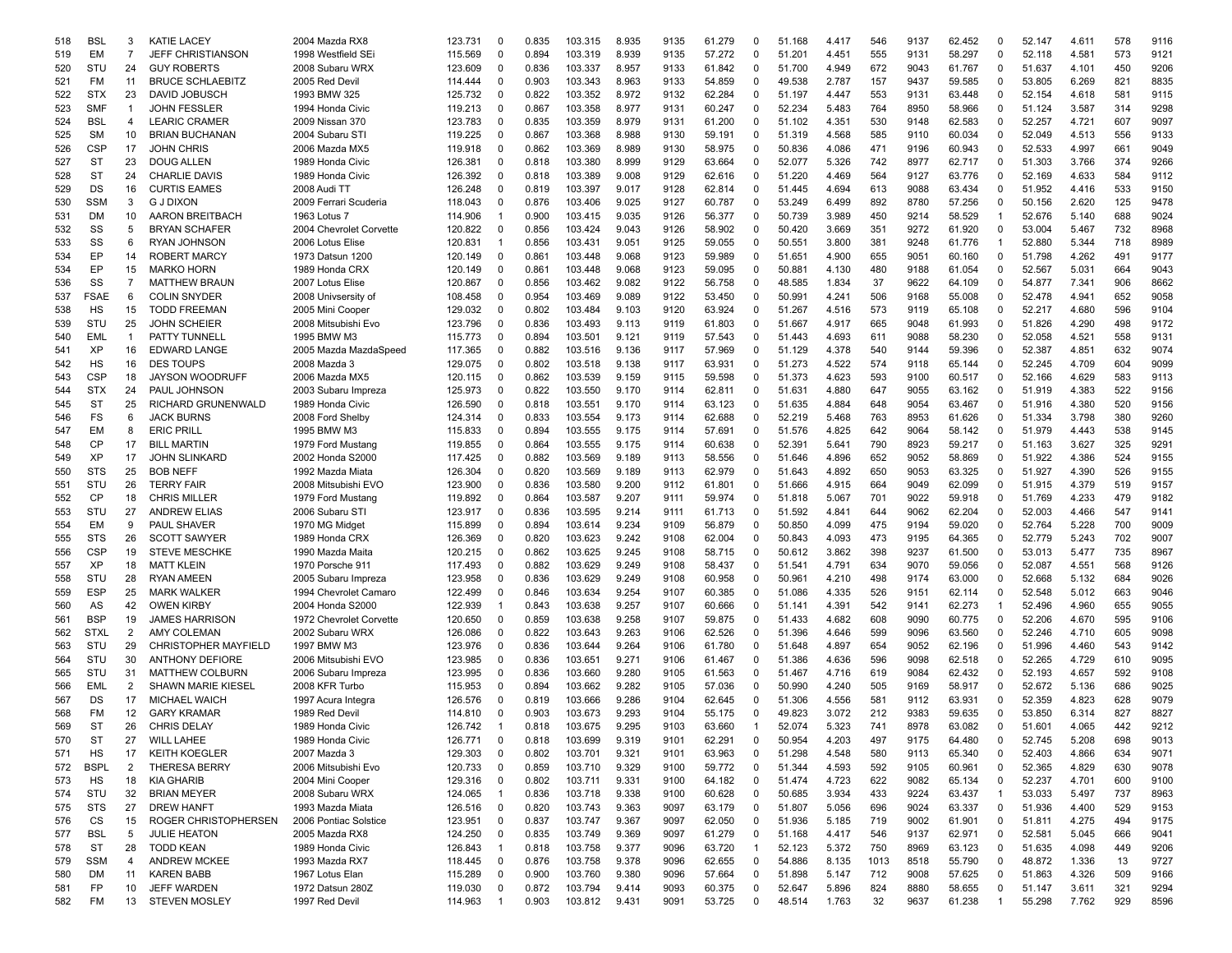| | | | | | | | | | | | | | | | | | | | | | | | | |
|---|---|---|---|---|---|---|---|---|---|---|---|---|---|---|---|---|---|---|---|---|---|---|---|---|
| 518 | BSL | 3 | KATIE LACEY | 2004 Mazda RX8 | 123.731 | 0 | 0.835 | 103.315 | 8.935 | 9135 | 61.279 | 0 | 51.168 | 4.417 | 546 | 9137 | 62.452 | 0 | 52.147 | 4.611 | 578 | 9116 |
| 519 | EM | 7 | JEFF CHRISTIANSON | 1998 Westfield SEi | 115.569 | 0 | 0.894 | 103.319 | 8.939 | 9135 | 57.272 | 0 | 51.201 | 4.451 | 555 | 9131 | 58.297 | 0 | 52.118 | 4.581 | 573 | 9121 |
| 520 | STU | 24 | GUY ROBERTS | 2008 Subaru WRX | 123.609 | 0 | 0.836 | 103.337 | 8.957 | 9133 | 61.842 | 0 | 51.700 | 4.949 | 672 | 9043 | 61.767 | 0 | 51.637 | 4.101 | 450 | 9206 |
| 521 | FM | 11 | BRUCE SCHLAEBITZ | 2005 Red Devil | 114.444 | 0 | 0.903 | 103.343 | 8.963 | 9133 | 54.859 | 0 | 49.538 | 2.787 | 157 | 9437 | 59.585 | 0 | 53.805 | 6.269 | 821 | 8835 |
| 522 | STX | 23 | DAVID JOBUSCH | 1993 BMW 325 | 125.732 | 0 | 0.822 | 103.352 | 8.972 | 9132 | 62.284 | 0 | 51.197 | 4.447 | 553 | 9131 | 63.448 | 0 | 52.154 | 4.618 | 581 | 9115 |
| 523 | SMF | 1 | JOHN FESSLER | 1994 Honda Civic | 119.213 | 0 | 0.867 | 103.358 | 8.977 | 9131 | 60.247 | 0 | 52.234 | 5.483 | 764 | 8950 | 58.966 | 0 | 51.124 | 3.587 | 314 | 9298 |
| 524 | BSL | 4 | LEARIC CRAMER | 2009 Nissan 370 | 123.783 | 0 | 0.835 | 103.359 | 8.979 | 9131 | 61.200 | 0 | 51.102 | 4.351 | 530 | 9148 | 62.583 | 0 | 52.257 | 4.721 | 607 | 9097 |
| 525 | SM | 10 | BRIAN BUCHANAN | 2004 Subaru STI | 119.225 | 0 | 0.867 | 103.368 | 8.988 | 9130 | 59.191 | 0 | 51.319 | 4.568 | 585 | 9110 | 60.034 | 0 | 52.049 | 4.513 | 556 | 9133 |
| 526 | CSP | 17 | JOHN CHRIS | 2006 Mazda MX5 | 119.918 | 0 | 0.862 | 103.369 | 8.989 | 9130 | 58.975 | 0 | 50.836 | 4.086 | 471 | 9196 | 60.943 | 0 | 52.533 | 4.997 | 661 | 9049 |
| 527 | ST | 23 | DOUG ALLEN | 1989 Honda Civic | 126.381 | 0 | 0.818 | 103.380 | 8.999 | 9129 | 63.664 | 0 | 52.077 | 5.326 | 742 | 8977 | 62.717 | 0 | 51.303 | 3.766 | 374 | 9266 |
| 528 | ST | 24 | CHARLIE DAVIS | 1989 Honda Civic | 126.392 | 0 | 0.818 | 103.389 | 9.008 | 9129 | 62.616 | 0 | 51.220 | 4.469 | 564 | 9127 | 63.776 | 0 | 52.169 | 4.633 | 584 | 9112 |
| 529 | DS | 16 | CURTIS EAMES | 2008 Audi TT | 126.248 | 0 | 0.819 | 103.397 | 9.017 | 9128 | 62.814 | 0 | 51.445 | 4.694 | 613 | 9088 | 63.434 | 0 | 51.952 | 4.416 | 533 | 9150 |
| 530 | SSM | 3 | G J DIXON | 2009 Ferrari Scuderia | 118.043 | 0 | 0.876 | 103.406 | 9.025 | 9127 | 60.787 | 0 | 53.249 | 6.499 | 892 | 8780 | 57.256 | 0 | 50.156 | 2.620 | 125 | 9478 |
| 531 | DM | 10 | AARON BREITBACH | 1963 Lotus 7 | 114.906 | 1 | 0.900 | 103.415 | 9.035 | 9126 | 56.377 | 0 | 50.739 | 3.989 | 450 | 9214 | 58.529 | 1 | 52.676 | 5.140 | 688 | 9024 |
| 532 | SS | 5 | BRYAN SCHAFER | 2004 Chevrolet Corvette | 120.822 | 0 | 0.856 | 103.424 | 9.043 | 9126 | 58.902 | 0 | 50.420 | 3.669 | 351 | 9272 | 61.920 | 0 | 53.004 | 5.467 | 732 | 8968 |
| 533 | SS | 6 | RYAN JOHNSON | 2006 Lotus Elise | 120.831 | 1 | 0.856 | 103.431 | 9.051 | 9125 | 59.055 | 0 | 50.551 | 3.800 | 381 | 9248 | 61.776 | 1 | 52.880 | 5.344 | 718 | 8989 |
| 534 | EP | 14 | ROBERT MARCY | 1973 Datsun 1200 | 120.149 | 0 | 0.861 | 103.448 | 9.068 | 9123 | 59.989 | 0 | 51.651 | 4.900 | 655 | 9051 | 60.160 | 0 | 51.798 | 4.262 | 491 | 9177 |
| 534 | EP | 15 | MARKO HORN | 1989 Honda CRX | 120.149 | 0 | 0.861 | 103.448 | 9.068 | 9123 | 59.095 | 0 | 50.881 | 4.130 | 480 | 9188 | 61.054 | 0 | 52.567 | 5.031 | 664 | 9043 |
| 536 | SS | 7 | MATTHEW BRAUN | 2007 Lotus Elise | 120.867 | 0 | 0.856 | 103.462 | 9.082 | 9122 | 56.758 | 0 | 48.585 | 1.834 | 37 | 9622 | 64.109 | 0 | 54.877 | 7.341 | 906 | 8662 |
| 537 | FSAE | 6 | COLIN SNYDER | 2008 Univsersity of | 108.458 | 0 | 0.954 | 103.469 | 9.089 | 9122 | 53.450 | 0 | 50.991 | 4.241 | 506 | 9168 | 55.008 | 0 | 52.478 | 4.941 | 652 | 9058 |
| 538 | HS | 15 | TODD FREEMAN | 2005 Mini Cooper | 129.032 | 0 | 0.802 | 103.484 | 9.103 | 9120 | 63.924 | 0 | 51.267 | 4.516 | 573 | 9119 | 65.108 | 0 | 52.217 | 4.680 | 596 | 9104 |
| 539 | STU | 25 | JOHN SCHEIER | 2008 Mitsubishi Evo | 123.796 | 0 | 0.836 | 103.493 | 9.113 | 9119 | 61.803 | 0 | 51.667 | 4.917 | 665 | 9048 | 61.993 | 0 | 51.826 | 4.290 | 498 | 9172 |
| 540 | EML | 1 | PATTY TUNNELL | 1995 BMW M3 | 115.773 | 0 | 0.894 | 103.501 | 9.121 | 9119 | 57.543 | 0 | 51.443 | 4.693 | 611 | 9088 | 58.230 | 0 | 52.058 | 4.521 | 558 | 9131 |
| 541 | XP | 16 | EDWARD LANGE | 2005 Mazda MazdaSpeed | 117.365 | 0 | 0.882 | 103.516 | 9.136 | 9117 | 57.969 | 0 | 51.129 | 4.378 | 540 | 9144 | 59.396 | 0 | 52.387 | 4.851 | 632 | 9074 |
| 542 | HS | 16 | DES TOUPS | 2008 Mazda 3 | 129.075 | 0 | 0.802 | 103.518 | 9.138 | 9117 | 63.931 | 0 | 51.273 | 4.522 | 574 | 9118 | 65.144 | 0 | 52.245 | 4.709 | 604 | 9099 |
| 543 | CSP | 18 | JAYSON WOODRUFF | 2006 Mazda MX5 | 120.115 | 0 | 0.862 | 103.539 | 9.159 | 9115 | 59.598 | 0 | 51.373 | 4.623 | 593 | 9100 | 60.517 | 0 | 52.166 | 4.629 | 583 | 9113 |
| 544 | STX | 24 | PAUL JOHNSON | 2003 Subaru Impreza | 125.973 | 0 | 0.822 | 103.550 | 9.170 | 9114 | 62.811 | 0 | 51.631 | 4.880 | 647 | 9055 | 63.162 | 0 | 51.919 | 4.383 | 522 | 9156 |
| 545 | ST | 25 | RICHARD GRUNENWALD | 1989 Honda Civic | 126.590 | 0 | 0.818 | 103.551 | 9.170 | 9114 | 63.123 | 0 | 51.635 | 4.884 | 648 | 9054 | 63.467 | 0 | 51.916 | 4.380 | 520 | 9156 |
| 546 | FS | 6 | JACK BURNS | 2008 Ford Shelby | 124.314 | 0 | 0.833 | 103.554 | 9.173 | 9114 | 62.688 | 0 | 52.219 | 5.468 | 763 | 8953 | 61.626 | 0 | 51.334 | 3.798 | 380 | 9260 |
| 547 | EM | 8 | ERIC PRILL | 1995 BMW M3 | 115.833 | 0 | 0.894 | 103.555 | 9.175 | 9114 | 57.691 | 0 | 51.576 | 4.825 | 642 | 9064 | 58.142 | 0 | 51.979 | 4.443 | 538 | 9145 |
| 548 | CP | 17 | BILL MARTIN | 1979 Ford Mustang | 119.855 | 0 | 0.864 | 103.555 | 9.175 | 9114 | 60.638 | 0 | 52.391 | 5.641 | 790 | 8923 | 59.217 | 0 | 51.163 | 3.627 | 325 | 9291 |
| 549 | XP | 17 | JOHN SLINKARD | 2002 Honda S2000 | 117.425 | 0 | 0.882 | 103.569 | 9.189 | 9113 | 58.556 | 0 | 51.646 | 4.896 | 652 | 9052 | 58.869 | 0 | 51.922 | 4.386 | 524 | 9155 |
| 550 | STS | 25 | BOB NEFF | 1992 Mazda Miata | 126.304 | 0 | 0.820 | 103.569 | 9.189 | 9113 | 62.979 | 0 | 51.643 | 4.892 | 650 | 9053 | 63.325 | 0 | 51.927 | 4.390 | 526 | 9155 |
| 551 | STU | 26 | TERRY FAIR | 2008 Mitsubishi EVO | 123.900 | 0 | 0.836 | 103.580 | 9.200 | 9112 | 61.801 | 0 | 51.666 | 4.915 | 664 | 9049 | 62.099 | 0 | 51.915 | 4.379 | 519 | 9157 |
| 552 | CP | 18 | CHRIS MILLER | 1979 Ford Mustang | 119.892 | 0 | 0.864 | 103.587 | 9.207 | 9111 | 59.974 | 0 | 51.818 | 5.067 | 701 | 9022 | 59.918 | 0 | 51.769 | 4.233 | 479 | 9182 |
| 553 | STU | 27 | ANDREW ELIAS | 2006 Subaru STI | 123.917 | 0 | 0.836 | 103.595 | 9.214 | 9111 | 61.713 | 0 | 51.592 | 4.841 | 644 | 9062 | 62.204 | 0 | 52.003 | 4.466 | 547 | 9141 |
| 554 | EM | 9 | PAUL SHAVER | 1970 MG Midget | 115.899 | 0 | 0.894 | 103.614 | 9.234 | 9109 | 56.879 | 0 | 50.850 | 4.099 | 475 | 9194 | 59.020 | 0 | 52.764 | 5.228 | 700 | 9009 |
| 555 | STS | 26 | SCOTT SAWYER | 1989 Honda CRX | 126.369 | 0 | 0.820 | 103.623 | 9.242 | 9108 | 62.004 | 0 | 50.843 | 4.093 | 473 | 9195 | 64.365 | 0 | 52.779 | 5.243 | 702 | 9007 |
| 556 | CSP | 19 | STEVE MESCHKE | 1990 Mazda Maita | 120.215 | 0 | 0.862 | 103.625 | 9.245 | 9108 | 58.715 | 0 | 50.612 | 3.862 | 398 | 9237 | 61.500 | 0 | 53.013 | 5.477 | 735 | 8967 |
| 557 | XP | 18 | MATT KLEIN | 1970 Porsche 911 | 117.493 | 0 | 0.882 | 103.629 | 9.249 | 9108 | 58.437 | 0 | 51.541 | 4.791 | 634 | 9070 | 59.056 | 0 | 52.087 | 4.551 | 568 | 9126 |
| 558 | STU | 28 | RYAN AMEEN | 2005 Subaru Impreza | 123.958 | 0 | 0.836 | 103.629 | 9.249 | 9108 | 60.958 | 0 | 50.961 | 4.210 | 498 | 9174 | 63.000 | 0 | 52.668 | 5.132 | 684 | 9026 |
| 559 | ESP | 25 | MARK WALKER | 1994 Chevrolet Camaro | 122.499 | 0 | 0.846 | 103.634 | 9.254 | 9107 | 60.385 | 0 | 51.086 | 4.335 | 526 | 9151 | 62.114 | 0 | 52.548 | 5.012 | 663 | 9046 |
| 560 | AS | 42 | OWEN KIRBY | 2004 Honda S2000 | 122.939 | 1 | 0.843 | 103.638 | 9.257 | 9107 | 60.666 | 0 | 51.141 | 4.391 | 542 | 9141 | 62.273 | 1 | 52.496 | 4.960 | 655 | 9055 |
| 561 | BSP | 19 | JAMES HARRISON | 1972 Chevrolet Corvette | 120.650 | 0 | 0.859 | 103.638 | 9.258 | 9107 | 59.875 | 0 | 51.433 | 4.682 | 608 | 9090 | 60.775 | 0 | 52.206 | 4.670 | 595 | 9106 |
| 562 | STXL | 2 | AMY COLEMAN | 2002 Subaru WRX | 126.086 | 0 | 0.822 | 103.643 | 9.263 | 9106 | 62.526 | 0 | 51.396 | 4.646 | 599 | 9096 | 63.560 | 0 | 52.246 | 4.710 | 605 | 9098 |
| 563 | STU | 29 | CHRISTOPHER MAYFIELD | 1997 BMW M3 | 123.976 | 0 | 0.836 | 103.644 | 9.264 | 9106 | 61.780 | 0 | 51.648 | 4.897 | 654 | 9052 | 62.196 | 0 | 51.996 | 4.460 | 543 | 9142 |
| 564 | STU | 30 | ANTHONY DEFIORE | 2006 Mitsubishi EVO | 123.985 | 0 | 0.836 | 103.651 | 9.271 | 9106 | 61.467 | 0 | 51.386 | 4.636 | 596 | 9098 | 62.518 | 0 | 52.265 | 4.729 | 610 | 9095 |
| 565 | STU | 31 | MATTHEW COLBURN | 2006 Subaru Impreza | 123.995 | 0 | 0.836 | 103.660 | 9.280 | 9105 | 61.563 | 0 | 51.467 | 4.716 | 619 | 9084 | 62.432 | 0 | 52.193 | 4.657 | 592 | 9108 |
| 566 | EML | 2 | SHAWN MARIE KIESEL | 2008 KFR Turbo | 115.953 | 0 | 0.894 | 103.662 | 9.282 | 9105 | 57.036 | 0 | 50.990 | 4.240 | 505 | 9169 | 58.917 | 0 | 52.672 | 5.136 | 686 | 9025 |
| 567 | DS | 17 | MICHAEL WAICH | 1997 Acura Integra | 126.576 | 0 | 0.819 | 103.666 | 9.286 | 9104 | 62.645 | 0 | 51.306 | 4.556 | 581 | 9112 | 63.931 | 0 | 52.359 | 4.823 | 628 | 9079 |
| 568 | FM | 12 | GARY KRAMAR | 1989 Red Devil | 114.810 | 0 | 0.903 | 103.673 | 9.293 | 9104 | 55.175 | 0 | 49.823 | 3.072 | 212 | 9383 | 59.635 | 0 | 53.850 | 6.314 | 827 | 8827 |
| 569 | ST | 26 | CHRIS DELAY | 1989 Honda Civic | 126.742 | 1 | 0.818 | 103.675 | 9.295 | 9103 | 63.660 | 1 | 52.074 | 5.323 | 741 | 8978 | 63.082 | 0 | 51.601 | 4.065 | 442 | 9212 |
| 570 | ST | 27 | WILL LAHEE | 1989 Honda Civic | 126.771 | 0 | 0.818 | 103.699 | 9.319 | 9101 | 62.291 | 0 | 50.954 | 4.203 | 497 | 9175 | 64.480 | 0 | 52.745 | 5.208 | 698 | 9013 |
| 571 | HS | 17 | KEITH KOEGLER | 2007 Mazda 3 | 129.303 | 0 | 0.802 | 103.701 | 9.321 | 9101 | 63.963 | 0 | 51.298 | 4.548 | 580 | 9113 | 65.340 | 0 | 52.403 | 4.866 | 634 | 9071 |
| 572 | BSPL | 2 | THERESA BERRY | 2006 Mitsubishi Evo | 120.733 | 0 | 0.859 | 103.710 | 9.329 | 9100 | 59.772 | 0 | 51.344 | 4.593 | 592 | 9105 | 60.961 | 0 | 52.365 | 4.829 | 630 | 9078 |
| 573 | HS | 18 | KIA GHARIB | 2004 Mini Cooper | 129.316 | 0 | 0.802 | 103.711 | 9.331 | 9100 | 64.182 | 0 | 51.474 | 4.723 | 622 | 9082 | 65.134 | 0 | 52.237 | 4.701 | 600 | 9100 |
| 574 | STU | 32 | BRIAN MEYER | 2008 Subaru WRX | 124.065 | 1 | 0.836 | 103.718 | 9.338 | 9100 | 60.628 | 0 | 50.685 | 3.934 | 433 | 9224 | 63.437 | 1 | 53.033 | 5.497 | 737 | 8963 |
| 575 | STS | 27 | DREW HANFT | 1993 Mazda Miata | 126.516 | 0 | 0.820 | 103.743 | 9.363 | 9097 | 63.179 | 0 | 51.807 | 5.056 | 696 | 9024 | 63.337 | 0 | 51.936 | 4.400 | 529 | 9153 |
| 576 | CS | 15 | ROGER CHRISTOPHERSEN | 2006 Pontiac Solstice | 123.951 | 0 | 0.837 | 103.747 | 9.367 | 9097 | 62.050 | 0 | 51.936 | 5.185 | 719 | 9002 | 61.901 | 0 | 51.811 | 4.275 | 494 | 9175 |
| 577 | BSL | 5 | JULIE HEATON | 2005 Mazda RX8 | 124.250 | 0 | 0.835 | 103.749 | 9.369 | 9097 | 61.279 | 0 | 51.168 | 4.417 | 546 | 9137 | 62.971 | 0 | 52.581 | 5.045 | 666 | 9041 |
| 578 | ST | 28 | TODD KEAN | 1989 Honda Civic | 126.843 | 1 | 0.818 | 103.758 | 9.377 | 9096 | 63.720 | 1 | 52.123 | 5.372 | 750 | 8969 | 63.123 | 0 | 51.635 | 4.098 | 449 | 9206 |
| 579 | SSM | 4 | ANDREW MCKEE | 1993 Mazda RX7 | 118.445 | 0 | 0.876 | 103.758 | 9.378 | 9096 | 62.655 | 0 | 54.886 | 8.135 | 1013 | 8518 | 55.790 | 0 | 48.872 | 1.336 | 13 | 9727 |
| 580 | DM | 11 | KAREN BABB | 1967 Lotus Elan | 115.289 | 0 | 0.900 | 103.760 | 9.380 | 9096 | 57.664 | 0 | 51.898 | 5.147 | 712 | 9008 | 57.625 | 0 | 51.863 | 4.326 | 509 | 9166 |
| 581 | FP | 10 | JEFF WARDEN | 1972 Datsun 280Z | 119.030 | 0 | 0.872 | 103.794 | 9.414 | 9093 | 60.375 | 0 | 52.647 | 5.896 | 824 | 8880 | 58.655 | 0 | 51.147 | 3.611 | 321 | 9294 |
| 582 | FM | 13 | STEVEN MOSLEY | 1997 Red Devil | 114.963 | 1 | 0.903 | 103.812 | 9.431 | 9091 | 53.725 | 0 | 48.514 | 1.763 | 32 | 9637 | 61.238 | 1 | 55.298 | 7.762 | 929 | 8596 |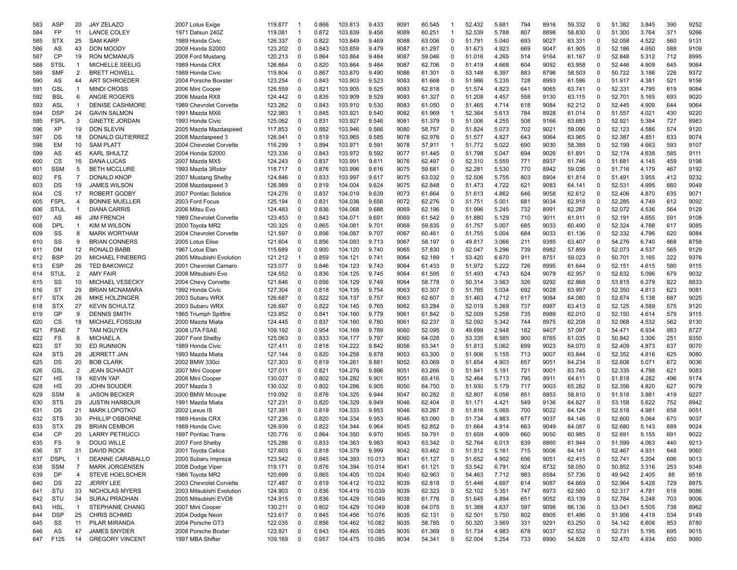| | | | | | | | | | | | | | | | | | | | | | | | |
|---|---|---|---|---|---|---|---|---|---|---|---|---|---|---|---|---|---|---|---|---|---|---|---|
| 583 | ASP | 20 | JAY ZELAZO | 2007 Lotus Exige | 119.877 | 1 | 0.866 | 103.813 | 9.433 | 9091 | 60.545 | 1 | 52.432 | 5.681 | 794 | 8916 | 59.332 | 0 | 51.382 | 3.845 | 390 | 9252 |
| 584 | FP | 11 | LANCE COLEY | 1971 Datsun 240Z | 119.081 | 1 | 0.872 | 103.839 | 9.458 | 9089 | 60.251 | 1 | 52.539 | 5.788 | 807 | 8898 | 58.830 | 0 | 51.300 | 3.764 | 371 | 9266 |
| 585 | STX | 25 | SAM KARP | 1989 Honda Civic | 126.337 | 0 | 0.822 | 103.849 | 9.469 | 9088 | 63.006 | 0 | 51.791 | 5.040 | 693 | 9027 | 63.331 | 0 | 52.058 | 4.522 | 560 | 9131 |
| 586 | AS | 43 | DON MOODY | 2008 Honda S2000 | 123.202 | 0 | 0.843 | 103.859 | 9.479 | 9087 | 61.297 | 0 | 51.673 | 4.923 | 669 | 9047 | 61.905 | 0 | 52.186 | 4.650 | 588 | 9109 |
| 587 | CP | 19 | RON MCMANUS | 2008 Ford Mustang | 120.213 | 0 | 0.864 | 103.864 | 9.484 | 9087 | 59.046 | 0 | 51.016 | 4.265 | 514 | 9164 | 61.167 | 0 | 52.848 | 5.312 | 712 | 8995 |
| 588 | STSL | 1 | MICHELLE SEELIG | 1989 Honda CRX | 126.664 | 0 | 0.820 | 103.864 | 9.484 | 9087 | 62.706 | 0 | 51.419 | 4.668 | 604 | 9092 | 63.958 | 0 | 52.446 | 4.909 | 645 | 9064 |
| 589 | SMF | 2 | BRETT HOWELL | 1989 Honda Civic | 119.804 | 0 | 0.867 | 103.870 | 9.490 | 9086 | 61.301 | 0 | 53.148 | 6.397 | 883 | 8796 | 58.503 | 0 | 50.722 | 3.186 | 226 | 9372 |
| 590 | AS | 44 | ART SCHROEDER | 2004 Porsche Boxster | 123.254 | 0 | 0.843 | 103.903 | 9.523 | 9083 | 61.668 | 0 | 51.986 | 5.235 | 728 | 8993 | 61.586 | 0 | 51.917 | 4.381 | 521 | 9156 |
| 591 | GSL | 1 | MINDI CROSS | 2006 Mini Cooper | 126.559 | 0 | 0.821 | 103.905 | 9.525 | 9083 | 62.818 | 0 | 51.574 | 4.823 | 641 | 9065 | 63.741 | 0 | 52.331 | 4.795 | 619 | 9084 |
| 592 | BSL | 6 | ANGIE ROGERS | 2006 Mazda RX8 | 124.442 | 0 | 0.835 | 103.909 | 9.529 | 9083 | 61.327 | 0 | 51.208 | 4.457 | 558 | 9130 | 63.115 | 0 | 52.701 | 5.165 | 693 | 9020 |
| 593 | ASL | 1 | DENISE CASHMORE | 1989 Chevrolet Corvette | 123.262 | 0 | 0.843 | 103.910 | 9.530 | 9083 | 61.050 | 0 | 51.465 | 4.714 | 618 | 9084 | 62.212 | 0 | 52.445 | 4.909 | 644 | 9064 |
| 594 | DSP | 24 | GAVIN SALMON | 1991 Mazda MX6 | 122.983 | 1 | 0.845 | 103.921 | 9.540 | 9082 | 61.969 | 1 | 52.364 | 5.613 | 784 | 8928 | 61.014 | 0 | 51.557 | 4.021 | 430 | 9220 |
| 595 | FSPL | 3 | GINETTE JORDAN | 1993 Honda Civic | 125.062 | 0 | 0.831 | 103.927 | 9.546 | 9081 | 61.379 | 0 | 51.006 | 4.255 | 508 | 9166 | 63.683 | 0 | 52.921 | 5.384 | 727 | 8983 |
| 596 | XP | 19 | DON SLEVIN | 2005 Mazda Mazdaspeed | 117.853 | 0 | 0.882 | 103.946 | 9.566 | 9080 | 58.757 | 0 | 51.824 | 5.073 | 702 | 9021 | 59.096 | 0 | 52.123 | 4.586 | 574 | 9120 |
| 597 | DS | 18 | DONALD GUTIERREZ | 2008 Mazdaspeed 3 | 126.941 | 0 | 0.819 | 103.965 | 9.585 | 9078 | 62.976 | 0 | 51.577 | 4.827 | 643 | 9064 | 63.965 | 0 | 52.387 | 4.851 | 633 | 9074 |
| 598 | EM | 10 | SAM PLATT | 2004 Chevrolet Corvette | 116.299 | 1 | 0.894 | 103.971 | 9.591 | 9078 | 57.911 | 1 | 51.772 | 5.022 | 690 | 9030 | 58.388 | 0 | 52.199 | 4.663 | 593 | 9107 |
| 599 | AS | 45 | KARL SHULTZ | 2004 Honda S2000 | 123.336 | 0 | 0.843 | 103.972 | 9.592 | 9077 | 61.445 | 0 | 51.798 | 5.047 | 694 | 9026 | 61.891 | 0 | 52.174 | 4.638 | 585 | 9111 |
| 600 | CS | 16 | DANA LUCAS | 2007 Mazda MX5 | 124.243 | 0 | 0.837 | 103.991 | 9.611 | 9076 | 62.497 | 0 | 52.310 | 5.559 | 771 | 8937 | 61.746 | 0 | 51.681 | 4.145 | 459 | 9198 |
| 601 | SSM | 5 | BETH MCCLURE | 1993 Mazda 3Rotor | 118.717 | 0 | 0.876 | 103.996 | 9.616 | 9075 | 59.681 | 0 | 52.281 | 5.530 | 770 | 8942 | 59.036 | 0 | 51.716 | 4.179 | 467 | 9192 |
| 602 | FS | 7 | DONALD KNOP | 2007 Mustang Shelby | 124.846 | 0 | 0.833 | 103.997 | 9.617 | 9075 | 63.032 | 0 | 52.506 | 5.755 | 803 | 8904 | 61.814 | 0 | 51.491 | 3.955 | 412 | 9232 |
| 603 | DS | 19 | JAMES WILSON | 2008 Mazdaspeed 3 | 126.989 | 0 | 0.819 | 104.004 | 9.624 | 9075 | 62.848 | 0 | 51.473 | 4.722 | 621 | 9083 | 64.141 | 0 | 52.531 | 4.995 | 660 | 9049 |
| 604 | CS | 17 | ROBERT GODBY | 2007 Pontiac Solstice | 124.276 | 0 | 0.837 | 104.019 | 9.639 | 9073 | 61.664 | 0 | 51.613 | 4.862 | 646 | 9058 | 62.612 | 0 | 52.406 | 4.870 | 635 | 9071 |
| 605 | FSPL | 4 | BONNIE MUELLER | 2003 Ford Focus | 125.194 | 0 | 0.831 | 104.036 | 9.656 | 9072 | 62.276 | 0 | 51.751 | 5.001 | 681 | 9034 | 62.918 | 0 | 52.285 | 4.749 | 612 | 9092 |
| 606 | STUL | 1 | DIANA CARRIS | 2006 Mitsu Evo | 124.483 | 0 | 0.836 | 104.068 | 9.688 | 9069 | 62.196 | 0 | 51.996 | 5.245 | 732 | 8991 | 62.287 | 0 | 52.072 | 4.536 | 564 | 9129 |
| 607 | AS | 46 | JIM FRENCH | 1989 Chevrolet Corvette | 123.453 | 0 | 0.843 | 104.071 | 9.691 | 9069 | 61.542 | 0 | 51.880 | 5.129 | 710 | 9011 | 61.911 | 0 | 52.191 | 4.655 | 591 | 9108 |
| 608 | DPL | 1 | KIM M WILSON | 2000 Toyota MR2 | 120.325 | 0 | 0.865 | 104.081 | 9.701 | 9068 | 59.835 | 0 | 51.757 | 5.007 | 685 | 9033 | 60.490 | 0 | 52.324 | 4.788 | 617 | 9085 |
| 609 | SS | 8 | MARK WORTHAM | 2004 Chevrolet Corvette | 121.597 | 0 | 0.856 | 104.087 | 9.707 | 9067 | 60.461 | 0 | 51.755 | 5.004 | 684 | 9033 | 61.136 | 0 | 52.332 | 4.796 | 620 | 9084 |
| 610 | SS | 9 | BRIAN CONNERS | 2005 Lotus Elise | 121.604 | 0 | 0.856 | 104.093 | 9.713 | 9067 | 58.197 | 0 | 49.817 | 3.066 | 211 | 9385 | 63.407 | 0 | 54.276 | 6.740 | 868 | 8758 |
| 611 | DM | 12 | RONALD BABB | 1967 Lotus Elan | 115.689 | 0 | 0.900 | 104.120 | 9.740 | 9065 | 57.830 | 0 | 52.047 | 5.296 | 739 | 8982 | 57.859 | 0 | 52.073 | 4.537 | 565 | 9129 |
| 612 | BSP | 20 | MICHAEL FINEBERG | 2005 Mitsubishi Evolution | 121.212 | 1 | 0.859 | 104.121 | 9.741 | 9064 | 62.189 | 1 | 53.420 | 6.670 | 911 | 8751 | 59.023 | 0 | 50.701 | 3.165 | 222 | 9376 |
| 613 | ESP | 26 | TED BAKOWICZ | 2001 Chevrolet Camaro | 123.077 | 0 | 0.846 | 104.123 | 9.743 | 9064 | 61.433 | 0 | 51.972 | 5.222 | 726 | 8995 | 61.644 | 0 | 52.151 | 4.615 | 580 | 9115 |
| 614 | STUL | 2 | AMY FAIR | 2008 Mitsubishi Evo | 124.552 | 0 | 0.836 | 104.125 | 9.745 | 9064 | 61.595 | 0 | 51.493 | 4.743 | 624 | 9079 | 62.957 | 0 | 52.632 | 5.096 | 679 | 9032 |
| 615 | SS | 10 | MICHAEL VESECKY | 2004 Chevy Corvette | 121.646 | 0 | 0.856 | 104.129 | 9.749 | 9064 | 58.778 | 0 | 50.314 | 3.563 | 326 | 9292 | 62.868 | 0 | 53.815 | 6.279 | 822 | 8833 |
| 616 | ST | 29 | BRIAN MCNAMARA | 1992 Honda Civic | 127.304 | 0 | 0.818 | 104.135 | 9.754 | 9063 | 63.307 | 0 | 51.785 | 5.034 | 692 | 9028 | 63.997 | 0 | 52.350 | 4.813 | 623 | 9081 |
| 617 | STX | 26 | MIKE HOLZINGER | 2003 Subaru WRX | 126.687 | 0 | 0.822 | 104.137 | 9.757 | 9063 | 62.607 | 0 | 51.463 | 4.712 | 617 | 9084 | 64.080 | 0 | 52.674 | 5.138 | 687 | 9025 |
| 618 | STX | 27 | KEVIN SCHULTZ | 2003 Subaru WRX | 126.697 | 0 | 0.822 | 104.145 | 9.765 | 9062 | 63.284 | 0 | 52.019 | 5.269 | 737 | 8987 | 63.413 | 0 | 52.125 | 4.589 | 575 | 9120 |
| 619 | GP | 9 | DENNIS SMITH | 1965 Triumph Spitfire | 123.852 | 0 | 0.841 | 104.160 | 9.779 | 9061 | 61.842 | 0 | 52.009 | 5.258 | 735 | 8989 | 62.010 | 0 | 52.150 | 4.614 | 579 | 9115 |
| 620 | CS | 18 | MICHAEL FOSSUM | 2000 Mazda Miata | 124.445 | 0 | 0.837 | 104.160 | 9.780 | 9061 | 62.237 | 0 | 52.092 | 5.342 | 744 | 8975 | 62.208 | 0 | 52.068 | 4.532 | 562 | 9130 |
| 621 | FSAE | 7 | TAM NGUYEN | 2008 UTA FSAE | 109.192 | 0 | 0.954 | 104.169 | 9.789 | 9060 | 52.095 | 0 | 49.699 | 2.948 | 182 | 9407 | 57.097 | 0 | 54.471 | 6.934 | 883 | 8727 |
| 622 | FS | 8 | MICHAEL A | 2007 Ford Shelby | 125.063 | 0 | 0.833 | 104.177 | 9.797 | 9060 | 64.028 | 0 | 53.335 | 6.585 | 900 | 8765 | 61.035 | 0 | 50.842 | 3.306 | 251 | 9350 |
| 623 | ST | 30 | ED RUNNION | 1989 Honda Civic | 127.411 | 0 | 0.818 | 104.222 | 9.842 | 9056 | 63.341 | 0 | 51.813 | 5.062 | 699 | 9023 | 64.070 | 0 | 52.409 | 4.873 | 637 | 9070 |
| 624 | STS | 28 | JERRETT JAN | 1993 Mazda Miata | 127.144 | 0 | 0.820 | 104.258 | 9.878 | 9053 | 63.300 | 0 | 51.906 | 5.155 | 713 | 9007 | 63.844 | 0 | 52.352 | 4.816 | 625 | 9080 |
| 625 | DS | 20 | BOB CLARK | 2002 BMW 330ci | 127.303 | 0 | 0.819 | 104.261 | 9.881 | 9052 | 63.069 | 0 | 51.654 | 4.903 | 657 | 9051 | 64.234 | 0 | 52.608 | 5.071 | 672 | 9036 |
| 626 | GSL | 2 | JEAN SCHAADT | 2007 Mini Cooper | 127.011 | 0 | 0.821 | 104.276 | 9.896 | 9051 | 63.266 | 0 | 51.941 | 5.191 | 721 | 9001 | 63.745 | 0 | 52.335 | 4.798 | 621 | 9083 |
| 627 | HS | 19 | KEVIN YAP | 2008 Mini Cooper | 130.027 | 0 | 0.802 | 104.282 | 9.901 | 9051 | 65.416 | 0 | 52.464 | 5.713 | 795 | 8911 | 64.611 | 0 | 51.818 | 4.282 | 496 | 9174 |
| 628 | HS | 20 | JOHN SOUDER | 2007 Mazda 3 | 130.032 | 0 | 0.802 | 104.286 | 9.905 | 9050 | 64.750 | 0 | 51.930 | 5.179 | 717 | 9003 | 65.282 | 0 | 52.356 | 4.820 | 627 | 9079 |
| 629 | SSM | 6 | JASON BECKER | 2000 BMW Mcoupe | 119.092 | 0 | 0.876 | 104.325 | 9.944 | 9047 | 60.282 | 0 | 52.807 | 6.056 | 851 | 8853 | 58.810 | 0 | 51.518 | 3.981 | 419 | 9227 |
| 630 | STS | 29 | JUSTIN HARBOUR | 1991 Mazda Miata | 127.231 | 0 | 0.820 | 104.329 | 9.949 | 9046 | 62.404 | 0 | 51.171 | 4.421 | 549 | 9136 | 64.827 | 0 | 53.158 | 5.622 | 752 | 8942 |
| 631 | DS | 21 | MARK LOPOTKO | 2002 Lexus IS | 127.391 | 0 | 0.819 | 104.333 | 9.953 | 9046 | 63.267 | 0 | 51.816 | 5.065 | 700 | 9022 | 64.124 | 0 | 52.518 | 4.981 | 658 | 9051 |
| 632 | STS | 30 | PHILLIP OSBORNE | 1989 Honda CRX | 127.236 | 0 | 0.820 | 104.334 | 9.953 | 9046 | 63.090 | 0 | 51.734 | 4.983 | 677 | 9037 | 64.146 | 0 | 52.600 | 5.064 | 670 | 9037 |
| 633 | STX | 28 | BRIAN CEMBOR | 1989 Honda Civic | 126.939 | 0 | 0.822 | 104.344 | 9.964 | 9045 | 62.852 | 0 | 51.664 | 4.914 | 663 | 9049 | 64.087 | 0 | 52.680 | 5.143 | 689 | 9024 |
| 634 | CP | 20 | LARRY PETRUCCI | 1997 Pontiac Trans | 120.776 | 0 | 0.864 | 104.350 | 9.970 | 9045 | 59.791 | 0 | 51.659 | 4.909 | 660 | 9050 | 60.985 | 0 | 52.691 | 5.155 | 691 | 9022 |
| 635 | FS | 9 | DOUG WILLE | 2007 Ford Shelby | 125.286 | 0 | 0.833 | 104.363 | 9.983 | 9043 | 63.342 | 0 | 52.764 | 6.013 | 839 | 8860 | 61.944 | 0 | 51.599 | 4.063 | 440 | 9213 |
| 636 | ST | 31 | DAVID ROCK | 2001 Toyota Celica | 127.603 | 0 | 0.818 | 104.379 | 9.999 | 9042 | 63.462 | 0 | 51.912 | 5.161 | 715 | 9006 | 64.141 | 0 | 52.467 | 4.931 | 648 | 9060 |
| 637 | DSPL | 1 | DEANNE CARABALLO | 2000 Subaru Impreza | 123.542 | 0 | 0.845 | 104.393 | 10.013 | 9041 | 61.127 | 0 | 51.652 | 4.902 | 656 | 9051 | 62.415 | 0 | 52.741 | 5.204 | 696 | 9013 |
| 638 | SSM | 7 | MARK JORGENSEN | 2008 Dodge Viper | 119.171 | 0 | 0.876 | 104.394 | 10.014 | 9041 | 61.121 | 0 | 53.542 | 6.791 | 924 | 8732 | 58.050 | 0 | 50.852 | 3.316 | 253 | 9348 |
| 639 | DP | 4 | STEVE HOELSCHER | 1986 Toyota MR2 | 120.699 | 0 | 0.865 | 104.405 | 10.024 | 9040 | 62.963 | 0 | 54.463 | 7.712 | 983 | 8584 | 57.736 | 0 | 49.942 | 2.405 | 88 | 9518 |
| 640 | DS | 22 | JERRY LEE | 2003 Chevrolet Corvette | 127.487 | 0 | 0.819 | 104.412 | 10.032 | 9039 | 62.818 | 0 | 51.448 | 4.697 | 614 | 9087 | 64.669 | 0 | 52.964 | 5.428 | 729 | 8975 |
| 641 | STU | 33 | NICHOLAS MYERS | 2003 Mitsubishi Evolution | 124.903 | 0 | 0.836 | 104.419 | 10.039 | 9039 | 62.323 | 0 | 52.102 | 5.351 | 747 | 8973 | 62.580 | 0 | 52.317 | 4.781 | 616 | 9086 |
| 642 | STU | 34 | SURAJ PRADHAN | 2005 Mitsubishi EVO8 | 124.915 | 0 | 0.836 | 104.429 | 10.049 | 9038 | 61.776 | 0 | 51.645 | 4.894 | 651 | 9052 | 63.139 | 0 | 52.784 | 5.248 | 703 | 9006 |
| 643 | HSL | 1 | STEPHANIE CHANG | 2007 Mini Cooper | 130.211 | 0 | 0.802 | 104.429 | 10.049 | 9038 | 64.075 | 0 | 51.388 | 4.637 | 597 | 9098 | 66.136 | 0 | 53.041 | 5.505 | 738 | 8962 |
| 644 | DSP | 25 | CHRIS SCHMID | 2004 Dodge Neon | 123.617 | 0 | 0.845 | 104.456 | 10.076 | 9035 | 62.131 | 0 | 52.501 | 5.750 | 802 | 8905 | 61.486 | 0 | 51.956 | 4.419 | 534 | 9149 |
| 645 | SS | 11 | PILAR MIRANDA | 2004 Porsche GT3 | 122.035 | 0 | 0.856 | 104.462 | 10.082 | 9035 | 58.785 | 0 | 50.320 | 3.569 | 331 | 9291 | 63.250 | 0 | 54.142 | 6.606 | 853 | 8780 |
| 646 | AS | 47 | JAMES SNYDER | 2008 Porsche Boxter | 123.921 | 0 | 0.843 | 104.465 | 10.085 | 9035 | 61.369 | 0 | 51.734 | 4.983 | 678 | 9037 | 62.552 | 0 | 52.731 | 5.195 | 695 | 9015 |
| 647 | F125 | 14 | GREGORY VINCENT | 1997 MBA Shifter | 109.169 | 0 | 0.957 | 104.475 | 10.095 | 9034 | 54.341 | 0 | 52.004 | 5.254 | 733 | 8990 | 54.828 | 0 | 52.470 | 4.934 | 650 | 9060 |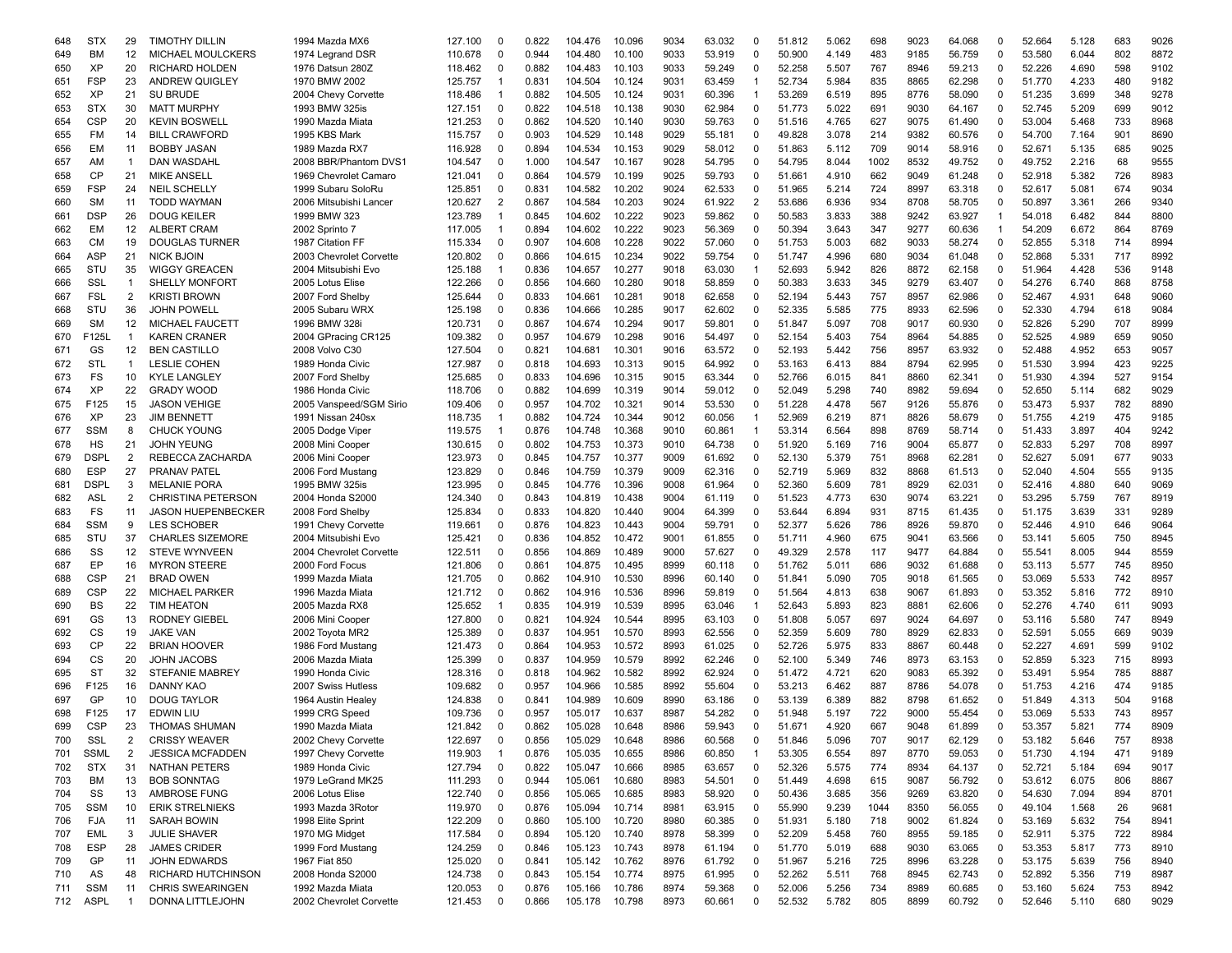| | | | | | | | | | | | | | | | | | | | | | | | | |
|---|---|---|---|---|---|---|---|---|---|---|---|---|---|---|---|---|---|---|---|---|---|---|---|---|
| 648 | STX | 29 | TIMOTHY DILLIN | 1994 Mazda MX6 | 127.100 | 0 | 0.822 | 104.476 | 10.096 | 9034 | 63.032 | 0 | 51.812 | 5.062 | 698 | 9023 | 64.068 | 0 | 52.664 | 5.128 | 683 | 9026 |
| 649 | BM | 12 | MICHAEL MOULCKERS | 1974 Legrand DSR | 110.678 | 0 | 0.944 | 104.480 | 10.100 | 9033 | 53.919 | 0 | 50.900 | 4.149 | 483 | 9185 | 56.759 | 0 | 53.580 | 6.044 | 802 | 8872 |
| 650 | XP | 20 | RICHARD HOLDEN | 1976 Datsun 280Z | 118.462 | 0 | 0.882 | 104.483 | 10.103 | 9033 | 59.249 | 0 | 52.258 | 5.507 | 767 | 8946 | 59.213 | 0 | 52.226 | 4.690 | 598 | 9102 |
| 651 | FSP | 23 | ANDREW QUIGLEY | 1970 BMW 2002 | 125.757 | 1 | 0.831 | 104.504 | 10.124 | 9031 | 63.459 | 1 | 52.734 | 5.984 | 835 | 8865 | 62.298 | 0 | 51.770 | 4.233 | 480 | 9182 |
| 652 | XP | 21 | SU BRUDE | 2004 Chevy Corvette | 118.486 | 1 | 0.882 | 104.505 | 10.124 | 9031 | 60.396 | 1 | 53.269 | 6.519 | 895 | 8776 | 58.090 | 0 | 51.235 | 3.699 | 348 | 9278 |
| 653 | STX | 30 | MATT MURPHY | 1993 BMW 325is | 127.151 | 0 | 0.822 | 104.518 | 10.138 | 9030 | 62.984 | 0 | 51.773 | 5.022 | 691 | 9030 | 64.167 | 0 | 52.745 | 5.209 | 699 | 9012 |
| 654 | CSP | 20 | KEVIN BOSWELL | 1990 Mazda Miata | 121.253 | 0 | 0.862 | 104.520 | 10.140 | 9030 | 59.763 | 0 | 51.516 | 4.765 | 627 | 9075 | 61.490 | 0 | 53.004 | 5.468 | 733 | 8968 |
| 655 | FM | 14 | BILL CRAWFORD | 1995 KBS Mark | 115.757 | 0 | 0.903 | 104.529 | 10.148 | 9029 | 55.181 | 0 | 49.828 | 3.078 | 214 | 9382 | 60.576 | 0 | 54.700 | 7.164 | 901 | 8690 |
| 656 | EM | 11 | BOBBY JASAN | 1989 Mazda RX7 | 116.928 | 0 | 0.894 | 104.534 | 10.153 | 9029 | 58.012 | 0 | 51.863 | 5.112 | 709 | 9014 | 58.916 | 0 | 52.671 | 5.135 | 685 | 9025 |
| 657 | AM | 1 | DAN WASDAHL | 2008 BBR/Phantom DVS1 | 104.547 | 0 | 1.000 | 104.547 | 10.167 | 9028 | 54.795 | 0 | 54.795 | 8.044 | 1002 | 8532 | 49.752 | 0 | 49.752 | 2.216 | 68 | 9555 |
| 658 | CP | 21 | MIKE ANSELL | 1969 Chevrolet Camaro | 121.041 | 0 | 0.864 | 104.579 | 10.199 | 9025 | 59.793 | 0 | 51.661 | 4.910 | 662 | 9049 | 61.248 | 0 | 52.918 | 5.382 | 726 | 8983 |
| 659 | FSP | 24 | NEIL SCHELLY | 1999 Subaru SoloRu | 125.851 | 0 | 0.831 | 104.582 | 10.202 | 9024 | 62.533 | 0 | 51.965 | 5.214 | 724 | 8997 | 63.318 | 0 | 52.617 | 5.081 | 674 | 9034 |
| 660 | SM | 11 | TODD WAYMAN | 2006 Mitsubishi Lancer | 120.627 | 2 | 0.867 | 104.584 | 10.203 | 9024 | 61.922 | 2 | 53.686 | 6.936 | 934 | 8708 | 58.705 | 0 | 50.897 | 3.361 | 266 | 9340 |
| 661 | DSP | 26 | DOUG KEILER | 1999 BMW 323 | 123.789 | 1 | 0.845 | 104.602 | 10.222 | 9023 | 59.862 | 0 | 50.583 | 3.833 | 388 | 9242 | 63.927 | 1 | 54.018 | 6.482 | 844 | 8800 |
| 662 | EM | 12 | ALBERT CRAM | 2002 Sprinto 7 | 117.005 | 1 | 0.894 | 104.602 | 10.222 | 9023 | 56.369 | 0 | 50.394 | 3.643 | 347 | 9277 | 60.636 | 1 | 54.209 | 6.672 | 864 | 8769 |
| 663 | CM | 19 | DOUGLAS TURNER | 1987 Citation FF | 115.334 | 0 | 0.907 | 104.608 | 10.228 | 9022 | 57.060 | 0 | 51.753 | 5.003 | 682 | 9033 | 58.274 | 0 | 52.855 | 5.318 | 714 | 8994 |
| 664 | ASP | 21 | NICK BJOIN | 2003 Chevrolet Corvette | 120.802 | 0 | 0.866 | 104.615 | 10.234 | 9022 | 59.754 | 0 | 51.747 | 4.996 | 680 | 9034 | 61.048 | 0 | 52.868 | 5.331 | 717 | 8992 |
| 665 | STU | 35 | WIGGY GREACEN | 2004 Mitsubishi Evo | 125.188 | 1 | 0.836 | 104.657 | 10.277 | 9018 | 63.030 | 1 | 52.693 | 5.942 | 826 | 8872 | 62.158 | 0 | 51.964 | 4.428 | 536 | 9148 |
| 666 | SSL | 1 | SHELLY MONFORT | 2005 Lotus Elise | 122.266 | 0 | 0.856 | 104.660 | 10.280 | 9018 | 58.859 | 0 | 50.383 | 3.633 | 345 | 9279 | 63.407 | 0 | 54.276 | 6.740 | 868 | 8758 |
| 667 | FSL | 2 | KRISTI BROWN | 2007 Ford Shelby | 125.644 | 0 | 0.833 | 104.661 | 10.281 | 9018 | 62.658 | 0 | 52.194 | 5.443 | 757 | 8957 | 62.986 | 0 | 52.467 | 4.931 | 648 | 9060 |
| 668 | STU | 36 | JOHN POWELL | 2005 Subaru WRX | 125.198 | 0 | 0.836 | 104.666 | 10.285 | 9017 | 62.602 | 0 | 52.335 | 5.585 | 775 | 8933 | 62.596 | 0 | 52.330 | 4.794 | 618 | 9084 |
| 669 | SM | 12 | MICHAEL FAUCETT | 1996 BMW 328i | 120.731 | 0 | 0.867 | 104.674 | 10.294 | 9017 | 59.801 | 0 | 51.847 | 5.097 | 708 | 9017 | 60.930 | 0 | 52.826 | 5.290 | 707 | 8999 |
| 670 | F125L | 1 | KAREN CRANER | 2004 GPracing CR125 | 109.382 | 0 | 0.957 | 104.679 | 10.298 | 9016 | 54.497 | 0 | 52.154 | 5.403 | 754 | 8964 | 54.885 | 0 | 52.525 | 4.989 | 659 | 9050 |
| 671 | GS | 12 | BEN CASTILLO | 2008 Volvo C30 | 127.504 | 0 | 0.821 | 104.681 | 10.301 | 9016 | 63.572 | 0 | 52.193 | 5.442 | 756 | 8957 | 63.932 | 0 | 52.488 | 4.952 | 653 | 9057 |
| 672 | STL | 1 | LESLIE COHEN | 1989 Honda Civic | 127.987 | 0 | 0.818 | 104.693 | 10.313 | 9015 | 64.992 | 0 | 53.163 | 6.413 | 884 | 8794 | 62.995 | 0 | 51.530 | 3.994 | 423 | 9225 |
| 673 | FS | 10 | KYLE LANGLEY | 2007 Ford Shelby | 125.685 | 0 | 0.833 | 104.696 | 10.315 | 9015 | 63.344 | 0 | 52.766 | 6.015 | 841 | 8860 | 62.341 | 0 | 51.930 | 4.394 | 527 | 9154 |
| 674 | XP | 22 | GRADY WOOD | 1986 Honda Civic | 118.706 | 0 | 0.882 | 104.699 | 10.319 | 9014 | 59.012 | 0 | 52.049 | 5.298 | 740 | 8982 | 59.694 | 0 | 52.650 | 5.114 | 682 | 9029 |
| 675 | F125 | 15 | JASON VEHIGE | 2005 Vanspeed/SGM Sirio | 109.406 | 0 | 0.957 | 104.702 | 10.321 | 9014 | 53.530 | 0 | 51.228 | 4.478 | 567 | 9126 | 55.876 | 0 | 53.473 | 5.937 | 782 | 8890 |
| 676 | XP | 23 | JIM BENNETT | 1991 Nissan 240sx | 118.735 | 1 | 0.882 | 104.724 | 10.344 | 9012 | 60.056 | 1 | 52.969 | 6.219 | 871 | 8826 | 58.679 | 0 | 51.755 | 4.219 | 475 | 9185 |
| 677 | SSM | 8 | CHUCK YOUNG | 2005 Dodge Viper | 119.575 | 1 | 0.876 | 104.748 | 10.368 | 9010 | 60.861 | 1 | 53.314 | 6.564 | 898 | 8769 | 58.714 | 0 | 51.433 | 3.897 | 404 | 9242 |
| 678 | HS | 21 | JOHN YEUNG | 2008 Mini Cooper | 130.615 | 0 | 0.802 | 104.753 | 10.373 | 9010 | 64.738 | 0 | 51.920 | 5.169 | 716 | 9004 | 65.877 | 0 | 52.833 | 5.297 | 708 | 8997 |
| 679 | DSPL | 2 | REBECCA ZACHARDA | 2006 Mini Cooper | 123.973 | 0 | 0.845 | 104.757 | 10.377 | 9009 | 61.692 | 0 | 52.130 | 5.379 | 751 | 8968 | 62.281 | 0 | 52.627 | 5.091 | 677 | 9033 |
| 680 | ESP | 27 | PRANAV PATEL | 2006 Ford Mustang | 123.829 | 0 | 0.846 | 104.759 | 10.379 | 9009 | 62.316 | 0 | 52.719 | 5.969 | 832 | 8868 | 61.513 | 0 | 52.040 | 4.504 | 555 | 9135 |
| 681 | DSPL | 3 | MELANIE PORA | 1995 BMW 325is | 123.995 | 0 | 0.845 | 104.776 | 10.396 | 9008 | 61.964 | 0 | 52.360 | 5.609 | 781 | 8929 | 62.031 | 0 | 52.416 | 4.880 | 640 | 9069 |
| 682 | ASL | 2 | CHRISTINA PETERSON | 2004 Honda S2000 | 124.340 | 0 | 0.843 | 104.819 | 10.438 | 9004 | 61.119 | 0 | 51.523 | 4.773 | 630 | 9074 | 63.221 | 0 | 53.295 | 5.759 | 767 | 8919 |
| 683 | FS | 11 | JASON HUEPENBECKER | 2008 Ford Shelby | 125.834 | 0 | 0.833 | 104.820 | 10.440 | 9004 | 64.399 | 0 | 53.644 | 6.894 | 931 | 8715 | 61.435 | 0 | 51.175 | 3.639 | 331 | 9289 |
| 684 | SSM | 9 | LES SCHOBER | 1991 Chevy Corvette | 119.661 | 0 | 0.876 | 104.823 | 10.443 | 9004 | 59.791 | 0 | 52.377 | 5.626 | 786 | 8926 | 59.870 | 0 | 52.446 | 4.910 | 646 | 9064 |
| 685 | STU | 37 | CHARLES SIZEMORE | 2004 Mitsubishi Evo | 125.421 | 0 | 0.836 | 104.852 | 10.472 | 9001 | 61.855 | 0 | 51.711 | 4.960 | 675 | 9041 | 63.566 | 0 | 53.141 | 5.605 | 750 | 8945 |
| 686 | SS | 12 | STEVE WYNVEEN | 2004 Chevrolet Corvette | 122.511 | 0 | 0.856 | 104.869 | 10.489 | 9000 | 57.627 | 0 | 49.329 | 2.578 | 117 | 9477 | 64.884 | 0 | 55.541 | 8.005 | 944 | 8559 |
| 687 | EP | 16 | MYRON STEERE | 2000 Ford Focus | 121.806 | 0 | 0.861 | 104.875 | 10.495 | 8999 | 60.118 | 0 | 51.762 | 5.011 | 686 | 9032 | 61.688 | 0 | 53.113 | 5.577 | 745 | 8950 |
| 688 | CSP | 21 | BRAD OWEN | 1999 Mazda Miata | 121.705 | 0 | 0.862 | 104.910 | 10.530 | 8996 | 60.140 | 0 | 51.841 | 5.090 | 705 | 9018 | 61.565 | 0 | 53.069 | 5.533 | 742 | 8957 |
| 689 | CSP | 22 | MICHAEL PARKER | 1996 Mazda Miata | 121.712 | 0 | 0.862 | 104.916 | 10.536 | 8996 | 59.819 | 0 | 51.564 | 4.813 | 638 | 9067 | 61.893 | 0 | 53.352 | 5.816 | 772 | 8910 |
| 690 | BS | 22 | TIM HEATON | 2005 Mazda RX8 | 125.652 | 1 | 0.835 | 104.919 | 10.539 | 8995 | 63.046 | 1 | 52.643 | 5.893 | 823 | 8881 | 62.606 | 0 | 52.276 | 4.740 | 611 | 9093 |
| 691 | GS | 13 | RODNEY GIEBEL | 2006 Mini Cooper | 127.800 | 0 | 0.821 | 104.924 | 10.544 | 8995 | 63.103 | 0 | 51.808 | 5.057 | 697 | 9024 | 64.697 | 0 | 53.116 | 5.580 | 747 | 8949 |
| 692 | CS | 19 | JAKE VAN | 2002 Toyota MR2 | 125.389 | 0 | 0.837 | 104.951 | 10.570 | 8993 | 62.556 | 0 | 52.359 | 5.609 | 780 | 8929 | 62.833 | 0 | 52.591 | 5.055 | 669 | 9039 |
| 693 | CP | 22 | BRIAN HOOVER | 1986 Ford Mustang | 121.473 | 0 | 0.864 | 104.953 | 10.572 | 8993 | 61.025 | 0 | 52.726 | 5.975 | 833 | 8867 | 60.448 | 0 | 52.227 | 4.691 | 599 | 9102 |
| 694 | CS | 20 | JOHN JACOBS | 2006 Mazda Miata | 125.399 | 0 | 0.837 | 104.959 | 10.579 | 8992 | 62.246 | 0 | 52.100 | 5.349 | 746 | 8973 | 63.153 | 0 | 52.859 | 5.323 | 715 | 8993 |
| 695 | ST | 32 | STEFANIE MABREY | 1990 Honda Civic | 128.316 | 0 | 0.818 | 104.962 | 10.582 | 8992 | 62.924 | 0 | 51.472 | 4.721 | 620 | 9083 | 65.392 | 0 | 53.491 | 5.954 | 785 | 8887 |
| 696 | F125 | 16 | DANNY KAO | 2007 Swiss Hutless | 109.682 | 0 | 0.957 | 104.966 | 10.585 | 8992 | 55.604 | 0 | 53.213 | 6.462 | 887 | 8786 | 54.078 | 0 | 51.753 | 4.216 | 474 | 9185 |
| 697 | GP | 10 | DOUG TAYLOR | 1964 Austin Healey | 124.838 | 0 | 0.841 | 104.989 | 10.609 | 8990 | 63.186 | 0 | 53.139 | 6.389 | 882 | 8798 | 61.652 | 0 | 51.849 | 4.313 | 504 | 9168 |
| 698 | F125 | 17 | EDWIN LIU | 1999 CRG Speed | 109.736 | 0 | 0.957 | 105.017 | 10.637 | 8987 | 54.282 | 0 | 51.948 | 5.197 | 722 | 9000 | 55.454 | 0 | 53.069 | 5.533 | 743 | 8957 |
| 699 | CSP | 23 | THOMAS SHUMAN | 1990 Mazda Miata | 121.842 | 0 | 0.862 | 105.028 | 10.648 | 8986 | 59.943 | 0 | 51.671 | 4.920 | 667 | 9048 | 61.899 | 0 | 53.357 | 5.821 | 774 | 8909 |
| 700 | SSL | 2 | CRISSY WEAVER | 2002 Chevy Corvette | 122.697 | 0 | 0.856 | 105.029 | 10.648 | 8986 | 60.568 | 0 | 51.846 | 5.096 | 707 | 9017 | 62.129 | 0 | 53.182 | 5.646 | 757 | 8938 |
| 701 | SSML | 2 | JESSICA MCFADDEN | 1997 Chevy Corvette | 119.903 | 1 | 0.876 | 105.035 | 10.655 | 8986 | 60.850 | 1 | 53.305 | 6.554 | 897 | 8770 | 59.053 | 0 | 51.730 | 4.194 | 471 | 9189 |
| 702 | STX | 31 | NATHAN PETERS | 1989 Honda Civic | 127.794 | 0 | 0.822 | 105.047 | 10.666 | 8985 | 63.657 | 0 | 52.326 | 5.575 | 774 | 8934 | 64.137 | 0 | 52.721 | 5.184 | 694 | 9017 |
| 703 | BM | 13 | BOB SONNTAG | 1979 LeGrand MK25 | 111.293 | 0 | 0.944 | 105.061 | 10.680 | 8983 | 54.501 | 0 | 51.449 | 4.698 | 615 | 9087 | 56.792 | 0 | 53.612 | 6.075 | 806 | 8867 |
| 704 | SS | 13 | AMBROSE FUNG | 2006 Lotus Elise | 122.740 | 0 | 0.856 | 105.065 | 10.685 | 8983 | 58.920 | 0 | 50.436 | 3.685 | 356 | 9269 | 63.820 | 0 | 54.630 | 7.094 | 894 | 8701 |
| 705 | SSM | 10 | ERIK STRELNIEKS | 1993 Mazda 3Rotor | 119.970 | 0 | 0.876 | 105.094 | 10.714 | 8981 | 63.915 | 0 | 55.990 | 9.239 | 1044 | 8350 | 56.055 | 0 | 49.104 | 1.568 | 26 | 9681 |
| 706 | FJA | 11 | SARAH BOWIN | 1998 Elite Sprint | 122.209 | 0 | 0.860 | 105.100 | 10.720 | 8980 | 60.385 | 0 | 51.931 | 5.180 | 718 | 9002 | 61.824 | 0 | 53.169 | 5.632 | 754 | 8941 |
| 707 | EML | 3 | JULIE SHAVER | 1970 MG Midget | 117.584 | 0 | 0.894 | 105.120 | 10.740 | 8978 | 58.399 | 0 | 52.209 | 5.458 | 760 | 8955 | 59.185 | 0 | 52.911 | 5.375 | 722 | 8984 |
| 708 | ESP | 28 | JAMES CRIDER | 1999 Ford Mustang | 124.259 | 0 | 0.846 | 105.123 | 10.743 | 8978 | 61.194 | 0 | 51.770 | 5.019 | 688 | 9030 | 63.065 | 0 | 53.353 | 5.817 | 773 | 8910 |
| 709 | GP | 11 | JOHN EDWARDS | 1967 Fiat 850 | 125.020 | 0 | 0.841 | 105.142 | 10.762 | 8976 | 61.792 | 0 | 51.967 | 5.216 | 725 | 8996 | 63.228 | 0 | 53.175 | 5.639 | 756 | 8940 |
| 710 | AS | 48 | RICHARD HUTCHINSON | 2008 Honda S2000 | 124.738 | 0 | 0.843 | 105.154 | 10.774 | 8975 | 61.995 | 0 | 52.262 | 5.511 | 768 | 8945 | 62.743 | 0 | 52.892 | 5.356 | 719 | 8987 |
| 711 | SSM | 11 | CHRIS SWEARINGEN | 1992 Mazda Miata | 120.053 | 0 | 0.876 | 105.166 | 10.786 | 8974 | 59.368 | 0 | 52.006 | 5.256 | 734 | 8989 | 60.685 | 0 | 53.160 | 5.624 | 753 | 8942 |
| 712 | ASPL | 1 | DONNA LITTLEJOHN | 2002 Chevrolet Corvette | 121.453 | 0 | 0.866 | 105.178 | 10.798 | 8973 | 60.661 | 0 | 52.532 | 5.782 | 805 | 8899 | 60.792 | 0 | 52.646 | 5.110 | 680 | 9029 |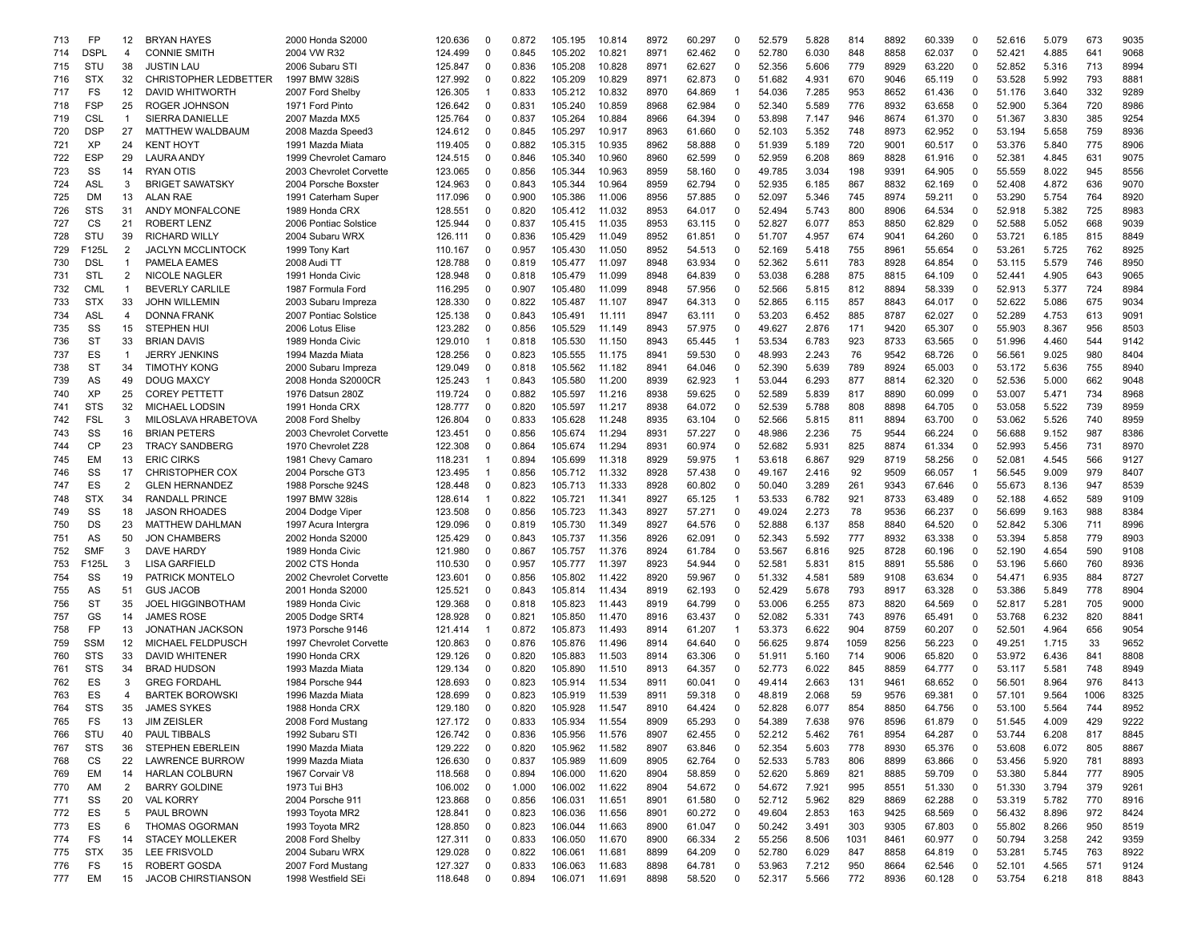| 713 | FP | 12 | BRYAN HAYES | 2000 Honda S2000 | 120.636 | 0 | 0.872 | 105.195 | 10.814 | 8972 | 60.297 | 0 | 52.579 | 5.828 | 814 | 8892 | 60.339 | 0 | 52.616 | 5.079 | 673 | 9035 |
|---|---|---|---|---|---|---|---|---|---|---|---|---|---|---|---|---|---|---|---|---|---|---|
| 714 | DSPL | 4 | CONNIE SMITH | 2004 VW R32 | 124.499 | 0 | 0.845 | 105.202 | 10.821 | 8971 | 62.462 | 0 | 52.780 | 6.030 | 848 | 8858 | 62.037 | 0 | 52.421 | 4.885 | 641 | 9068 |
| 715 | STU | 38 | JUSTIN LAU | 2006 Subaru STI | 125.847 | 0 | 0.836 | 105.208 | 10.828 | 8971 | 62.627 | 0 | 52.356 | 5.606 | 779 | 8929 | 63.220 | 0 | 52.852 | 5.316 | 713 | 8994 |
| 716 | STX | 32 | CHRISTOPHER LEDBETTER | 1997 BMW 328iS | 127.992 | 0 | 0.822 | 105.209 | 10.829 | 8971 | 62.873 | 0 | 51.682 | 4.931 | 670 | 9046 | 65.119 | 0 | 53.528 | 5.992 | 793 | 8881 |
| 717 | FS | 12 | DAVID WHITWORTH | 2007 Ford Shelby | 126.305 | 1 | 0.833 | 105.212 | 10.832 | 8970 | 64.869 | 1 | 54.036 | 7.285 | 953 | 8652 | 61.436 | 0 | 51.176 | 3.640 | 332 | 9289 |
| 718 | FSP | 25 | ROGER JOHNSON | 1971 Ford Pinto | 126.642 | 0 | 0.831 | 105.240 | 10.859 | 8968 | 62.984 | 0 | 52.340 | 5.589 | 776 | 8932 | 63.658 | 0 | 52.900 | 5.364 | 720 | 8986 |
| 719 | CSL | 1 | SIERRA DANIELLE | 2007 Mazda MX5 | 125.764 | 0 | 0.837 | 105.264 | 10.884 | 8966 | 64.394 | 0 | 53.898 | 7.147 | 946 | 8674 | 61.370 | 0 | 51.367 | 3.830 | 385 | 9254 |
| 720 | DSP | 27 | MATTHEW WALDBAUM | 2008 Mazda Speed3 | 124.612 | 0 | 0.845 | 105.297 | 10.917 | 8963 | 61.660 | 0 | 52.103 | 5.352 | 748 | 8973 | 62.952 | 0 | 53.194 | 5.658 | 759 | 8936 |
| 721 | XP | 24 | KENT HOYT | 1991 Mazda Miata | 119.405 | 0 | 0.882 | 105.315 | 10.935 | 8962 | 58.888 | 0 | 51.939 | 5.189 | 720 | 9001 | 60.517 | 0 | 53.376 | 5.840 | 775 | 8906 |
| 722 | ESP | 29 | LAURA ANDY | 1999 Chevrolet Camaro | 124.515 | 0 | 0.846 | 105.340 | 10.960 | 8960 | 62.599 | 0 | 52.959 | 6.208 | 869 | 8828 | 61.916 | 0 | 52.381 | 4.845 | 631 | 9075 |
| 723 | SS | 14 | RYAN OTIS | 2003 Chevrolet Corvette | 123.065 | 0 | 0.856 | 105.344 | 10.963 | 8959 | 58.160 | 0 | 49.785 | 3.034 | 198 | 9391 | 64.905 | 0 | 55.559 | 8.022 | 945 | 8556 |
| 724 | ASL | 3 | BRIGET SAWATSKY | 2004 Porsche Boxster | 124.963 | 0 | 0.843 | 105.344 | 10.964 | 8959 | 62.794 | 0 | 52.935 | 6.185 | 867 | 8832 | 62.169 | 0 | 52.408 | 4.872 | 636 | 9070 |
| 725 | DM | 13 | ALAN RAE | 1991 Caterham Super | 117.096 | 0 | 0.900 | 105.386 | 11.006 | 8956 | 57.885 | 0 | 52.097 | 5.346 | 745 | 8974 | 59.211 | 0 | 53.290 | 5.754 | 764 | 8920 |
| 726 | STS | 31 | ANDY MONFALCONE | 1989 Honda CRX | 128.551 | 0 | 0.820 | 105.412 | 11.032 | 8953 | 64.017 | 0 | 52.494 | 5.743 | 800 | 8906 | 64.534 | 0 | 52.918 | 5.382 | 725 | 8983 |
| 727 | CS | 21 | ROBERT LENZ | 2006 Pontiac Solstice | 125.944 | 0 | 0.837 | 105.415 | 11.035 | 8953 | 63.115 | 0 | 52.827 | 6.077 | 853 | 8850 | 62.829 | 0 | 52.588 | 5.052 | 668 | 9039 |
| 728 | STU | 39 | RICHARD WILLY | 2004 Subaru WRX | 126.111 | 0 | 0.836 | 105.429 | 11.049 | 8952 | 61.851 | 0 | 51.707 | 4.957 | 674 | 9041 | 64.260 | 0 | 53.721 | 6.185 | 815 | 8849 |
| 729 | F125L | 2 | JACLYN MCCLINTOCK | 1999 Tony Kart | 110.167 | 0 | 0.957 | 105.430 | 11.050 | 8952 | 54.513 | 0 | 52.169 | 5.418 | 755 | 8961 | 55.654 | 0 | 53.261 | 5.725 | 762 | 8925 |
| 730 | DSL | 1 | PAMELA EAMES | 2008 Audi TT | 128.788 | 0 | 0.819 | 105.477 | 11.097 | 8948 | 63.934 | 0 | 52.362 | 5.611 | 783 | 8928 | 64.854 | 0 | 53.115 | 5.579 | 746 | 8950 |
| 731 | STL | 2 | NICOLE NAGLER | 1991 Honda Civic | 128.948 | 0 | 0.818 | 105.479 | 11.099 | 8948 | 64.839 | 0 | 53.038 | 6.288 | 875 | 8815 | 64.109 | 0 | 52.441 | 4.905 | 643 | 9065 |
| 732 | CML | 1 | BEVERLY CARLILE | 1987 Formula Ford | 116.295 | 0 | 0.907 | 105.480 | 11.099 | 8948 | 57.956 | 0 | 52.566 | 5.815 | 812 | 8894 | 58.339 | 0 | 52.913 | 5.377 | 724 | 8984 |
| 733 | STX | 33 | JOHN WILLEMIN | 2003 Subaru Impreza | 128.330 | 0 | 0.822 | 105.487 | 11.107 | 8947 | 64.313 | 0 | 52.865 | 6.115 | 857 | 8843 | 64.017 | 0 | 52.622 | 5.086 | 675 | 9034 |
| 734 | ASL | 4 | DONNA FRANK | 2007 Pontiac Solstice | 125.138 | 0 | 0.843 | 105.491 | 11.111 | 8947 | 63.111 | 0 | 53.203 | 6.452 | 885 | 8787 | 62.027 | 0 | 52.289 | 4.753 | 613 | 9091 |
| 735 | SS | 15 | STEPHEN HUI | 2006 Lotus Elise | 123.282 | 0 | 0.856 | 105.529 | 11.149 | 8943 | 57.975 | 0 | 49.627 | 2.876 | 171 | 9420 | 65.307 | 0 | 55.903 | 8.367 | 956 | 8503 |
| 736 | ST | 33 | BRIAN DAVIS | 1989 Honda Civic | 129.010 | 1 | 0.818 | 105.530 | 11.150 | 8943 | 65.445 | 1 | 53.534 | 6.783 | 923 | 8733 | 63.565 | 0 | 51.996 | 4.460 | 544 | 9142 |
| 737 | ES | 1 | JERRY JENKINS | 1994 Mazda Miata | 128.256 | 0 | 0.823 | 105.555 | 11.175 | 8941 | 59.530 | 0 | 48.993 | 2.243 | 76 | 9542 | 68.726 | 0 | 56.561 | 9.025 | 980 | 8404 |
| 738 | ST | 34 | TIMOTHY KONG | 2000 Subaru Impreza | 129.049 | 0 | 0.818 | 105.562 | 11.182 | 8941 | 64.046 | 0 | 52.390 | 5.639 | 789 | 8924 | 65.003 | 0 | 53.172 | 5.636 | 755 | 8940 |
| 739 | AS | 49 | DOUG MAXCY | 2008 Honda S2000CR | 125.243 | 1 | 0.843 | 105.580 | 11.200 | 8939 | 62.923 | 1 | 53.044 | 6.293 | 877 | 8814 | 62.320 | 0 | 52.536 | 5.000 | 662 | 9048 |
| 740 | XP | 25 | COREY PETTETT | 1976 Datsun 280Z | 119.724 | 0 | 0.882 | 105.597 | 11.216 | 8938 | 59.625 | 0 | 52.589 | 5.839 | 817 | 8890 | 60.099 | 0 | 53.007 | 5.471 | 734 | 8968 |
| 741 | STS | 32 | MICHAEL LODSIN | 1991 Honda CRX | 128.777 | 0 | 0.820 | 105.597 | 11.217 | 8938 | 64.072 | 0 | 52.539 | 5.788 | 808 | 8898 | 64.705 | 0 | 53.058 | 5.522 | 739 | 8959 |
| 742 | FSL | 3 | MILOSLAVA HRABETOVA | 2008 Ford Shelby | 126.804 | 0 | 0.833 | 105.628 | 11.248 | 8935 | 63.104 | 0 | 52.566 | 5.815 | 811 | 8894 | 63.700 | 0 | 53.062 | 5.526 | 740 | 8959 |
| 743 | SS | 16 | BRIAN PETERS | 2003 Chevrolet Corvette | 123.451 | 0 | 0.856 | 105.674 | 11.294 | 8931 | 57.227 | 0 | 48.986 | 2.236 | 75 | 9544 | 66.224 | 0 | 56.688 | 9.152 | 987 | 8386 |
| 744 | CP | 23 | TRACY SANDBERG | 1970 Chevrolet Z28 | 122.308 | 0 | 0.864 | 105.674 | 11.294 | 8931 | 60.974 | 0 | 52.682 | 5.931 | 825 | 8874 | 61.334 | 0 | 52.993 | 5.456 | 731 | 8970 |
| 745 | EM | 13 | ERIC CIRKS | 1981 Chevy Camaro | 118.231 | 1 | 0.894 | 105.699 | 11.318 | 8929 | 59.975 | 1 | 53.618 | 6.867 | 929 | 8719 | 58.256 | 0 | 52.081 | 4.545 | 566 | 9127 |
| 746 | SS | 17 | CHRISTOPHER COX | 2004 Porsche GT3 | 123.495 | 1 | 0.856 | 105.712 | 11.332 | 8928 | 57.438 | 0 | 49.167 | 2.416 | 92 | 9509 | 66.057 | 1 | 56.545 | 9.009 | 979 | 8407 |
| 747 | ES | 2 | GLEN HERNANDEZ | 1988 Porsche 924S | 128.448 | 0 | 0.823 | 105.713 | 11.333 | 8928 | 60.802 | 0 | 50.040 | 3.289 | 261 | 9343 | 67.646 | 0 | 55.673 | 8.136 | 947 | 8539 |
| 748 | STX | 34 | RANDALL PRINCE | 1997 BMW 328is | 128.614 | 1 | 0.822 | 105.721 | 11.341 | 8927 | 65.125 | 1 | 53.533 | 6.782 | 921 | 8733 | 63.489 | 0 | 52.188 | 4.652 | 589 | 9109 |
| 749 | SS | 18 | JASON RHOADES | 2004 Dodge Viper | 123.508 | 0 | 0.856 | 105.723 | 11.343 | 8927 | 57.271 | 0 | 49.024 | 2.273 | 78 | 9536 | 66.237 | 0 | 56.699 | 9.163 | 988 | 8384 |
| 750 | DS | 23 | MATTHEW DAHLMAN | 1997 Acura Intergra | 129.096 | 0 | 0.819 | 105.730 | 11.349 | 8927 | 64.576 | 0 | 52.888 | 6.137 | 858 | 8840 | 64.520 | 0 | 52.842 | 5.306 | 711 | 8996 |
| 751 | AS | 50 | JON CHAMBERS | 2002 Honda S2000 | 125.429 | 0 | 0.843 | 105.737 | 11.356 | 8926 | 62.091 | 0 | 52.343 | 5.592 | 777 | 8932 | 63.338 | 0 | 53.394 | 5.858 | 779 | 8903 |
| 752 | SMF | 3 | DAVE HARDY | 1989 Honda Civic | 121.980 | 0 | 0.867 | 105.757 | 11.376 | 8924 | 61.784 | 0 | 53.567 | 6.816 | 925 | 8728 | 60.196 | 0 | 52.190 | 4.654 | 590 | 9108 |
| 753 | F125L | 3 | LISA GARFIELD | 2002 CTS Honda | 110.530 | 0 | 0.957 | 105.777 | 11.397 | 8923 | 54.944 | 0 | 52.581 | 5.831 | 815 | 8891 | 55.586 | 0 | 53.196 | 5.660 | 760 | 8936 |
| 754 | SS | 19 | PATRICK MONTELO | 2002 Chevrolet Corvette | 123.601 | 0 | 0.856 | 105.802 | 11.422 | 8920 | 59.967 | 0 | 51.332 | 4.581 | 589 | 9108 | 63.634 | 0 | 54.471 | 6.935 | 884 | 8727 |
| 755 | AS | 51 | GUS JACOB | 2001 Honda S2000 | 125.521 | 0 | 0.843 | 105.814 | 11.434 | 8919 | 62.193 | 0 | 52.429 | 5.678 | 793 | 8917 | 63.328 | 0 | 53.386 | 5.849 | 778 | 8904 |
| 756 | ST | 35 | JOEL HIGGINBOTHAM | 1989 Honda Civic | 129.368 | 0 | 0.818 | 105.823 | 11.443 | 8919 | 64.799 | 0 | 53.006 | 6.255 | 873 | 8820 | 64.569 | 0 | 52.817 | 5.281 | 705 | 9000 |
| 757 | GS | 14 | JAMES ROSE | 2005 Dodge SRT4 | 128.928 | 0 | 0.821 | 105.850 | 11.470 | 8916 | 63.437 | 0 | 52.082 | 5.331 | 743 | 8976 | 65.491 | 0 | 53.768 | 6.232 | 820 | 8841 |
| 758 | FP | 13 | JONATHAN JACKSON | 1973 Porsche 9146 | 121.414 | 1 | 0.872 | 105.873 | 11.493 | 8914 | 61.207 | 1 | 53.373 | 6.622 | 904 | 8759 | 60.207 | 0 | 52.501 | 4.964 | 656 | 9054 |
| 759 | SSM | 12 | MICHAEL FELDPUSCH | 1997 Chevrolet Corvette | 120.863 | 0 | 0.876 | 105.876 | 11.496 | 8914 | 64.640 | 0 | 56.625 | 9.874 | 1059 | 8256 | 56.223 | 0 | 49.251 | 1.715 | 33 | 9652 |
| 760 | STS | 33 | DAVID WHITENER | 1990 Honda CRX | 129.126 | 0 | 0.820 | 105.883 | 11.503 | 8914 | 63.306 | 0 | 51.911 | 5.160 | 714 | 9006 | 65.820 | 0 | 53.972 | 6.436 | 841 | 8808 |
| 761 | STS | 34 | BRAD HUDSON | 1993 Mazda Miata | 129.134 | 0 | 0.820 | 105.890 | 11.510 | 8913 | 64.357 | 0 | 52.773 | 6.022 | 845 | 8859 | 64.777 | 0 | 53.117 | 5.581 | 748 | 8949 |
| 762 | ES | 3 | GREG FORDAHL | 1984 Porsche 944 | 128.693 | 0 | 0.823 | 105.914 | 11.534 | 8911 | 60.041 | 0 | 49.414 | 2.663 | 131 | 9461 | 68.652 | 0 | 56.501 | 8.964 | 976 | 8413 |
| 763 | ES | 4 | BARTEK BOROWSKI | 1996 Mazda Miata | 128.699 | 0 | 0.823 | 105.919 | 11.539 | 8911 | 59.318 | 0 | 48.819 | 2.068 | 59 | 9576 | 69.381 | 0 | 57.101 | 9.564 | 1006 | 8325 |
| 764 | STS | 35 | JAMES SYKES | 1988 Honda CRX | 129.180 | 0 | 0.820 | 105.928 | 11.547 | 8910 | 64.424 | 0 | 52.828 | 6.077 | 854 | 8850 | 64.756 | 0 | 53.100 | 5.564 | 744 | 8952 |
| 765 | FS | 13 | JIM ZEISLER | 2008 Ford Mustang | 127.172 | 0 | 0.833 | 105.934 | 11.554 | 8909 | 65.293 | 0 | 54.389 | 7.638 | 976 | 8596 | 61.879 | 0 | 51.545 | 4.009 | 429 | 9222 |
| 766 | STU | 40 | PAUL TIBBALS | 1992 Subaru STI | 126.742 | 0 | 0.836 | 105.956 | 11.576 | 8907 | 62.455 | 0 | 52.212 | 5.462 | 761 | 8954 | 64.287 | 0 | 53.744 | 6.208 | 817 | 8845 |
| 767 | STS | 36 | STEPHEN EBERLEIN | 1990 Mazda Miata | 129.222 | 0 | 0.820 | 105.962 | 11.582 | 8907 | 63.846 | 0 | 52.354 | 5.603 | 778 | 8930 | 65.376 | 0 | 53.608 | 6.072 | 805 | 8867 |
| 768 | CS | 22 | LAWRENCE BURROW | 1999 Mazda Miata | 126.630 | 0 | 0.837 | 105.989 | 11.609 | 8905 | 62.764 | 0 | 52.533 | 5.783 | 806 | 8899 | 63.866 | 0 | 53.456 | 5.920 | 781 | 8893 |
| 769 | EM | 14 | HARLAN COLBURN | 1967 Corvair V8 | 118.568 | 0 | 0.894 | 106.000 | 11.620 | 8904 | 58.859 | 0 | 52.620 | 5.869 | 821 | 8885 | 59.709 | 0 | 53.380 | 5.844 | 777 | 8905 |
| 770 | AM | 2 | BARRY GOLDINE | 1973 Tui BH3 | 106.002 | 0 | 1.000 | 106.002 | 11.622 | 8904 | 54.672 | 0 | 54.672 | 7.921 | 995 | 8551 | 51.330 | 0 | 51.330 | 3.794 | 379 | 9261 |
| 771 | SS | 20 | VAL KORRY | 2004 Porsche 911 | 123.868 | 0 | 0.856 | 106.031 | 11.651 | 8901 | 61.580 | 0 | 52.712 | 5.962 | 829 | 8869 | 62.288 | 0 | 53.319 | 5.782 | 770 | 8916 |
| 772 | ES | 5 | PAUL BROWN | 1993 Toyota MR2 | 128.841 | 0 | 0.823 | 106.036 | 11.656 | 8901 | 60.272 | 0 | 49.604 | 2.853 | 163 | 9425 | 68.569 | 0 | 56.432 | 8.896 | 972 | 8424 |
| 773 | ES | 6 | THOMAS OGORMAN | 1993 Toyota MR2 | 128.850 | 0 | 0.823 | 106.044 | 11.663 | 8900 | 61.047 | 0 | 50.242 | 3.491 | 303 | 9305 | 67.803 | 0 | 55.802 | 8.266 | 950 | 8519 |
| 774 | FS | 14 | STACEY MOLLEKER | 2008 Ford Shelby | 127.311 | 0 | 0.833 | 106.050 | 11.670 | 8900 | 66.334 | 2 | 55.256 | 8.506 | 1031 | 8461 | 60.977 | 0 | 50.794 | 3.258 | 242 | 9359 |
| 775 | STX | 35 | LEE FRISVOLD | 2004 Subaru WRX | 129.028 | 0 | 0.822 | 106.061 | 11.681 | 8899 | 64.209 | 0 | 52.780 | 6.029 | 847 | 8858 | 64.819 | 0 | 53.281 | 5.745 | 763 | 8922 |
| 776 | FS | 15 | ROBERT GOSDA | 2007 Ford Mustang | 127.327 | 0 | 0.833 | 106.063 | 11.683 | 8898 | 64.781 | 0 | 53.963 | 7.212 | 950 | 8664 | 62.546 | 0 | 52.101 | 4.565 | 571 | 9124 |
| 777 | EM | 15 | JACOB CHRISTIANSON | 1998 Westfield SEi | 118.648 | 0 | 0.894 | 106.071 | 11.691 | 8898 | 58.520 | 0 | 52.317 | 5.566 | 772 | 8936 | 60.128 | 0 | 53.754 | 6.218 | 818 | 8843 |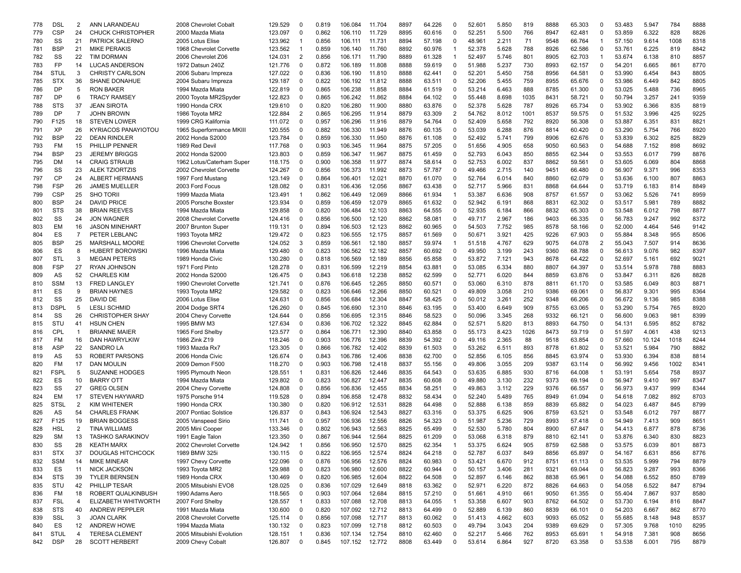| | | | | | | | | | | | | | | | | | | | | | | | | | |
|---|---|---|---|---|---|---|---|---|---|---|---|---|---|---|---|---|---|---|---|---|---|---|---|---|---|
| 778 | DSL | 2 | ANN LARANDEAU | 2008 Chevrolet Cobalt | 129.529 | 0 | 0.819 | 106.084 | 11.704 | 8897 | 64.226 | 0 | 52.601 | 5.850 | 819 | 8888 | 65.303 | 0 | 53.483 | 5.947 | 784 | 8888 |
| 779 | CSP | 24 | CHUCK CHRISTOPHER | 2000 Mazda Miata | 123.097 | 0 | 0.862 | 106.110 | 11.729 | 8895 | 60.616 | 0 | 52.251 | 5.500 | 766 | 8947 | 62.481 | 0 | 53.859 | 6.322 | 828 | 8826 |
| 780 | SS | 21 | PATRICK SALERNO | 2005 Lotus Elise | 123.962 | 1 | 0.856 | 106.111 | 11.731 | 8894 | 57.198 | 0 | 48.961 | 2.211 | 71 | 9548 | 66.764 | 1 | 57.150 | 9.614 | 1008 | 8318 |
| 781 | BSP | 21 | MIKE PERAKIS | 1968 Chevrolet Corvette | 123.562 | 1 | 0.859 | 106.140 | 11.760 | 8892 | 60.976 | 1 | 52.378 | 5.628 | 788 | 8926 | 62.586 | 0 | 53.761 | 6.225 | 819 | 8842 |
| 782 | SS | 22 | TIM DORMAN | 2006 Chevrolet Z06 | 124.031 | 2 | 0.856 | 106.171 | 11.790 | 8889 | 61.328 | 1 | 52.497 | 5.746 | 801 | 8905 | 62.703 | 1 | 53.674 | 6.138 | 810 | 8857 |
| 783 | FP | 14 | LUCAS ANDERSON | 1972 Datsun 240Z | 121.776 | 0 | 0.872 | 106.189 | 11.808 | 8888 | 59.619 | 0 | 51.988 | 5.237 | 730 | 8993 | 62.157 | 0 | 54.201 | 6.665 | 861 | 8770 |
| 784 | STUL | 3 | CHRISTY CARLSON | 2006 Subaru Impreza | 127.022 | 0 | 0.836 | 106.190 | 11.810 | 8888 | 62.441 | 0 | 52.201 | 5.450 | 758 | 8956 | 64.581 | 0 | 53.990 | 6.454 | 843 | 8805 |
| 785 | STX | 36 | SHANE DONAHUE | 2004 Subaru Impreza | 129.187 | 0 | 0.822 | 106.192 | 11.812 | 8888 | 63.511 | 0 | 52.206 | 5.455 | 759 | 8955 | 65.676 | 0 | 53.986 | 6.449 | 842 | 8805 |
| 786 | DP | 5 | RON BAKER | 1994 Mazda Miata | 122.819 | 0 | 0.865 | 106.238 | 11.858 | 8884 | 61.519 | 0 | 53.214 | 6.463 | 888 | 8785 | 61.300 | 0 | 53.025 | 5.488 | 736 | 8965 |
| 787 | DP | 6 | TRACY RAMSEY | 2000 Toyota MR2Spyder | 122.823 | 0 | 0.865 | 106.242 | 11.862 | 8884 | 64.102 | 0 | 55.448 | 8.698 | 1035 | 8431 | 58.721 | 0 | 50.794 | 3.257 | 241 | 9359 |
| 788 | STS | 37 | JEAN SIROTA | 1990 Honda CRX | 129.610 | 0 | 0.820 | 106.280 | 11.900 | 8880 | 63.876 | 0 | 52.378 | 5.628 | 787 | 8926 | 65.734 | 0 | 53.902 | 6.366 | 835 | 8819 |
| 789 | DP | 7 | JOHN BROWN | 1986 Toyota MR2 | 122.884 | 2 | 0.865 | 106.295 | 11.914 | 8879 | 63.309 | 2 | 54.762 | 8.012 | 1001 | 8537 | 59.575 | 0 | 51.532 | 3.996 | 425 | 9225 |
| 790 | F125 | 18 | STEVEN LOWER | 1999 CRG Kalifornia | 111.072 | 0 | 0.957 | 106.296 | 11.916 | 8879 | 54.764 | 0 | 52.409 | 5.658 | 792 | 8920 | 56.308 | 0 | 53.887 | 6.351 | 831 | 8821 |
| 791 | XP | 26 | KYRIACOS PANAYIOTOU | 1965 Superformance MKIII | 120.555 | 0 | 0.882 | 106.330 | 11.949 | 8876 | 60.135 | 0 | 53.039 | 6.288 | 876 | 8814 | 60.420 | 0 | 53.290 | 5.754 | 766 | 8920 |
| 792 | BSP | 22 | DEAN RINDLER | 2002 Honda S2000 | 123.784 | 0 | 0.859 | 106.330 | 11.950 | 8876 | 61.108 | 0 | 52.492 | 5.741 | 799 | 8906 | 62.676 | 0 | 53.839 | 6.302 | 825 | 8829 |
| 793 | FM | 15 | PHILLIP PENNER | 1989 Red Devil | 117.768 | 0 | 0.903 | 106.345 | 11.964 | 8875 | 57.205 | 0 | 51.656 | 4.905 | 658 | 9050 | 60.563 | 0 | 54.688 | 7.152 | 898 | 8692 |
| 794 | BSP | 23 | JEREMY BRIGGS | 2002 Honda S2000 | 123.803 | 0 | 0.859 | 106.347 | 11.967 | 8875 | 61.459 | 0 | 52.793 | 6.043 | 850 | 8855 | 62.344 | 0 | 53.553 | 6.017 | 799 | 8876 |
| 795 | DM | 14 | CRAIG STRAUB | 1962 Lotus/Caterham Super | 118.175 | 0 | 0.900 | 106.358 | 11.977 | 8874 | 58.614 | 0 | 52.753 | 6.002 | 837 | 8862 | 59.561 | 0 | 53.605 | 6.069 | 804 | 8868 |
| 796 | SS | 23 | ALEK TZIORTZIS | 2002 Chevrolet Corvette | 124.267 | 0 | 0.856 | 106.373 | 11.992 | 8873 | 57.787 | 0 | 49.466 | 2.715 | 140 | 9451 | 66.480 | 0 | 56.907 | 9.371 | 996 | 8353 |
| 797 | CP | 24 | ALBERT HERMANS | 1997 Ford Mustang | 123.149 | 0 | 0.864 | 106.401 | 12.021 | 8870 | 61.070 | 0 | 52.764 | 6.014 | 840 | 8860 | 62.079 | 0 | 53.636 | 6.100 | 807 | 8863 |
| 798 | FSP | 26 | JAMES MUELLER | 2003 Ford Focus | 128.082 | 0 | 0.831 | 106.436 | 12.056 | 8867 | 63.438 | 0 | 52.717 | 5.966 | 831 | 8868 | 64.644 | 0 | 53.719 | 6.183 | 814 | 8849 |
| 799 | CSP | 25 | SHO TORII | 1999 Mazda Miata | 123.491 | 1 | 0.862 | 106.449 | 12.069 | 8866 | 61.934 | 1 | 53.387 | 6.636 | 908 | 8757 | 61.557 | 0 | 53.062 | 5.526 | 741 | 8959 |
| 800 | BSP | 24 | DAVID PRICE | 2005 Porsche Boxster | 123.934 | 0 | 0.859 | 106.459 | 12.079 | 8865 | 61.632 | 0 | 52.942 | 6.191 | 868 | 8831 | 62.302 | 0 | 53.517 | 5.981 | 789 | 8882 |
| 801 | STS | 38 | BRIAN REEVES | 1994 Mazda Miata | 129.858 | 0 | 0.820 | 106.484 | 12.103 | 8863 | 64.555 | 0 | 52.935 | 6.184 | 866 | 8832 | 65.303 | 0 | 53.548 | 6.012 | 798 | 8877 |
| 802 | SS | 24 | JON WAGNER | 2008 Chevrolet Corvette | 124.416 | 0 | 0.856 | 106.500 | 12.120 | 8862 | 58.081 | 0 | 49.717 | 2.967 | 186 | 9403 | 66.335 | 0 | 56.783 | 9.247 | 992 | 8372 |
| 803 | EM | 16 | JASON MINEHART | 2007 Brunton Super | 119.131 | 0 | 0.894 | 106.503 | 12.123 | 8862 | 60.965 | 0 | 54.503 | 7.752 | 985 | 8578 | 58.166 | 0 | 52.000 | 4.464 | 546 | 9142 |
| 804 | ES | 7 | PETER LEBLANC | 1993 Toyota MR2 | 129.472 | 0 | 0.823 | 106.555 | 12.175 | 8857 | 61.569 | 0 | 50.671 | 3.921 | 425 | 9226 | 67.903 | 0 | 55.884 | 8.348 | 955 | 8506 |
| 805 | BSP | 25 | MARSHALL MOORE | 1996 Chevrolet Corvette | 124.052 | 3 | 0.859 | 106.561 | 12.180 | 8857 | 59.974 | 1 | 51.518 | 4.767 | 629 | 9075 | 64.078 | 2 | 55.043 | 7.507 | 914 | 8636 |
| 806 | ES | 8 | HUBERT BOROWSKI | 1996 Mazda Miata | 129.480 | 0 | 0.823 | 106.562 | 12.182 | 8857 | 60.692 | 0 | 49.950 | 3.199 | 243 | 9360 | 68.788 | 0 | 56.613 | 9.076 | 982 | 8397 |
| 807 | STL | 3 | MEGAN PETERS | 1989 Honda Civic | 130.280 | 0 | 0.818 | 106.569 | 12.189 | 8856 | 65.858 | 0 | 53.872 | 7.121 | 943 | 8678 | 64.422 | 0 | 52.697 | 5.161 | 692 | 9021 |
| 808 | FSP | 27 | RYAN JOHNSON | 1971 Ford Pinto | 128.278 | 0 | 0.831 | 106.599 | 12.219 | 8854 | 63.881 | 0 | 53.085 | 6.334 | 880 | 8807 | 64.397 | 0 | 53.514 | 5.978 | 788 | 8883 |
| 809 | AS | 52 | CHARLES KIM | 2002 Honda S2000 | 126.475 | 0 | 0.843 | 106.618 | 12.238 | 8852 | 62.599 | 0 | 52.771 | 6.020 | 844 | 8859 | 63.876 | 0 | 53.847 | 6.311 | 826 | 8828 |
| 810 | SSM | 13 | FRED LANGLEY | 1990 Chevrolet Corvette | 121.741 | 0 | 0.876 | 106.645 | 12.265 | 8850 | 60.571 | 0 | 53.060 | 6.310 | 878 | 8811 | 61.170 | 0 | 53.585 | 6.049 | 803 | 8871 |
| 811 | ES | 9 | BRIAN HAYNES | 1993 Toyota MR2 | 129.582 | 0 | 0.823 | 106.646 | 12.266 | 8850 | 60.521 | 0 | 49.809 | 3.058 | 210 | 9386 | 69.061 | 0 | 56.837 | 9.301 | 995 | 8364 |
| 812 | SS | 25 | DAVID DE | 2006 Lotus Elise | 124.631 | 0 | 0.856 | 106.684 | 12.304 | 8847 | 58.425 | 0 | 50.012 | 3.261 | 252 | 9348 | 66.206 | 0 | 56.672 | 9.136 | 985 | 8388 |
| 813 | DSPL | 5 | LESLI SCHMID | 2004 Dodge SRT4 | 126.260 | 0 | 0.845 | 106.690 | 12.310 | 8846 | 63.195 | 0 | 53.400 | 6.649 | 909 | 8755 | 63.065 | 0 | 53.290 | 5.754 | 765 | 8920 |
| 814 | SS | 26 | CHRISTOPHER SHAY | 2004 Chevy Corvette | 124.644 | 0 | 0.856 | 106.695 | 12.315 | 8846 | 58.523 | 0 | 50.096 | 3.345 | 268 | 9332 | 66.121 | 0 | 56.600 | 9.063 | 981 | 8399 |
| 815 | STU | 41 | HSUN CHEN | 1995 BMW M3 | 127.634 | 0 | 0.836 | 106.702 | 12.322 | 8845 | 62.884 | 0 | 52.571 | 5.820 | 813 | 8893 | 64.750 | 0 | 54.131 | 6.595 | 852 | 8782 |
| 816 | CPL | 1 | BRIANNE MAIER | 1965 Ford Shelby | 123.577 | 0 | 0.864 | 106.771 | 12.390 | 8840 | 63.858 | 0 | 55.173 | 8.423 | 1026 | 8473 | 59.719 | 0 | 51.597 | 4.061 | 438 | 9213 |
| 817 | FM | 16 | DAN HAWRYLKIW | 1986 Zink Z19 | 118.246 | 0 | 0.903 | 106.776 | 12.396 | 8839 | 54.392 | 0 | 49.116 | 2.365 | 88 | 9518 | 63.854 | 0 | 57.660 | 10.124 | 1018 | 8244 |
| 818 | ASP | 22 | SANDRO LA | 1993 Mazda Rx7 | 123.305 | 0 | 0.866 | 106.782 | 12.402 | 8839 | 61.503 | 0 | 53.262 | 6.511 | 893 | 8778 | 61.802 | 0 | 53.521 | 5.984 | 790 | 8882 |
| 819 | AS | 53 | ROBERT PARSONS | 2006 Honda Civic | 126.674 | 0 | 0.843 | 106.786 | 12.406 | 8838 | 62.700 | 0 | 52.856 | 6.105 | 856 | 8845 | 63.974 | 0 | 53.930 | 6.394 | 838 | 8814 |
| 820 | FM | 17 | DAN MOULIN | 2009 Demon F500 | 118.270 | 0 | 0.903 | 106.798 | 12.418 | 8837 | 55.156 | 0 | 49.806 | 3.055 | 209 | 9387 | 63.114 | 0 | 56.992 | 9.456 | 1002 | 8341 |
| 821 | FSPL | 5 | SUZANNE HODGES | 1995 Plymouth Neon | 128.551 | 1 | 0.831 | 106.826 | 12.446 | 8835 | 64.543 | 0 | 53.635 | 6.885 | 930 | 8716 | 64.008 | 1 | 53.191 | 5.654 | 758 | 8937 |
| 822 | ES | 10 | BARRY OTT | 1994 Mazda Miata | 129.802 | 0 | 0.823 | 106.827 | 12.447 | 8835 | 60.608 | 0 | 49.880 | 3.130 | 232 | 9373 | 69.194 | 0 | 56.947 | 9.410 | 997 | 8347 |
| 823 | SS | 27 | GREG OLSEN | 2004 Chevy Corvette | 124.808 | 0 | 0.856 | 106.836 | 12.455 | 8834 | 58.251 | 0 | 49.863 | 3.112 | 229 | 9376 | 66.557 | 0 | 56.973 | 9.437 | 999 | 8344 |
| 824 | EM | 17 | STEVEN HAYWARD | 1975 Porsche 914 | 119.528 | 0 | 0.894 | 106.858 | 12.478 | 8832 | 58.434 | 0 | 52.240 | 5.489 | 765 | 8949 | 61.094 | 0 | 54.618 | 7.082 | 892 | 8703 |
| 825 | STSL | 2 | KIM WHITENER | 1990 Honda CRX | 130.380 | 0 | 0.820 | 106.912 | 12.531 | 8828 | 64.498 | 0 | 52.888 | 6.138 | 859 | 8839 | 65.882 | 0 | 54.023 | 6.487 | 845 | 8799 |
| 826 | AS | 54 | CHARLES FRANK | 2007 Pontiac Solstice | 126.837 | 0 | 0.843 | 106.924 | 12.543 | 8827 | 63.316 | 0 | 53.375 | 6.625 | 906 | 8759 | 63.521 | 0 | 53.548 | 6.012 | 797 | 8877 |
| 827 | F125 | 19 | BRIAN BOGGESS | 2005 Vanspeed Sirio | 111.741 | 0 | 0.957 | 106.936 | 12.556 | 8826 | 54.323 | 0 | 51.987 | 5.236 | 729 | 8993 | 57.418 | 0 | 54.949 | 7.413 | 909 | 8651 |
| 828 | HSL | 2 | TINA WILLIAMS | 2005 Mini Cooper | 133.346 | 0 | 0.802 | 106.943 | 12.563 | 8825 | 65.499 | 0 | 52.530 | 5.780 | 804 | 8900 | 67.847 | 0 | 54.413 | 6.877 | 878 | 8736 |
| 829 | SM | 13 | TASHKO SARAKINOV | 1991 Eagle Talon | 123.350 | 0 | 0.867 | 106.944 | 12.564 | 8825 | 61.209 | 0 | 53.068 | 6.318 | 879 | 8810 | 62.141 | 0 | 53.876 | 6.340 | 830 | 8823 |
| 830 | SS | 28 | KEATH MARX | 2002 Chevrolet Corvette | 124.942 | 1 | 0.856 | 106.950 | 12.570 | 8825 | 62.354 | 1 | 53.375 | 6.624 | 905 | 8759 | 62.588 | 0 | 53.575 | 6.039 | 801 | 8873 |
| 831 | STX | 37 | DOUGLAS HITCHCOCK | 1989 BMW 325i | 130.115 | 0 | 0.822 | 106.955 | 12.574 | 8824 | 64.218 | 0 | 52.787 | 6.037 | 849 | 8856 | 65.897 | 0 | 54.167 | 6.631 | 856 | 8776 |
| 832 | SSM | 14 | MIKE MINEAR | 1997 Chevy Corvette | 122.096 | 0 | 0.876 | 106.956 | 12.576 | 8824 | 60.983 | 0 | 53.421 | 6.670 | 912 | 8751 | 61.113 | 0 | 53.535 | 5.999 | 794 | 8879 |
| 833 | ES | 11 | NICK JACKSON | 1993 Toyota MR2 | 129.988 | 0 | 0.823 | 106.980 | 12.600 | 8822 | 60.944 | 0 | 50.157 | 3.406 | 281 | 9321 | 69.044 | 0 | 56.823 | 9.287 | 993 | 8366 |
| 834 | STS | 39 | TYLER BERNSEN | 1989 Honda CRX | 130.469 | 0 | 0.820 | 106.985 | 12.604 | 8822 | 64.508 | 0 | 52.897 | 6.146 | 862 | 8838 | 65.961 | 0 | 54.088 | 6.552 | 850 | 8789 |
| 835 | STU | 42 | PHILLIP TESAR | 2005 Mitsubishi EVO8 | 128.025 | 0 | 0.836 | 107.029 | 12.649 | 8818 | 63.362 | 0 | 52.971 | 6.220 | 872 | 8826 | 64.663 | 0 | 54.058 | 6.522 | 847 | 8794 |
| 836 | FM | 18 | ROBERT QUALKINBUSH | 1990 Adams Aero | 118.565 | 0 | 0.903 | 107.064 | 12.684 | 8815 | 57.210 | 0 | 51.661 | 4.910 | 661 | 9050 | 61.355 | 0 | 55.404 | 7.867 | 937 | 8580 |
| 837 | FSL | 4 | ELIZABETH WHITWORTH | 2007 Ford Shelby | 128.557 | 1 | 0.833 | 107.088 | 12.708 | 8813 | 64.055 | 1 | 53.358 | 6.607 | 903 | 8762 | 64.502 | 0 | 53.730 | 6.194 | 816 | 8847 |
| 838 | STS | 40 | ANDREW PEPPLER | 1991 Mazda Miata | 130.600 | 0 | 0.820 | 107.092 | 12.712 | 8813 | 64.499 | 0 | 52.889 | 6.139 | 860 | 8839 | 66.101 | 0 | 54.203 | 6.667 | 862 | 8770 |
| 839 | SSL | 3 | JOAN CLARK | 2008 Chevrolet Corvette | 125.114 | 0 | 0.856 | 107.098 | 12.717 | 8813 | 60.062 | 0 | 51.413 | 4.662 | 603 | 9093 | 65.052 | 0 | 55.685 | 8.148 | 948 | 8537 |
| 840 | ES | 12 | ANDREW HOWE | 1994 Mazda Miata | 130.132 | 0 | 0.823 | 107.099 | 12.718 | 8812 | 60.503 | 0 | 49.794 | 3.043 | 204 | 9389 | 69.629 | 0 | 57.305 | 9.768 | 1010 | 8295 |
| 841 | STUL | 4 | TERESA CLEMENT | 2005 Mitsubishi Evolution | 128.151 | 1 | 0.836 | 107.134 | 12.754 | 8810 | 62.460 | 0 | 52.217 | 5.466 | 762 | 8953 | 65.691 | 1 | 54.918 | 7.381 | 908 | 8656 |
| 842 | DSP | 28 | SCOTT HERBERT | 2009 Chevy Cobalt | 126.807 | 0 | 0.845 | 107.152 | 12.772 | 8808 | 63.449 | 0 | 53.614 | 6.864 | 927 | 8720 | 63.358 | 0 | 53.538 | 6.001 | 795 | 8879 |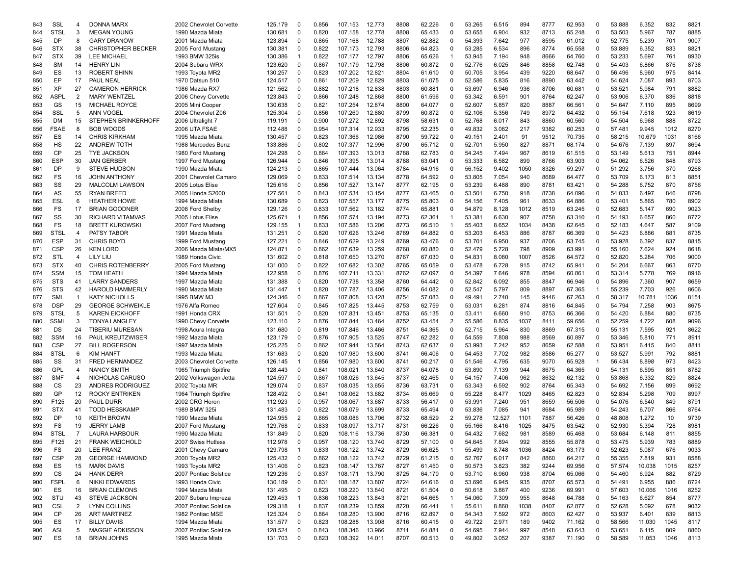| | | | | | | | | | | | | | | | | | | | | | | | |
|---|---|---|---|---|---|---|---|---|---|---|---|---|---|---|---|---|---|---|---|---|---|---|---|
| 843 | SSL | 4 | DONNA MARX | 2002 Chevrolet Corvette | 125.179 | 0 | 0.856 | 107.153 | 12.773 | 8808 | 62.226 | 0 | 53.265 | 6.515 | 894 | 8777 | 62.953 | 0 | 53.888 | 6.352 | 832 | 8821 |
| 844 | STSL | 3 | MEGAN YOUNG | 1990 Mazda Miata | 130.681 | 0 | 0.820 | 107.158 | 12.778 | 8808 | 65.433 | 0 | 53.655 | 6.904 | 932 | 8713 | 65.248 | 0 | 53.503 | 5.967 | 787 | 8885 |
| 845 | DP | 8 | GARY DRANOW | 2001 Mazda Miata | 123.894 | 0 | 0.865 | 107.168 | 12.788 | 8807 | 62.882 | 0 | 54.393 | 7.642 | 977 | 8595 | 61.012 | 0 | 52.775 | 5.239 | 701 | 9007 |
| 846 | STX | 38 | CHRISTOPHER BECKER | 2005 Ford Mustang | 130.381 | 0 | 0.822 | 107.173 | 12.793 | 8806 | 64.823 | 0 | 53.285 | 6.534 | 896 | 8774 | 65.558 | 0 | 53.889 | 6.352 | 833 | 8821 |
| 847 | STX | 39 | LEE MICHAEL | 1993 BMW 325is | 130.386 | 1 | 0.822 | 107.177 | 12.797 | 8806 | 65.626 | 1 | 53.945 | 7.194 | 948 | 8666 | 64.760 | 0 | 53.233 | 5.697 | 761 | 8930 |
| 848 | SM | 14 | HENRY LIN | 2004 Subaru WRX | 123.620 | 0 | 0.867 | 107.179 | 12.798 | 8806 | 60.872 | 0 | 52.776 | 6.025 | 846 | 8858 | 62.748 | 0 | 54.403 | 6.866 | 876 | 8738 |
| 849 | ES | 13 | ROBERT SHINN | 1993 Toyota MR2 | 130.257 | 0 | 0.823 | 107.202 | 12.821 | 8804 | 61.610 | 0 | 50.705 | 3.954 | 439 | 9220 | 68.647 | 0 | 56.496 | 8.960 | 975 | 8414 |
| 850 | EP | 17 | PAUL NEAL | 1970 Datsun 510 | 124.517 | 0 | 0.861 | 107.209 | 12.829 | 8803 | 61.075 | 0 | 52.586 | 5.835 | 816 | 8890 | 63.442 | 0 | 54.624 | 7.087 | 893 | 8703 |
| 851 | XP | 27 | CAMERON HERRICK | 1986 Mazda RX7 | 121.562 | 0 | 0.882 | 107.218 | 12.838 | 8803 | 60.881 | 0 | 53.697 | 6.946 | 936 | 8706 | 60.681 | 0 | 53.521 | 5.984 | 791 | 8882 |
| 852 | ASPL | 2 | MARY WENTZEL | 2006 Chevy Corvette | 123.843 | 0 | 0.866 | 107.248 | 12.868 | 8800 | 61.596 | 0 | 53.342 | 6.591 | 901 | 8764 | 62.247 | 0 | 53.906 | 6.370 | 836 | 8818 |
| 853 | GS | 15 | MICHAEL ROYCE | 2005 Mini Cooper | 130.638 | 0 | 0.821 | 107.254 | 12.874 | 8800 | 64.077 | 0 | 52.607 | 5.857 | 820 | 8887 | 66.561 | 0 | 54.647 | 7.110 | 895 | 8699 |
| 854 | SSL | 5 | ANN VOGEL | 2004 Chevrolet Z06 | 125.304 | 0 | 0.856 | 107.260 | 12.880 | 8799 | 60.872 | 0 | 52.106 | 5.356 | 749 | 8972 | 64.432 | 0 | 55.154 | 7.618 | 923 | 8619 |
| 855 | DM | 15 | STEPHEN BRINKERHOFF | 2006 Ultralight 7 | 119.191 | 0 | 0.900 | 107.272 | 12.892 | 8798 | 58.631 | 0 | 52.768 | 6.017 | 843 | 8860 | 60.560 | 0 | 54.504 | 6.968 | 888 | 8722 |
| 856 | FSAE | 8 | BOB WOODS | 2006 UTA FSAE | 112.488 | 0 | 0.954 | 107.314 | 12.933 | 8795 | 52.235 | 0 | 49.832 | 3.082 | 217 | 9382 | 60.253 | 0 | 57.481 | 9.945 | 1012 | 8270 |
| 857 | ES | 14 | CHRIS KIRKHAM | 1995 Mazda Miata | 130.457 | 0 | 0.823 | 107.366 | 12.986 | 8790 | 59.722 | 0 | 49.151 | 2.401 | 91 | 9512 | 70.735 | 0 | 58.215 | 10.679 | 1031 | 8166 |
| 858 | HS | 22 | ANDREW TOTH | 1988 Mercedes Benz | 133.886 | 0 | 0.802 | 107.377 | 12.996 | 8790 | 65.712 | 0 | 52.701 | 5.950 | 827 | 8871 | 68.174 | 0 | 54.676 | 7.139 | 897 | 8694 |
| 859 | CP | 25 | TYE JACKSON | 1980 Ford Mustang | 124.298 | 0 | 0.864 | 107.393 | 13.013 | 8788 | 62.783 | 0 | 54.245 | 7.494 | 967 | 8619 | 61.515 | 0 | 53.149 | 5.613 | 751 | 8944 |
| 860 | ESP | 30 | JAN GERBER | 1997 Ford Mustang | 126.944 | 0 | 0.846 | 107.395 | 13.014 | 8788 | 63.041 | 0 | 53.333 | 6.582 | 899 | 8766 | 63.903 | 0 | 54.062 | 6.526 | 848 | 8793 |
| 861 | DP | 9 | STEVE HUDSON | 1990 Mazda Miata | 124.213 | 0 | 0.865 | 107.444 | 13.064 | 8784 | 64.916 | 0 | 56.152 | 9.402 | 1050 | 8326 | 59.297 | 0 | 51.292 | 3.756 | 370 | 9268 |
| 862 | FS | 16 | JOHN ANTHONY | 2001 Chevrolet Camaro | 129.069 | 0 | 0.833 | 107.514 | 13.134 | 8778 | 64.592 | 0 | 53.805 | 7.054 | 940 | 8689 | 64.477 | 0 | 53.709 | 6.173 | 813 | 8851 |
| 863 | SS | 29 | MALCOLM LAWSON | 2005 Lotus Elise | 125.616 | 0 | 0.856 | 107.527 | 13.147 | 8777 | 62.195 | 0 | 53.239 | 6.488 | 890 | 8781 | 63.421 | 0 | 54.288 | 6.752 | 870 | 8756 |
| 864 | AS | 55 | RYAN BREED | 2005 Honda S2000 | 127.561 | 0 | 0.843 | 107.534 | 13.154 | 8777 | 63.465 | 0 | 53.501 | 6.750 | 918 | 8738 | 64.096 | 0 | 54.033 | 6.497 | 846 | 8798 |
| 865 | ESL | 6 | HEATHER HOWE | 1994 Mazda Miata | 130.689 | 0 | 0.823 | 107.557 | 13.177 | 8775 | 65.803 | 0 | 54.156 | 7.405 | 961 | 8633 | 64.886 | 0 | 53.401 | 5.865 | 780 | 8902 |
| 866 | FS | 17 | BRIAN GOODNER | 2008 Ford Shelby | 129.126 | 0 | 0.833 | 107.562 | 13.182 | 8774 | 65.881 | 0 | 54.879 | 8.128 | 1012 | 8519 | 63.245 | 0 | 52.683 | 5.147 | 690 | 9023 |
| 867 | SS | 30 | RICHARD VITAMVAS | 2005 Lotus Elise | 125.671 | 1 | 0.856 | 107.574 | 13.194 | 8773 | 62.361 | 1 | 53.381 | 6.630 | 907 | 8758 | 63.310 | 0 | 54.193 | 6.657 | 860 | 8772 |
| 868 | FS | 18 | BRETT KUROWSKI | 2007 Ford Mustang | 129.155 | 1 | 0.833 | 107.586 | 13.206 | 8773 | 66.510 | 1 | 55.403 | 8.652 | 1034 | 8438 | 62.645 | 0 | 52.183 | 4.647 | 587 | 9109 |
| 869 | STSL | 4 | PATSY TABOR | 1991 Mazda Miata | 131.251 | 0 | 0.820 | 107.626 | 13.246 | 8769 | 64.882 | 0 | 53.203 | 6.453 | 886 | 8787 | 66.369 | 0 | 54.423 | 6.886 | 881 | 8735 |
| 870 | ESP | 31 | CHRIS BOYD | 1999 Ford Mustang | 127.221 | 0 | 0.846 | 107.629 | 13.249 | 8769 | 63.476 | 0 | 53.701 | 6.950 | 937 | 8706 | 63.745 | 0 | 53.928 | 6.392 | 837 | 8815 |
| 871 | CSP | 26 | KEN LORD | 2006 Mazda Miata/MX5 | 124.871 | 0 | 0.862 | 107.639 | 13.259 | 8768 | 60.880 | 0 | 52.479 | 5.728 | 798 | 8909 | 63.991 | 0 | 55.160 | 7.624 | 924 | 8618 |
| 872 | STL | 4 | LILY LIU | 1989 Honda Civic | 131.602 | 0 | 0.818 | 107.650 | 13.270 | 8767 | 67.030 | 0 | 54.831 | 8.080 | 1007 | 8526 | 64.572 | 0 | 52.820 | 5.284 | 706 | 9000 |
| 873 | STX | 40 | CHRIS ROTENBERRY | 2005 Ford Mustang | 131.000 | 0 | 0.822 | 107.682 | 13.302 | 8765 | 65.059 | 0 | 53.478 | 6.728 | 915 | 8742 | 65.941 | 0 | 54.204 | 6.667 | 863 | 8770 |
| 874 | SSM | 15 | TOM HEATH | 1994 Mazda Miata | 122.958 | 0 | 0.876 | 107.711 | 13.331 | 8762 | 62.097 | 0 | 54.397 | 7.646 | 978 | 8594 | 60.861 | 0 | 53.314 | 5.778 | 769 | 8916 |
| 875 | STS | 41 | LARRY SANDERS | 1997 Mazda Miata | 131.388 | 0 | 0.820 | 107.738 | 13.358 | 8760 | 64.442 | 0 | 52.842 | 6.092 | 855 | 8847 | 66.946 | 0 | 54.896 | 7.360 | 907 | 8659 |
| 876 | STS | 42 | HAROLD HAMMERLY | 1990 Mazda Miata | 131.447 | 1 | 0.820 | 107.787 | 13.406 | 8756 | 64.082 | 0 | 52.547 | 5.797 | 809 | 8897 | 67.365 | 1 | 55.239 | 7.703 | 926 | 8606 |
| 877 | SML | 1 | KATY NICHOLLS | 1995 BMW M3 | 124.346 | 0 | 0.867 | 107.808 | 13.428 | 8754 | 57.083 | 0 | 49.491 | 2.740 | 145 | 9446 | 67.263 | 0 | 58.317 | 10.781 | 1036 | 8151 |
| 878 | DSP | 29 | GEORGE SCHWEIKLE | 1976 Alfa Romeo | 127.604 | 0 | 0.845 | 107.825 | 13.445 | 8753 | 62.759 | 0 | 53.031 | 6.281 | 874 | 8816 | 64.845 | 0 | 54.794 | 7.258 | 903 | 8675 |
| 879 | STSL | 5 | KAREN EICKHOFF | 1991 Honda CRX | 131.501 | 0 | 0.820 | 107.831 | 13.451 | 8753 | 65.135 | 0 | 53.411 | 6.660 | 910 | 8753 | 66.366 | 0 | 54.420 | 6.884 | 880 | 8735 |
| 880 | SSML | 3 | TONYA LANGLEY | 1990 Chevy Corvette | 123.110 | 2 | 0.876 | 107.844 | 13.464 | 8752 | 63.454 | 2 | 55.586 | 8.835 | 1037 | 8411 | 59.656 | 0 | 52.259 | 4.722 | 608 | 9096 |
| 881 | DS | 24 | TIBERIU MURESAN | 1998 Acura Integra | 131.680 | 0 | 0.819 | 107.846 | 13.466 | 8751 | 64.365 | 0 | 52.715 | 5.964 | 830 | 8869 | 67.315 | 0 | 55.131 | 7.595 | 921 | 8622 |
| 882 | SSM | 16 | PAUL KREUTZWISER | 1992 Mazda Miata | 123.179 | 0 | 0.876 | 107.905 | 13.525 | 8747 | 62.282 | 0 | 54.559 | 7.808 | 988 | 8569 | 60.897 | 0 | 53.346 | 5.810 | 771 | 8911 |
| 883 | CSP | 27 | BILL ROGERSON | 1997 Mazda Miata | 125.225 | 0 | 0.862 | 107.944 | 13.564 | 8743 | 62.637 | 0 | 53.993 | 7.242 | 952 | 8659 | 62.588 | 0 | 53.951 | 6.415 | 840 | 8811 |
| 884 | STSL | 6 | KIM HANFT | 1993 Mazda Miata | 131.683 | 0 | 0.820 | 107.980 | 13.600 | 8741 | 66.406 | 0 | 54.453 | 7.702 | 982 | 8586 | 65.277 | 0 | 53.527 | 5.991 | 792 | 8881 |
| 885 | SS | 31 | FRED HERNANDEZ | 2003 Chevrolet Corvette | 126.145 | 1 | 0.856 | 107.980 | 13.600 | 8741 | 60.217 | 0 | 51.546 | 4.795 | 635 | 9070 | 65.928 | 1 | 56.434 | 8.898 | 973 | 8423 |
| 886 | GPL | 4 | NANCY SMITH | 1965 Triumph Spitfire | 128.443 | 0 | 0.841 | 108.021 | 13.640 | 8737 | 64.078 | 0 | 53.890 | 7.139 | 944 | 8675 | 64.365 | 0 | 54.131 | 6.595 | 851 | 8782 |
| 887 | SMF | 4 | NICHOLAS CARUSO | 2002 Volkswagen Jetta | 124.597 | 0 | 0.867 | 108.026 | 13.645 | 8737 | 62.465 | 0 | 54.157 | 7.406 | 962 | 8632 | 62.132 | 0 | 53.868 | 6.332 | 829 | 8824 |
| 888 | CS | 23 | ANDRES RODRIGUEZ | 2002 Toyota MR | 129.074 | 0 | 0.837 | 108.035 | 13.655 | 8736 | 63.731 | 0 | 53.343 | 6.592 | 902 | 8764 | 65.343 | 0 | 54.692 | 7.156 | 899 | 8692 |
| 889 | GP | 12 | ROCKY ENTRIKEN | 1964 Triumph Spitfire | 128.492 | 0 | 0.841 | 108.062 | 13.682 | 8734 | 65.669 | 0 | 55.228 | 8.477 | 1029 | 8465 | 62.823 | 0 | 52.834 | 5.298 | 709 | 8997 |
| 890 | F125 | 20 | PAUL DURR | 2002 CRG Heron | 112.923 | 0 | 0.957 | 108.067 | 13.687 | 8733 | 56.417 | 0 | 53.991 | 7.240 | 951 | 8659 | 56.506 | 0 | 54.076 | 6.540 | 849 | 8791 |
| 891 | STX | 41 | TODD HESSKAMP | 1989 BMW 325i | 131.483 | 0 | 0.822 | 108.079 | 13.699 | 8733 | 65.494 | 0 | 53.836 | 7.085 | 941 | 8684 | 65.989 | 0 | 54.243 | 6.707 | 866 | 8764 |
| 892 | DP | 10 | KEITH BROWN | 1990 Mazda Miata | 124.955 | 2 | 0.865 | 108.086 | 13.706 | 8732 | 68.529 | 2 | 59.278 | 12.527 | 1101 | 7887 | 56.426 | 0 | 48.808 | 1.272 | 10 | 9739 |
| 893 | FS | 19 | JERRY LAMB | 2007 Ford Mustang | 129.768 | 0 | 0.833 | 108.097 | 13.717 | 8731 | 66.226 | 0 | 55.166 | 8.416 | 1025 | 8475 | 63.542 | 0 | 52.930 | 5.394 | 728 | 8981 |
| 894 | STSL | 7 | LAURA HARBOUR | 1990 Mazda Miata | 131.849 | 0 | 0.820 | 108.116 | 13.736 | 8730 | 66.381 | 0 | 54.432 | 7.682 | 981 | 8589 | 65.468 | 0 | 53.684 | 6.148 | 811 | 8855 |
| 895 | F125 | 21 | FRANK WEICHOLD | 2007 Swiss Hutless | 112.978 | 0 | 0.957 | 108.120 | 13.740 | 8729 | 57.100 | 0 | 54.645 | 7.894 | 992 | 8555 | 55.878 | 0 | 53.475 | 5.939 | 783 | 8889 |
| 896 | FS | 20 | LEE FRANZ | 2001 Chevy Camaro | 129.798 | 1 | 0.833 | 108.122 | 13.742 | 8729 | 66.625 | 1 | 55.499 | 8.748 | 1036 | 8424 | 63.173 | 0 | 52.623 | 5.087 | 676 | 9033 |
| 897 | CSP | 28 | GEORGE HAMMOND | 2000 Toyota MR2 | 125.432 | 0 | 0.862 | 108.122 | 13.742 | 8729 | 61.215 | 0 | 52.767 | 6.017 | 842 | 8860 | 64.217 | 0 | 55.355 | 7.819 | 931 | 8588 |
| 898 | ES | 15 | MARK DAVIS | 1993 Toyota MR2 | 131.406 | 0 | 0.823 | 108.147 | 13.767 | 8727 | 61.450 | 0 | 50.573 | 3.823 | 382 | 9244 | 69.956 | 0 | 57.574 | 10.038 | 1015 | 8257 |
| 899 | CS | 24 | HANK DERR | 2007 Pontiac Solstice | 129.236 | 0 | 0.837 | 108.171 | 13.790 | 8725 | 64.170 | 0 | 53.710 | 6.960 | 938 | 8704 | 65.066 | 0 | 54.460 | 6.924 | 882 | 8729 |
| 900 | FSPL | 6 | NIKKI EDWARDS | 1993 Honda Civic | 130.189 | 0 | 0.831 | 108.187 | 13.807 | 8724 | 64.616 | 0 | 53.696 | 6.945 | 935 | 8707 | 65.573 | 0 | 54.491 | 6.955 | 886 | 8724 |
| 901 | ES | 16 | BRIAN CLEMONS | 1994 Mazda Miata | 131.495 | 0 | 0.823 | 108.220 | 13.840 | 8721 | 61.504 | 0 | 50.618 | 3.867 | 400 | 9236 | 69.991 | 0 | 57.603 | 10.066 | 1016 | 8252 |
| 902 | STU | 43 | STEVE JACKSON | 2007 Subaru Impreza | 129.453 | 1 | 0.836 | 108.223 | 13.843 | 8721 | 64.665 | 1 | 54.060 | 7.309 | 955 | 8648 | 64.788 | 0 | 54.163 | 6.627 | 854 | 8777 |
| 903 | CSL | 2 | LYNN COLLINS | 2007 Pontiac Solstice | 129.318 | 1 | 0.837 | 108.239 | 13.859 | 8720 | 66.441 | 1 | 55.611 | 8.860 | 1038 | 8407 | 62.877 | 0 | 52.628 | 5.092 | 678 | 9032 |
| 904 | CP | 26 | ART MARTINEZ | 1982 Pontiac MSE | 125.324 | 0 | 0.864 | 108.280 | 13.900 | 8716 | 62.897 | 0 | 54.343 | 7.592 | 972 | 8603 | 62.427 | 0 | 53.937 | 6.401 | 839 | 8813 |
| 905 | ES | 17 | BILLY DAVIS | 1994 Mazda Miata | 131.577 | 0 | 0.823 | 108.288 | 13.908 | 8716 | 60.415 | 0 | 49.722 | 2.971 | 189 | 9402 | 71.162 | 0 | 58.566 | 11.030 | 1045 | 8117 |
| 906 | ASL | 5 | MAGGIE ADKISSON | 2007 Pontiac Solstice | 128.524 | 0 | 0.843 | 108.346 | 13.966 | 8711 | 64.881 | 0 | 54.695 | 7.944 | 997 | 8548 | 63.643 | 0 | 53.651 | 6.115 | 809 | 8860 |
| 907 | ES | 18 | BRIAN JOHNS | 1995 Mazda Miata | 131.703 | 0 | 0.823 | 108.392 | 14.011 | 8707 | 60.513 | 0 | 49.802 | 3.052 | 207 | 9387 | 71.190 | 0 | 58.589 | 11.053 | 1046 | 8113 |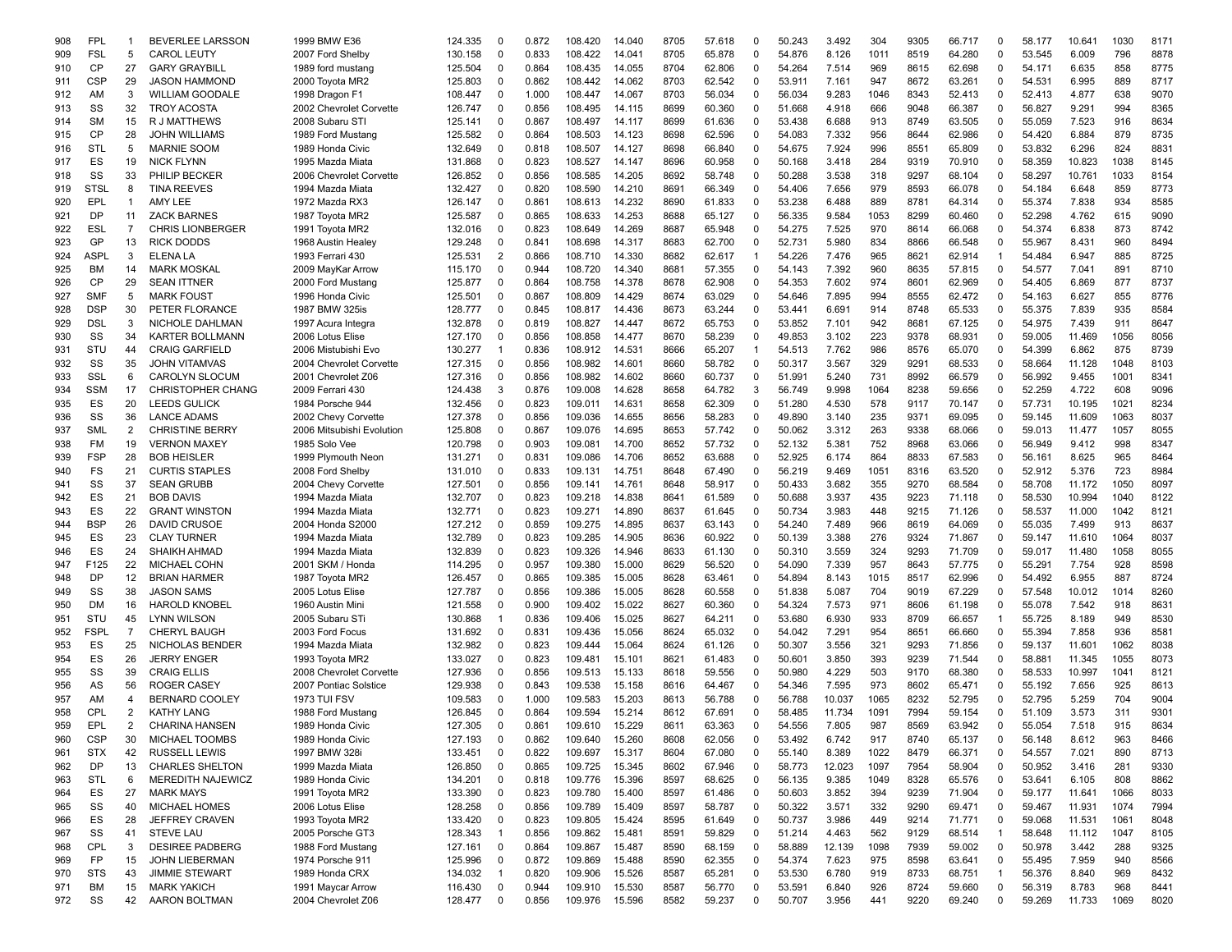| | | | | | | | | | | | | | | | | | | | | | | |
|---|---|---|---|---|---|---|---|---|---|---|---|---|---|---|---|---|---|---|---|---|---|---|
| 908 | FPL | 1 | BEVERLEE LARSSON | 1999 BMW E36 | 124.335 | 0 | 0.872 | 108.420 | 14.040 | 8705 | 57.618 | 0 | 50.243 | 3.492 | 304 | 9305 | 66.717 | 0 | 58.177 | 10.641 | 1030 | 8171 |
| 909 | FSL | 5 | CAROL LEUTY | 2007 Ford Shelby | 130.158 | 0 | 0.833 | 108.422 | 14.041 | 8705 | 65.878 | 0 | 54.876 | 8.126 | 1011 | 8519 | 64.280 | 0 | 53.545 | 6.009 | 796 | 8878 |
| 910 | CP | 27 | GARY GRAYBILL | 1989 ford mustang | 125.504 | 0 | 0.864 | 108.435 | 14.055 | 8704 | 62.806 | 0 | 54.264 | 7.514 | 969 | 8615 | 62.698 | 0 | 54.171 | 6.635 | 858 | 8775 |
| 911 | CSP | 29 | JASON HAMMOND | 2000 Toyota MR2 | 125.803 | 0 | 0.862 | 108.442 | 14.062 | 8703 | 62.542 | 0 | 53.911 | 7.161 | 947 | 8672 | 63.261 | 0 | 54.531 | 6.995 | 889 | 8717 |
| 912 | AM | 3 | WILLIAM GOODALE | 1998 Dragon F1 | 108.447 | 0 | 1.000 | 108.447 | 14.067 | 8703 | 56.034 | 0 | 56.034 | 9.283 | 1046 | 8343 | 52.413 | 0 | 52.413 | 4.877 | 638 | 9070 |
| 913 | SS | 32 | TROY ACOSTA | 2002 Chevrolet Corvette | 126.747 | 0 | 0.856 | 108.495 | 14.115 | 8699 | 60.360 | 0 | 51.668 | 4.918 | 666 | 9048 | 66.387 | 0 | 56.827 | 9.291 | 994 | 8365 |
| 914 | SM | 15 | R J MATTHEWS | 2008 Subaru STI | 125.141 | 0 | 0.867 | 108.497 | 14.117 | 8699 | 61.636 | 0 | 53.438 | 6.688 | 913 | 8749 | 63.505 | 0 | 55.059 | 7.523 | 916 | 8634 |
| 915 | CP | 28 | JOHN WILLIAMS | 1989 Ford Mustang | 125.582 | 0 | 0.864 | 108.503 | 14.123 | 8698 | 62.596 | 0 | 54.083 | 7.332 | 956 | 8644 | 62.986 | 0 | 54.420 | 6.884 | 879 | 8735 |
| 916 | STL | 5 | MARNIE SOOM | 1989 Honda Civic | 132.649 | 0 | 0.818 | 108.507 | 14.127 | 8698 | 66.840 | 0 | 54.675 | 7.924 | 996 | 8551 | 65.809 | 0 | 53.832 | 6.296 | 824 | 8831 |
| 917 | ES | 19 | NICK FLYNN | 1995 Mazda Miata | 131.868 | 0 | 0.823 | 108.527 | 14.147 | 8696 | 60.958 | 0 | 50.168 | 3.418 | 284 | 9319 | 70.910 | 0 | 58.359 | 10.823 | 1038 | 8145 |
| 918 | SS | 33 | PHILIP BECKER | 2006 Chevrolet Corvette | 126.852 | 0 | 0.856 | 108.585 | 14.205 | 8692 | 58.748 | 0 | 50.288 | 3.538 | 318 | 9297 | 68.104 | 0 | 58.297 | 10.761 | 1033 | 8154 |
| 919 | STSL | 8 | TINA REEVES | 1994 Mazda Miata | 132.427 | 0 | 0.820 | 108.590 | 14.210 | 8691 | 66.349 | 0 | 54.406 | 7.656 | 979 | 8593 | 66.078 | 0 | 54.184 | 6.648 | 859 | 8773 |
| 920 | EPL | 1 | AMY LEE | 1972 Mazda RX3 | 126.147 | 0 | 0.861 | 108.613 | 14.232 | 8690 | 61.833 | 0 | 53.238 | 6.488 | 889 | 8781 | 64.314 | 0 | 55.374 | 7.838 | 934 | 8585 |
| 921 | DP | 11 | ZACK BARNES | 1987 Toyota MR2 | 125.587 | 0 | 0.865 | 108.633 | 14.253 | 8688 | 65.127 | 0 | 56.335 | 9.584 | 1053 | 8299 | 60.460 | 0 | 52.298 | 4.762 | 615 | 9090 |
| 922 | ESL | 7 | CHRIS LIONBERGER | 1991 Toyota MR2 | 132.016 | 0 | 0.823 | 108.649 | 14.269 | 8687 | 65.948 | 0 | 54.275 | 7.525 | 970 | 8614 | 66.068 | 0 | 54.374 | 6.838 | 873 | 8742 |
| 923 | GP | 13 | RICK DODDS | 1968 Austin Healey | 129.248 | 0 | 0.841 | 108.698 | 14.317 | 8683 | 62.700 | 0 | 52.731 | 5.980 | 834 | 8866 | 66.548 | 0 | 55.967 | 8.431 | 960 | 8494 |
| 924 | ASPL | 3 | ELENA LA | 1993 Ferrari 430 | 125.531 | 2 | 0.866 | 108.710 | 14.330 | 8682 | 62.617 | 1 | 54.226 | 7.476 | 965 | 8621 | 62.914 | 1 | 54.484 | 6.947 | 885 | 8725 |
| 925 | BM | 14 | MARK MOSKAL | 2009 MayKar Arrow | 115.170 | 0 | 0.944 | 108.720 | 14.340 | 8681 | 57.355 | 0 | 54.143 | 7.392 | 960 | 8635 | 57.815 | 0 | 54.577 | 7.041 | 891 | 8710 |
| 926 | CP | 29 | SEAN ITTNER | 2000 Ford Mustang | 125.877 | 0 | 0.864 | 108.758 | 14.378 | 8678 | 62.908 | 0 | 54.353 | 7.602 | 974 | 8601 | 62.969 | 0 | 54.405 | 6.869 | 877 | 8737 |
| 927 | SMF | 5 | MARK FOUST | 1996 Honda Civic | 125.501 | 0 | 0.867 | 108.809 | 14.429 | 8674 | 63.029 | 0 | 54.646 | 7.895 | 994 | 8555 | 62.472 | 0 | 54.163 | 6.627 | 855 | 8776 |
| 928 | DSP | 30 | PETER FLORANCE | 1987 BMW 325is | 128.777 | 0 | 0.845 | 108.817 | 14.436 | 8673 | 63.244 | 0 | 53.441 | 6.691 | 914 | 8748 | 65.533 | 0 | 55.375 | 7.839 | 935 | 8584 |
| 929 | DSL | 3 | NICHOLE DAHLMAN | 1997 Acura Integra | 132.878 | 0 | 0.819 | 108.827 | 14.447 | 8672 | 65.753 | 0 | 53.852 | 7.101 | 942 | 8681 | 67.125 | 0 | 54.975 | 7.439 | 911 | 8647 |
| 930 | SS | 34 | KARTER BOLLMANN | 2006 Lotus Elise | 127.170 | 0 | 0.856 | 108.858 | 14.477 | 8670 | 58.239 | 0 | 49.853 | 3.102 | 223 | 9378 | 68.931 | 0 | 59.005 | 11.469 | 1056 | 8056 |
| 931 | STU | 44 | CRAIG GARFIELD | 2006 Mistubishi Evo | 130.277 | 1 | 0.836 | 108.912 | 14.531 | 8666 | 65.207 | 1 | 54.513 | 7.762 | 986 | 8576 | 65.070 | 0 | 54.399 | 6.862 | 875 | 8739 |
| 932 | SS | 35 | JOHN VITAMVAS | 2004 Chevrolet Corvette | 127.315 | 0 | 0.856 | 108.982 | 14.601 | 8660 | 58.782 | 0 | 50.317 | 3.567 | 329 | 9291 | 68.533 | 0 | 58.664 | 11.128 | 1048 | 8103 |
| 933 | SSL | 6 | CAROLYN SLOCUM | 2001 Chevrolet Z06 | 127.316 | 0 | 0.856 | 108.982 | 14.602 | 8660 | 60.737 | 0 | 51.991 | 5.240 | 731 | 8992 | 66.579 | 0 | 56.992 | 9.455 | 1001 | 8341 |
| 934 | SSM | 17 | CHRISTOPHER CHANG | 2009 Ferrari 430 | 124.438 | 3 | 0.876 | 109.008 | 14.628 | 8658 | 64.782 | 3 | 56.749 | 9.998 | 1064 | 8238 | 59.656 | 0 | 52.259 | 4.722 | 608 | 9096 |
| 935 | ES | 20 | LEEDS GULICK | 1984 Porsche 944 | 132.456 | 0 | 0.823 | 109.011 | 14.631 | 8658 | 62.309 | 0 | 51.280 | 4.530 | 578 | 9117 | 70.147 | 0 | 57.731 | 10.195 | 1021 | 8234 |
| 936 | SS | 36 | LANCE ADAMS | 2002 Chevy Corvette | 127.378 | 0 | 0.856 | 109.036 | 14.655 | 8656 | 58.283 | 0 | 49.890 | 3.140 | 235 | 9371 | 69.095 | 0 | 59.145 | 11.609 | 1063 | 8037 |
| 937 | SML | 2 | CHRISTINE BERRY | 2006 Mitsubishi Evolution | 125.808 | 0 | 0.867 | 109.076 | 14.695 | 8653 | 57.742 | 0 | 50.062 | 3.312 | 263 | 9338 | 68.066 | 0 | 59.013 | 11.477 | 1057 | 8055 |
| 938 | FM | 19 | VERNON MAXEY | 1985 Solo Vee | 120.798 | 0 | 0.903 | 109.081 | 14.700 | 8652 | 57.732 | 0 | 52.132 | 5.381 | 752 | 8968 | 63.066 | 0 | 56.949 | 9.412 | 998 | 8347 |
| 939 | FSP | 28 | BOB HEISLER | 1999 Plymouth Neon | 131.271 | 0 | 0.831 | 109.086 | 14.706 | 8652 | 63.688 | 0 | 52.925 | 6.174 | 864 | 8833 | 67.583 | 0 | 56.161 | 8.625 | 965 | 8464 |
| 940 | FS | 21 | CURTIS STAPLES | 2008 Ford Shelby | 131.010 | 0 | 0.833 | 109.131 | 14.751 | 8648 | 67.490 | 0 | 56.219 | 9.469 | 1051 | 8316 | 63.520 | 0 | 52.912 | 5.376 | 723 | 8984 |
| 941 | SS | 37 | SEAN GRUBB | 2004 Chevy Corvette | 127.501 | 0 | 0.856 | 109.141 | 14.761 | 8648 | 58.917 | 0 | 50.433 | 3.682 | 355 | 9270 | 68.584 | 0 | 58.708 | 11.172 | 1050 | 8097 |
| 942 | ES | 21 | BOB DAVIS | 1994 Mazda Miata | 132.707 | 0 | 0.823 | 109.218 | 14.838 | 8641 | 61.589 | 0 | 50.688 | 3.937 | 435 | 9223 | 71.118 | 0 | 58.530 | 10.994 | 1040 | 8122 |
| 943 | ES | 22 | GRANT WINSTON | 1994 Mazda Miata | 132.771 | 0 | 0.823 | 109.271 | 14.890 | 8637 | 61.645 | 0 | 50.734 | 3.983 | 448 | 9215 | 71.126 | 0 | 58.537 | 11.000 | 1042 | 8121 |
| 944 | BSP | 26 | DAVID CRUSOE | 2004 Honda S2000 | 127.212 | 0 | 0.859 | 109.275 | 14.895 | 8637 | 63.143 | 0 | 54.240 | 7.489 | 966 | 8619 | 64.069 | 0 | 55.035 | 7.499 | 913 | 8637 |
| 945 | ES | 23 | CLAY TURNER | 1994 Mazda Miata | 132.789 | 0 | 0.823 | 109.285 | 14.905 | 8636 | 60.922 | 0 | 50.139 | 3.388 | 276 | 9324 | 71.867 | 0 | 59.147 | 11.610 | 1064 | 8037 |
| 946 | ES | 24 | SHAIKH AHMAD | 1994 Mazda Miata | 132.839 | 0 | 0.823 | 109.326 | 14.946 | 8633 | 61.130 | 0 | 50.310 | 3.559 | 324 | 9293 | 71.709 | 0 | 59.017 | 11.480 | 1058 | 8055 |
| 947 | F125 | 22 | MICHAEL COHN | 2001 SKM / Honda | 114.295 | 0 | 0.957 | 109.380 | 15.000 | 8629 | 56.520 | 0 | 54.090 | 7.339 | 957 | 8643 | 57.775 | 0 | 55.291 | 7.754 | 928 | 8598 |
| 948 | DP | 12 | BRIAN HARMER | 1987 Toyota MR2 | 126.457 | 0 | 0.865 | 109.385 | 15.005 | 8628 | 63.461 | 0 | 54.894 | 8.143 | 1015 | 8517 | 62.996 | 0 | 54.492 | 6.955 | 887 | 8724 |
| 949 | SS | 38 | JASON SAMS | 2005 Lotus Elise | 127.787 | 0 | 0.856 | 109.386 | 15.005 | 8628 | 60.558 | 0 | 51.838 | 5.087 | 704 | 9019 | 67.229 | 0 | 57.548 | 10.012 | 1014 | 8260 |
| 950 | DM | 16 | HAROLD KNOBEL | 1960 Austin Mini | 121.558 | 0 | 0.900 | 109.402 | 15.022 | 8627 | 60.360 | 0 | 54.324 | 7.573 | 971 | 8606 | 61.198 | 0 | 55.078 | 7.542 | 918 | 8631 |
| 951 | STU | 45 | LYNN WILSON | 2005 Subaru STi | 130.868 | 1 | 0.836 | 109.406 | 15.025 | 8627 | 64.211 | 0 | 53.680 | 6.930 | 933 | 8709 | 66.657 | 1 | 55.725 | 8.189 | 949 | 8530 |
| 952 | FSPL | 7 | CHERYL BAUGH | 2003 Ford Focus | 131.692 | 0 | 0.831 | 109.436 | 15.056 | 8624 | 65.032 | 0 | 54.042 | 7.291 | 954 | 8651 | 66.660 | 0 | 55.394 | 7.858 | 936 | 8581 |
| 953 | ES | 25 | NICHOLAS BENDER | 1994 Mazda Miata | 132.982 | 0 | 0.823 | 109.444 | 15.064 | 8624 | 61.126 | 0 | 50.307 | 3.556 | 321 | 9293 | 71.856 | 0 | 59.137 | 11.601 | 1062 | 8038 |
| 954 | ES | 26 | JERRY ENGER | 1993 Toyota MR2 | 133.027 | 0 | 0.823 | 109.481 | 15.101 | 8621 | 61.483 | 0 | 50.601 | 3.850 | 393 | 9239 | 71.544 | 0 | 58.881 | 11.345 | 1055 | 8073 |
| 955 | SS | 39 | CRAIG ELLIS | 2008 Chevrolet Corvette | 127.936 | 0 | 0.856 | 109.513 | 15.133 | 8618 | 59.556 | 0 | 50.980 | 4.229 | 503 | 9170 | 68.380 | 0 | 58.533 | 10.997 | 1041 | 8121 |
| 956 | AS | 56 | ROGER CASEY | 2007 Pontiac Solstice | 129.938 | 0 | 0.843 | 109.538 | 15.158 | 8616 | 64.467 | 0 | 54.346 | 7.595 | 973 | 8602 | 65.471 | 0 | 55.192 | 7.656 | 925 | 8613 |
| 957 | AM | 4 | BERNARD COOLEY | 1973 TUI FSV | 109.583 | 0 | 1.000 | 109.583 | 15.203 | 8613 | 56.788 | 0 | 56.788 | 10.037 | 1065 | 8232 | 52.795 | 0 | 52.795 | 5.259 | 704 | 9004 |
| 958 | CPL | 2 | KATHY LANG | 1988 Ford Mustang | 126.845 | 0 | 0.864 | 109.594 | 15.214 | 8612 | 67.691 | 0 | 58.485 | 11.734 | 1091 | 7994 | 59.154 | 0 | 51.109 | 3.573 | 311 | 9301 |
| 959 | EPL | 2 | CHARINA HANSEN | 1989 Honda Civic | 127.305 | 0 | 0.861 | 109.610 | 15.229 | 8611 | 63.363 | 0 | 54.556 | 7.805 | 987 | 8569 | 63.942 | 0 | 55.054 | 7.518 | 915 | 8634 |
| 960 | CSP | 30 | MICHAEL TOOMBS | 1989 Honda Civic | 127.193 | 0 | 0.862 | 109.640 | 15.260 | 8608 | 62.056 | 0 | 53.492 | 6.742 | 917 | 8740 | 65.137 | 0 | 56.148 | 8.612 | 963 | 8466 |
| 961 | STX | 42 | RUSSELL LEWIS | 1997 BMW 328i | 133.451 | 0 | 0.822 | 109.697 | 15.317 | 8604 | 67.080 | 0 | 55.140 | 8.389 | 1022 | 8479 | 66.371 | 0 | 54.557 | 7.021 | 890 | 8713 |
| 962 | DP | 13 | CHARLES SHELTON | 1999 Mazda Miata | 126.850 | 0 | 0.865 | 109.725 | 15.345 | 8602 | 67.946 | 0 | 58.773 | 12.023 | 1097 | 7954 | 58.904 | 0 | 50.952 | 3.416 | 281 | 9330 |
| 963 | STL | 6 | MEREDITH NAJEWICZ | 1989 Honda Civic | 134.201 | 0 | 0.818 | 109.776 | 15.396 | 8597 | 68.625 | 0 | 56.135 | 9.385 | 1049 | 8328 | 65.576 | 0 | 53.641 | 6.105 | 808 | 8862 |
| 964 | ES | 27 | MARK MAYS | 1991 Toyota MR2 | 133.390 | 0 | 0.823 | 109.780 | 15.400 | 8597 | 61.486 | 0 | 50.603 | 3.852 | 394 | 9239 | 71.904 | 0 | 59.177 | 11.641 | 1066 | 8033 |
| 965 | SS | 40 | MICHAEL HOMES | 2006 Lotus Elise | 128.258 | 0 | 0.856 | 109.789 | 15.409 | 8597 | 58.787 | 0 | 50.322 | 3.571 | 332 | 9290 | 69.471 | 0 | 59.467 | 11.931 | 1074 | 7994 |
| 966 | ES | 28 | JEFFREY CRAVEN | 1993 Toyota MR2 | 133.420 | 0 | 0.823 | 109.805 | 15.424 | 8595 | 61.649 | 0 | 50.737 | 3.986 | 449 | 9214 | 71.771 | 0 | 59.068 | 11.531 | 1061 | 8048 |
| 967 | SS | 41 | STEVE LAU | 2005 Porsche GT3 | 128.343 | 1 | 0.856 | 109.862 | 15.481 | 8591 | 59.829 | 0 | 51.214 | 4.463 | 562 | 9129 | 68.514 | 1 | 58.648 | 11.112 | 1047 | 8105 |
| 968 | CPL | 3 | DESIREE PADBERG | 1988 Ford Mustang | 127.161 | 0 | 0.864 | 109.867 | 15.487 | 8590 | 68.159 | 0 | 58.889 | 12.139 | 1098 | 7939 | 59.002 | 0 | 50.978 | 3.442 | 288 | 9325 |
| 969 | FP | 15 | JOHN LIEBERMAN | 1974 Porsche 911 | 125.996 | 0 | 0.872 | 109.869 | 15.488 | 8590 | 62.355 | 0 | 54.374 | 7.623 | 975 | 8598 | 63.641 | 0 | 55.495 | 7.959 | 940 | 8566 |
| 970 | STS | 43 | JIMMIE STEWART | 1989 Honda CRX | 134.032 | 1 | 0.820 | 109.906 | 15.526 | 8587 | 65.281 | 0 | 53.530 | 6.780 | 919 | 8733 | 68.751 | 1 | 56.376 | 8.840 | 969 | 8432 |
| 971 | BM | 15 | MARK YAKICH | 1991 Maycar Arrow | 116.430 | 0 | 0.944 | 109.910 | 15.530 | 8587 | 56.770 | 0 | 53.591 | 6.840 | 926 | 8724 | 59.660 | 0 | 56.319 | 8.783 | 968 | 8441 |
| 972 | SS | 42 | AARON BOLTMAN | 2004 Chevrolet Z06 | 128.477 | 0 | 0.856 | 109.976 | 15.596 | 8582 | 59.237 | 0 | 50.707 | 3.956 | 441 | 9220 | 69.240 | 0 | 59.269 | 11.733 | 1069 | 8020 |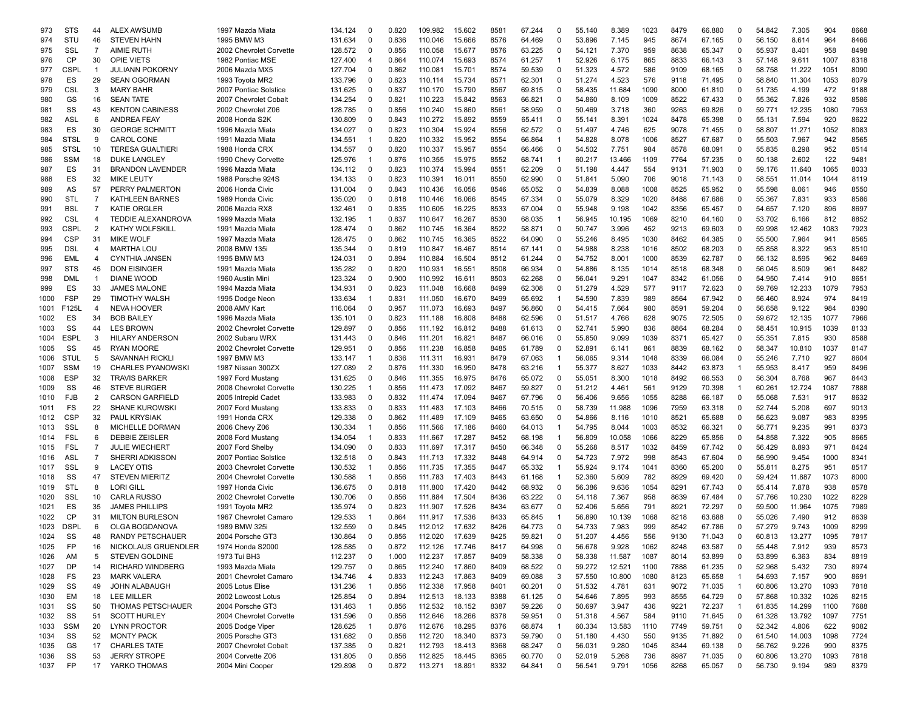| 973 | STS | 44 | ALEX AWSUMB | 1997 Mazda Miata | 134.124 | 0 | 0.820 | 109.982 | 15.602 | 8581 | 67.244 | 0 | 55.140 | 8.389 | 1023 | 8479 | 66.880 | 0 | 54.842 | 7.305 | 904 | 8668 |
|---|---|---|---|---|---|---|---|---|---|---|---|---|---|---|---|---|---|---|---|---|---|---|
| 974 | STU | 46 | STEVEN HAHN | 1995 BMW M3 | 131.634 | 0 | 0.836 | 110.046 | 15.666 | 8576 | 64.469 | 0 | 53.896 | 7.145 | 945 | 8674 | 67.165 | 0 | 56.150 | 8.614 | 964 | 8466 |
| 975 | SSL | 7 | AIMIE RUTH | 2002 Chevrolet Corvette | 128.572 | 0 | 0.856 | 110.058 | 15.677 | 8576 | 63.225 | 0 | 54.121 | 7.370 | 959 | 8638 | 65.347 | 0 | 55.937 | 8.401 | 958 | 8498 |
| 976 | CP | 30 | OPIE VIETS | 1982 Pontiac MSE | 127.400 | 4 | 0.864 | 110.074 | 15.693 | 8574 | 61.257 | 1 | 52.926 | 6.175 | 865 | 8833 | 66.143 | 3 | 57.148 | 9.611 | 1007 | 8318 |
| 977 | CSPL | 1 | JULIANN POKORNY | 2006 Mazda MX5 | 127.704 | 0 | 0.862 | 110.081 | 15.701 | 8574 | 59.539 | 0 | 51.323 | 4.572 | 586 | 9109 | 68.165 | 0 | 58.758 | 11.222 | 1051 | 8090 |
| 978 | ES | 29 | SEAN OGORMAN | 1993 Toyota MR2 | 133.796 | 0 | 0.823 | 110.114 | 15.734 | 8571 | 62.301 | 0 | 51.274 | 4.523 | 576 | 9118 | 71.495 | 0 | 58.840 | 11.304 | 1053 | 8079 |
| 979 | CSL | 3 | MARY BAHR | 2007 Pontiac Solstice | 131.625 | 0 | 0.837 | 110.170 | 15.790 | 8567 | 69.815 | 0 | 58.435 | 11.684 | 1090 | 8000 | 61.810 | 0 | 51.735 | 4.199 | 472 | 9188 |
| 980 | GS | 16 | SEAN TATE | 2007 Chevrolet Cobalt | 134.254 | 0 | 0.821 | 110.223 | 15.842 | 8563 | 66.821 | 0 | 54.860 | 8.109 | 1009 | 8522 | 67.433 | 0 | 55.362 | 7.826 | 932 | 8586 |
| 981 | SS | 43 | KENTON CABINESS | 2002 Chevrolet Z06 | 128.785 | 0 | 0.856 | 110.240 | 15.860 | 8561 | 58.959 | 0 | 50.469 | 3.718 | 360 | 9263 | 69.826 | 0 | 59.771 | 12.235 | 1080 | 7953 |
| 982 | ASL | 6 | ANDREA FEAY | 2008 Honda S2K | 130.809 | 0 | 0.843 | 110.272 | 15.892 | 8559 | 65.411 | 0 | 55.141 | 8.391 | 1024 | 8478 | 65.398 | 0 | 55.131 | 7.594 | 920 | 8622 |
| 983 | ES | 30 | GEORGE SCHMITT | 1996 Mazda Miata | 134.027 | 0 | 0.823 | 110.304 | 15.924 | 8556 | 62.572 | 0 | 51.497 | 4.746 | 625 | 9078 | 71.455 | 0 | 58.807 | 11.271 | 1052 | 8083 |
| 984 | STSL | 9 | CAROL CONE | 1991 Mazda Miata | 134.551 | 1 | 0.820 | 110.332 | 15.952 | 8554 | 66.864 | 1 | 54.828 | 8.078 | 1006 | 8527 | 67.687 | 0 | 55.503 | 7.967 | 942 | 8565 |
| 985 | STSL | 10 | TERESA GUALTIERI | 1988 Honda CRX | 134.557 | 0 | 0.820 | 110.337 | 15.957 | 8554 | 66.466 | 0 | 54.502 | 7.751 | 984 | 8578 | 68.091 | 0 | 55.835 | 8.298 | 952 | 8514 |
| 986 | SSM | 18 | DUKE LANGLEY | 1990 Chevy Corvette | 125.976 | 1 | 0.876 | 110.355 | 15.975 | 8552 | 68.741 | 1 | 60.217 | 13.466 | 1109 | 7764 | 57.235 | 0 | 50.138 | 2.602 | 122 | 9481 |
| 987 | ES | 31 | BRANDON LAVENDER | 1996 Mazda Miata | 134.112 | 0 | 0.823 | 110.374 | 15.994 | 8551 | 62.209 | 0 | 51.198 | 4.447 | 554 | 9131 | 71.903 | 0 | 59.176 | 11.640 | 1065 | 8033 |
| 988 | ES | 32 | MIKE LEUTY | 1988 Porsche 924S | 134.133 | 0 | 0.823 | 110.391 | 16.011 | 8550 | 62.990 | 0 | 51.841 | 5.090 | 706 | 9018 | 71.143 | 0 | 58.551 | 11.014 | 1044 | 8119 |
| 989 | AS | 57 | PERRY PALMERTON | 2006 Honda Civic | 131.004 | 0 | 0.843 | 110.436 | 16.056 | 8546 | 65.052 | 0 | 54.839 | 8.088 | 1008 | 8525 | 65.952 | 0 | 55.598 | 8.061 | 946 | 8550 |
| 990 | STL | 7 | KATHLEEN BARNES | 1989 Honda Civic | 135.020 | 0 | 0.818 | 110.446 | 16.066 | 8545 | 67.334 | 0 | 55.079 | 8.329 | 1020 | 8488 | 67.686 | 0 | 55.367 | 7.831 | 933 | 8586 |
| 991 | BSL | 7 | KATIE ORGLER | 2006 Mazda RX8 | 132.461 | 0 | 0.835 | 110.605 | 16.225 | 8533 | 67.004 | 0 | 55.948 | 9.198 | 1042 | 8356 | 65.457 | 0 | 54.657 | 7.120 | 896 | 8697 |
| 992 | CSL | 4 | TEDDIE ALEXANDROVA | 1999 Mazda Miata | 132.195 | 1 | 0.837 | 110.647 | 16.267 | 8530 | 68.035 | 1 | 56.945 | 10.195 | 1069 | 8210 | 64.160 | 0 | 53.702 | 6.166 | 812 | 8852 |
| 993 | CSPL | 2 | KATHY WOLFSKILL | 1991 Mazda Miata | 128.474 | 0 | 0.862 | 110.745 | 16.364 | 8522 | 58.871 | 0 | 50.747 | 3.996 | 452 | 9213 | 69.603 | 0 | 59.998 | 12.462 | 1083 | 7923 |
| 994 | CSP | 31 | MIKE WOLF | 1997 Mazda Miata | 128.475 | 0 | 0.862 | 110.745 | 16.365 | 8522 | 64.090 | 0 | 55.246 | 8.495 | 1030 | 8462 | 64.385 | 0 | 55.500 | 7.964 | 941 | 8565 |
| 995 | DSL | 4 | MARTHA LOU | 2008 BMW 135i | 135.344 | 0 | 0.819 | 110.847 | 16.467 | 8514 | 67.141 | 0 | 54.988 | 8.238 | 1016 | 8502 | 68.203 | 0 | 55.858 | 8.322 | 953 | 8510 |
| 996 | EML | 4 | CYNTHIA JANSEN | 1995 BMW M3 | 124.031 | 0 | 0.894 | 110.884 | 16.504 | 8512 | 61.244 | 0 | 54.752 | 8.001 | 1000 | 8539 | 62.787 | 0 | 56.132 | 8.595 | 962 | 8469 |
| 997 | STS | 45 | DON EISINGER | 1991 Mazda Miata | 135.282 | 0 | 0.820 | 110.931 | 16.551 | 8508 | 66.934 | 0 | 54.886 | 8.135 | 1014 | 8518 | 68.348 | 0 | 56.045 | 8.509 | 961 | 8482 |
| 998 | DML | 1 | DIANE WOOD | 1960 Austin Mini | 123.324 | 0 | 0.900 | 110.992 | 16.611 | 8503 | 62.268 | 0 | 56.041 | 9.291 | 1047 | 8342 | 61.056 | 0 | 54.950 | 7.414 | 910 | 8651 |
| 999 | ES | 33 | JAMES MALONE | 1994 Mazda Miata | 134.931 | 0 | 0.823 | 111.048 | 16.668 | 8499 | 62.308 | 0 | 51.279 | 4.529 | 577 | 9117 | 72.623 | 0 | 59.769 | 12.233 | 1079 | 7953 |
| 1000 | FSP | 29 | TIMOTHY WALSH | 1995 Dodge Neon | 133.634 | 1 | 0.831 | 111.050 | 16.670 | 8499 | 65.692 | 1 | 54.590 | 7.839 | 989 | 8564 | 67.942 | 0 | 56.460 | 8.924 | 974 | 8419 |
| 1001 | F125L | 4 | NEVA HOOVER | 2008 AMV Kart | 116.064 | 0 | 0.957 | 111.073 | 16.693 | 8497 | 56.860 | 0 | 54.415 | 7.664 | 980 | 8591 | 59.204 | 0 | 56.658 | 9.122 | 984 | 8390 |
| 1002 | ES | 34 | BOB BAILEY | 1996 Mazda Miata | 135.101 | 0 | 0.823 | 111.188 | 16.808 | 8488 | 62.596 | 0 | 51.517 | 4.766 | 628 | 9075 | 72.505 | 0 | 59.672 | 12.135 | 1077 | 7966 |
| 1003 | SS | 44 | LES BROWN | 2002 Chevrolet Corvette | 129.897 | 0 | 0.856 | 111.192 | 16.812 | 8488 | 61.613 | 0 | 52.741 | 5.990 | 836 | 8864 | 68.284 | 0 | 58.451 | 10.915 | 1039 | 8133 |
| 1004 | ESPL | 3 | HILARY ANDERSON | 2002 Subaru WRX | 131.443 | 0 | 0.846 | 111.201 | 16.821 | 8487 | 66.016 | 0 | 55.850 | 9.099 | 1039 | 8371 | 65.427 | 0 | 55.351 | 7.815 | 930 | 8588 |
| 1005 | SS | 45 | RYAN MOORE | 2002 Chevrolet Corvette | 129.951 | 0 | 0.856 | 111.238 | 16.858 | 8485 | 61.789 | 0 | 52.891 | 6.141 | 861 | 8839 | 68.162 | 0 | 58.347 | 10.810 | 1037 | 8147 |
| 1006 | STUL | 5 | SAVANNAH RICKLI | 1997 BMW M3 | 133.147 | 1 | 0.836 | 111.311 | 16.931 | 8479 | 67.063 | 1 | 56.065 | 9.314 | 1048 | 8339 | 66.084 | 0 | 55.246 | 7.710 | 927 | 8604 |
| 1007 | SSM | 19 | CHARLES PYANOWSKI | 1987 Nissan 300ZX | 127.089 | 2 | 0.876 | 111.330 | 16.950 | 8478 | 63.216 | 1 | 55.377 | 8.627 | 1033 | 8442 | 63.873 | 1 | 55.953 | 8.417 | 959 | 8496 |
| 1008 | ESP | 32 | TRAVIS BARKER | 1997 Ford Mustang | 131.625 | 0 | 0.846 | 111.355 | 16.975 | 8476 | 65.072 | 0 | 55.051 | 8.300 | 1018 | 8492 | 66.553 | 0 | 56.304 | 8.768 | 967 | 8443 |
| 1009 | SS | 46 | STEVE BURGER | 2008 Chevrolet Corvette | 130.225 | 1 | 0.856 | 111.473 | 17.092 | 8467 | 59.827 | 0 | 51.212 | 4.461 | 561 | 9129 | 70.398 | 1 | 60.261 | 12.724 | 1087 | 7888 |
| 1010 | FJB | 2 | CARSON GARFIELD | 2005 Intrepid Cadet | 133.983 | 0 | 0.832 | 111.474 | 17.094 | 8467 | 67.796 | 0 | 56.406 | 9.656 | 1055 | 8288 | 66.187 | 0 | 55.068 | 7.531 | 917 | 8632 |
| 1011 | FS | 22 | SHANE KUROWSKI | 2007 Ford Mustang | 133.833 | 0 | 0.833 | 111.483 | 17.103 | 8466 | 70.515 | 0 | 58.739 | 11.988 | 1096 | 7959 | 63.318 | 0 | 52.744 | 5.208 | 697 | 9013 |
| 1012 | CSP | 32 | PAUL KRYSIAK | 1991 Honda CRX | 129.338 | 0 | 0.862 | 111.489 | 17.109 | 8465 | 63.650 | 0 | 54.866 | 8.116 | 1010 | 8521 | 65.688 | 0 | 56.623 | 9.087 | 983 | 8395 |
| 1013 | SSL | 8 | MICHELLE DORMAN | 2006 Chevy Z06 | 130.334 | 1 | 0.856 | 111.566 | 17.186 | 8460 | 64.013 | 1 | 54.795 | 8.044 | 1003 | 8532 | 66.321 | 0 | 56.771 | 9.235 | 991 | 8373 |
| 1014 | FSL | 6 | DEBBIE ZEISLER | 2008 Ford Mustang | 134.054 | 1 | 0.833 | 111.667 | 17.287 | 8452 | 68.198 | 1 | 56.809 | 10.058 | 1066 | 8229 | 65.856 | 0 | 54.858 | 7.322 | 905 | 8665 |
| 1015 | FSL | 7 | JULIE WIECHERT | 2007 Ford Shelby | 134.090 | 0 | 0.833 | 111.697 | 17.317 | 8450 | 66.348 | 0 | 55.268 | 8.517 | 1032 | 8459 | 67.742 | 0 | 56.429 | 8.893 | 971 | 8424 |
| 1016 | ASL | 7 | SHERRI ADKISSON | 2007 Pontiac Solstice | 132.518 | 0 | 0.843 | 111.713 | 17.332 | 8448 | 64.914 | 0 | 54.723 | 7.972 | 998 | 8543 | 67.604 | 0 | 56.990 | 9.454 | 1000 | 8341 |
| 1017 | SSL | 9 | LACEY OTIS | 2003 Chevrolet Corvette | 130.532 | 1 | 0.856 | 111.735 | 17.355 | 8447 | 65.332 | 1 | 55.924 | 9.174 | 1041 | 8360 | 65.200 | 0 | 55.811 | 8.275 | 951 | 8517 |
| 1018 | SS | 47 | STEVEN MIERITZ | 2004 Chevrolet Corvette | 130.588 | 1 | 0.856 | 111.783 | 17.403 | 8443 | 61.168 | 1 | 52.360 | 5.609 | 782 | 8929 | 69.420 | 0 | 59.424 | 11.887 | 1073 | 8000 |
| 1019 | STL | 8 | LORI GILL | 1997 Honda Civic | 136.675 | 0 | 0.818 | 111.800 | 17.420 | 8442 | 68.932 | 0 | 56.386 | 9.636 | 1054 | 8291 | 67.743 | 0 | 55.414 | 7.878 | 938 | 8578 |
| 1020 | SSL | 10 | CARLA RUSSO | 2002 Chevrolet Corvette | 130.706 | 0 | 0.856 | 111.884 | 17.504 | 8436 | 63.222 | 0 | 54.118 | 7.367 | 958 | 8639 | 67.484 | 0 | 57.766 | 10.230 | 1022 | 8229 |
| 1021 | ES | 35 | JAMES PHILLIPS | 1991 Toyota MR2 | 135.974 | 0 | 0.823 | 111.907 | 17.526 | 8434 | 63.677 | 0 | 52.406 | 5.656 | 791 | 8921 | 72.297 | 0 | 59.500 | 11.964 | 1075 | 7989 |
| 1022 | CP | 31 | MILTON BURLESON | 1967 Chevrolet Camaro | 129.533 | 1 | 0.864 | 111.917 | 17.536 | 8433 | 65.845 | 1 | 56.890 | 10.139 | 1068 | 8218 | 63.688 | 0 | 55.026 | 7.490 | 912 | 8639 |
| 1023 | DSPL | 6 | OLGA BOGDANOVA | 1989 BMW 325i | 132.559 | 0 | 0.845 | 112.012 | 17.632 | 8426 | 64.773 | 0 | 54.733 | 7.983 | 999 | 8542 | 67.786 | 0 | 57.279 | 9.743 | 1009 | 8299 |
| 1024 | SS | 48 | RANDY PETSCHAUER | 2004 Porsche GT3 | 130.864 | 0 | 0.856 | 112.020 | 17.639 | 8425 | 59.821 | 0 | 51.207 | 4.456 | 556 | 9130 | 71.043 | 0 | 60.813 | 13.277 | 1095 | 7817 |
| 1025 | FP | 16 | NICKOLAUS GRUENDLER | 1974 Honda S2000 | 128.585 | 0 | 0.872 | 112.126 | 17.746 | 8417 | 64.998 | 0 | 56.678 | 9.928 | 1062 | 8248 | 63.587 | 0 | 55.448 | 7.912 | 939 | 8573 |
| 1026 | AM | 5 | STEVEN GOLDINE | 1973 Tui BH3 | 112.237 | 0 | 1.000 | 112.237 | 17.857 | 8409 | 58.338 | 0 | 58.338 | 11.587 | 1087 | 8014 | 53.899 | 0 | 53.899 | 6.363 | 834 | 8819 |
| 1027 | DP | 14 | RICHARD WINDBERG | 1993 Mazda Miata | 129.757 | 0 | 0.865 | 112.240 | 17.860 | 8409 | 68.522 | 0 | 59.272 | 12.521 | 1100 | 7888 | 61.235 | 0 | 52.968 | 5.432 | 730 | 8974 |
| 1028 | FS | 23 | MARK VALERA | 2001 Chevrolet Camaro | 134.746 | 4 | 0.833 | 112.243 | 17.863 | 8409 | 69.088 | 3 | 57.550 | 10.800 | 1080 | 8123 | 65.658 | 1 | 54.693 | 7.157 | 900 | 8691 |
| 1029 | SS | 49 | JOHN ALABAUGH | 2005 Lotus Elise | 131.236 | 1 | 0.856 | 112.338 | 17.958 | 8401 | 60.201 | 0 | 51.532 | 4.781 | 631 | 9072 | 71.035 | 1 | 60.806 | 13.270 | 1093 | 7818 |
| 1030 | EM | 18 | LEE MILLER | 2002 Lowcost Lotus | 125.854 | 0 | 0.894 | 112.513 | 18.133 | 8388 | 61.125 | 0 | 54.646 | 7.895 | 993 | 8555 | 64.729 | 0 | 57.868 | 10.332 | 1026 | 8215 |
| 1031 | SS | 50 | THOMAS PETSCHAUER | 2004 Porsche GT3 | 131.463 | 1 | 0.856 | 112.532 | 18.152 | 8387 | 59.226 | 0 | 50.697 | 3.947 | 436 | 9221 | 72.237 | 1 | 61.835 | 14.299 | 1100 | 7688 |
| 1032 | SS | 51 | SCOTT HURLEY | 2004 Chevrolet Corvette | 131.596 | 0 | 0.856 | 112.646 | 18.266 | 8378 | 59.951 | 0 | 51.318 | 4.567 | 584 | 9110 | 71.645 | 0 | 61.328 | 13.792 | 1097 | 7751 |
| 1033 | SSM | 20 | LYNN PROCTOR | 2005 Dodge Viper | 128.625 | 1 | 0.876 | 112.676 | 18.295 | 8376 | 68.874 | 1 | 60.334 | 13.583 | 1110 | 7749 | 59.751 | 0 | 52.342 | 4.806 | 622 | 9082 |
| 1034 | SS | 52 | MONTY PACK | 2005 Porsche GT3 | 131.682 | 0 | 0.856 | 112.720 | 18.340 | 8373 | 59.790 | 0 | 51.180 | 4.430 | 550 | 9135 | 71.892 | 0 | 61.540 | 14.003 | 1098 | 7724 |
| 1035 | GS | 17 | CHARLES TATE | 2007 Chevrolet Cobalt | 137.385 | 0 | 0.821 | 112.793 | 18.413 | 8368 | 68.247 | 0 | 56.031 | 9.280 | 1045 | 8344 | 69.138 | 0 | 56.762 | 9.226 | 990 | 8375 |
| 1036 | SS | 53 | JERRY STROPE | 2004 Corvette Z06 | 131.805 | 0 | 0.856 | 112.825 | 18.445 | 8365 | 60.770 | 0 | 52.019 | 5.268 | 736 | 8987 | 71.035 | 0 | 60.806 | 13.270 | 1093 | 7818 |
| 1037 | FP | 17 | YARKO THOMAS | 2004 Mini Cooper | 129.898 | 0 | 0.872 | 113.271 | 18.891 | 8332 | 64.841 | 0 | 56.541 | 9.791 | 1056 | 8268 | 65.057 | 0 | 56.730 | 9.194 | 989 | 8379 |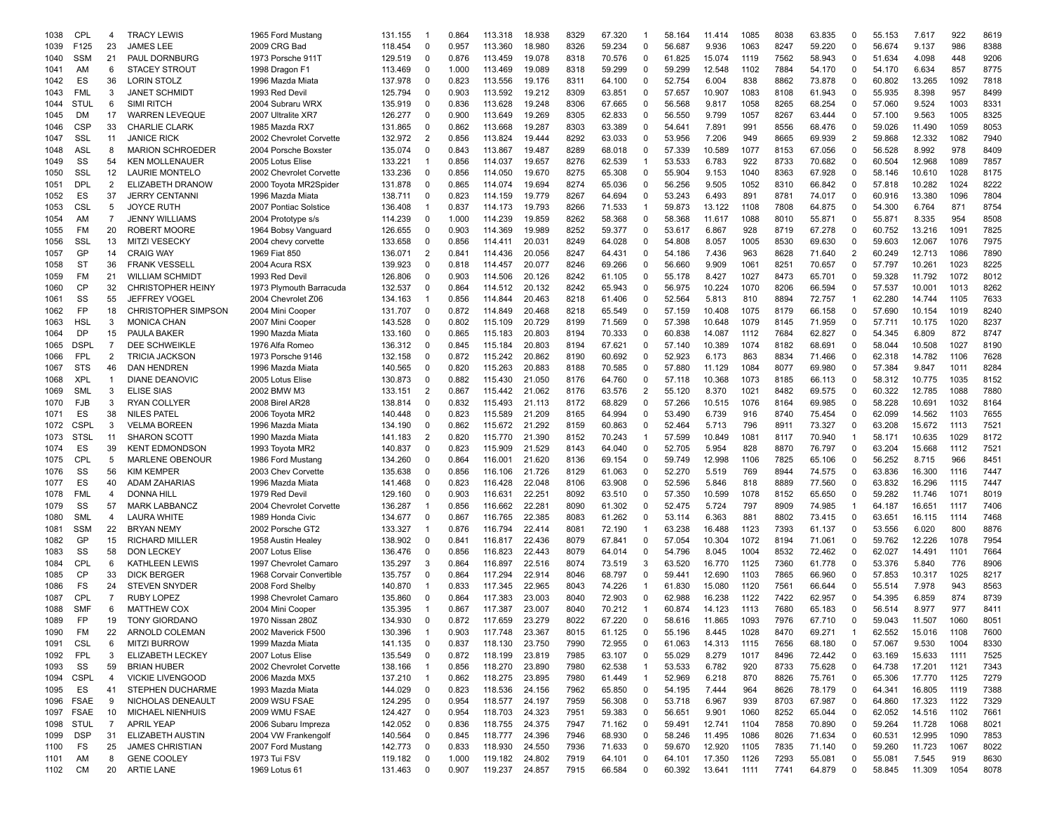| | | | | | | | | | | | | | | | | | | | | | | | | | |
|---|---|---|---|---|---|---|---|---|---|---|---|---|---|---|---|---|---|---|---|---|---|---|---|---|---|
| 1038 | CPL | 4 | TRACY LEWIS | 1965 Ford Mustang | 131.155 | 1 | 0.864 | 113.318 | 18.938 | 8329 | 67.320 | 1 | 58.164 | 11.414 | 1085 | 8038 | 63.835 | 0 | 55.153 | 7.617 | 922 | 8619 |
| 1039 | F125 | 23 | JAMES LEE | 2009 CRG Bad | 118.454 | 0 | 0.957 | 113.360 | 18.980 | 8326 | 59.234 | 0 | 56.687 | 9.936 | 1063 | 8247 | 59.220 | 0 | 56.674 | 9.137 | 986 | 8388 |
| 1040 | SSM | 21 | PAUL DORNBURG | 1973 Porsche 911T | 129.519 | 0 | 0.876 | 113.459 | 19.078 | 8318 | 70.576 | 0 | 61.825 | 15.074 | 1119 | 7562 | 58.943 | 0 | 51.634 | 4.098 | 448 | 9206 |
| 1041 | AM | 6 | STACEY STROUT | 1998 Dragon F1 | 113.469 | 0 | 1.000 | 113.469 | 19.089 | 8318 | 59.299 | 0 | 59.299 | 12.548 | 1102 | 7884 | 54.170 | 0 | 54.170 | 6.634 | 857 | 8775 |
| 1042 | ES | 36 | LORIN STOLZ | 1996 Mazda Miata | 137.978 | 0 | 0.823 | 113.556 | 19.176 | 8311 | 64.100 | 0 | 52.754 | 6.004 | 838 | 8862 | 73.878 | 0 | 60.802 | 13.265 | 1092 | 7818 |
| 1043 | FML | 3 | JANET SCHMIDT | 1993 Red Devil | 125.794 | 0 | 0.903 | 113.592 | 19.212 | 8309 | 63.851 | 0 | 57.657 | 10.907 | 1083 | 8108 | 61.943 | 0 | 55.935 | 8.398 | 957 | 8499 |
| 1044 | STUL | 6 | SIMI RITCH | 2004 Subraru WRX | 135.919 | 0 | 0.836 | 113.628 | 19.248 | 8306 | 67.665 | 0 | 56.568 | 9.817 | 1058 | 8265 | 68.254 | 0 | 57.060 | 9.524 | 1003 | 8331 |
| 1045 | DM | 17 | WARREN LEVEQUE | 2007 Ultralite XR7 | 126.277 | 0 | 0.900 | 113.649 | 19.269 | 8305 | 62.833 | 0 | 56.550 | 9.799 | 1057 | 8267 | 63.444 | 0 | 57.100 | 9.563 | 1005 | 8325 |
| 1046 | CSP | 33 | CHARLIE CLARK | 1985 Mazda RX7 | 131.865 | 0 | 0.862 | 113.668 | 19.287 | 8303 | 63.389 | 0 | 54.641 | 7.891 | 991 | 8556 | 68.476 | 0 | 59.026 | 11.490 | 1059 | 8053 |
| 1047 | SSL | 11 | JANICE RICK | 2002 Chevrolet Corvette | 132.972 | 2 | 0.856 | 113.824 | 19.444 | 8292 | 63.033 | 0 | 53.956 | 7.206 | 949 | 8665 | 69.939 | 2 | 59.868 | 12.332 | 1082 | 7940 |
| 1048 | ASL | 8 | MARION SCHROEDER | 2004 Porsche Boxster | 135.074 | 0 | 0.843 | 113.867 | 19.487 | 8289 | 68.018 | 0 | 57.339 | 10.589 | 1077 | 8153 | 67.056 | 0 | 56.528 | 8.992 | 978 | 8409 |
| 1049 | SS | 54 | KEN MOLLENAUER | 2005 Lotus Elise | 133.221 | 1 | 0.856 | 114.037 | 19.657 | 8276 | 62.539 | 1 | 53.533 | 6.783 | 922 | 8733 | 70.682 | 0 | 60.504 | 12.968 | 1089 | 7857 |
| 1050 | SSL | 12 | LAURIE MONTELO | 2002 Chevrolet Corvette | 133.236 | 0 | 0.856 | 114.050 | 19.670 | 8275 | 65.308 | 0 | 55.904 | 9.153 | 1040 | 8363 | 67.928 | 0 | 58.146 | 10.610 | 1028 | 8175 |
| 1051 | DPL | 2 | ELIZABETH DRANOW | 2000 Toyota MR2Spider | 131.878 | 0 | 0.865 | 114.074 | 19.694 | 8274 | 65.036 | 0 | 56.256 | 9.505 | 1052 | 8310 | 66.842 | 0 | 57.818 | 10.282 | 1024 | 8222 |
| 1052 | ES | 37 | JERRY CENTANNI | 1996 Mazda Miata | 138.711 | 0 | 0.823 | 114.159 | 19.779 | 8267 | 64.694 | 0 | 53.243 | 6.493 | 891 | 8781 | 74.017 | 0 | 60.916 | 13.380 | 1096 | 7804 |
| 1053 | CSL | 5 | JOYCE RUTH | 2007 Pontiac Solstice | 136.408 | 1 | 0.837 | 114.173 | 19.793 | 8266 | 71.533 | 1 | 59.873 | 13.122 | 1108 | 7808 | 64.875 | 0 | 54.300 | 6.764 | 871 | 8754 |
| 1054 | AM | 7 | JENNY WILLIAMS | 2004 Prototype s/s | 114.239 | 0 | 1.000 | 114.239 | 19.859 | 8262 | 58.368 | 0 | 58.368 | 11.617 | 1088 | 8010 | 55.871 | 0 | 55.871 | 8.335 | 954 | 8508 |
| 1055 | FM | 20 | ROBERT MOORE | 1964 Bobsy Vanguard | 126.655 | 0 | 0.903 | 114.369 | 19.989 | 8252 | 59.377 | 0 | 53.617 | 6.867 | 928 | 8719 | 67.278 | 0 | 60.752 | 13.216 | 1091 | 7825 |
| 1056 | SSL | 13 | MITZI VESECKY | 2004 chevy corvette | 133.658 | 0 | 0.856 | 114.411 | 20.031 | 8249 | 64.028 | 0 | 54.808 | 8.057 | 1005 | 8530 | 69.630 | 0 | 59.603 | 12.067 | 1076 | 7975 |
| 1057 | GP | 14 | CRAIG WAY | 1969 Fiat 850 | 136.071 | 2 | 0.841 | 114.436 | 20.056 | 8247 | 64.431 | 0 | 54.186 | 7.436 | 963 | 8628 | 71.640 | 2 | 60.249 | 12.713 | 1086 | 7890 |
| 1058 | ST | 36 | FRANK VESSELL | 2004 Acura RSX | 139.923 | 0 | 0.818 | 114.457 | 20.077 | 8246 | 69.266 | 0 | 56.660 | 9.909 | 1061 | 8251 | 70.657 | 0 | 57.797 | 10.261 | 1023 | 8225 |
| 1059 | FM | 21 | WILLIAM SCHMIDT | 1993 Red Devil | 126.806 | 0 | 0.903 | 114.506 | 20.126 | 8242 | 61.105 | 0 | 55.178 | 8.427 | 1027 | 8473 | 65.701 | 0 | 59.328 | 11.792 | 1072 | 8012 |
| 1060 | CP | 32 | CHRISTOPHER HEINY | 1973 Plymouth Barracuda | 132.537 | 0 | 0.864 | 114.512 | 20.132 | 8242 | 65.943 | 0 | 56.975 | 10.224 | 1070 | 8206 | 66.594 | 0 | 57.537 | 10.001 | 1013 | 8262 |
| 1061 | SS | 55 | JEFFREY VOGEL | 2004 Chevrolet Z06 | 134.163 | 1 | 0.856 | 114.844 | 20.463 | 8218 | 61.406 | 0 | 52.564 | 5.813 | 810 | 8894 | 72.757 | 1 | 62.280 | 14.744 | 1105 | 7633 |
| 1062 | FP | 18 | CHRISTOPHER SIMPSON | 2004 Mini Cooper | 131.707 | 0 | 0.872 | 114.849 | 20.468 | 8218 | 65.549 | 0 | 57.159 | 10.408 | 1075 | 8179 | 66.158 | 0 | 57.690 | 10.154 | 1019 | 8240 |
| 1063 | HSL | 3 | MONICA CHAN | 2007 Mini Cooper | 143.528 | 0 | 0.802 | 115.109 | 20.729 | 8199 | 71.569 | 0 | 57.398 | 10.648 | 1079 | 8145 | 71.959 | 0 | 57.711 | 10.175 | 1020 | 8237 |
| 1064 | DP | 15 | PAULA BAKER | 1990 Mazda Miata | 133.160 | 0 | 0.865 | 115.183 | 20.803 | 8194 | 70.333 | 0 | 60.838 | 14.087 | 1112 | 7684 | 62.827 | 0 | 54.345 | 6.809 | 872 | 8747 |
| 1065 | DSPL | 7 | DEE SCHWEIKLE | 1976 Alfa Romeo | 136.312 | 0 | 0.845 | 115.184 | 20.803 | 8194 | 67.621 | 0 | 57.140 | 10.389 | 1074 | 8182 | 68.691 | 0 | 58.044 | 10.508 | 1027 | 8190 |
| 1066 | FPL | 2 | TRICIA JACKSON | 1973 Porsche 9146 | 132.158 | 0 | 0.872 | 115.242 | 20.862 | 8190 | 60.692 | 0 | 52.923 | 6.173 | 863 | 8834 | 71.466 | 0 | 62.318 | 14.782 | 1106 | 7628 |
| 1067 | STS | 46 | DAN HENDREN | 1996 Mazda Miata | 140.565 | 0 | 0.820 | 115.263 | 20.883 | 8188 | 70.585 | 0 | 57.880 | 11.129 | 1084 | 8077 | 69.980 | 0 | 57.384 | 9.847 | 1011 | 8284 |
| 1068 | XPL | 1 | DIANE DEANOVIC | 2005 Lotus Elise | 130.873 | 0 | 0.882 | 115.430 | 21.050 | 8176 | 64.760 | 0 | 57.118 | 10.368 | 1073 | 8185 | 66.113 | 0 | 58.312 | 10.775 | 1035 | 8152 |
| 1069 | SML | 3 | ELISE SIAS | 2002 BMW M3 | 133.151 | 2 | 0.867 | 115.442 | 21.062 | 8176 | 63.576 | 2 | 55.120 | 8.370 | 1021 | 8482 | 69.575 | 0 | 60.322 | 12.785 | 1088 | 7880 |
| 1070 | FJB | 3 | RYAN COLLYER | 2008 Birel AR28 | 138.814 | 0 | 0.832 | 115.493 | 21.113 | 8172 | 68.829 | 0 | 57.266 | 10.515 | 1076 | 8164 | 69.985 | 0 | 58.228 | 10.691 | 1032 | 8164 |
| 1071 | ES | 38 | NILES PATEL | 2006 Toyota MR2 | 140.448 | 0 | 0.823 | 115.589 | 21.209 | 8165 | 64.994 | 0 | 53.490 | 6.739 | 916 | 8740 | 75.454 | 0 | 62.099 | 14.562 | 1103 | 7655 |
| 1072 | CSPL | 3 | VELMA BOREEN | 1996 Mazda Miata | 134.190 | 0 | 0.862 | 115.672 | 21.292 | 8159 | 60.863 | 0 | 52.464 | 5.713 | 796 | 8911 | 73.327 | 0 | 63.208 | 15.672 | 1113 | 7521 |
| 1073 | STSL | 11 | SHARON SCOTT | 1990 Mazda Miata | 141.183 | 2 | 0.820 | 115.770 | 21.390 | 8152 | 70.243 | 1 | 57.599 | 10.849 | 1081 | 8117 | 70.940 | 1 | 58.171 | 10.635 | 1029 | 8172 |
| 1074 | ES | 39 | KENT EDMONDSON | 1993 Toyota MR2 | 140.837 | 0 | 0.823 | 115.909 | 21.529 | 8143 | 64.040 | 0 | 52.705 | 5.954 | 828 | 8870 | 76.797 | 0 | 63.204 | 15.668 | 1112 | 7521 |
| 1075 | CPL | 5 | MARLENE OBENOUR | 1986 Ford Mustang | 134.260 | 0 | 0.864 | 116.001 | 21.620 | 8136 | 69.154 | 0 | 59.749 | 12.998 | 1106 | 7825 | 65.106 | 0 | 56.252 | 8.715 | 966 | 8451 |
| 1076 | SS | 56 | KIM KEMPER | 2003 Chev Corvette | 135.638 | 0 | 0.856 | 116.106 | 21.726 | 8129 | 61.063 | 0 | 52.270 | 5.519 | 769 | 8944 | 74.575 | 0 | 63.836 | 16.300 | 1116 | 7447 |
| 1077 | ES | 40 | ADAM ZAHARIAS | 1996 Mazda Miata | 141.468 | 0 | 0.823 | 116.428 | 22.048 | 8106 | 63.908 | 0 | 52.596 | 5.846 | 818 | 8889 | 77.560 | 0 | 63.832 | 16.296 | 1115 | 7447 |
| 1078 | FML | 4 | DONNA HILL | 1979 Red Devil | 129.160 | 0 | 0.903 | 116.631 | 22.251 | 8092 | 63.510 | 0 | 57.350 | 10.599 | 1078 | 8152 | 65.650 | 0 | 59.282 | 11.746 | 1071 | 8019 |
| 1079 | SS | 57 | MARK LABBANCZ | 2004 Chevrolet Corvette | 136.287 | 1 | 0.856 | 116.662 | 22.281 | 8090 | 61.302 | 0 | 52.475 | 5.724 | 797 | 8909 | 74.985 | 1 | 64.187 | 16.651 | 1117 | 7406 |
| 1080 | SML | 4 | LAURA WHITE | 1989 Honda Civic | 134.677 | 0 | 0.867 | 116.765 | 22.385 | 8083 | 61.262 | 0 | 53.114 | 6.363 | 881 | 8802 | 73.415 | 0 | 63.651 | 16.115 | 1114 | 7468 |
| 1081 | SSM | 22 | BRYAN NEMY | 2002 Porsche GT2 | 133.327 | 1 | 0.876 | 116.794 | 22.414 | 8081 | 72.190 | 1 | 63.238 | 16.488 | 1123 | 7393 | 61.137 | 0 | 53.556 | 6.020 | 800 | 8876 |
| 1082 | GP | 15 | RICHARD MILLER | 1958 Austin Healey | 138.902 | 0 | 0.841 | 116.817 | 22.436 | 8079 | 67.841 | 0 | 57.054 | 10.304 | 1072 | 8194 | 71.061 | 0 | 59.762 | 12.226 | 1078 | 7954 |
| 1083 | SS | 58 | DON LECKEY | 2007 Lotus Elise | 136.476 | 0 | 0.856 | 116.823 | 22.443 | 8079 | 64.014 | 0 | 54.796 | 8.045 | 1004 | 8532 | 72.462 | 0 | 62.027 | 14.491 | 1101 | 7664 |
| 1084 | CPL | 6 | KATHLEEN LEWIS | 1997 Chevrolet Camaro | 135.297 | 3 | 0.864 | 116.897 | 22.516 | 8074 | 73.519 | 3 | 63.520 | 16.770 | 1125 | 7360 | 61.778 | 0 | 53.376 | 5.840 | 776 | 8906 |
| 1085 | CP | 33 | DICK BERGER | 1968 Corvair Convertible | 135.757 | 0 | 0.864 | 117.294 | 22.914 | 8046 | 68.797 | 0 | 59.441 | 12.690 | 1103 | 7865 | 66.960 | 0 | 57.853 | 10.317 | 1025 | 8217 |
| 1086 | FS | 24 | STEVEN SNYDER | 2008 Ford Shelby | 140.870 | 1 | 0.833 | 117.345 | 22.965 | 8043 | 74.226 | 1 | 61.830 | 15.080 | 1120 | 7561 | 66.644 | 0 | 55.514 | 7.978 | 943 | 8563 |
| 1087 | CPL | 7 | RUBY LOPEZ | 1998 Chevrolet Camaro | 135.860 | 0 | 0.864 | 117.383 | 23.003 | 8040 | 72.903 | 0 | 62.988 | 16.238 | 1122 | 7422 | 62.957 | 0 | 54.395 | 6.859 | 874 | 8739 |
| 1088 | SMF | 6 | MATTHEW COX | 2004 Mini Cooper | 135.395 | 1 | 0.867 | 117.387 | 23.007 | 8040 | 70.212 | 1 | 60.874 | 14.123 | 1113 | 7680 | 65.183 | 0 | 56.514 | 8.977 | 977 | 8411 |
| 1089 | FP | 19 | TONY GIORDANO | 1970 Nissan 280Z | 134.930 | 0 | 0.872 | 117.659 | 23.279 | 8022 | 67.220 | 0 | 58.616 | 11.865 | 1093 | 7976 | 67.710 | 0 | 59.043 | 11.507 | 1060 | 8051 |
| 1090 | FM | 22 | ARNOLD COLEMAN | 2002 Maverick F500 | 130.396 | 1 | 0.903 | 117.748 | 23.367 | 8015 | 61.125 | 0 | 55.196 | 8.445 | 1028 | 8470 | 69.271 | 1 | 62.552 | 15.016 | 1108 | 7600 |
| 1091 | CSL | 6 | MITZI BURROW | 1999 Mazda Miata | 141.135 | 0 | 0.837 | 118.130 | 23.750 | 7990 | 72.955 | 0 | 61.063 | 14.313 | 1115 | 7656 | 68.180 | 0 | 57.067 | 9.530 | 1004 | 8330 |
| 1092 | FPL | 3 | ELIZABETH LECKEY | 2007 Lotus Elise | 135.549 | 0 | 0.872 | 118.199 | 23.819 | 7985 | 63.107 | 0 | 55.029 | 8.279 | 1017 | 8496 | 72.442 | 0 | 63.169 | 15.633 | 1111 | 7525 |
| 1093 | SS | 59 | BRIAN HUBER | 2002 Chevrolet Corvette | 138.166 | 1 | 0.856 | 118.270 | 23.890 | 7980 | 62.538 | 1 | 53.533 | 6.782 | 920 | 8733 | 75.628 | 0 | 64.738 | 17.201 | 1121 | 7343 |
| 1094 | CSPL | 4 | VICKIE LIVENGOOD | 2006 Mazda MX5 | 137.210 | 1 | 0.862 | 118.275 | 23.895 | 7980 | 61.449 | 1 | 52.969 | 6.218 | 870 | 8826 | 75.761 | 0 | 65.306 | 17.770 | 1125 | 7279 |
| 1095 | ES | 41 | STEPHEN DUCHARME | 1993 Mazda Miata | 144.029 | 0 | 0.823 | 118.536 | 24.156 | 7962 | 65.850 | 0 | 54.195 | 7.444 | 964 | 8626 | 78.179 | 0 | 64.341 | 16.805 | 1119 | 7388 |
| 1096 | FSAE | 9 | NICHOLAS DENEAULT | 2009 WSU FSAE | 124.295 | 0 | 0.954 | 118.577 | 24.197 | 7959 | 56.308 | 0 | 53.718 | 6.967 | 939 | 8703 | 67.987 | 0 | 64.860 | 17.323 | 1122 | 7329 |
| 1097 | FSAE | 10 | MICHAEL NIENHUIS | 2009 WMU FSAE | 124.427 | 0 | 0.954 | 118.703 | 24.323 | 7951 | 59.383 | 0 | 56.651 | 9.901 | 1060 | 8252 | 65.044 | 0 | 62.052 | 14.516 | 1102 | 7661 |
| 1098 | STUL | 7 | APRIL YEAP | 2006 Subaru Impreza | 142.052 | 0 | 0.836 | 118.755 | 24.375 | 7947 | 71.162 | 0 | 59.491 | 12.741 | 1104 | 7858 | 70.890 | 0 | 59.264 | 11.728 | 1068 | 8021 |
| 1099 | DSP | 31 | ELIZABETH AUSTIN | 2004 VW Frankengolf | 140.564 | 0 | 0.845 | 118.777 | 24.396 | 7946 | 68.930 | 0 | 58.246 | 11.495 | 1086 | 8026 | 71.634 | 0 | 60.531 | 12.995 | 1090 | 7853 |
| 1100 | FS | 25 | JAMES CHRISTIAN | 2007 Ford Mustang | 142.773 | 0 | 0.833 | 118.930 | 24.550 | 7936 | 71.633 | 0 | 59.670 | 12.920 | 1105 | 7835 | 71.140 | 0 | 59.260 | 11.723 | 1067 | 8022 |
| 1101 | AM | 8 | GENE COOLEY | 1973 Tui FSV | 119.182 | 0 | 1.000 | 119.182 | 24.802 | 7919 | 64.101 | 0 | 64.101 | 17.350 | 1126 | 7293 | 55.081 | 0 | 55.081 | 7.545 | 919 | 8630 |
| 1102 | CM | 20 | ARTIE LANE | 1969 Lotus 61 | 131.463 | 0 | 0.907 | 119.237 | 24.857 | 7915 | 66.584 | 0 | 60.392 | 13.641 | 1111 | 7741 | 64.879 | 0 | 58.845 | 11.309 | 1054 | 8078 |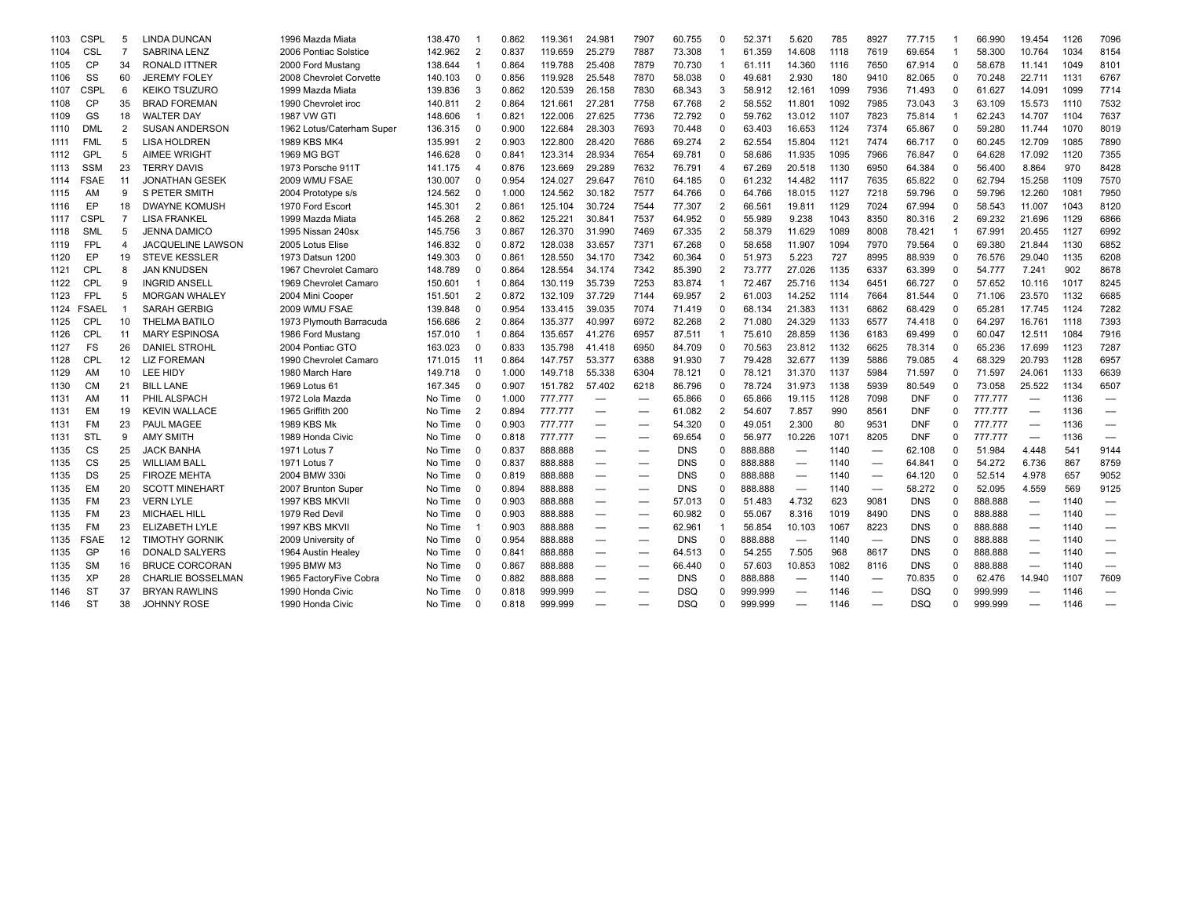| | | | | | | | | | | | | | | | | | | | | | | | |
|---|---|---|---|---|---|---|---|---|---|---|---|---|---|---|---|---|---|---|---|---|---|---|---|
| 1103 | CSPL | 5 | LINDA DUNCAN | 1996 Mazda Miata | 138.470 | 1 | 0.862 | 119.361 | 24.981 | 7907 | 60.755 | 0 | 52.371 | 5.620 | 785 | 8927 | 77.715 | 1 | 66.990 | 19.454 | 1126 | 7096 |
| 1104 | CSL | 7 | SABRINA LENZ | 2006 Pontiac Solstice | 142.962 | 2 | 0.837 | 119.659 | 25.279 | 7887 | 73.308 | 1 | 61.359 | 14.608 | 1118 | 7619 | 69.654 | 1 | 58.300 | 10.764 | 1034 | 8154 |
| 1105 | CP | 34 | RONALD ITTNER | 2000 Ford Mustang | 138.644 | 1 | 0.864 | 119.788 | 25.408 | 7879 | 70.730 | 1 | 61.111 | 14.360 | 1116 | 7650 | 67.914 | 0 | 58.678 | 11.141 | 1049 | 8101 |
| 1106 | SS | 60 | JEREMY FOLEY | 2008 Chevrolet Corvette | 140.103 | 0 | 0.856 | 119.928 | 25.548 | 7870 | 58.038 | 0 | 49.681 | 2.930 | 180 | 9410 | 82.065 | 0 | 70.248 | 22.711 | 1131 | 6767 |
| 1107 | CSPL | 6 | KEIKO TSUZURO | 1999 Mazda Miata | 139.836 | 3 | 0.862 | 120.539 | 26.158 | 7830 | 68.343 | 3 | 58.912 | 12.161 | 1099 | 7936 | 71.493 | 0 | 61.627 | 14.091 | 1099 | 7714 |
| 1108 | CP | 35 | BRAD FOREMAN | 1990 Chevrolet iroc | 140.811 | 2 | 0.864 | 121.661 | 27.281 | 7758 | 67.768 | 2 | 58.552 | 11.801 | 1092 | 7985 | 73.043 | 3 | 63.109 | 15.573 | 1110 | 7532 |
| 1109 | GS | 18 | WALTER DAY | 1987 VW GTI | 148.606 | 1 | 0.821 | 122.006 | 27.625 | 7736 | 72.792 | 0 | 59.762 | 13.012 | 1107 | 7823 | 75.814 | 1 | 62.243 | 14.707 | 1104 | 7637 |
| 1110 | DML | 2 | SUSAN ANDERSON | 1962 Lotus/Caterham Super | 136.315 | 0 | 0.900 | 122.684 | 28.303 | 7693 | 70.448 | 0 | 63.403 | 16.653 | 1124 | 7374 | 65.867 | 0 | 59.280 | 11.744 | 1070 | 8019 |
| 1111 | FML | 5 | LISA HOLDREN | 1989 KBS MK4 | 135.991 | 2 | 0.903 | 122.800 | 28.420 | 7686 | 69.274 | 2 | 62.554 | 15.804 | 1121 | 7474 | 66.717 | 0 | 60.245 | 12.709 | 1085 | 7890 |
| 1112 | GPL | 5 | AIMEE WRIGHT | 1969 MG BGT | 146.628 | 0 | 0.841 | 123.314 | 28.934 | 7654 | 69.781 | 0 | 58.686 | 11.935 | 1095 | 7966 | 76.847 | 0 | 64.628 | 17.092 | 1120 | 7355 |
| 1113 | SSM | 23 | TERRY DAVIS | 1973 Porsche 911T | 141.175 | 4 | 0.876 | 123.669 | 29.289 | 7632 | 76.791 | 4 | 67.269 | 20.518 | 1130 | 6950 | 64.384 | 0 | 56.400 | 8.864 | 970 | 8428 |
| 1114 | FSAE | 11 | JONATHAN GESEK | 2009 WMU FSAE | 130.007 | 0 | 0.954 | 124.027 | 29.647 | 7610 | 64.185 | 0 | 61.232 | 14.482 | 1117 | 7635 | 65.822 | 0 | 62.794 | 15.258 | 1109 | 7570 |
| 1115 | AM | 9 | S PETER SMITH | 2004 Prototype s/s | 124.562 | 0 | 1.000 | 124.562 | 30.182 | 7577 | 64.766 | 0 | 64.766 | 18.015 | 1127 | 7218 | 59.796 | 0 | 59.796 | 12.260 | 1081 | 7950 |
| 1116 | EP | 18 | DWAYNE KOMUSH | 1970 Ford Escort | 145.301 | 2 | 0.861 | 125.104 | 30.724 | 7544 | 77.307 | 2 | 66.561 | 19.811 | 1129 | 7024 | 67.994 | 0 | 58.543 | 11.007 | 1043 | 8120 |
| 1117 | CSPL | 7 | LISA FRANKEL | 1999 Mazda Miata | 145.268 | 2 | 0.862 | 125.221 | 30.841 | 7537 | 64.952 | 0 | 55.989 | 9.238 | 1043 | 8350 | 80.316 | 2 | 69.232 | 21.696 | 1129 | 6866 |
| 1118 | SML | 5 | JENNA DAMICO | 1995 Nissan 240sx | 145.756 | 3 | 0.867 | 126.370 | 31.990 | 7469 | 67.335 | 2 | 58.379 | 11.629 | 1089 | 8008 | 78.421 | 1 | 67.991 | 20.455 | 1127 | 6992 |
| 1119 | FPL | 4 | JACQUELINE LAWSON | 2005 Lotus Elise | 146.832 | 0 | 0.872 | 128.038 | 33.657 | 7371 | 67.268 | 0 | 58.658 | 11.907 | 1094 | 7970 | 79.564 | 0 | 69.380 | 21.844 | 1130 | 6852 |
| 1120 | EP | 19 | STEVE KESSLER | 1973 Datsun 1200 | 149.303 | 0 | 0.861 | 128.550 | 34.170 | 7342 | 60.364 | 0 | 51.973 | 5.223 | 727 | 8995 | 88.939 | 0 | 76.576 | 29.040 | 1135 | 6208 |
| 1121 | CPL | 8 | JAN KNUDSEN | 1967 Chevrolet Camaro | 148.789 | 0 | 0.864 | 128.554 | 34.174 | 7342 | 85.390 | 2 | 73.777 | 27.026 | 1135 | 6337 | 63.399 | 0 | 54.777 | 7.241 | 902 | 8678 |
| 1122 | CPL | 9 | INGRID ANSELL | 1969 Chevrolet Camaro | 150.601 | 1 | 0.864 | 130.119 | 35.739 | 7253 | 83.874 | 1 | 72.467 | 25.716 | 1134 | 6451 | 66.727 | 0 | 57.652 | 10.116 | 1017 | 8245 |
| 1123 | FPL | 5 | MORGAN WHALEY | 2004 Mini Cooper | 151.501 | 2 | 0.872 | 132.109 | 37.729 | 7144 | 69.957 | 2 | 61.003 | 14.252 | 1114 | 7664 | 81.544 | 0 | 71.106 | 23.570 | 1132 | 6685 |
| 1124 | FSAEL | 1 | SARAH GERBIG | 2009 WMU FSAE | 139.848 | 0 | 0.954 | 133.415 | 39.035 | 7074 | 71.419 | 0 | 68.134 | 21.383 | 1131 | 6862 | 68.429 | 0 | 65.281 | 17.745 | 1124 | 7282 |
| 1125 | CPL | 10 | THELMA BATILO | 1973 Plymouth Barracuda | 156.686 | 2 | 0.864 | 135.377 | 40.997 | 6972 | 82.268 | 2 | 71.080 | 24.329 | 1133 | 6577 | 74.418 | 0 | 64.297 | 16.761 | 1118 | 7393 |
| 1126 | CPL | 11 | MARY ESPINOSA | 1986 Ford Mustang | 157.010 | 1 | 0.864 | 135.657 | 41.276 | 6957 | 87.511 | 1 | 75.610 | 28.859 | 1136 | 6183 | 69.499 | 0 | 60.047 | 12.511 | 1084 | 7916 |
| 1127 | FS | 26 | DANIEL STROHL | 2004 Pontiac GTO | 163.023 | 0 | 0.833 | 135.798 | 41.418 | 6950 | 84.709 | 0 | 70.563 | 23.812 | 1132 | 6625 | 78.314 | 0 | 65.236 | 17.699 | 1123 | 7287 |
| 1128 | CPL | 12 | LIZ FOREMAN | 1990 Chevrolet Camaro | 171.015 | 11 | 0.864 | 147.757 | 53.377 | 6388 | 91.930 | 7 | 79.428 | 32.677 | 1139 | 5886 | 79.085 | 4 | 68.329 | 20.793 | 1128 | 6957 |
| 1129 | AM | 10 | LEE HIDY | 1980 March Hare | 149.718 | 0 | 1.000 | 149.718 | 55.338 | 6304 | 78.121 | 0 | 78.121 | 31.370 | 1137 | 5984 | 71.597 | 0 | 71.597 | 24.061 | 1133 | 6639 |
| 1130 | CM | 21 | BILL LANE | 1969 Lotus 61 | 167.345 | 0 | 0.907 | 151.782 | 57.402 | 6218 | 86.796 | 0 | 78.724 | 31.973 | 1138 | 5939 | 80.549 | 0 | 73.058 | 25.522 | 1134 | 6507 |
| 1131 | AM | 11 | PHIL ALSPACH | 1972 Lola Mazda | No Time | 0 | 1.000 | 777.777 | — | — | 65.866 | 0 | 65.866 | 19.115 | 1128 | 7098 | DNF | 0 | 777.777 | — | 1136 | — |
| 1131 | EM | 19 | KEVIN WALLACE | 1965 Griffith 200 | No Time | 2 | 0.894 | 777.777 | — | — | 61.082 | 2 | 54.607 | 7.857 | 990 | 8561 | DNF | 0 | 777.777 | — | 1136 | — |
| 1131 | FM | 23 | PAUL MAGEE | 1989 KBS Mk | No Time | 0 | 0.903 | 777.777 | — | — | 54.320 | 0 | 49.051 | 2.300 | 80 | 9531 | DNF | 0 | 777.777 | — | 1136 | — |
| 1131 | STL | 9 | AMY SMITH | 1989 Honda Civic | No Time | 0 | 0.818 | 777.777 | — | — | 69.654 | 0 | 56.977 | 10.226 | 1071 | 8205 | DNF | 0 | 777.777 | — | 1136 | — |
| 1135 | CS | 25 | JACK BANHA | 1971 Lotus 7 | No Time | 0 | 0.837 | 888.888 | — | — | DNS | 0 | 888.888 | — | 1140 | — | 62.108 | 0 | 51.984 | 4.448 | 541 | 9144 |
| 1135 | CS | 25 | WILLIAM BALL | 1971 Lotus 7 | No Time | 0 | 0.837 | 888.888 | — | — | DNS | 0 | 888.888 | — | 1140 | — | 64.841 | 0 | 54.272 | 6.736 | 867 | 8759 |
| 1135 | DS | 25 | FIROZE MEHTA | 2004 BMW 330i | No Time | 0 | 0.819 | 888.888 | — | — | DNS | 0 | 888.888 | — | 1140 | — | 64.120 | 0 | 52.514 | 4.978 | 657 | 9052 |
| 1135 | EM | 20 | SCOTT MINEHART | 2007 Brunton Super | No Time | 0 | 0.894 | 888.888 | — | — | DNS | 0 | 888.888 | — | 1140 | — | 58.272 | 0 | 52.095 | 4.559 | 569 | 9125 |
| 1135 | FM | 23 | VERN LYLE | 1997 KBS MKVII | No Time | 0 | 0.903 | 888.888 | — | — | 57.013 | 0 | 51.483 | 4.732 | 623 | 9081 | DNS | 0 | 888.888 | — | 1140 | — |
| 1135 | FM | 23 | MICHAEL HILL | 1979 Red Devil | No Time | 0 | 0.903 | 888.888 | — | — | 60.982 | 0 | 55.067 | 8.316 | 1019 | 8490 | DNS | 0 | 888.888 | — | 1140 | — |
| 1135 | FM | 23 | ELIZABETH LYLE | 1997 KBS MKVII | No Time | 1 | 0.903 | 888.888 | — | — | 62.961 | 1 | 56.854 | 10.103 | 1067 | 8223 | DNS | 0 | 888.888 | — | 1140 | — |
| 1135 | FSAE | 12 | TIMOTHY GORNIK | 2009 University of | No Time | 0 | 0.954 | 888.888 | — | — | DNS | 0 | 888.888 | — | 1140 | — | DNS | 0 | 888.888 | — | 1140 | — |
| 1135 | GP | 16 | DONALD SALYERS | 1964 Austin Healey | No Time | 0 | 0.841 | 888.888 | — | — | 64.513 | 0 | 54.255 | 7.505 | 968 | 8617 | DNS | 0 | 888.888 | — | 1140 | — |
| 1135 | SM | 16 | BRUCE CORCORAN | 1995 BMW M3 | No Time | 0 | 0.867 | 888.888 | — | — | 66.440 | 0 | 57.603 | 10.853 | 1082 | 8116 | DNS | 0 | 888.888 | — | 1140 | — |
| 1135 | XP | 28 | CHARLIE BOSSELMAN | 1965 FactoryFive Cobra | No Time | 0 | 0.882 | 888.888 | — | — | DNS | 0 | 888.888 | — | 1140 | — | 70.835 | 0 | 62.476 | 14.940 | 1107 | 7609 |
| 1146 | ST | 37 | BRYAN RAWLINS | 1990 Honda Civic | No Time | 0 | 0.818 | 999.999 | — | — | DSQ | 0 | 999.999 | — | 1146 | — | DSQ | 0 | 999.999 | — | 1146 | — |
| 1146 | ST | 38 | JOHNNY ROSE | 1990 Honda Civic | No Time | 0 | 0.818 | 999.999 | — | — | DSQ | 0 | 999.999 | — | 1146 | — | DSQ | 0 | 999.999 | — | 1146 | — |